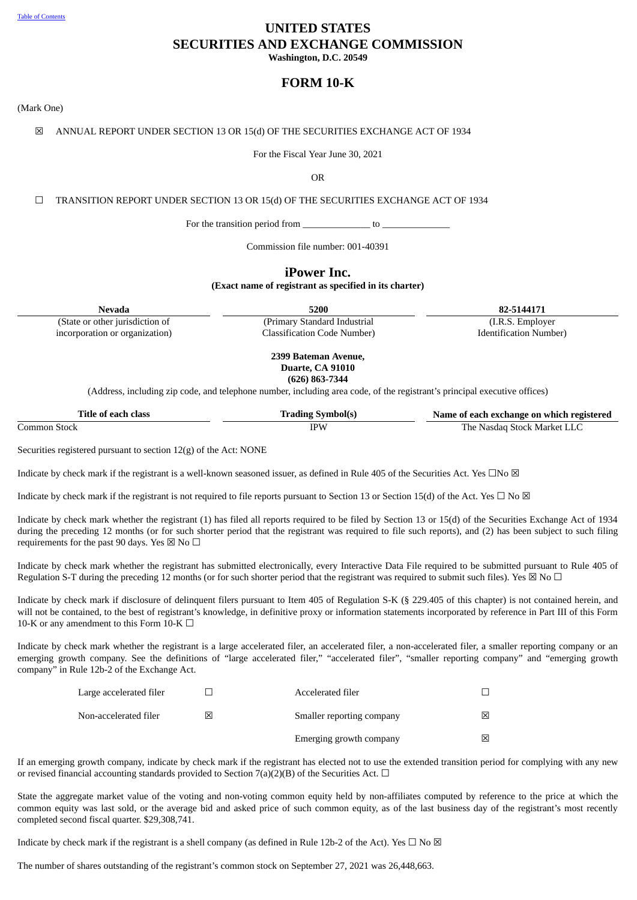Table of Contents

# UNITED STATES
# SECURITIES AND EXCHANGE COMMISSION
**Washington, D.C. 20549**

## FORM 10-K

(Mark One)

☒ ANNUAL REPORT UNDER SECTION 13 OR 15(d) OF THE SECURITIES EXCHANGE ACT OF 1934

For the Fiscal Year June 30, 2021

OR

☐ TRANSITION REPORT UNDER SECTION 13 OR 15(d) OF THE SECURITIES EXCHANGE ACT OF 1934

For the transition period from ______________ to ______________

Commission file number: 001-40391

## iPower Inc.
**(Exact name of registrant as specified in its charter)**

| **Nevada** | **5200** | **82-5144171** |
|---|---|---|
| (State or other jurisdiction of incorporation or organization) | (Primary Standard Industrial Classification Code Number) | (I.R.S. Employer Identification Number) |

**2399 Bateman Avenue,**
**Duarte, CA 91010**
**(626) 863-7344**

(Address, including zip code, and telephone number, including area code, of the registrant's principal executive offices)

| Title of each class | Trading Symbol(s) | Name of each exchange on which registered |
|---|---|---|
| Common Stock | IPW | The Nasdaq Stock Market LLC |

Securities registered pursuant to section 12(g) of the Act: NONE

Indicate by check mark if the registrant is a well-known seasoned issuer, as defined in Rule 405 of the Securities Act. Yes ☐No ☒

Indicate by check mark if the registrant is not required to file reports pursuant to Section 13 or Section 15(d) of the Act. Yes ☐ No ☒

Indicate by check mark whether the registrant (1) has filed all reports required to be filed by Section 13 or 15(d) of the Securities Exchange Act of 1934 during the preceding 12 months (or for such shorter period that the registrant was required to file such reports), and (2) has been subject to such filing requirements for the past 90 days. Yes ☒ No ☐

Indicate by check mark whether the registrant has submitted electronically, every Interactive Data File required to be submitted pursuant to Rule 405 of Regulation S-T during the preceding 12 months (or for such shorter period that the registrant was required to submit such files). Yes ☒ No ☐

Indicate by check mark if disclosure of delinquent filers pursuant to Item 405 of Regulation S-K (§ 229.405 of this chapter) is not contained herein, and will not be contained, to the best of registrant's knowledge, in definitive proxy or information statements incorporated by reference in Part III of this Form 10-K or any amendment to this Form 10-K ☐

Indicate by check mark whether the registrant is a large accelerated filer, an accelerated filer, a non-accelerated filer, a smaller reporting company or an emerging growth company. See the definitions of "large accelerated filer," "accelerated filer", "smaller reporting company" and "emerging growth company" in Rule 12b-2 of the Exchange Act.

| | | | |
|---|---|---|---|
| Large accelerated filer | ☐ | Accelerated filer | ☐ |
| Non-accelerated filer | ☒ | Smaller reporting company | ☒ |
| | | Emerging growth company | ☒ |

If an emerging growth company, indicate by check mark if the registrant has elected not to use the extended transition period for complying with any new or revised financial accounting standards provided to Section 7(a)(2)(B) of the Securities Act. ☐

State the aggregate market value of the voting and non-voting common equity held by non-affiliates computed by reference to the price at which the common equity was last sold, or the average bid and asked price of such common equity, as of the last business day of the registrant's most recently completed second fiscal quarter. $29,308,741.

Indicate by check mark if the registrant is a shell company (as defined in Rule 12b-2 of the Act). Yes ☐ No ☒

The number of shares outstanding of the registrant's common stock on September 27, 2021 was 26,448,663.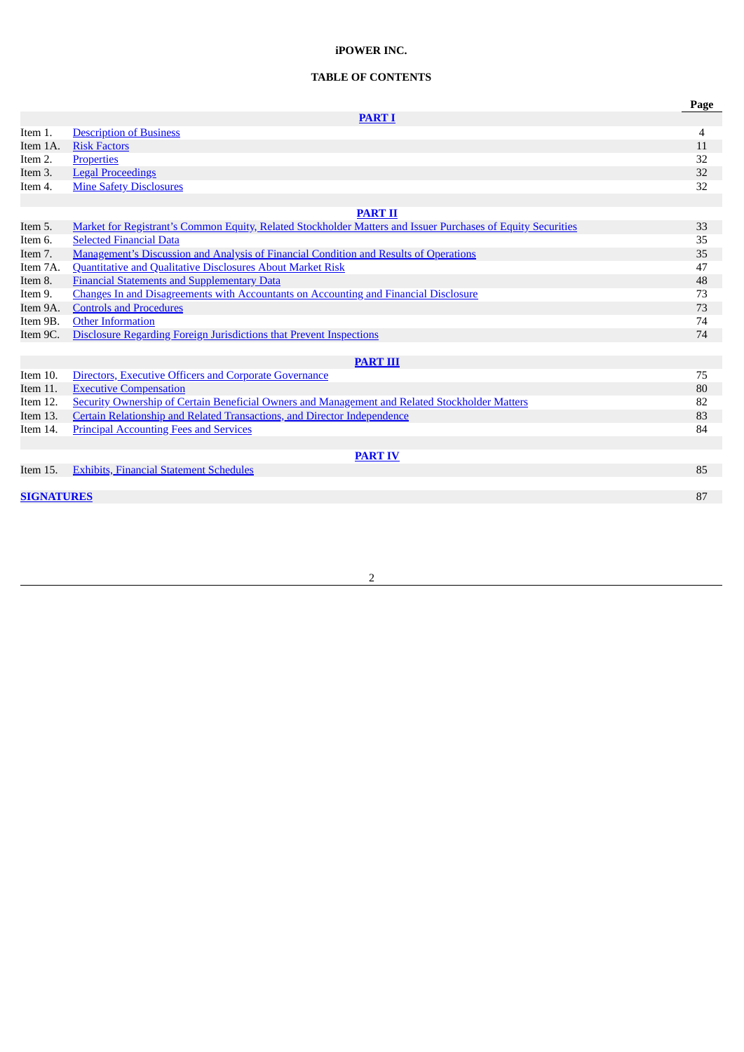**iPOWER INC.**

**TABLE OF CONTENTS**

| | | Page |
|---|---|---|
| | **PART I** | |
| Item 1. | Description of Business | 4 |
| Item 1A. | Risk Factors | 11 |
| Item 2. | Properties | 32 |
| Item 3. | Legal Proceedings | 32 |
| Item 4. | Mine Safety Disclosures | 32 |
| | **PART II** | |
| Item 5. | Market for Registrant's Common Equity, Related Stockholder Matters and Issuer Purchases of Equity Securities | 33 |
| Item 6. | Selected Financial Data | 35 |
| Item 7. | Management's Discussion and Analysis of Financial Condition and Results of Operations | 35 |
| Item 7A. | Quantitative and Qualitative Disclosures About Market Risk | 47 |
| Item 8. | Financial Statements and Supplementary Data | 48 |
| Item 9. | Changes In and Disagreements with Accountants on Accounting and Financial Disclosure | 73 |
| Item 9A. | Controls and Procedures | 73 |
| Item 9B. | Other Information | 74 |
| Item 9C. | Disclosure Regarding Foreign Jurisdictions that Prevent Inspections | 74 |
| | **PART III** | |
| Item 10. | Directors, Executive Officers and Corporate Governance | 75 |
| Item 11. | Executive Compensation | 80 |
| Item 12. | Security Ownership of Certain Beneficial Owners and Management and Related Stockholder Matters | 82 |
| Item 13. | Certain Relationship and Related Transactions, and Director Independence | 83 |
| Item 14. | Principal Accounting Fees and Services | 84 |
| | **PART IV** | |
| Item 15. | Exhibits, Financial Statement Schedules | 85 |
| **SIGNATURES** | | 87 |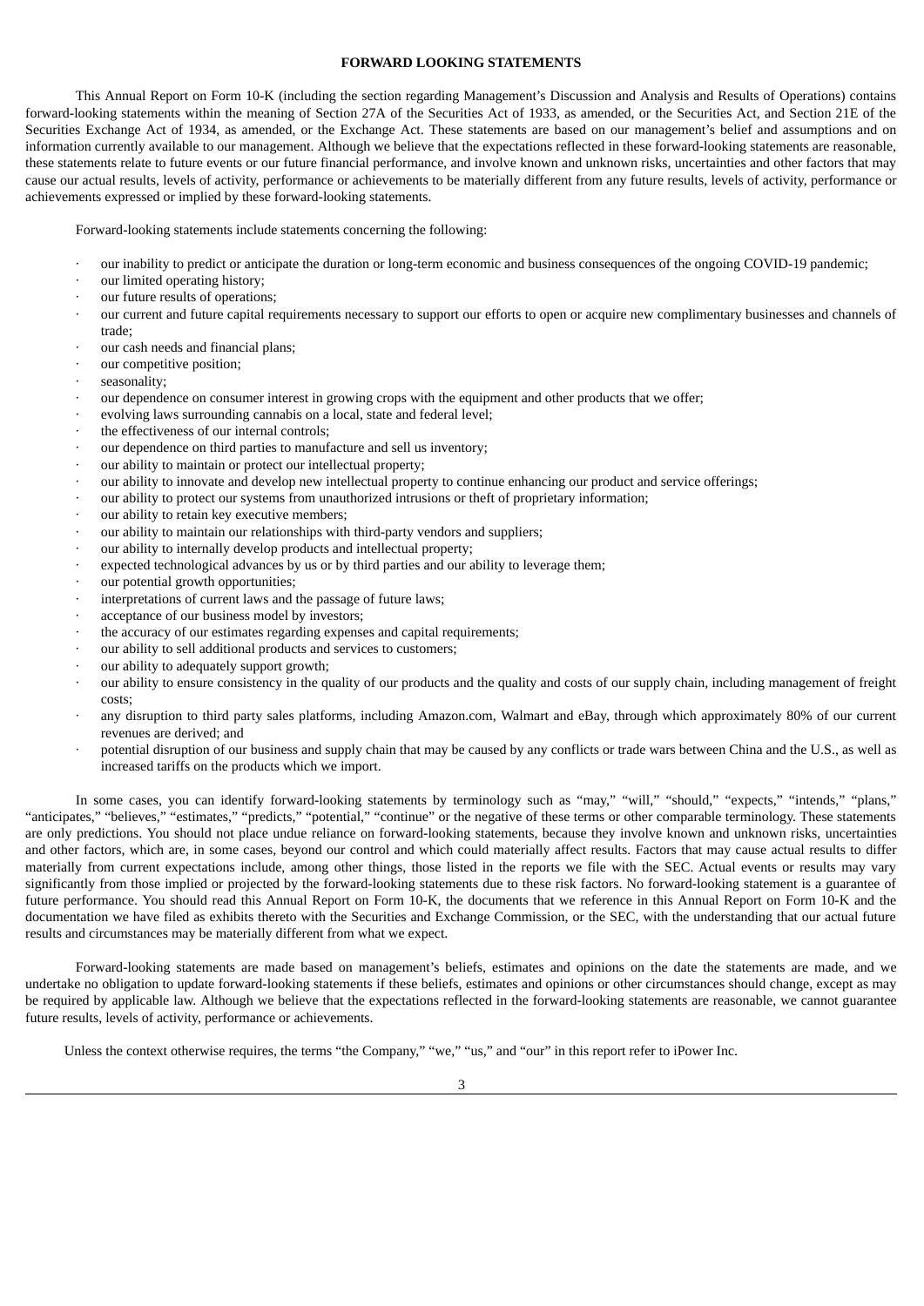# FORWARD LOOKING STATEMENTS

This Annual Report on Form 10-K (including the section regarding Management's Discussion and Analysis and Results of Operations) contains forward-looking statements within the meaning of Section 27A of the Securities Act of 1933, as amended, or the Securities Act, and Section 21E of the Securities Exchange Act of 1934, as amended, or the Exchange Act. These statements are based on our management's belief and assumptions and on information currently available to our management. Although we believe that the expectations reflected in these forward-looking statements are reasonable, these statements relate to future events or our future financial performance, and involve known and unknown risks, uncertainties and other factors that may cause our actual results, levels of activity, performance or achievements to be materially different from any future results, levels of activity, performance or achievements expressed or implied by these forward-looking statements.

Forward-looking statements include statements concerning the following:

- our inability to predict or anticipate the duration or long-term economic and business consequences of the ongoing COVID-19 pandemic;
- our limited operating history;
- our future results of operations;
- our current and future capital requirements necessary to support our efforts to open or acquire new complimentary businesses and channels of trade;
- our cash needs and financial plans;
- our competitive position;
- seasonality;
- our dependence on consumer interest in growing crops with the equipment and other products that we offer;
- evolving laws surrounding cannabis on a local, state and federal level;
- the effectiveness of our internal controls;
- our dependence on third parties to manufacture and sell us inventory;
- our ability to maintain or protect our intellectual property;
- our ability to innovate and develop new intellectual property to continue enhancing our product and service offerings;
- our ability to protect our systems from unauthorized intrusions or theft of proprietary information;
- our ability to retain key executive members;
- our ability to maintain our relationships with third-party vendors and suppliers;
- our ability to internally develop products and intellectual property;
- expected technological advances by us or by third parties and our ability to leverage them;
- our potential growth opportunities;
- interpretations of current laws and the passage of future laws;
- acceptance of our business model by investors;
- the accuracy of our estimates regarding expenses and capital requirements;
- our ability to sell additional products and services to customers;
- our ability to adequately support growth;
- our ability to ensure consistency in the quality of our products and the quality and costs of our supply chain, including management of freight costs;
- any disruption to third party sales platforms, including Amazon.com, Walmart and eBay, through which approximately 80% of our current revenues are derived; and
- potential disruption of our business and supply chain that may be caused by any conflicts or trade wars between China and the U.S., as well as increased tariffs on the products which we import.

In some cases, you can identify forward-looking statements by terminology such as "may," "will," "should," "expects," "intends," "plans," "anticipates," "believes," "estimates," "predicts," "potential," "continue" or the negative of these terms or other comparable terminology. These statements are only predictions. You should not place undue reliance on forward-looking statements, because they involve known and unknown risks, uncertainties and other factors, which are, in some cases, beyond our control and which could materially affect results. Factors that may cause actual results to differ materially from current expectations include, among other things, those listed in the reports we file with the SEC. Actual events or results may vary significantly from those implied or projected by the forward-looking statements due to these risk factors. No forward-looking statement is a guarantee of future performance. You should read this Annual Report on Form 10-K, the documents that we reference in this Annual Report on Form 10-K and the documentation we have filed as exhibits thereto with the Securities and Exchange Commission, or the SEC, with the understanding that our actual future results and circumstances may be materially different from what we expect.

Forward-looking statements are made based on management's beliefs, estimates and opinions on the date the statements are made, and we undertake no obligation to update forward-looking statements if these beliefs, estimates and opinions or other circumstances should change, except as may be required by applicable law. Although we believe that the expectations reflected in the forward-looking statements are reasonable, we cannot guarantee future results, levels of activity, performance or achievements.

Unless the context otherwise requires, the terms "the Company," "we," "us," and "our" in this report refer to iPower Inc.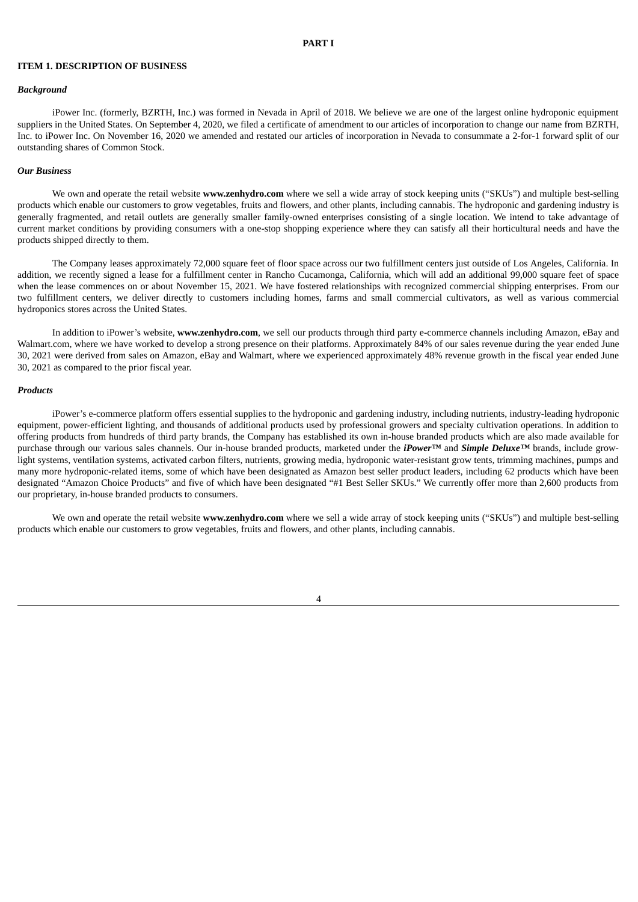# PART I

## ITEM 1. DESCRIPTION OF BUSINESS

### *Background*

iPower Inc. (formerly, BZRTH, Inc.) was formed in Nevada in April of 2018. We believe we are one of the largest online hydroponic equipment suppliers in the United States. On September 4, 2020, we filed a certificate of amendment to our articles of incorporation to change our name from BZRTH, Inc. to iPower Inc. On November 16, 2020 we amended and restated our articles of incorporation in Nevada to consummate a 2-for-1 forward split of our outstanding shares of Common Stock.

### *Our Business*

We own and operate the retail website **www.zenhydro.com** where we sell a wide array of stock keeping units ("SKUs") and multiple best-selling products which enable our customers to grow vegetables, fruits and flowers, and other plants, including cannabis. The hydroponic and gardening industry is generally fragmented, and retail outlets are generally smaller family-owned enterprises consisting of a single location. We intend to take advantage of current market conditions by providing consumers with a one-stop shopping experience where they can satisfy all their horticultural needs and have the products shipped directly to them.

The Company leases approximately 72,000 square feet of floor space across our two fulfillment centers just outside of Los Angeles, California. In addition, we recently signed a lease for a fulfillment center in Rancho Cucamonga, California, which will add an additional 99,000 square feet of space when the lease commences on or about November 15, 2021. We have fostered relationships with recognized commercial shipping enterprises. From our two fulfillment centers, we deliver directly to customers including homes, farms and small commercial cultivators, as well as various commercial hydroponics stores across the United States.

In addition to iPower's website, **www.zenhydro.com**, we sell our products through third party e-commerce channels including Amazon, eBay and Walmart.com, where we have worked to develop a strong presence on their platforms. Approximately 84% of our sales revenue during the year ended June 30, 2021 were derived from sales on Amazon, eBay and Walmart, where we experienced approximately 48% revenue growth in the fiscal year ended June 30, 2021 as compared to the prior fiscal year.

### *Products*

iPower's e-commerce platform offers essential supplies to the hydroponic and gardening industry, including nutrients, industry-leading hydroponic equipment, power-efficient lighting, and thousands of additional products used by professional growers and specialty cultivation operations. In addition to offering products from hundreds of third party brands, the Company has established its own in-house branded products which are also made available for purchase through our various sales channels. Our in-house branded products, marketed under the ***iPower™*** and ***Simple Deluxe™*** brands, include grow-light systems, ventilation systems, activated carbon filters, nutrients, growing media, hydroponic water-resistant grow tents, trimming machines, pumps and many more hydroponic-related items, some of which have been designated as Amazon best seller product leaders, including 62 products which have been designated "Amazon Choice Products" and five of which have been designated "#1 Best Seller SKUs." We currently offer more than 2,600 products from our proprietary, in-house branded products to consumers.

We own and operate the retail website **www.zenhydro.com** where we sell a wide array of stock keeping units ("SKUs") and multiple best-selling products which enable our customers to grow vegetables, fruits and flowers, and other plants, including cannabis.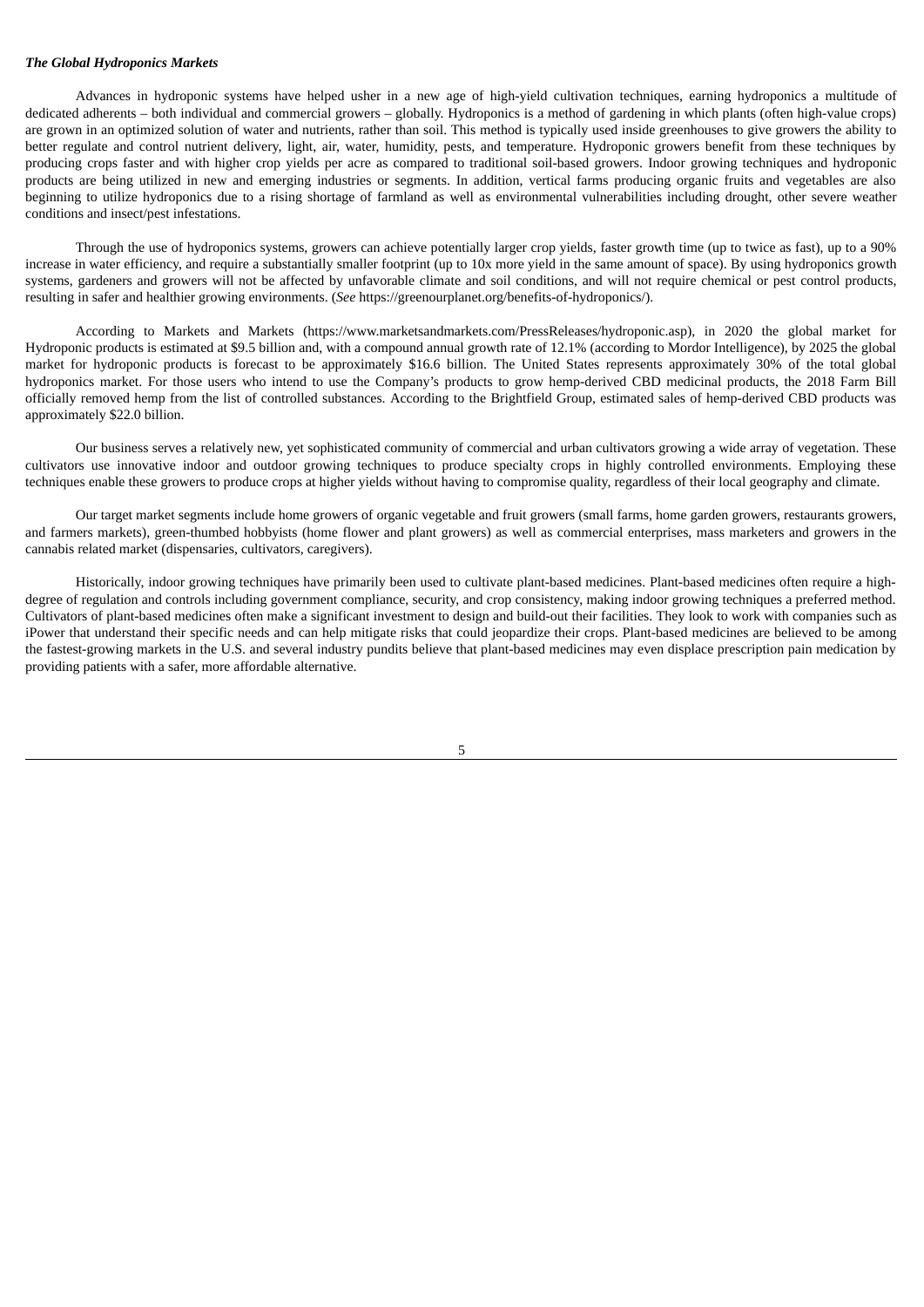***The Global Hydroponics Markets***

Advances in hydroponic systems have helped usher in a new age of high-yield cultivation techniques, earning hydroponics a multitude of dedicated adherents – both individual and commercial growers – globally. Hydroponics is a method of gardening in which plants (often high-value crops) are grown in an optimized solution of water and nutrients, rather than soil. This method is typically used inside greenhouses to give growers the ability to better regulate and control nutrient delivery, light, air, water, humidity, pests, and temperature. Hydroponic growers benefit from these techniques by producing crops faster and with higher crop yields per acre as compared to traditional soil-based growers. Indoor growing techniques and hydroponic products are being utilized in new and emerging industries or segments. In addition, vertical farms producing organic fruits and vegetables are also beginning to utilize hydroponics due to a rising shortage of farmland as well as environmental vulnerabilities including drought, other severe weather conditions and insect/pest infestations.

Through the use of hydroponics systems, growers can achieve potentially larger crop yields, faster growth time (up to twice as fast), up to a 90% increase in water efficiency, and require a substantially smaller footprint (up to 10x more yield in the same amount of space). By using hydroponics growth systems, gardeners and growers will not be affected by unfavorable climate and soil conditions, and will not require chemical or pest control products, resulting in safer and healthier growing environments. (*See* https://greenourplanet.org/benefits-of-hydroponics/).

According to Markets and Markets (https://www.marketsandmarkets.com/PressReleases/hydroponic.asp), in 2020 the global market for Hydroponic products is estimated at $9.5 billion and, with a compound annual growth rate of 12.1% (according to Mordor Intelligence), by 2025 the global market for hydroponic products is forecast to be approximately $16.6 billion. The United States represents approximately 30% of the total global hydroponics market. For those users who intend to use the Company's products to grow hemp-derived CBD medicinal products, the 2018 Farm Bill officially removed hemp from the list of controlled substances. According to the Brightfield Group, estimated sales of hemp-derived CBD products was approximately $22.0 billion.

Our business serves a relatively new, yet sophisticated community of commercial and urban cultivators growing a wide array of vegetation. These cultivators use innovative indoor and outdoor growing techniques to produce specialty crops in highly controlled environments. Employing these techniques enable these growers to produce crops at higher yields without having to compromise quality, regardless of their local geography and climate.

Our target market segments include home growers of organic vegetable and fruit growers (small farms, home garden growers, restaurants growers, and farmers markets), green-thumbed hobbyists (home flower and plant growers) as well as commercial enterprises, mass marketers and growers in the cannabis related market (dispensaries, cultivators, caregivers).

Historically, indoor growing techniques have primarily been used to cultivate plant-based medicines. Plant-based medicines often require a high-degree of regulation and controls including government compliance, security, and crop consistency, making indoor growing techniques a preferred method. Cultivators of plant-based medicines often make a significant investment to design and build-out their facilities. They look to work with companies such as iPower that understand their specific needs and can help mitigate risks that could jeopardize their crops. Plant-based medicines are believed to be among the fastest-growing markets in the U.S. and several industry pundits believe that plant-based medicines may even displace prescription pain medication by providing patients with a safer, more affordable alternative.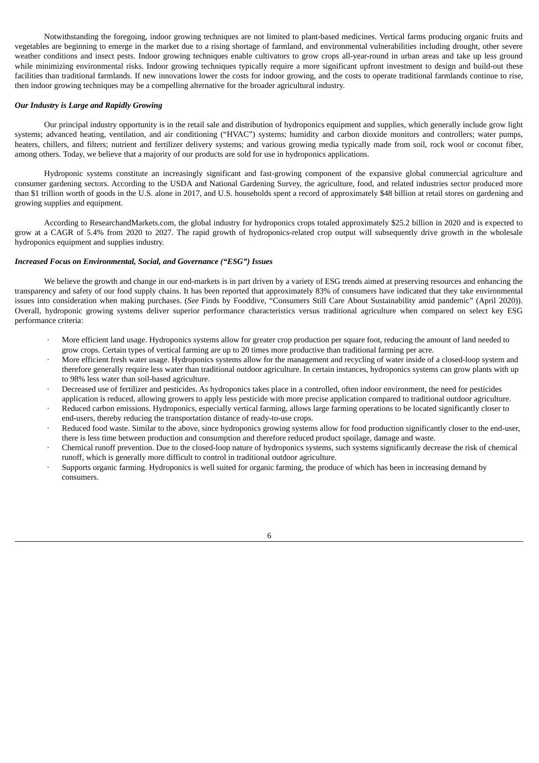Notwithstanding the foregoing, indoor growing techniques are not limited to plant-based medicines. Vertical farms producing organic fruits and vegetables are beginning to emerge in the market due to a rising shortage of farmland, and environmental vulnerabilities including drought, other severe weather conditions and insect pests. Indoor growing techniques enable cultivators to grow crops all-year-round in urban areas and take up less ground while minimizing environmental risks. Indoor growing techniques typically require a more significant upfront investment to design and build-out these facilities than traditional farmlands. If new innovations lower the costs for indoor growing, and the costs to operate traditional farmlands continue to rise, then indoor growing techniques may be a compelling alternative for the broader agricultural industry.

***Our Industry is Large and Rapidly Growing***

Our principal industry opportunity is in the retail sale and distribution of hydroponics equipment and supplies, which generally include grow light systems; advanced heating, ventilation, and air conditioning ("HVAC") systems; humidity and carbon dioxide monitors and controllers; water pumps, heaters, chillers, and filters; nutrient and fertilizer delivery systems; and various growing media typically made from soil, rock wool or coconut fiber, among others. Today, we believe that a majority of our products are sold for use in hydroponics applications.

Hydroponic systems constitute an increasingly significant and fast-growing component of the expansive global commercial agriculture and consumer gardening sectors. According to the USDA and National Gardening Survey, the agriculture, food, and related industries sector produced more than $1 trillion worth of goods in the U.S. alone in 2017, and U.S. households spent a record of approximately $48 billion at retail stores on gardening and growing supplies and equipment.

According to ResearchandMarkets.com, the global industry for hydroponics crops totaled approximately $25.2 billion in 2020 and is expected to grow at a CAGR of 5.4% from 2020 to 2027. The rapid growth of hydroponics-related crop output will subsequently drive growth in the wholesale hydroponics equipment and supplies industry.

***Increased Focus on Environmental, Social, and Governance ("ESG") Issues***

We believe the growth and change in our end-markets is in part driven by a variety of ESG trends aimed at preserving resources and enhancing the transparency and safety of our food supply chains. It has been reported that approximately 83% of consumers have indicated that they take environmental issues into consideration when making purchases. (*See* Finds by Fooddive, "Consumers Still Care About Sustainability amid pandemic" (April 2020)). Overall, hydroponic growing systems deliver superior performance characteristics versus traditional agriculture when compared on select key ESG performance criteria:

- More efficient land usage. Hydroponics systems allow for greater crop production per square foot, reducing the amount of land needed to grow crops. Certain types of vertical farming are up to 20 times more productive than traditional farming per acre.
- More efficient fresh water usage. Hydroponics systems allow for the management and recycling of water inside of a closed-loop system and therefore generally require less water than traditional outdoor agriculture. In certain instances, hydroponics systems can grow plants with up to 98% less water than soil-based agriculture.
- Decreased use of fertilizer and pesticides. As hydroponics takes place in a controlled, often indoor environment, the need for pesticides application is reduced, allowing growers to apply less pesticide with more precise application compared to traditional outdoor agriculture.
- Reduced carbon emissions. Hydroponics, especially vertical farming, allows large farming operations to be located significantly closer to end-users, thereby reducing the transportation distance of ready-to-use crops.
- Reduced food waste. Similar to the above, since hydroponics growing systems allow for food production significantly closer to the end-user, there is less time between production and consumption and therefore reduced product spoilage, damage and waste.
- Chemical runoff prevention. Due to the closed-loop nature of hydroponics systems, such systems significantly decrease the risk of chemical runoff, which is generally more difficult to control in traditional outdoor agriculture.
- Supports organic farming. Hydroponics is well suited for organic farming, the produce of which has been in increasing demand by consumers.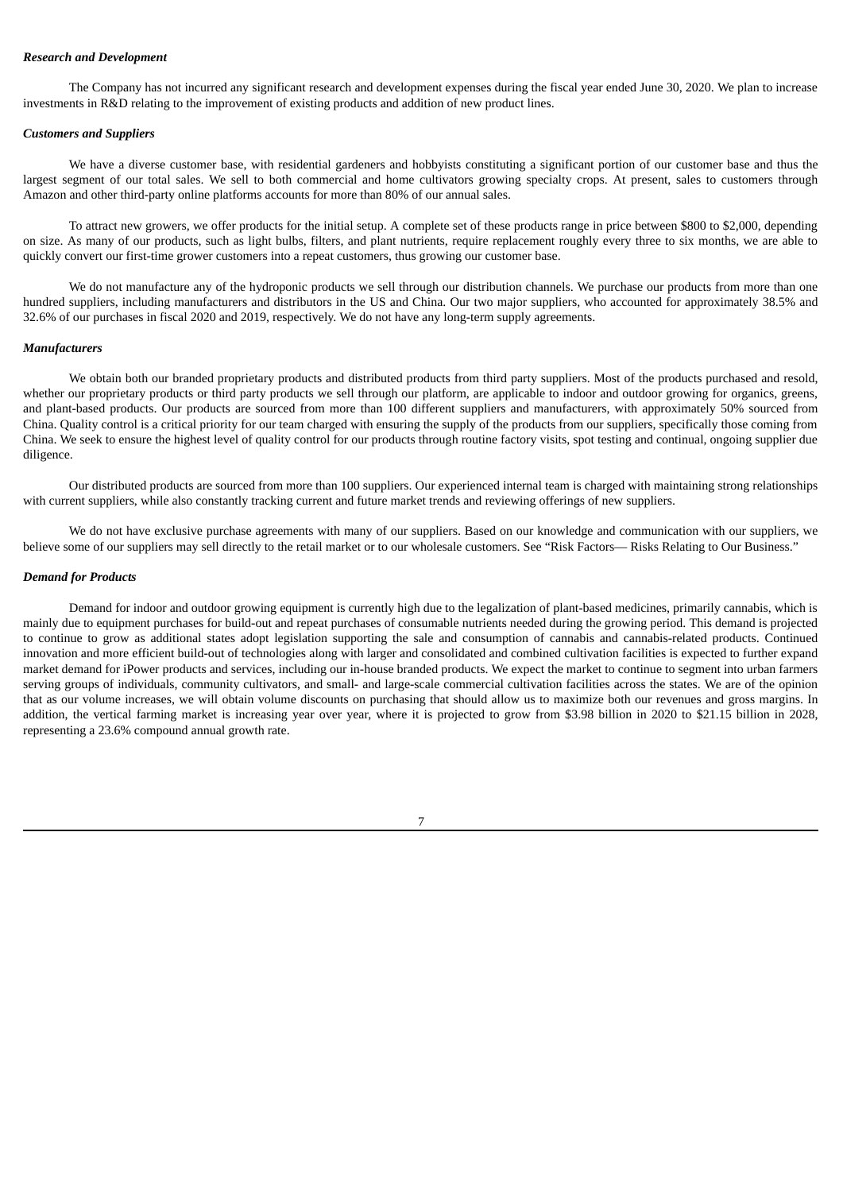***Research and Development***

The Company has not incurred any significant research and development expenses during the fiscal year ended June 30, 2020. We plan to increase investments in R&D relating to the improvement of existing products and addition of new product lines.

***Customers and Suppliers***

We have a diverse customer base, with residential gardeners and hobbyists constituting a significant portion of our customer base and thus the largest segment of our total sales. We sell to both commercial and home cultivators growing specialty crops. At present, sales to customers through Amazon and other third-party online platforms accounts for more than 80% of our annual sales.

To attract new growers, we offer products for the initial setup. A complete set of these products range in price between $800 to $2,000, depending on size. As many of our products, such as light bulbs, filters, and plant nutrients, require replacement roughly every three to six months, we are able to quickly convert our first-time grower customers into a repeat customers, thus growing our customer base.

We do not manufacture any of the hydroponic products we sell through our distribution channels. We purchase our products from more than one hundred suppliers, including manufacturers and distributors in the US and China. Our two major suppliers, who accounted for approximately 38.5% and 32.6% of our purchases in fiscal 2020 and 2019, respectively. We do not have any long-term supply agreements.

***Manufacturers***

We obtain both our branded proprietary products and distributed products from third party suppliers. Most of the products purchased and resold, whether our proprietary products or third party products we sell through our platform, are applicable to indoor and outdoor growing for organics, greens, and plant-based products. Our products are sourced from more than 100 different suppliers and manufacturers, with approximately 50% sourced from China. Quality control is a critical priority for our team charged with ensuring the supply of the products from our suppliers, specifically those coming from China. We seek to ensure the highest level of quality control for our products through routine factory visits, spot testing and continual, ongoing supplier due diligence.

Our distributed products are sourced from more than 100 suppliers. Our experienced internal team is charged with maintaining strong relationships with current suppliers, while also constantly tracking current and future market trends and reviewing offerings of new suppliers.

We do not have exclusive purchase agreements with many of our suppliers. Based on our knowledge and communication with our suppliers, we believe some of our suppliers may sell directly to the retail market or to our wholesale customers. See "Risk Factors— Risks Relating to Our Business."

***Demand for Products***

Demand for indoor and outdoor growing equipment is currently high due to the legalization of plant-based medicines, primarily cannabis, which is mainly due to equipment purchases for build-out and repeat purchases of consumable nutrients needed during the growing period. This demand is projected to continue to grow as additional states adopt legislation supporting the sale and consumption of cannabis and cannabis-related products. Continued innovation and more efficient build-out of technologies along with larger and consolidated and combined cultivation facilities is expected to further expand market demand for iPower products and services, including our in-house branded products. We expect the market to continue to segment into urban farmers serving groups of individuals, community cultivators, and small- and large-scale commercial cultivation facilities across the states. We are of the opinion that as our volume increases, we will obtain volume discounts on purchasing that should allow us to maximize both our revenues and gross margins. In addition, the vertical farming market is increasing year over year, where it is projected to grow from $3.98 billion in 2020 to $21.15 billion in 2028, representing a 23.6% compound annual growth rate.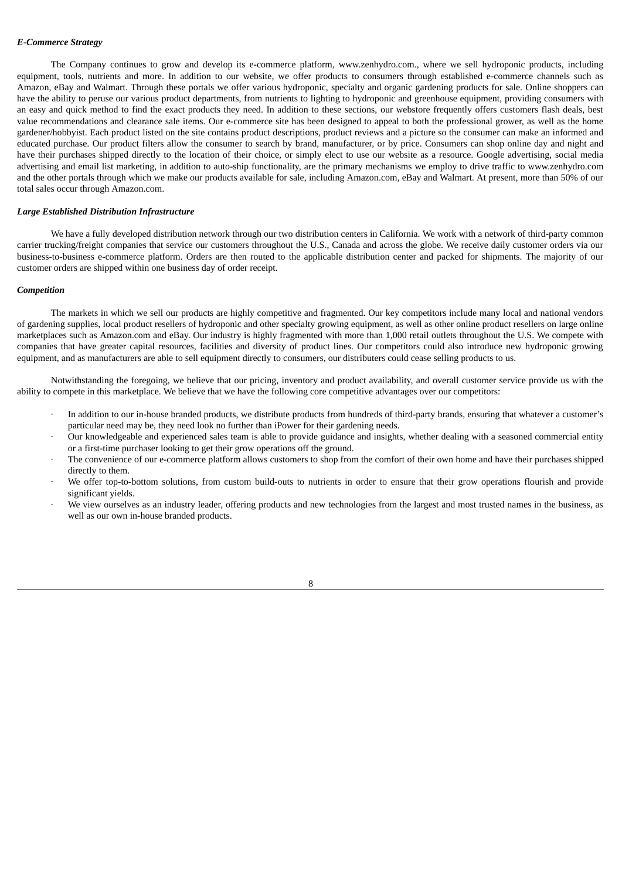***E-Commerce Strategy***

The Company continues to grow and develop its e-commerce platform, www.zenhydro.com., where we sell hydroponic products, including equipment, tools, nutrients and more. In addition to our website, we offer products to consumers through established e-commerce channels such as Amazon, eBay and Walmart. Through these portals we offer various hydroponic, specialty and organic gardening products for sale. Online shoppers can have the ability to peruse our various product departments, from nutrients to lighting to hydroponic and greenhouse equipment, providing consumers with an easy and quick method to find the exact products they need. In addition to these sections, our webstore frequently offers customers flash deals, best value recommendations and clearance sale items. Our e-commerce site has been designed to appeal to both the professional grower, as well as the home gardener/hobbyist. Each product listed on the site contains product descriptions, product reviews and a picture so the consumer can make an informed and educated purchase. Our product filters allow the consumer to search by brand, manufacturer, or by price. Consumers can shop online day and night and have their purchases shipped directly to the location of their choice, or simply elect to use our website as a resource. Google advertising, social media advertising and email list marketing, in addition to auto-ship functionality, are the primary mechanisms we employ to drive traffic to www.zenhydro.com and the other portals through which we make our products available for sale, including Amazon.com, eBay and Walmart. At present, more than 50% of our total sales occur through Amazon.com.

***Large Established Distribution Infrastructure***

We have a fully developed distribution network through our two distribution centers in California. We work with a network of third-party common carrier trucking/freight companies that service our customers throughout the U.S., Canada and across the globe. We receive daily customer orders via our business-to-business e-commerce platform. Orders are then routed to the applicable distribution center and packed for shipments. The majority of our customer orders are shipped within one business day of order receipt.

***Competition***

The markets in which we sell our products are highly competitive and fragmented. Our key competitors include many local and national vendors of gardening supplies, local product resellers of hydroponic and other specialty growing equipment, as well as other online product resellers on large online marketplaces such as Amazon.com and eBay. Our industry is highly fragmented with more than 1,000 retail outlets throughout the U.S. We compete with companies that have greater capital resources, facilities and diversity of product lines. Our competitors could also introduce new hydroponic growing equipment, and as manufacturers are able to sell equipment directly to consumers, our distributers could cease selling products to us.

Notwithstanding the foregoing, we believe that our pricing, inventory and product availability, and overall customer service provide us with the ability to compete in this marketplace. We believe that we have the following core competitive advantages over our competitors:

- In addition to our in-house branded products, we distribute products from hundreds of third-party brands, ensuring that whatever a customer's particular need may be, they need look no further than iPower for their gardening needs.
- Our knowledgeable and experienced sales team is able to provide guidance and insights, whether dealing with a seasoned commercial entity or a first-time purchaser looking to get their grow operations off the ground.
- The convenience of our e-commerce platform allows customers to shop from the comfort of their own home and have their purchases shipped directly to them.
- We offer top-to-bottom solutions, from custom build-outs to nutrients in order to ensure that their grow operations flourish and provide significant yields.
- We view ourselves as an industry leader, offering products and new technologies from the largest and most trusted names in the business, as well as our own in-house branded products.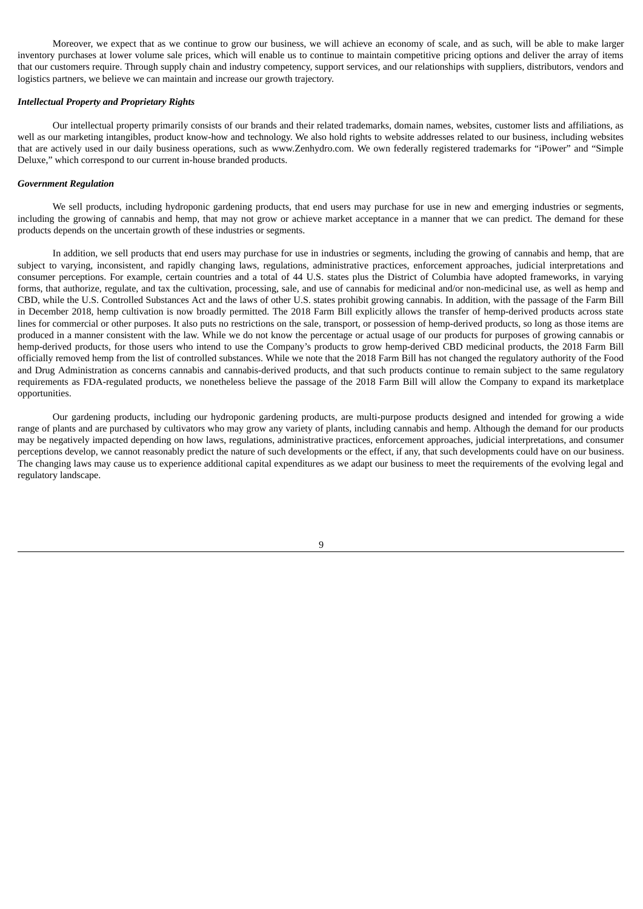Moreover, we expect that as we continue to grow our business, we will achieve an economy of scale, and as such, will be able to make larger inventory purchases at lower volume sale prices, which will enable us to continue to maintain competitive pricing options and deliver the array of items that our customers require. Through supply chain and industry competency, support services, and our relationships with suppliers, distributors, vendors and logistics partners, we believe we can maintain and increase our growth trajectory.

***Intellectual Property and Proprietary Rights***

Our intellectual property primarily consists of our brands and their related trademarks, domain names, websites, customer lists and affiliations, as well as our marketing intangibles, product know-how and technology. We also hold rights to website addresses related to our business, including websites that are actively used in our daily business operations, such as www.Zenhydro.com. We own federally registered trademarks for "iPower" and "Simple Deluxe," which correspond to our current in-house branded products.

***Government Regulation***

We sell products, including hydroponic gardening products, that end users may purchase for use in new and emerging industries or segments, including the growing of cannabis and hemp, that may not grow or achieve market acceptance in a manner that we can predict. The demand for these products depends on the uncertain growth of these industries or segments.

In addition, we sell products that end users may purchase for use in industries or segments, including the growing of cannabis and hemp, that are subject to varying, inconsistent, and rapidly changing laws, regulations, administrative practices, enforcement approaches, judicial interpretations and consumer perceptions. For example, certain countries and a total of 44 U.S. states plus the District of Columbia have adopted frameworks, in varying forms, that authorize, regulate, and tax the cultivation, processing, sale, and use of cannabis for medicinal and/or non-medicinal use, as well as hemp and CBD, while the U.S. Controlled Substances Act and the laws of other U.S. states prohibit growing cannabis. In addition, with the passage of the Farm Bill in December 2018, hemp cultivation is now broadly permitted. The 2018 Farm Bill explicitly allows the transfer of hemp-derived products across state lines for commercial or other purposes. It also puts no restrictions on the sale, transport, or possession of hemp-derived products, so long as those items are produced in a manner consistent with the law. While we do not know the percentage or actual usage of our products for purposes of growing cannabis or hemp-derived products, for those users who intend to use the Company's products to grow hemp-derived CBD medicinal products, the 2018 Farm Bill officially removed hemp from the list of controlled substances. While we note that the 2018 Farm Bill has not changed the regulatory authority of the Food and Drug Administration as concerns cannabis and cannabis-derived products, and that such products continue to remain subject to the same regulatory requirements as FDA-regulated products, we nonetheless believe the passage of the 2018 Farm Bill will allow the Company to expand its marketplace opportunities.

Our gardening products, including our hydroponic gardening products, are multi-purpose products designed and intended for growing a wide range of plants and are purchased by cultivators who may grow any variety of plants, including cannabis and hemp. Although the demand for our products may be negatively impacted depending on how laws, regulations, administrative practices, enforcement approaches, judicial interpretations, and consumer perceptions develop, we cannot reasonably predict the nature of such developments or the effect, if any, that such developments could have on our business. The changing laws may cause us to experience additional capital expenditures as we adapt our business to meet the requirements of the evolving legal and regulatory landscape.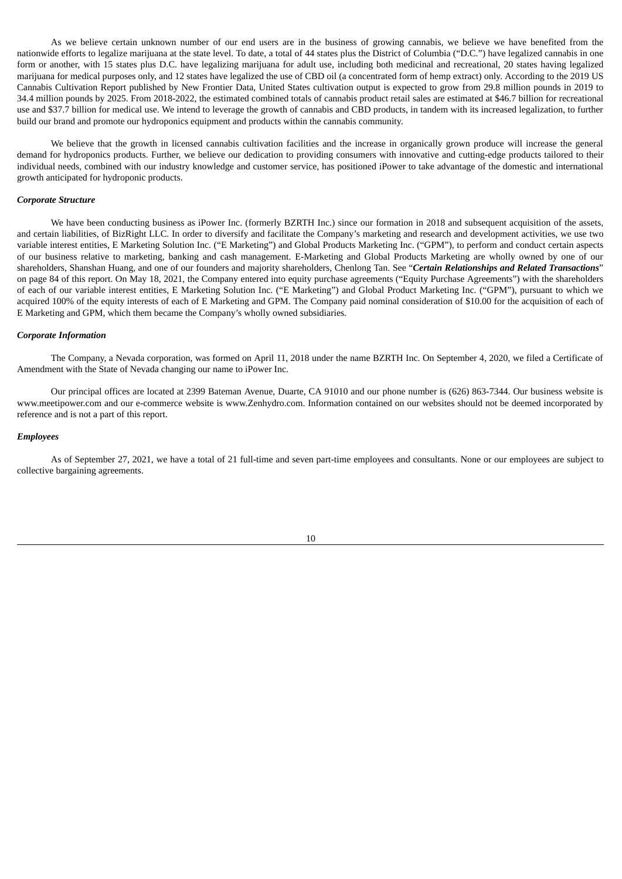As we believe certain unknown number of our end users are in the business of growing cannabis, we believe we have benefited from the nationwide efforts to legalize marijuana at the state level. To date, a total of 44 states plus the District of Columbia ("D.C.") have legalized cannabis in one form or another, with 15 states plus D.C. have legalizing marijuana for adult use, including both medicinal and recreational, 20 states having legalized marijuana for medical purposes only, and 12 states have legalized the use of CBD oil (a concentrated form of hemp extract) only. According to the 2019 US Cannabis Cultivation Report published by New Frontier Data, United States cultivation output is expected to grow from 29.8 million pounds in 2019 to 34.4 million pounds by 2025. From 2018-2022, the estimated combined totals of cannabis product retail sales are estimated at $46.7 billion for recreational use and $37.7 billion for medical use. We intend to leverage the growth of cannabis and CBD products, in tandem with its increased legalization, to further build our brand and promote our hydroponics equipment and products within the cannabis community.

We believe that the growth in licensed cannabis cultivation facilities and the increase in organically grown produce will increase the general demand for hydroponics products. Further, we believe our dedication to providing consumers with innovative and cutting-edge products tailored to their individual needs, combined with our industry knowledge and customer service, has positioned iPower to take advantage of the domestic and international growth anticipated for hydroponic products.

***Corporate Structure***

We have been conducting business as iPower Inc. (formerly BZRTH Inc.) since our formation in 2018 and subsequent acquisition of the assets, and certain liabilities, of BizRight LLC. In order to diversify and facilitate the Company's marketing and research and development activities, we use two variable interest entities, E Marketing Solution Inc. ("E Marketing") and Global Products Marketing Inc. ("GPM"), to perform and conduct certain aspects of our business relative to marketing, banking and cash management. E-Marketing and Global Products Marketing are wholly owned by one of our shareholders, Shanshan Huang, and one of our founders and majority shareholders, Chenlong Tan. See "***Certain Relationships and Related Transactions***" on page 84 of this report. On May 18, 2021, the Company entered into equity purchase agreements ("Equity Purchase Agreements") with the shareholders of each of our variable interest entities, E Marketing Solution Inc. ("E Marketing") and Global Product Marketing Inc. ("GPM"), pursuant to which we acquired 100% of the equity interests of each of E Marketing and GPM. The Company paid nominal consideration of $10.00 for the acquisition of each of E Marketing and GPM, which them became the Company's wholly owned subsidiaries.

***Corporate Information***

The Company, a Nevada corporation, was formed on April 11, 2018 under the name BZRTH Inc. On September 4, 2020, we filed a Certificate of Amendment with the State of Nevada changing our name to iPower Inc.

Our principal offices are located at 2399 Bateman Avenue, Duarte, CA 91010 and our phone number is (626) 863-7344. Our business website is www.meetipower.com and our e-commerce website is www.Zenhydro.com. Information contained on our websites should not be deemed incorporated by reference and is not a part of this report.

***Employees***

As of September 27, 2021, we have a total of 21 full-time and seven part-time employees and consultants. None or our employees are subject to collective bargaining agreements.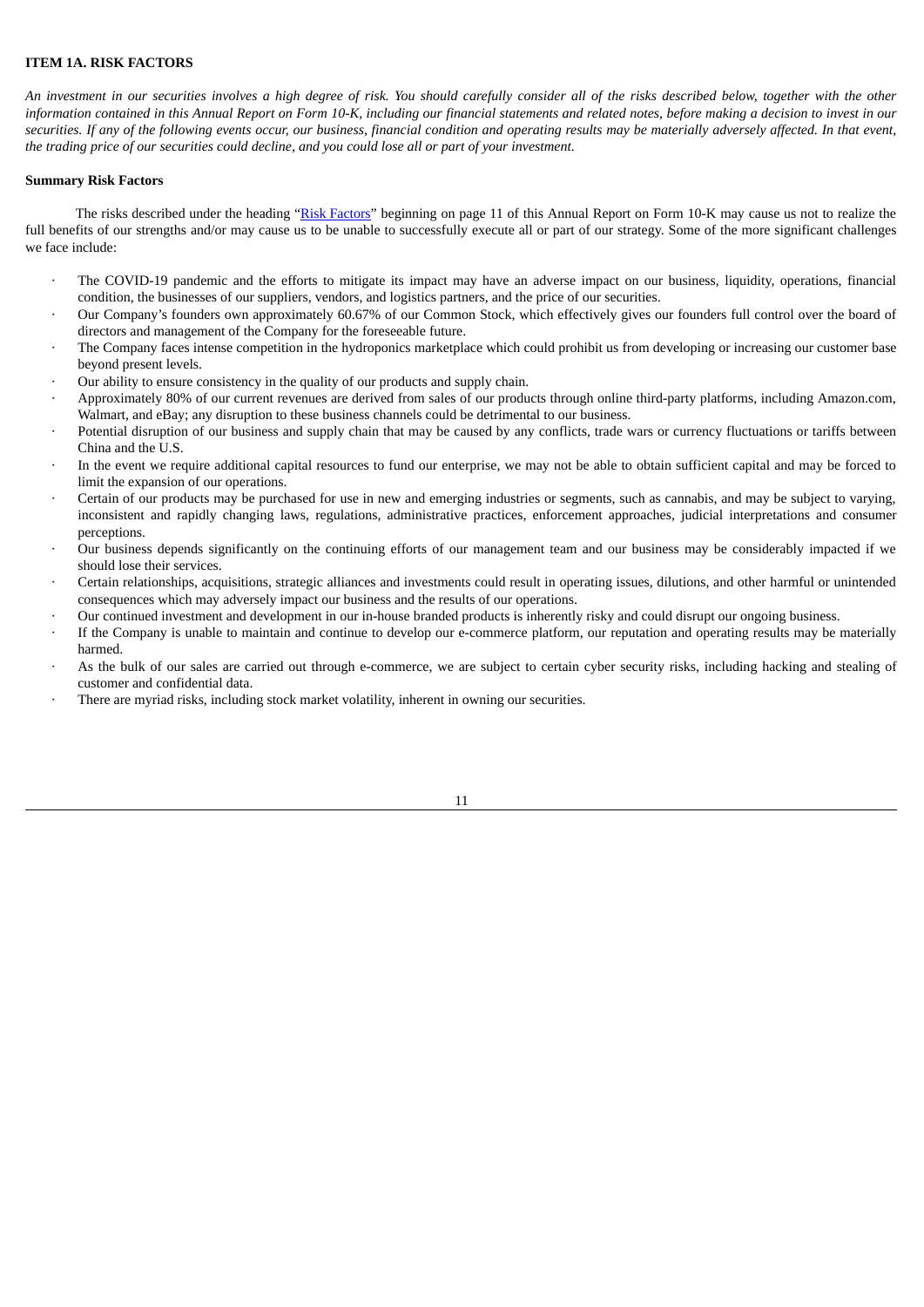## ITEM 1A. RISK FACTORS

*An investment in our securities involves a high degree of risk. You should carefully consider all of the risks described below, together with the other information contained in this Annual Report on Form 10-K, including our financial statements and related notes, before making a decision to invest in our securities. If any of the following events occur, our business, financial condition and operating results may be materially adversely affected. In that event, the trading price of our securities could decline, and you could lose all or part of your investment.*

### Summary Risk Factors

The risks described under the heading "Risk Factors" beginning on page 11 of this Annual Report on Form 10-K may cause us not to realize the full benefits of our strengths and/or may cause us to be unable to successfully execute all or part of our strategy. Some of the more significant challenges we face include:

- The COVID-19 pandemic and the efforts to mitigate its impact may have an adverse impact on our business, liquidity, operations, financial condition, the businesses of our suppliers, vendors, and logistics partners, and the price of our securities.
- Our Company's founders own approximately 60.67% of our Common Stock, which effectively gives our founders full control over the board of directors and management of the Company for the foreseeable future.
- The Company faces intense competition in the hydroponics marketplace which could prohibit us from developing or increasing our customer base beyond present levels.
- Our ability to ensure consistency in the quality of our products and supply chain.
- Approximately 80% of our current revenues are derived from sales of our products through online third-party platforms, including Amazon.com, Walmart, and eBay; any disruption to these business channels could be detrimental to our business.
- Potential disruption of our business and supply chain that may be caused by any conflicts, trade wars or currency fluctuations or tariffs between China and the U.S.
- In the event we require additional capital resources to fund our enterprise, we may not be able to obtain sufficient capital and may be forced to limit the expansion of our operations.
- Certain of our products may be purchased for use in new and emerging industries or segments, such as cannabis, and may be subject to varying, inconsistent and rapidly changing laws, regulations, administrative practices, enforcement approaches, judicial interpretations and consumer perceptions.
- Our business depends significantly on the continuing efforts of our management team and our business may be considerably impacted if we should lose their services.
- Certain relationships, acquisitions, strategic alliances and investments could result in operating issues, dilutions, and other harmful or unintended consequences which may adversely impact our business and the results of our operations.
- Our continued investment and development in our in-house branded products is inherently risky and could disrupt our ongoing business.
- If the Company is unable to maintain and continue to develop our e-commerce platform, our reputation and operating results may be materially harmed.
- As the bulk of our sales are carried out through e-commerce, we are subject to certain cyber security risks, including hacking and stealing of customer and confidential data.
- There are myriad risks, including stock market volatility, inherent in owning our securities.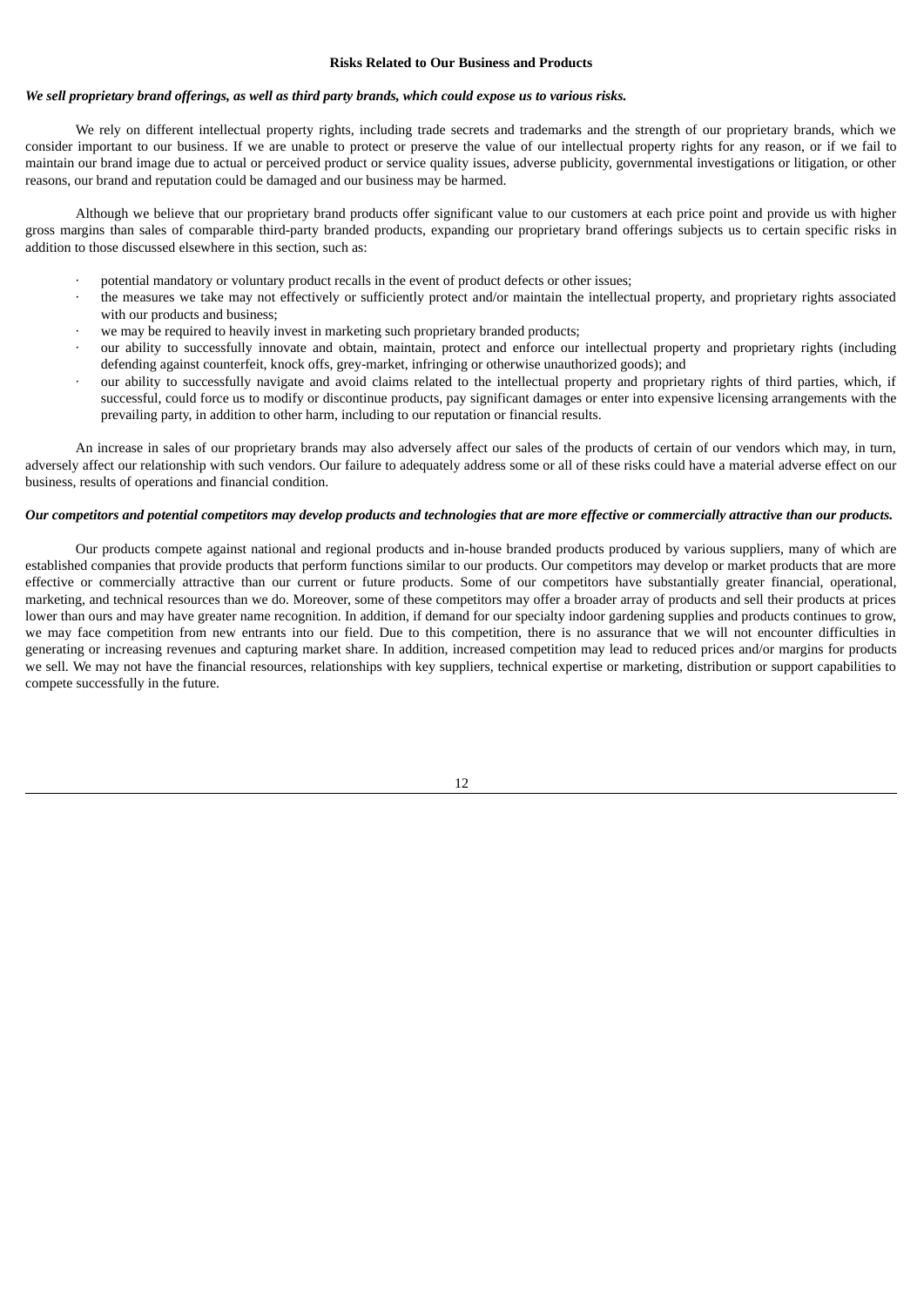## Risks Related to Our Business and Products

***We sell proprietary brand offerings, as well as third party brands, which could expose us to various risks.***

We rely on different intellectual property rights, including trade secrets and trademarks and the strength of our proprietary brands, which we consider important to our business. If we are unable to protect or preserve the value of our intellectual property rights for any reason, or if we fail to maintain our brand image due to actual or perceived product or service quality issues, adverse publicity, governmental investigations or litigation, or other reasons, our brand and reputation could be damaged and our business may be harmed.

Although we believe that our proprietary brand products offer significant value to our customers at each price point and provide us with higher gross margins than sales of comparable third-party branded products, expanding our proprietary brand offerings subjects us to certain specific risks in addition to those discussed elsewhere in this section, such as:

- potential mandatory or voluntary product recalls in the event of product defects or other issues;
- the measures we take may not effectively or sufficiently protect and/or maintain the intellectual property, and proprietary rights associated with our products and business;
- we may be required to heavily invest in marketing such proprietary branded products;
- our ability to successfully innovate and obtain, maintain, protect and enforce our intellectual property and proprietary rights (including defending against counterfeit, knock offs, grey-market, infringing or otherwise unauthorized goods); and
- our ability to successfully navigate and avoid claims related to the intellectual property and proprietary rights of third parties, which, if successful, could force us to modify or discontinue products, pay significant damages or enter into expensive licensing arrangements with the prevailing party, in addition to other harm, including to our reputation or financial results.

An increase in sales of our proprietary brands may also adversely affect our sales of the products of certain of our vendors which may, in turn, adversely affect our relationship with such vendors. Our failure to adequately address some or all of these risks could have a material adverse effect on our business, results of operations and financial condition.

***Our competitors and potential competitors may develop products and technologies that are more effective or commercially attractive than our products.***

Our products compete against national and regional products and in-house branded products produced by various suppliers, many of which are established companies that provide products that perform functions similar to our products. Our competitors may develop or market products that are more effective or commercially attractive than our current or future products. Some of our competitors have substantially greater financial, operational, marketing, and technical resources than we do. Moreover, some of these competitors may offer a broader array of products and sell their products at prices lower than ours and may have greater name recognition. In addition, if demand for our specialty indoor gardening supplies and products continues to grow, we may face competition from new entrants into our field. Due to this competition, there is no assurance that we will not encounter difficulties in generating or increasing revenues and capturing market share. In addition, increased competition may lead to reduced prices and/or margins for products we sell. We may not have the financial resources, relationships with key suppliers, technical expertise or marketing, distribution or support capabilities to compete successfully in the future.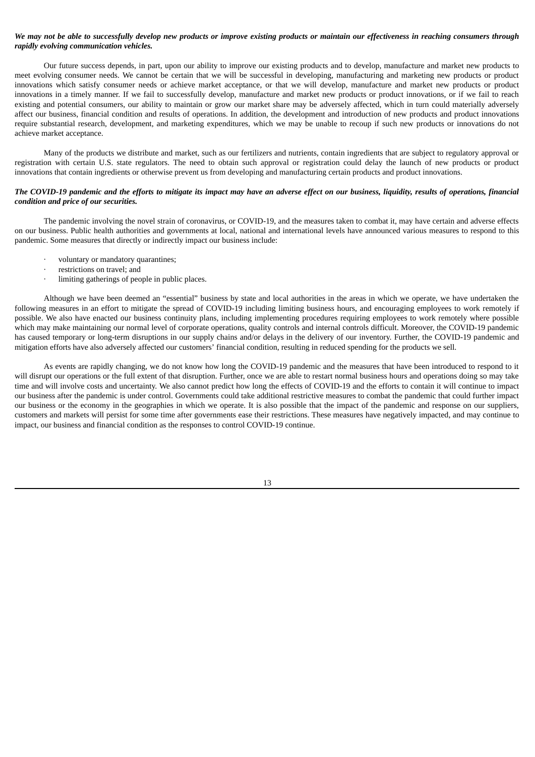***We may not be able to successfully develop new products or improve existing products or maintain our effectiveness in reaching consumers through rapidly evolving communication vehicles.***

Our future success depends, in part, upon our ability to improve our existing products and to develop, manufacture and market new products to meet evolving consumer needs. We cannot be certain that we will be successful in developing, manufacturing and marketing new products or product innovations which satisfy consumer needs or achieve market acceptance, or that we will develop, manufacture and market new products or product innovations in a timely manner. If we fail to successfully develop, manufacture and market new products or product innovations, or if we fail to reach existing and potential consumers, our ability to maintain or grow our market share may be adversely affected, which in turn could materially adversely affect our business, financial condition and results of operations. In addition, the development and introduction of new products and product innovations require substantial research, development, and marketing expenditures, which we may be unable to recoup if such new products or innovations do not achieve market acceptance.

Many of the products we distribute and market, such as our fertilizers and nutrients, contain ingredients that are subject to regulatory approval or registration with certain U.S. state regulators. The need to obtain such approval or registration could delay the launch of new products or product innovations that contain ingredients or otherwise prevent us from developing and manufacturing certain products and product innovations.

***The COVID-19 pandemic and the efforts to mitigate its impact may have an adverse effect on our business, liquidity, results of operations, financial condition and price of our securities.***

The pandemic involving the novel strain of coronavirus, or COVID-19, and the measures taken to combat it, may have certain and adverse effects on our business. Public health authorities and governments at local, national and international levels have announced various measures to respond to this pandemic. Some measures that directly or indirectly impact our business include:

- voluntary or mandatory quarantines;
- restrictions on travel; and
- limiting gatherings of people in public places.

Although we have been deemed an "essential" business by state and local authorities in the areas in which we operate, we have undertaken the following measures in an effort to mitigate the spread of COVID-19 including limiting business hours, and encouraging employees to work remotely if possible. We also have enacted our business continuity plans, including implementing procedures requiring employees to work remotely where possible which may make maintaining our normal level of corporate operations, quality controls and internal controls difficult. Moreover, the COVID-19 pandemic has caused temporary or long-term disruptions in our supply chains and/or delays in the delivery of our inventory. Further, the COVID-19 pandemic and mitigation efforts have also adversely affected our customers' financial condition, resulting in reduced spending for the products we sell.

As events are rapidly changing, we do not know how long the COVID-19 pandemic and the measures that have been introduced to respond to it will disrupt our operations or the full extent of that disruption. Further, once we are able to restart normal business hours and operations doing so may take time and will involve costs and uncertainty. We also cannot predict how long the effects of COVID-19 and the efforts to contain it will continue to impact our business after the pandemic is under control. Governments could take additional restrictive measures to combat the pandemic that could further impact our business or the economy in the geographies in which we operate. It is also possible that the impact of the pandemic and response on our suppliers, customers and markets will persist for some time after governments ease their restrictions. These measures have negatively impacted, and may continue to impact, our business and financial condition as the responses to control COVID-19 continue.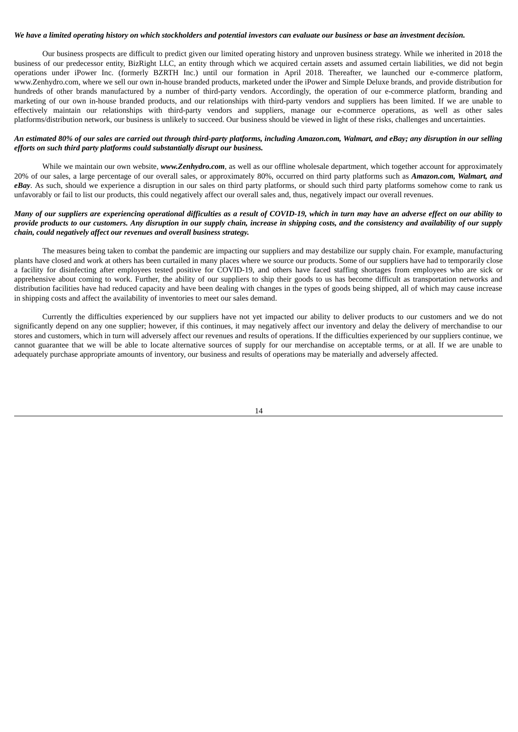***We have a limited operating history on which stockholders and potential investors can evaluate our business or base an investment decision.***

Our business prospects are difficult to predict given our limited operating history and unproven business strategy. While we inherited in 2018 the business of our predecessor entity, BizRight LLC, an entity through which we acquired certain assets and assumed certain liabilities, we did not begin operations under iPower Inc. (formerly BZRTH Inc.) until our formation in April 2018. Thereafter, we launched our e-commerce platform, www.Zenhydro.com, where we sell our own in-house branded products, marketed under the iPower and Simple Deluxe brands, and provide distribution for hundreds of other brands manufactured by a number of third-party vendors. Accordingly, the operation of our e-commerce platform, branding and marketing of our own in-house branded products, and our relationships with third-party vendors and suppliers has been limited. If we are unable to effectively maintain our relationships with third-party vendors and suppliers, manage our e-commerce operations, as well as other sales platforms/distribution network, our business is unlikely to succeed. Our business should be viewed in light of these risks, challenges and uncertainties.

***An estimated 80% of our sales are carried out through third-party platforms, including Amazon.com, Walmart, and eBay; any disruption in our selling efforts on such third party platforms could substantially disrupt our business.***

While we maintain our own website, ***www.Zenhydro.com***, as well as our offline wholesale department, which together account for approximately 20% of our sales, a large percentage of our overall sales, or approximately 80%, occurred on third party platforms such as ***Amazon.com, Walmart, and eBay***. As such, should we experience a disruption in our sales on third party platforms, or should such third party platforms somehow come to rank us unfavorably or fail to list our products, this could negatively affect our overall sales and, thus, negatively impact our overall revenues.

***Many of our suppliers are experiencing operational difficulties as a result of COVID-19, which in turn may have an adverse effect on our ability to provide products to our customers. Any disruption in our supply chain, increase in shipping costs, and the consistency and availability of our supply chain, could negatively affect our revenues and overall business strategy.***

The measures being taken to combat the pandemic are impacting our suppliers and may destabilize our supply chain. For example, manufacturing plants have closed and work at others has been curtailed in many places where we source our products. Some of our suppliers have had to temporarily close a facility for disinfecting after employees tested positive for COVID-19, and others have faced staffing shortages from employees who are sick or apprehensive about coming to work. Further, the ability of our suppliers to ship their goods to us has become difficult as transportation networks and distribution facilities have had reduced capacity and have been dealing with changes in the types of goods being shipped, all of which may cause increase in shipping costs and affect the availability of inventories to meet our sales demand.

Currently the difficulties experienced by our suppliers have not yet impacted our ability to deliver products to our customers and we do not significantly depend on any one supplier; however, if this continues, it may negatively affect our inventory and delay the delivery of merchandise to our stores and customers, which in turn will adversely affect our revenues and results of operations. If the difficulties experienced by our suppliers continue, we cannot guarantee that we will be able to locate alternative sources of supply for our merchandise on acceptable terms, or at all. If we are unable to adequately purchase appropriate amounts of inventory, our business and results of operations may be materially and adversely affected.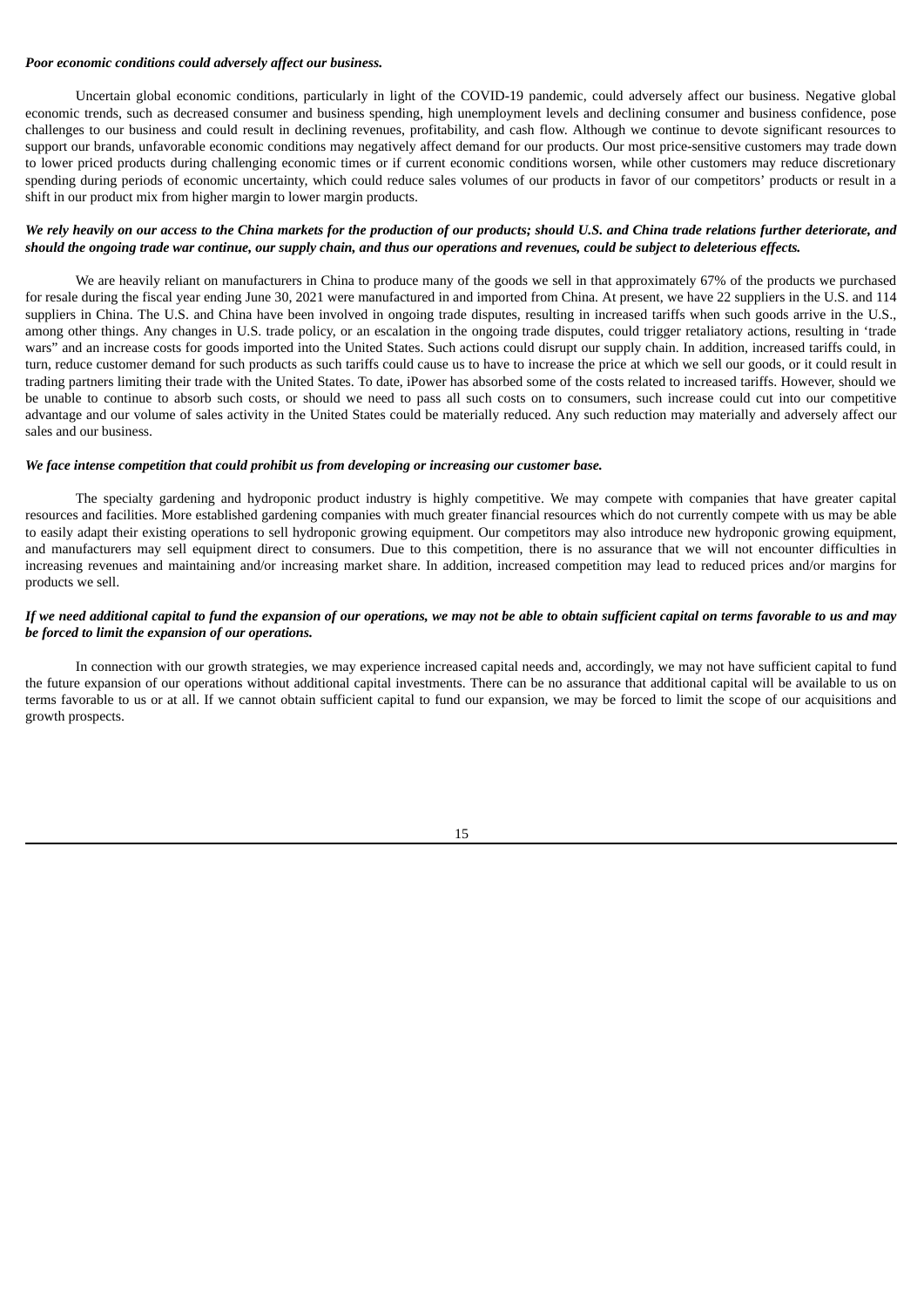***Poor economic conditions could adversely affect our business.***

Uncertain global economic conditions, particularly in light of the COVID-19 pandemic, could adversely affect our business. Negative global economic trends, such as decreased consumer and business spending, high unemployment levels and declining consumer and business confidence, pose challenges to our business and could result in declining revenues, profitability, and cash flow. Although we continue to devote significant resources to support our brands, unfavorable economic conditions may negatively affect demand for our products. Our most price-sensitive customers may trade down to lower priced products during challenging economic times or if current economic conditions worsen, while other customers may reduce discretionary spending during periods of economic uncertainty, which could reduce sales volumes of our products in favor of our competitors' products or result in a shift in our product mix from higher margin to lower margin products.

***We rely heavily on our access to the China markets for the production of our products; should U.S. and China trade relations further deteriorate, and should the ongoing trade war continue, our supply chain, and thus our operations and revenues, could be subject to deleterious effects.***

We are heavily reliant on manufacturers in China to produce many of the goods we sell in that approximately 67% of the products we purchased for resale during the fiscal year ending June 30, 2021 were manufactured in and imported from China. At present, we have 22 suppliers in the U.S. and 114 suppliers in China. The U.S. and China have been involved in ongoing trade disputes, resulting in increased tariffs when such goods arrive in the U.S., among other things. Any changes in U.S. trade policy, or an escalation in the ongoing trade disputes, could trigger retaliatory actions, resulting in 'trade wars" and an increase costs for goods imported into the United States. Such actions could disrupt our supply chain. In addition, increased tariffs could, in turn, reduce customer demand for such products as such tariffs could cause us to have to increase the price at which we sell our goods, or it could result in trading partners limiting their trade with the United States. To date, iPower has absorbed some of the costs related to increased tariffs. However, should we be unable to continue to absorb such costs, or should we need to pass all such costs on to consumers, such increase could cut into our competitive advantage and our volume of sales activity in the United States could be materially reduced. Any such reduction may materially and adversely affect our sales and our business.

***We face intense competition that could prohibit us from developing or increasing our customer base.***

The specialty gardening and hydroponic product industry is highly competitive. We may compete with companies that have greater capital resources and facilities. More established gardening companies with much greater financial resources which do not currently compete with us may be able to easily adapt their existing operations to sell hydroponic growing equipment. Our competitors may also introduce new hydroponic growing equipment, and manufacturers may sell equipment direct to consumers. Due to this competition, there is no assurance that we will not encounter difficulties in increasing revenues and maintaining and/or increasing market share. In addition, increased competition may lead to reduced prices and/or margins for products we sell.

***If we need additional capital to fund the expansion of our operations, we may not be able to obtain sufficient capital on terms favorable to us and may be forced to limit the expansion of our operations.***

In connection with our growth strategies, we may experience increased capital needs and, accordingly, we may not have sufficient capital to fund the future expansion of our operations without additional capital investments. There can be no assurance that additional capital will be available to us on terms favorable to us or at all. If we cannot obtain sufficient capital to fund our expansion, we may be forced to limit the scope of our acquisitions and growth prospects.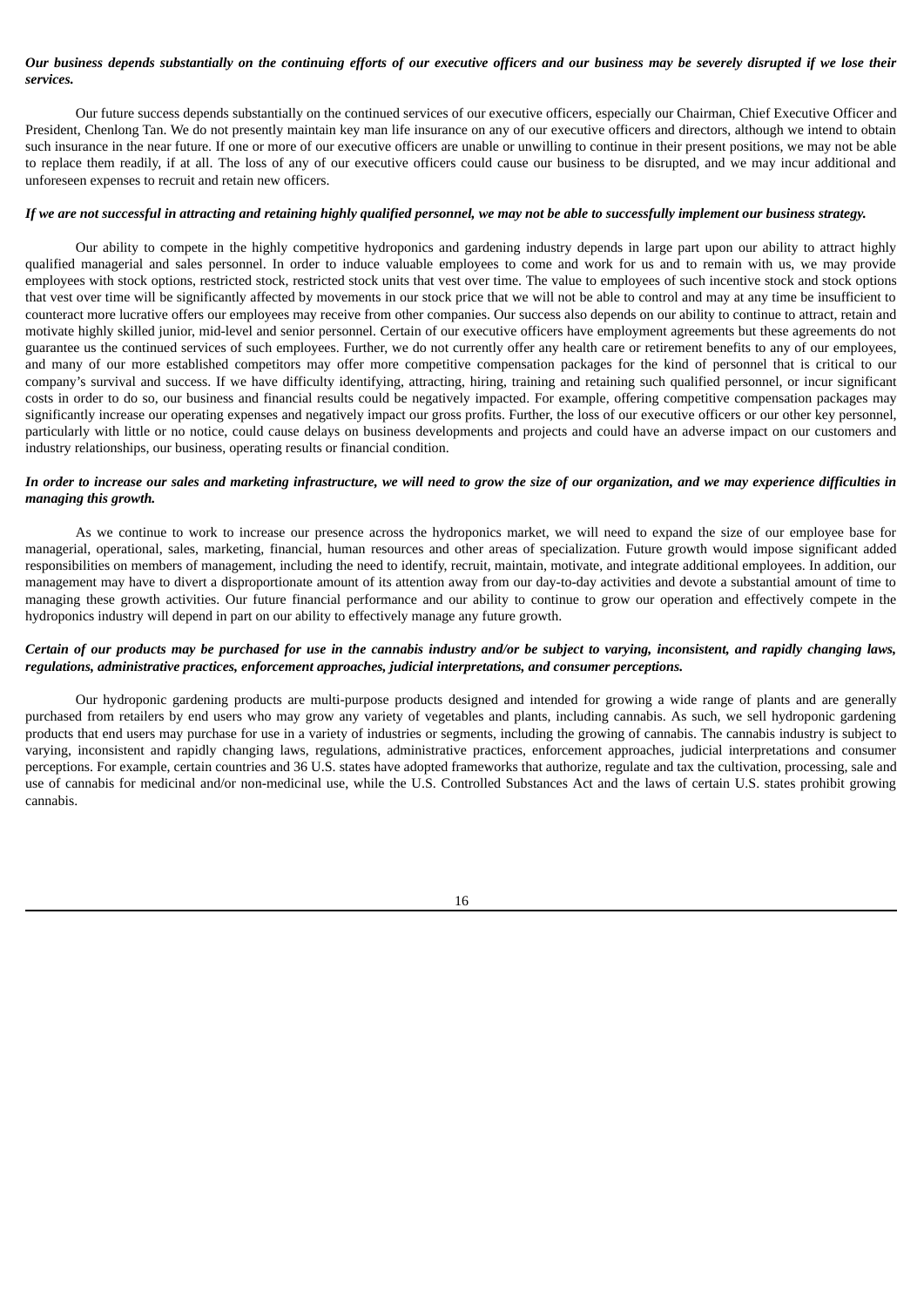***Our business depends substantially on the continuing efforts of our executive officers and our business may be severely disrupted if we lose their services.***

Our future success depends substantially on the continued services of our executive officers, especially our Chairman, Chief Executive Officer and President, Chenlong Tan. We do not presently maintain key man life insurance on any of our executive officers and directors, although we intend to obtain such insurance in the near future. If one or more of our executive officers are unable or unwilling to continue in their present positions, we may not be able to replace them readily, if at all. The loss of any of our executive officers could cause our business to be disrupted, and we may incur additional and unforeseen expenses to recruit and retain new officers.

***If we are not successful in attracting and retaining highly qualified personnel, we may not be able to successfully implement our business strategy.***

Our ability to compete in the highly competitive hydroponics and gardening industry depends in large part upon our ability to attract highly qualified managerial and sales personnel. In order to induce valuable employees to come and work for us and to remain with us, we may provide employees with stock options, restricted stock, restricted stock units that vest over time. The value to employees of such incentive stock and stock options that vest over time will be significantly affected by movements in our stock price that we will not be able to control and may at any time be insufficient to counteract more lucrative offers our employees may receive from other companies. Our success also depends on our ability to continue to attract, retain and motivate highly skilled junior, mid-level and senior personnel. Certain of our executive officers have employment agreements but these agreements do not guarantee us the continued services of such employees. Further, we do not currently offer any health care or retirement benefits to any of our employees, and many of our more established competitors may offer more competitive compensation packages for the kind of personnel that is critical to our company's survival and success. If we have difficulty identifying, attracting, hiring, training and retaining such qualified personnel, or incur significant costs in order to do so, our business and financial results could be negatively impacted. For example, offering competitive compensation packages may significantly increase our operating expenses and negatively impact our gross profits. Further, the loss of our executive officers or our other key personnel, particularly with little or no notice, could cause delays on business developments and projects and could have an adverse impact on our customers and industry relationships, our business, operating results or financial condition.

***In order to increase our sales and marketing infrastructure, we will need to grow the size of our organization, and we may experience difficulties in managing this growth.***

As we continue to work to increase our presence across the hydroponics market, we will need to expand the size of our employee base for managerial, operational, sales, marketing, financial, human resources and other areas of specialization. Future growth would impose significant added responsibilities on members of management, including the need to identify, recruit, maintain, motivate, and integrate additional employees. In addition, our management may have to divert a disproportionate amount of its attention away from our day-to-day activities and devote a substantial amount of time to managing these growth activities. Our future financial performance and our ability to continue to grow our operation and effectively compete in the hydroponics industry will depend in part on our ability to effectively manage any future growth.

***Certain of our products may be purchased for use in the cannabis industry and/or be subject to varying, inconsistent, and rapidly changing laws, regulations, administrative practices, enforcement approaches, judicial interpretations, and consumer perceptions.***

Our hydroponic gardening products are multi-purpose products designed and intended for growing a wide range of plants and are generally purchased from retailers by end users who may grow any variety of vegetables and plants, including cannabis. As such, we sell hydroponic gardening products that end users may purchase for use in a variety of industries or segments, including the growing of cannabis. The cannabis industry is subject to varying, inconsistent and rapidly changing laws, regulations, administrative practices, enforcement approaches, judicial interpretations and consumer perceptions. For example, certain countries and 36 U.S. states have adopted frameworks that authorize, regulate and tax the cultivation, processing, sale and use of cannabis for medicinal and/or non-medicinal use, while the U.S. Controlled Substances Act and the laws of certain U.S. states prohibit growing cannabis.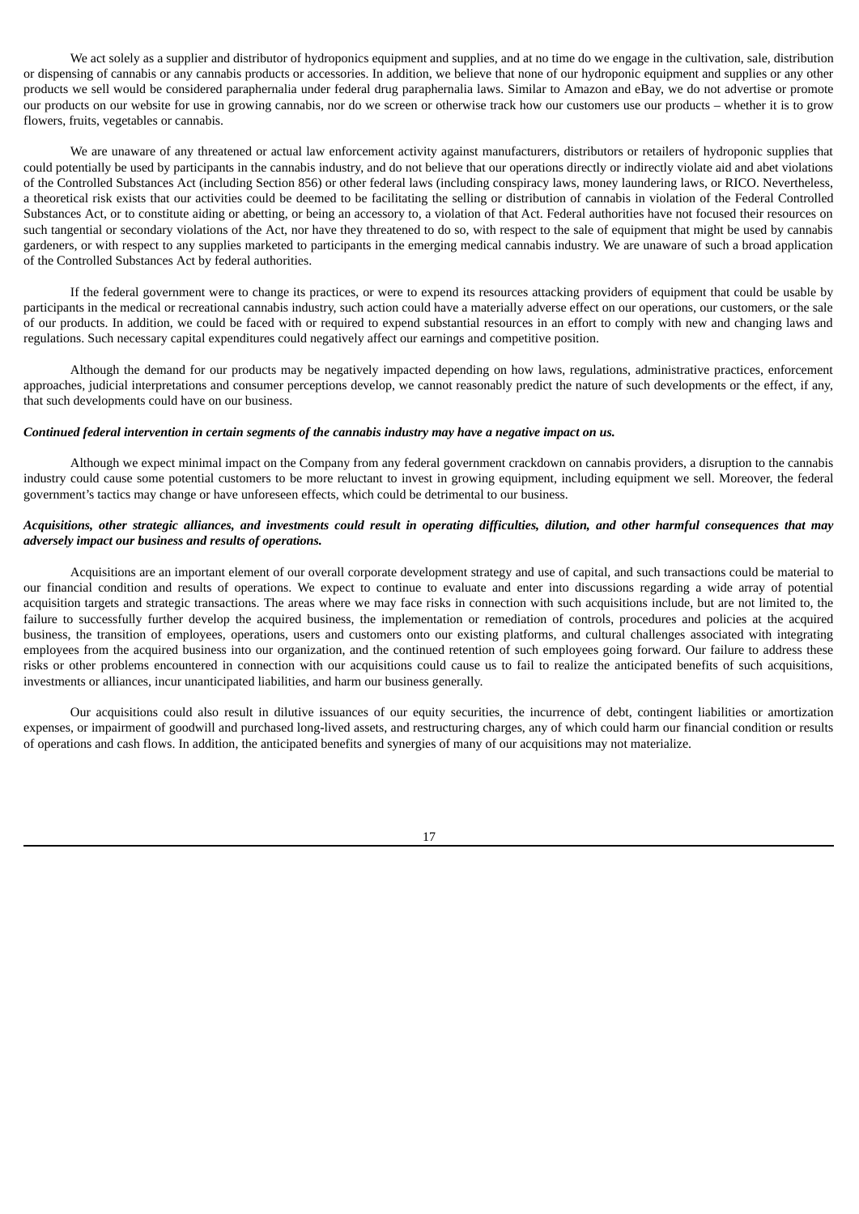We act solely as a supplier and distributor of hydroponics equipment and supplies, and at no time do we engage in the cultivation, sale, distribution or dispensing of cannabis or any cannabis products or accessories. In addition, we believe that none of our hydroponic equipment and supplies or any other products we sell would be considered paraphernalia under federal drug paraphernalia laws. Similar to Amazon and eBay, we do not advertise or promote our products on our website for use in growing cannabis, nor do we screen or otherwise track how our customers use our products – whether it is to grow flowers, fruits, vegetables or cannabis.

We are unaware of any threatened or actual law enforcement activity against manufacturers, distributors or retailers of hydroponic supplies that could potentially be used by participants in the cannabis industry, and do not believe that our operations directly or indirectly violate aid and abet violations of the Controlled Substances Act (including Section 856) or other federal laws (including conspiracy laws, money laundering laws, or RICO. Nevertheless, a theoretical risk exists that our activities could be deemed to be facilitating the selling or distribution of cannabis in violation of the Federal Controlled Substances Act, or to constitute aiding or abetting, or being an accessory to, a violation of that Act. Federal authorities have not focused their resources on such tangential or secondary violations of the Act, nor have they threatened to do so, with respect to the sale of equipment that might be used by cannabis gardeners, or with respect to any supplies marketed to participants in the emerging medical cannabis industry. We are unaware of such a broad application of the Controlled Substances Act by federal authorities.

If the federal government were to change its practices, or were to expend its resources attacking providers of equipment that could be usable by participants in the medical or recreational cannabis industry, such action could have a materially adverse effect on our operations, our customers, or the sale of our products. In addition, we could be faced with or required to expend substantial resources in an effort to comply with new and changing laws and regulations. Such necessary capital expenditures could negatively affect our earnings and competitive position.

Although the demand for our products may be negatively impacted depending on how laws, regulations, administrative practices, enforcement approaches, judicial interpretations and consumer perceptions develop, we cannot reasonably predict the nature of such developments or the effect, if any, that such developments could have on our business.

***Continued federal intervention in certain segments of the cannabis industry may have a negative impact on us.***

Although we expect minimal impact on the Company from any federal government crackdown on cannabis providers, a disruption to the cannabis industry could cause some potential customers to be more reluctant to invest in growing equipment, including equipment we sell. Moreover, the federal government's tactics may change or have unforeseen effects, which could be detrimental to our business.

***Acquisitions, other strategic alliances, and investments could result in operating difficulties, dilution, and other harmful consequences that may adversely impact our business and results of operations.***

Acquisitions are an important element of our overall corporate development strategy and use of capital, and such transactions could be material to our financial condition and results of operations. We expect to continue to evaluate and enter into discussions regarding a wide array of potential acquisition targets and strategic transactions. The areas where we may face risks in connection with such acquisitions include, but are not limited to, the failure to successfully further develop the acquired business, the implementation or remediation of controls, procedures and policies at the acquired business, the transition of employees, operations, users and customers onto our existing platforms, and cultural challenges associated with integrating employees from the acquired business into our organization, and the continued retention of such employees going forward. Our failure to address these risks or other problems encountered in connection with our acquisitions could cause us to fail to realize the anticipated benefits of such acquisitions, investments or alliances, incur unanticipated liabilities, and harm our business generally.

Our acquisitions could also result in dilutive issuances of our equity securities, the incurrence of debt, contingent liabilities or amortization expenses, or impairment of goodwill and purchased long-lived assets, and restructuring charges, any of which could harm our financial condition or results of operations and cash flows. In addition, the anticipated benefits and synergies of many of our acquisitions may not materialize.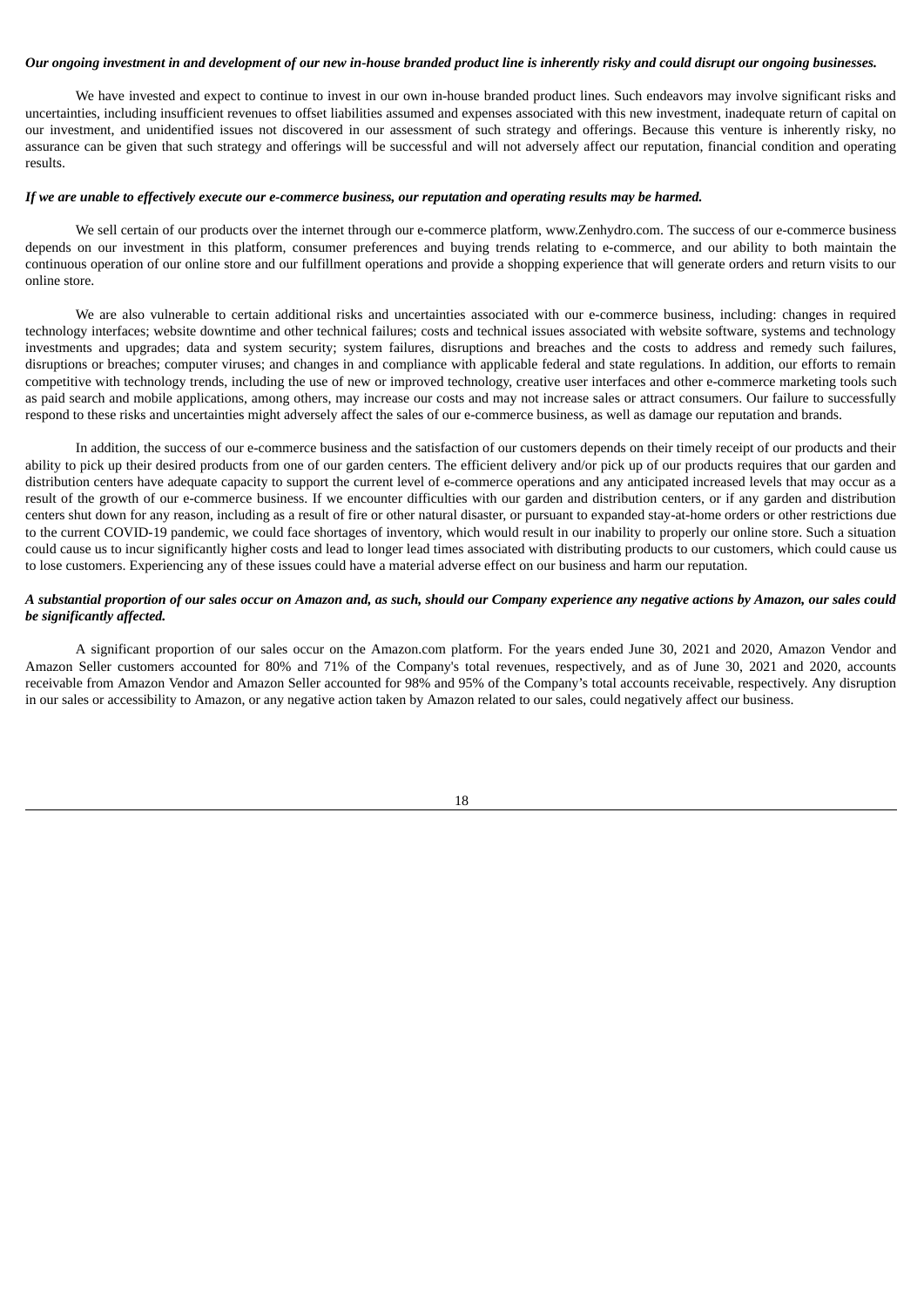***Our ongoing investment in and development of our new in-house branded product line is inherently risky and could disrupt our ongoing businesses.***

We have invested and expect to continue to invest in our own in-house branded product lines. Such endeavors may involve significant risks and uncertainties, including insufficient revenues to offset liabilities assumed and expenses associated with this new investment, inadequate return of capital on our investment, and unidentified issues not discovered in our assessment of such strategy and offerings. Because this venture is inherently risky, no assurance can be given that such strategy and offerings will be successful and will not adversely affect our reputation, financial condition and operating results.

***If we are unable to effectively execute our e-commerce business, our reputation and operating results may be harmed.***

We sell certain of our products over the internet through our e-commerce platform, www.Zenhydro.com. The success of our e-commerce business depends on our investment in this platform, consumer preferences and buying trends relating to e-commerce, and our ability to both maintain the continuous operation of our online store and our fulfillment operations and provide a shopping experience that will generate orders and return visits to our online store.

We are also vulnerable to certain additional risks and uncertainties associated with our e-commerce business, including: changes in required technology interfaces; website downtime and other technical failures; costs and technical issues associated with website software, systems and technology investments and upgrades; data and system security; system failures, disruptions and breaches and the costs to address and remedy such failures, disruptions or breaches; computer viruses; and changes in and compliance with applicable federal and state regulations. In addition, our efforts to remain competitive with technology trends, including the use of new or improved technology, creative user interfaces and other e-commerce marketing tools such as paid search and mobile applications, among others, may increase our costs and may not increase sales or attract consumers. Our failure to successfully respond to these risks and uncertainties might adversely affect the sales of our e-commerce business, as well as damage our reputation and brands.

In addition, the success of our e-commerce business and the satisfaction of our customers depends on their timely receipt of our products and their ability to pick up their desired products from one of our garden centers. The efficient delivery and/or pick up of our products requires that our garden and distribution centers have adequate capacity to support the current level of e-commerce operations and any anticipated increased levels that may occur as a result of the growth of our e-commerce business. If we encounter difficulties with our garden and distribution centers, or if any garden and distribution centers shut down for any reason, including as a result of fire or other natural disaster, or pursuant to expanded stay-at-home orders or other restrictions due to the current COVID-19 pandemic, we could face shortages of inventory, which would result in our inability to properly our online store. Such a situation could cause us to incur significantly higher costs and lead to longer lead times associated with distributing products to our customers, which could cause us to lose customers. Experiencing any of these issues could have a material adverse effect on our business and harm our reputation.

***A substantial proportion of our sales occur on Amazon and, as such, should our Company experience any negative actions by Amazon, our sales could be significantly affected.***

A significant proportion of our sales occur on the Amazon.com platform. For the years ended June 30, 2021 and 2020, Amazon Vendor and Amazon Seller customers accounted for 80% and 71% of the Company's total revenues, respectively, and as of June 30, 2021 and 2020, accounts receivable from Amazon Vendor and Amazon Seller accounted for 98% and 95% of the Company's total accounts receivable, respectively. Any disruption in our sales or accessibility to Amazon, or any negative action taken by Amazon related to our sales, could negatively affect our business.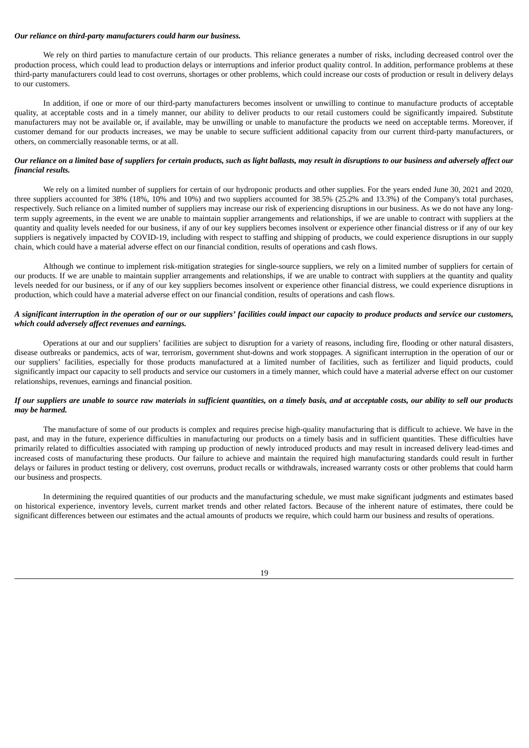***Our reliance on third-party manufacturers could harm our business.***

We rely on third parties to manufacture certain of our products. This reliance generates a number of risks, including decreased control over the production process, which could lead to production delays or interruptions and inferior product quality control. In addition, performance problems at these third-party manufacturers could lead to cost overruns, shortages or other problems, which could increase our costs of production or result in delivery delays to our customers.

In addition, if one or more of our third-party manufacturers becomes insolvent or unwilling to continue to manufacture products of acceptable quality, at acceptable costs and in a timely manner, our ability to deliver products to our retail customers could be significantly impaired. Substitute manufacturers may not be available or, if available, may be unwilling or unable to manufacture the products we need on acceptable terms. Moreover, if customer demand for our products increases, we may be unable to secure sufficient additional capacity from our current third-party manufacturers, or others, on commercially reasonable terms, or at all.

***Our reliance on a limited base of suppliers for certain products, such as light ballasts, may result in disruptions to our business and adversely affect our financial results.***

We rely on a limited number of suppliers for certain of our hydroponic products and other supplies. For the years ended June 30, 2021 and 2020, three suppliers accounted for 38% (18%, 10% and 10%) and two suppliers accounted for 38.5% (25.2% and 13.3%) of the Company's total purchases, respectively. Such reliance on a limited number of suppliers may increase our risk of experiencing disruptions in our business. As we do not have any long-term supply agreements, in the event we are unable to maintain supplier arrangements and relationships, if we are unable to contract with suppliers at the quantity and quality levels needed for our business, if any of our key suppliers becomes insolvent or experience other financial distress or if any of our key suppliers is negatively impacted by COVID-19, including with respect to staffing and shipping of products, we could experience disruptions in our supply chain, which could have a material adverse effect on our financial condition, results of operations and cash flows.

Although we continue to implement risk-mitigation strategies for single-source suppliers, we rely on a limited number of suppliers for certain of our products. If we are unable to maintain supplier arrangements and relationships, if we are unable to contract with suppliers at the quantity and quality levels needed for our business, or if any of our key suppliers becomes insolvent or experience other financial distress, we could experience disruptions in production, which could have a material adverse effect on our financial condition, results of operations and cash flows.

***A significant interruption in the operation of our or our suppliers' facilities could impact our capacity to produce products and service our customers, which could adversely affect revenues and earnings.***

Operations at our and our suppliers' facilities are subject to disruption for a variety of reasons, including fire, flooding or other natural disasters, disease outbreaks or pandemics, acts of war, terrorism, government shut-downs and work stoppages. A significant interruption in the operation of our or our suppliers' facilities, especially for those products manufactured at a limited number of facilities, such as fertilizer and liquid products, could significantly impact our capacity to sell products and service our customers in a timely manner, which could have a material adverse effect on our customer relationships, revenues, earnings and financial position.

***If our suppliers are unable to source raw materials in sufficient quantities, on a timely basis, and at acceptable costs, our ability to sell our products may be harmed.***

The manufacture of some of our products is complex and requires precise high-quality manufacturing that is difficult to achieve. We have in the past, and may in the future, experience difficulties in manufacturing our products on a timely basis and in sufficient quantities. These difficulties have primarily related to difficulties associated with ramping up production of newly introduced products and may result in increased delivery lead-times and increased costs of manufacturing these products. Our failure to achieve and maintain the required high manufacturing standards could result in further delays or failures in product testing or delivery, cost overruns, product recalls or withdrawals, increased warranty costs or other problems that could harm our business and prospects.

In determining the required quantities of our products and the manufacturing schedule, we must make significant judgments and estimates based on historical experience, inventory levels, current market trends and other related factors. Because of the inherent nature of estimates, there could be significant differences between our estimates and the actual amounts of products we require, which could harm our business and results of operations.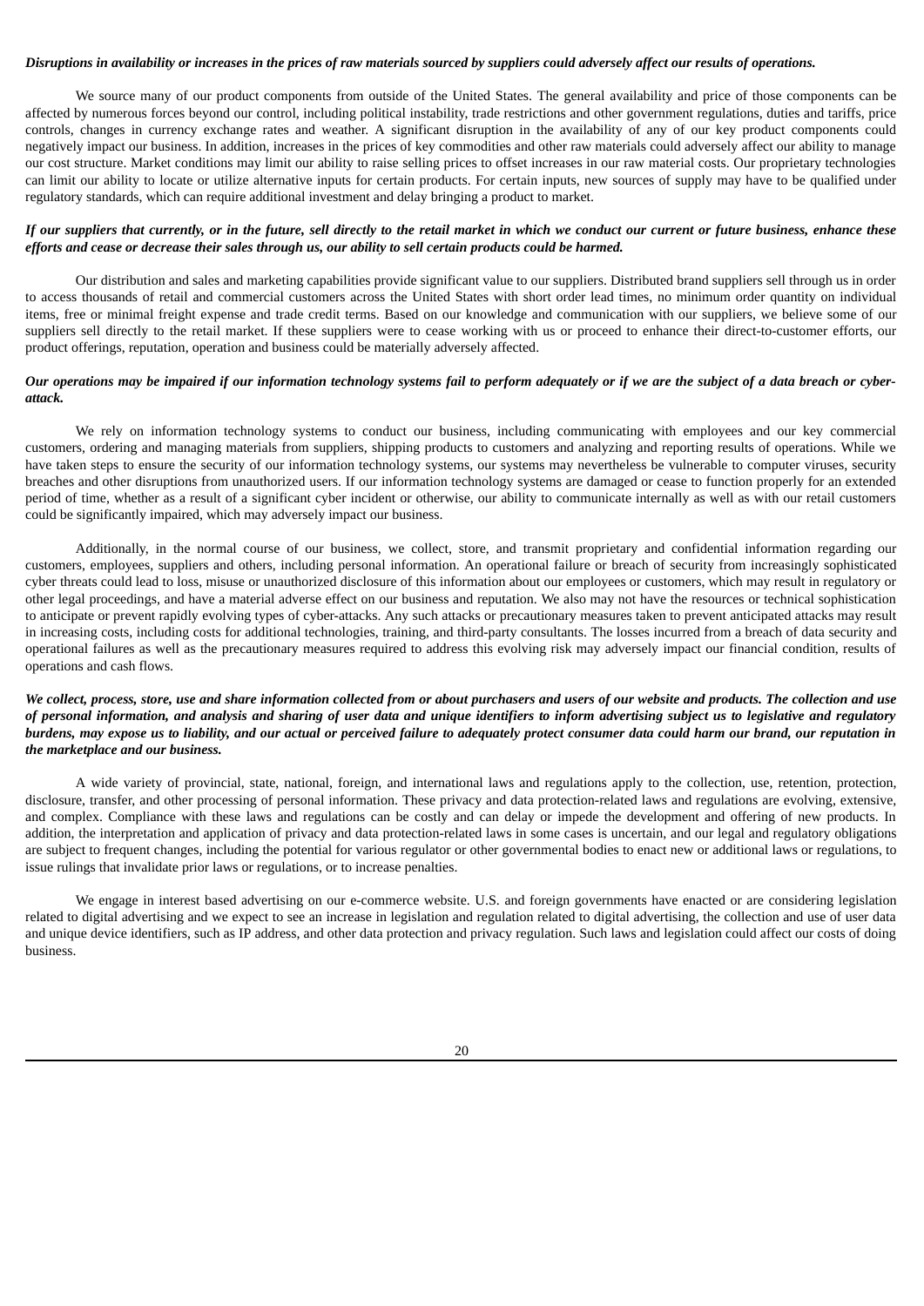***Disruptions in availability or increases in the prices of raw materials sourced by suppliers could adversely affect our results of operations.***

We source many of our product components from outside of the United States. The general availability and price of those components can be affected by numerous forces beyond our control, including political instability, trade restrictions and other government regulations, duties and tariffs, price controls, changes in currency exchange rates and weather. A significant disruption in the availability of any of our key product components could negatively impact our business. In addition, increases in the prices of key commodities and other raw materials could adversely affect our ability to manage our cost structure. Market conditions may limit our ability to raise selling prices to offset increases in our raw material costs. Our proprietary technologies can limit our ability to locate or utilize alternative inputs for certain products. For certain inputs, new sources of supply may have to be qualified under regulatory standards, which can require additional investment and delay bringing a product to market.

***If our suppliers that currently, or in the future, sell directly to the retail market in which we conduct our current or future business, enhance these efforts and cease or decrease their sales through us, our ability to sell certain products could be harmed.***

Our distribution and sales and marketing capabilities provide significant value to our suppliers. Distributed brand suppliers sell through us in order to access thousands of retail and commercial customers across the United States with short order lead times, no minimum order quantity on individual items, free or minimal freight expense and trade credit terms. Based on our knowledge and communication with our suppliers, we believe some of our suppliers sell directly to the retail market. If these suppliers were to cease working with us or proceed to enhance their direct-to-customer efforts, our product offerings, reputation, operation and business could be materially adversely affected.

***Our operations may be impaired if our information technology systems fail to perform adequately or if we are the subject of a data breach or cyber-attack.***

We rely on information technology systems to conduct our business, including communicating with employees and our key commercial customers, ordering and managing materials from suppliers, shipping products to customers and analyzing and reporting results of operations. While we have taken steps to ensure the security of our information technology systems, our systems may nevertheless be vulnerable to computer viruses, security breaches and other disruptions from unauthorized users. If our information technology systems are damaged or cease to function properly for an extended period of time, whether as a result of a significant cyber incident or otherwise, our ability to communicate internally as well as with our retail customers could be significantly impaired, which may adversely impact our business.

Additionally, in the normal course of our business, we collect, store, and transmit proprietary and confidential information regarding our customers, employees, suppliers and others, including personal information. An operational failure or breach of security from increasingly sophisticated cyber threats could lead to loss, misuse or unauthorized disclosure of this information about our employees or customers, which may result in regulatory or other legal proceedings, and have a material adverse effect on our business and reputation. We also may not have the resources or technical sophistication to anticipate or prevent rapidly evolving types of cyber-attacks. Any such attacks or precautionary measures taken to prevent anticipated attacks may result in increasing costs, including costs for additional technologies, training, and third-party consultants. The losses incurred from a breach of data security and operational failures as well as the precautionary measures required to address this evolving risk may adversely impact our financial condition, results of operations and cash flows.

***We collect, process, store, use and share information collected from or about purchasers and users of our website and products. The collection and use of personal information, and analysis and sharing of user data and unique identifiers to inform advertising subject us to legislative and regulatory burdens, may expose us to liability, and our actual or perceived failure to adequately protect consumer data could harm our brand, our reputation in the marketplace and our business.***

A wide variety of provincial, state, national, foreign, and international laws and regulations apply to the collection, use, retention, protection, disclosure, transfer, and other processing of personal information. These privacy and data protection-related laws and regulations are evolving, extensive, and complex. Compliance with these laws and regulations can be costly and can delay or impede the development and offering of new products. In addition, the interpretation and application of privacy and data protection-related laws in some cases is uncertain, and our legal and regulatory obligations are subject to frequent changes, including the potential for various regulator or other governmental bodies to enact new or additional laws or regulations, to issue rulings that invalidate prior laws or regulations, or to increase penalties.

We engage in interest based advertising on our e-commerce website. U.S. and foreign governments have enacted or are considering legislation related to digital advertising and we expect to see an increase in legislation and regulation related to digital advertising, the collection and use of user data and unique device identifiers, such as IP address, and other data protection and privacy regulation. Such laws and legislation could affect our costs of doing business.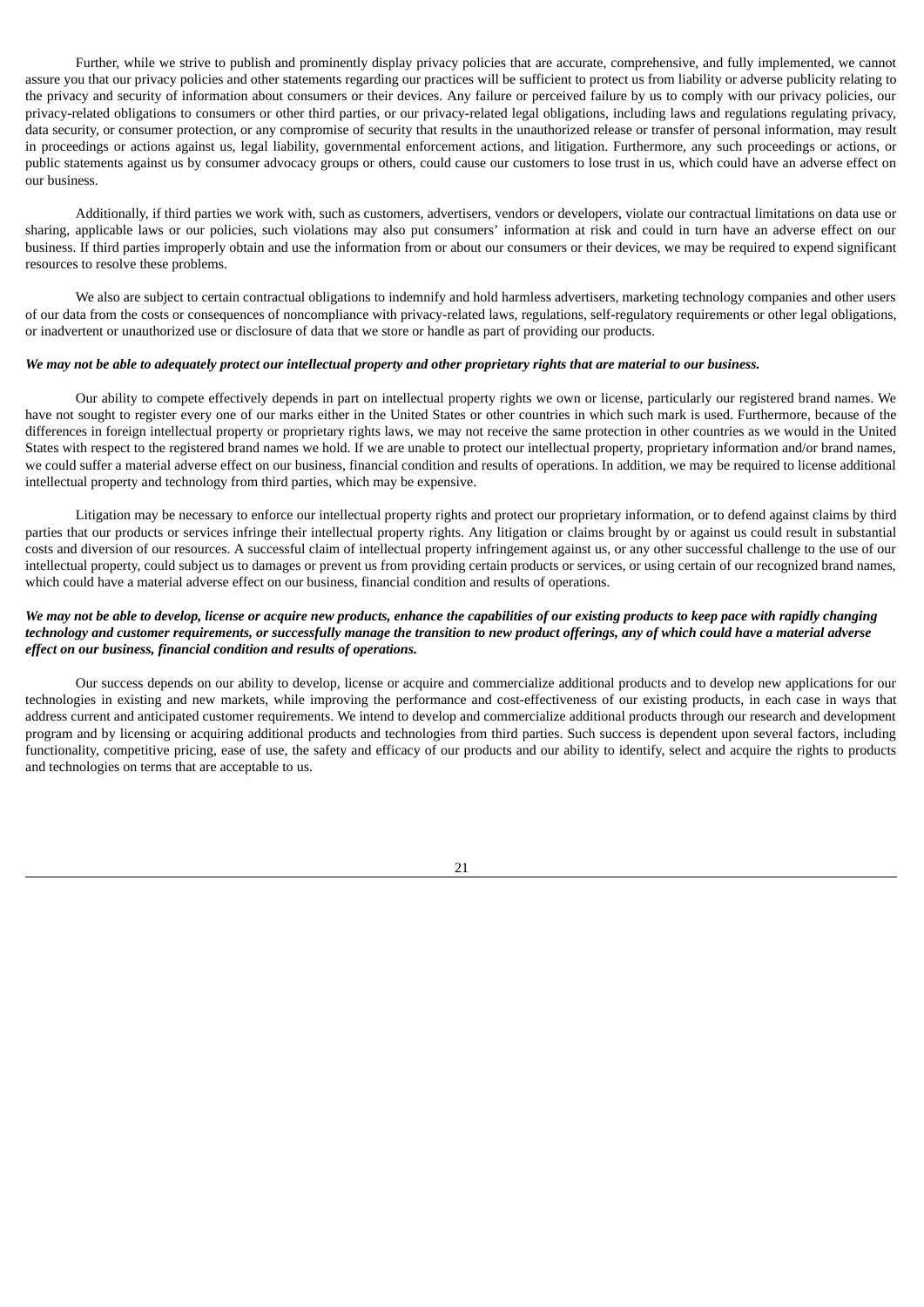Further, while we strive to publish and prominently display privacy policies that are accurate, comprehensive, and fully implemented, we cannot assure you that our privacy policies and other statements regarding our practices will be sufficient to protect us from liability or adverse publicity relating to the privacy and security of information about consumers or their devices. Any failure or perceived failure by us to comply with our privacy policies, our privacy-related obligations to consumers or other third parties, or our privacy-related legal obligations, including laws and regulations regulating privacy, data security, or consumer protection, or any compromise of security that results in the unauthorized release or transfer of personal information, may result in proceedings or actions against us, legal liability, governmental enforcement actions, and litigation. Furthermore, any such proceedings or actions, or public statements against us by consumer advocacy groups or others, could cause our customers to lose trust in us, which could have an adverse effect on our business.

Additionally, if third parties we work with, such as customers, advertisers, vendors or developers, violate our contractual limitations on data use or sharing, applicable laws or our policies, such violations may also put consumers' information at risk and could in turn have an adverse effect on our business. If third parties improperly obtain and use the information from or about our consumers or their devices, we may be required to expend significant resources to resolve these problems.

We also are subject to certain contractual obligations to indemnify and hold harmless advertisers, marketing technology companies and other users of our data from the costs or consequences of noncompliance with privacy-related laws, regulations, self-regulatory requirements or other legal obligations, or inadvertent or unauthorized use or disclosure of data that we store or handle as part of providing our products.

***We may not be able to adequately protect our intellectual property and other proprietary rights that are material to our business.***

Our ability to compete effectively depends in part on intellectual property rights we own or license, particularly our registered brand names. We have not sought to register every one of our marks either in the United States or other countries in which such mark is used. Furthermore, because of the differences in foreign intellectual property or proprietary rights laws, we may not receive the same protection in other countries as we would in the United States with respect to the registered brand names we hold. If we are unable to protect our intellectual property, proprietary information and/or brand names, we could suffer a material adverse effect on our business, financial condition and results of operations. In addition, we may be required to license additional intellectual property and technology from third parties, which may be expensive.

Litigation may be necessary to enforce our intellectual property rights and protect our proprietary information, or to defend against claims by third parties that our products or services infringe their intellectual property rights. Any litigation or claims brought by or against us could result in substantial costs and diversion of our resources. A successful claim of intellectual property infringement against us, or any other successful challenge to the use of our intellectual property, could subject us to damages or prevent us from providing certain products or services, or using certain of our recognized brand names, which could have a material adverse effect on our business, financial condition and results of operations.

***We may not be able to develop, license or acquire new products, enhance the capabilities of our existing products to keep pace with rapidly changing technology and customer requirements, or successfully manage the transition to new product offerings, any of which could have a material adverse effect on our business, financial condition and results of operations.***

Our success depends on our ability to develop, license or acquire and commercialize additional products and to develop new applications for our technologies in existing and new markets, while improving the performance and cost-effectiveness of our existing products, in each case in ways that address current and anticipated customer requirements. We intend to develop and commercialize additional products through our research and development program and by licensing or acquiring additional products and technologies from third parties. Such success is dependent upon several factors, including functionality, competitive pricing, ease of use, the safety and efficacy of our products and our ability to identify, select and acquire the rights to products and technologies on terms that are acceptable to us.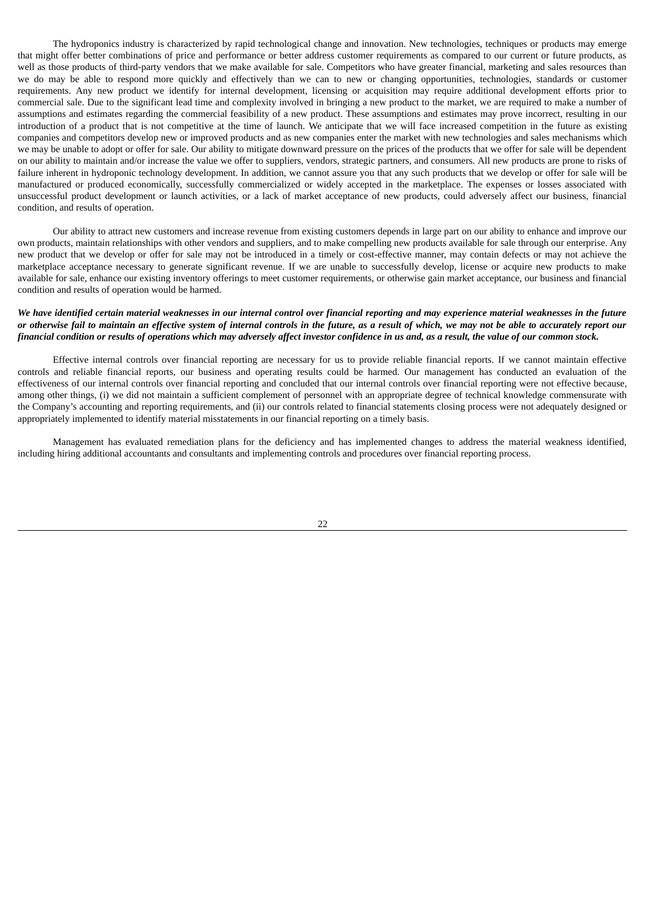The hydroponics industry is characterized by rapid technological change and innovation. New technologies, techniques or products may emerge that might offer better combinations of price and performance or better address customer requirements as compared to our current or future products, as well as those products of third-party vendors that we make available for sale. Competitors who have greater financial, marketing and sales resources than we do may be able to respond more quickly and effectively than we can to new or changing opportunities, technologies, standards or customer requirements. Any new product we identify for internal development, licensing or acquisition may require additional development efforts prior to commercial sale. Due to the significant lead time and complexity involved in bringing a new product to the market, we are required to make a number of assumptions and estimates regarding the commercial feasibility of a new product. These assumptions and estimates may prove incorrect, resulting in our introduction of a product that is not competitive at the time of launch. We anticipate that we will face increased competition in the future as existing companies and competitors develop new or improved products and as new companies enter the market with new technologies and sales mechanisms which we may be unable to adopt or offer for sale. Our ability to mitigate downward pressure on the prices of the products that we offer for sale will be dependent on our ability to maintain and/or increase the value we offer to suppliers, vendors, strategic partners, and consumers. All new products are prone to risks of failure inherent in hydroponic technology development. In addition, we cannot assure you that any such products that we develop or offer for sale will be manufactured or produced economically, successfully commercialized or widely accepted in the marketplace. The expenses or losses associated with unsuccessful product development or launch activities, or a lack of market acceptance of new products, could adversely affect our business, financial condition, and results of operation.

Our ability to attract new customers and increase revenue from existing customers depends in large part on our ability to enhance and improve our own products, maintain relationships with other vendors and suppliers, and to make compelling new products available for sale through our enterprise. Any new product that we develop or offer for sale may not be introduced in a timely or cost-effective manner, may contain defects or may not achieve the marketplace acceptance necessary to generate significant revenue. If we are unable to successfully develop, license or acquire new products to make available for sale, enhance our existing inventory offerings to meet customer requirements, or otherwise gain market acceptance, our business and financial condition and results of operation would be harmed.

***We have identified certain material weaknesses in our internal control over financial reporting and may experience material weaknesses in the future or otherwise fail to maintain an effective system of internal controls in the future, as a result of which, we may not be able to accurately report our financial condition or results of operations which may adversely affect investor confidence in us and, as a result, the value of our common stock.***

Effective internal controls over financial reporting are necessary for us to provide reliable financial reports. If we cannot maintain effective controls and reliable financial reports, our business and operating results could be harmed. Our management has conducted an evaluation of the effectiveness of our internal controls over financial reporting and concluded that our internal controls over financial reporting were not effective because, among other things, (i) we did not maintain a sufficient complement of personnel with an appropriate degree of technical knowledge commensurate with the Company's accounting and reporting requirements, and (ii) our controls related to financial statements closing process were not adequately designed or appropriately implemented to identify material misstatements in our financial reporting on a timely basis.

Management has evaluated remediation plans for the deficiency and has implemented changes to address the material weakness identified, including hiring additional accountants and consultants and implementing controls and procedures over financial reporting process.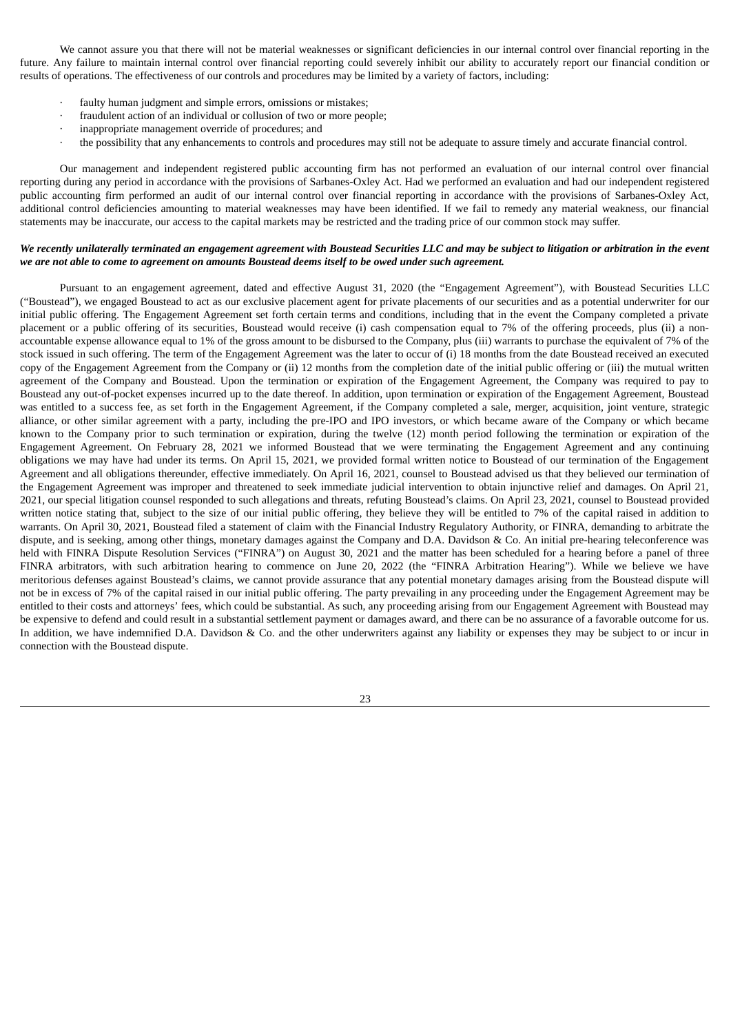We cannot assure you that there will not be material weaknesses or significant deficiencies in our internal control over financial reporting in the future. Any failure to maintain internal control over financial reporting could severely inhibit our ability to accurately report our financial condition or results of operations. The effectiveness of our controls and procedures may be limited by a variety of factors, including:

- faulty human judgment and simple errors, omissions or mistakes;
- fraudulent action of an individual or collusion of two or more people;
- inappropriate management override of procedures; and
- the possibility that any enhancements to controls and procedures may still not be adequate to assure timely and accurate financial control.

Our management and independent registered public accounting firm has not performed an evaluation of our internal control over financial reporting during any period in accordance with the provisions of Sarbanes-Oxley Act. Had we performed an evaluation and had our independent registered public accounting firm performed an audit of our internal control over financial reporting in accordance with the provisions of Sarbanes-Oxley Act, additional control deficiencies amounting to material weaknesses may have been identified. If we fail to remedy any material weakness, our financial statements may be inaccurate, our access to the capital markets may be restricted and the trading price of our common stock may suffer.

***We recently unilaterally terminated an engagement agreement with Boustead Securities LLC and may be subject to litigation or arbitration in the event we are not able to come to agreement on amounts Boustead deems itself to be owed under such agreement.***

Pursuant to an engagement agreement, dated and effective August 31, 2020 (the "Engagement Agreement"), with Boustead Securities LLC ("Boustead"), we engaged Boustead to act as our exclusive placement agent for private placements of our securities and as a potential underwriter for our initial public offering. The Engagement Agreement set forth certain terms and conditions, including that in the event the Company completed a private placement or a public offering of its securities, Boustead would receive (i) cash compensation equal to 7% of the offering proceeds, plus (ii) a non-accountable expense allowance equal to 1% of the gross amount to be disbursed to the Company, plus (iii) warrants to purchase the equivalent of 7% of the stock issued in such offering. The term of the Engagement Agreement was the later to occur of (i) 18 months from the date Boustead received an executed copy of the Engagement Agreement from the Company or (ii) 12 months from the completion date of the initial public offering or (iii) the mutual written agreement of the Company and Boustead. Upon the termination or expiration of the Engagement Agreement, the Company was required to pay to Boustead any out-of-pocket expenses incurred up to the date thereof. In addition, upon termination or expiration of the Engagement Agreement, Boustead was entitled to a success fee, as set forth in the Engagement Agreement, if the Company completed a sale, merger, acquisition, joint venture, strategic alliance, or other similar agreement with a party, including the pre-IPO and IPO investors, or which became aware of the Company or which became known to the Company prior to such termination or expiration, during the twelve (12) month period following the termination or expiration of the Engagement Agreement. On February 28, 2021 we informed Boustead that we were terminating the Engagement Agreement and any continuing obligations we may have had under its terms. On April 15, 2021, we provided formal written notice to Boustead of our termination of the Engagement Agreement and all obligations thereunder, effective immediately. On April 16, 2021, counsel to Boustead advised us that they believed our termination of the Engagement Agreement was improper and threatened to seek immediate judicial intervention to obtain injunctive relief and damages. On April 21, 2021, our special litigation counsel responded to such allegations and threats, refuting Boustead's claims. On April 23, 2021, counsel to Boustead provided written notice stating that, subject to the size of our initial public offering, they believe they will be entitled to 7% of the capital raised in addition to warrants. On April 30, 2021, Boustead filed a statement of claim with the Financial Industry Regulatory Authority, or FINRA, demanding to arbitrate the dispute, and is seeking, among other things, monetary damages against the Company and D.A. Davidson & Co. An initial pre-hearing teleconference was held with FINRA Dispute Resolution Services ("FINRA") on August 30, 2021 and the matter has been scheduled for a hearing before a panel of three FINRA arbitrators, with such arbitration hearing to commence on June 20, 2022 (the "FINRA Arbitration Hearing"). While we believe we have meritorious defenses against Boustead's claims, we cannot provide assurance that any potential monetary damages arising from the Boustead dispute will not be in excess of 7% of the capital raised in our initial public offering. The party prevailing in any proceeding under the Engagement Agreement may be entitled to their costs and attorneys' fees, which could be substantial. As such, any proceeding arising from our Engagement Agreement with Boustead may be expensive to defend and could result in a substantial settlement payment or damages award, and there can be no assurance of a favorable outcome for us. In addition, we have indemnified D.A. Davidson & Co. and the other underwriters against any liability or expenses they may be subject to or incur in connection with the Boustead dispute.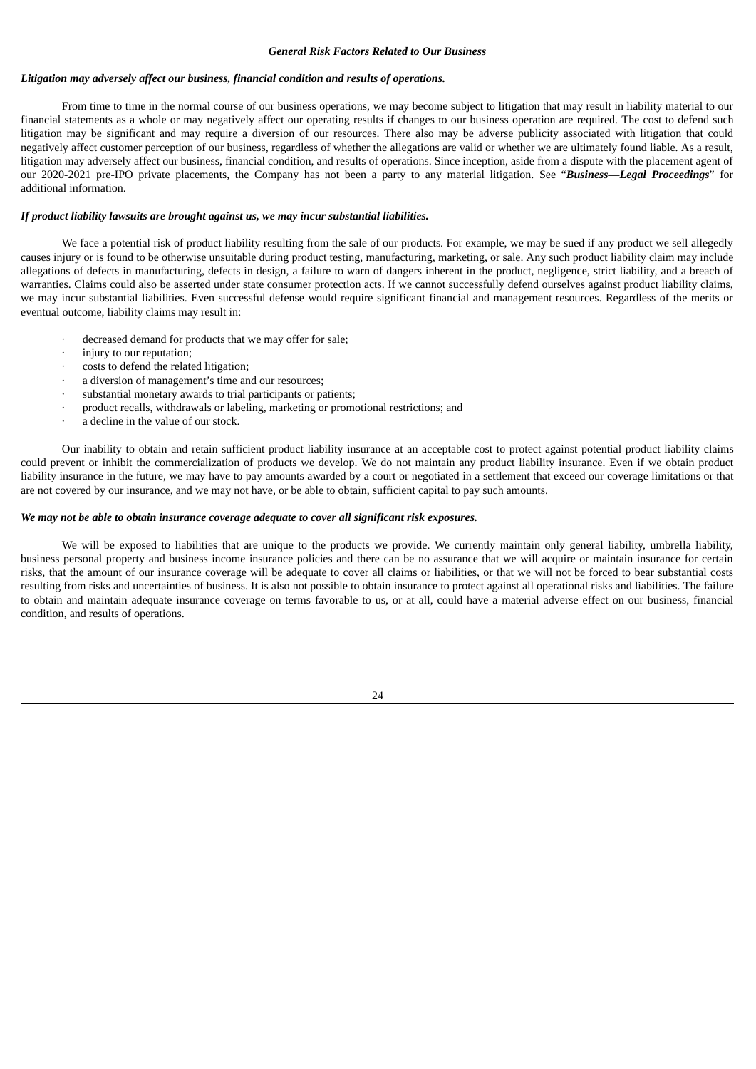### *General Risk Factors Related to Our Business*

***Litigation may adversely affect our business, financial condition and results of operations.***

From time to time in the normal course of our business operations, we may become subject to litigation that may result in liability material to our financial statements as a whole or may negatively affect our operating results if changes to our business operation are required. The cost to defend such litigation may be significant and may require a diversion of our resources. There also may be adverse publicity associated with litigation that could negatively affect customer perception of our business, regardless of whether the allegations are valid or whether we are ultimately found liable. As a result, litigation may adversely affect our business, financial condition, and results of operations. Since inception, aside from a dispute with the placement agent of our 2020-2021 pre-IPO private placements, the Company has not been a party to any material litigation. See "***Business—Legal Proceedings***" for additional information.

***If product liability lawsuits are brought against us, we may incur substantial liabilities.***

We face a potential risk of product liability resulting from the sale of our products. For example, we may be sued if any product we sell allegedly causes injury or is found to be otherwise unsuitable during product testing, manufacturing, marketing, or sale. Any such product liability claim may include allegations of defects in manufacturing, defects in design, a failure to warn of dangers inherent in the product, negligence, strict liability, and a breach of warranties. Claims could also be asserted under state consumer protection acts. If we cannot successfully defend ourselves against product liability claims, we may incur substantial liabilities. Even successful defense would require significant financial and management resources. Regardless of the merits or eventual outcome, liability claims may result in:

- decreased demand for products that we may offer for sale;
- injury to our reputation;
- costs to defend the related litigation;
- a diversion of management's time and our resources;
- substantial monetary awards to trial participants or patients;
- product recalls, withdrawals or labeling, marketing or promotional restrictions; and
- a decline in the value of our stock.

Our inability to obtain and retain sufficient product liability insurance at an acceptable cost to protect against potential product liability claims could prevent or inhibit the commercialization of products we develop. We do not maintain any product liability insurance. Even if we obtain product liability insurance in the future, we may have to pay amounts awarded by a court or negotiated in a settlement that exceed our coverage limitations or that are not covered by our insurance, and we may not have, or be able to obtain, sufficient capital to pay such amounts.

***We may not be able to obtain insurance coverage adequate to cover all significant risk exposures.***

We will be exposed to liabilities that are unique to the products we provide. We currently maintain only general liability, umbrella liability, business personal property and business income insurance policies and there can be no assurance that we will acquire or maintain insurance for certain risks, that the amount of our insurance coverage will be adequate to cover all claims or liabilities, or that we will not be forced to bear substantial costs resulting from risks and uncertainties of business. It is also not possible to obtain insurance to protect against all operational risks and liabilities. The failure to obtain and maintain adequate insurance coverage on terms favorable to us, or at all, could have a material adverse effect on our business, financial condition, and results of operations.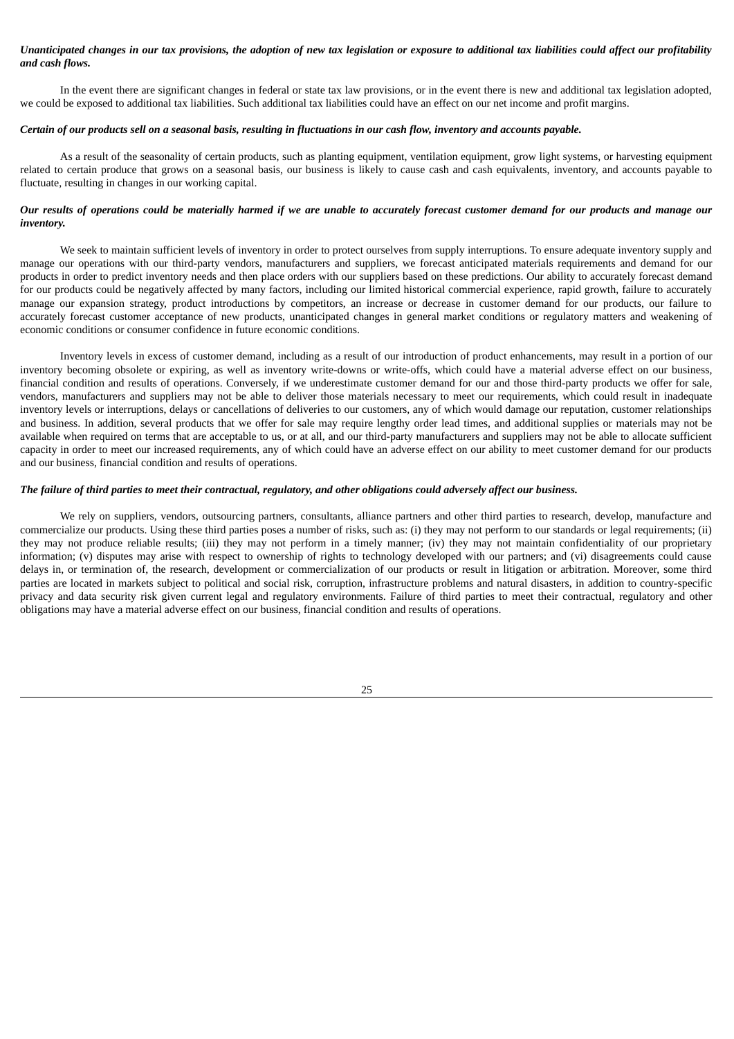***Unanticipated changes in our tax provisions, the adoption of new tax legislation or exposure to additional tax liabilities could affect our profitability and cash flows.***

In the event there are significant changes in federal or state tax law provisions, or in the event there is new and additional tax legislation adopted, we could be exposed to additional tax liabilities. Such additional tax liabilities could have an effect on our net income and profit margins.

***Certain of our products sell on a seasonal basis, resulting in fluctuations in our cash flow, inventory and accounts payable.***

As a result of the seasonality of certain products, such as planting equipment, ventilation equipment, grow light systems, or harvesting equipment related to certain produce that grows on a seasonal basis, our business is likely to cause cash and cash equivalents, inventory, and accounts payable to fluctuate, resulting in changes in our working capital.

***Our results of operations could be materially harmed if we are unable to accurately forecast customer demand for our products and manage our inventory.***

We seek to maintain sufficient levels of inventory in order to protect ourselves from supply interruptions. To ensure adequate inventory supply and manage our operations with our third-party vendors, manufacturers and suppliers, we forecast anticipated materials requirements and demand for our products in order to predict inventory needs and then place orders with our suppliers based on these predictions. Our ability to accurately forecast demand for our products could be negatively affected by many factors, including our limited historical commercial experience, rapid growth, failure to accurately manage our expansion strategy, product introductions by competitors, an increase or decrease in customer demand for our products, our failure to accurately forecast customer acceptance of new products, unanticipated changes in general market conditions or regulatory matters and weakening of economic conditions or consumer confidence in future economic conditions.

Inventory levels in excess of customer demand, including as a result of our introduction of product enhancements, may result in a portion of our inventory becoming obsolete or expiring, as well as inventory write-downs or write-offs, which could have a material adverse effect on our business, financial condition and results of operations. Conversely, if we underestimate customer demand for our and those third-party products we offer for sale, vendors, manufacturers and suppliers may not be able to deliver those materials necessary to meet our requirements, which could result in inadequate inventory levels or interruptions, delays or cancellations of deliveries to our customers, any of which would damage our reputation, customer relationships and business. In addition, several products that we offer for sale may require lengthy order lead times, and additional supplies or materials may not be available when required on terms that are acceptable to us, or at all, and our third-party manufacturers and suppliers may not be able to allocate sufficient capacity in order to meet our increased requirements, any of which could have an adverse effect on our ability to meet customer demand for our products and our business, financial condition and results of operations.

***The failure of third parties to meet their contractual, regulatory, and other obligations could adversely affect our business.***

We rely on suppliers, vendors, outsourcing partners, consultants, alliance partners and other third parties to research, develop, manufacture and commercialize our products. Using these third parties poses a number of risks, such as: (i) they may not perform to our standards or legal requirements; (ii) they may not produce reliable results; (iii) they may not perform in a timely manner; (iv) they may not maintain confidentiality of our proprietary information; (v) disputes may arise with respect to ownership of rights to technology developed with our partners; and (vi) disagreements could cause delays in, or termination of, the research, development or commercialization of our products or result in litigation or arbitration. Moreover, some third parties are located in markets subject to political and social risk, corruption, infrastructure problems and natural disasters, in addition to country-specific privacy and data security risk given current legal and regulatory environments. Failure of third parties to meet their contractual, regulatory and other obligations may have a material adverse effect on our business, financial condition and results of operations.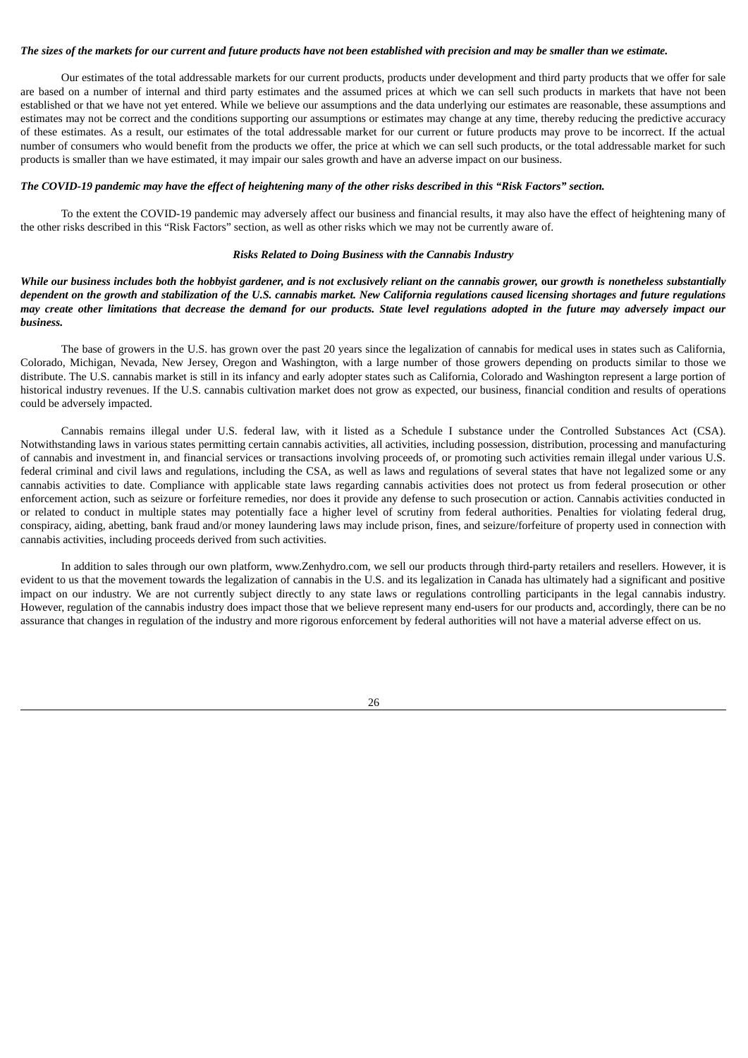***The sizes of the markets for our current and future products have not been established with precision and may be smaller than we estimate.***

Our estimates of the total addressable markets for our current products, products under development and third party products that we offer for sale are based on a number of internal and third party estimates and the assumed prices at which we can sell such products in markets that have not been established or that we have not yet entered. While we believe our assumptions and the data underlying our estimates are reasonable, these assumptions and estimates may not be correct and the conditions supporting our assumptions or estimates may change at any time, thereby reducing the predictive accuracy of these estimates. As a result, our estimates of the total addressable market for our current or future products may prove to be incorrect. If the actual number of consumers who would benefit from the products we offer, the price at which we can sell such products, or the total addressable market for such products is smaller than we have estimated, it may impair our sales growth and have an adverse impact on our business.

***The COVID-19 pandemic may have the effect of heightening many of the other risks described in this "Risk Factors" section.***

To the extent the COVID-19 pandemic may adversely affect our business and financial results, it may also have the effect of heightening many of the other risks described in this "Risk Factors" section, as well as other risks which we may not be currently aware of.

***Risks Related to Doing Business with the Cannabis Industry***

***While our business includes both the hobbyist gardener, and is not exclusively reliant on the cannabis grower,* our *growth is nonetheless substantially dependent on the growth and stabilization of the U.S. cannabis market. New California regulations caused licensing shortages and future regulations may create other limitations that decrease the demand for our products. State level regulations adopted in the future may adversely impact our business.***

The base of growers in the U.S. has grown over the past 20 years since the legalization of cannabis for medical uses in states such as California, Colorado, Michigan, Nevada, New Jersey, Oregon and Washington, with a large number of those growers depending on products similar to those we distribute. The U.S. cannabis market is still in its infancy and early adopter states such as California, Colorado and Washington represent a large portion of historical industry revenues. If the U.S. cannabis cultivation market does not grow as expected, our business, financial condition and results of operations could be adversely impacted.

Cannabis remains illegal under U.S. federal law, with it listed as a Schedule I substance under the Controlled Substances Act (CSA). Notwithstanding laws in various states permitting certain cannabis activities, all activities, including possession, distribution, processing and manufacturing of cannabis and investment in, and financial services or transactions involving proceeds of, or promoting such activities remain illegal under various U.S. federal criminal and civil laws and regulations, including the CSA, as well as laws and regulations of several states that have not legalized some or any cannabis activities to date. Compliance with applicable state laws regarding cannabis activities does not protect us from federal prosecution or other enforcement action, such as seizure or forfeiture remedies, nor does it provide any defense to such prosecution or action. Cannabis activities conducted in or related to conduct in multiple states may potentially face a higher level of scrutiny from federal authorities. Penalties for violating federal drug, conspiracy, aiding, abetting, bank fraud and/or money laundering laws may include prison, fines, and seizure/forfeiture of property used in connection with cannabis activities, including proceeds derived from such activities.

In addition to sales through our own platform, www.Zenhydro.com, we sell our products through third-party retailers and resellers. However, it is evident to us that the movement towards the legalization of cannabis in the U.S. and its legalization in Canada has ultimately had a significant and positive impact on our industry. We are not currently subject directly to any state laws or regulations controlling participants in the legal cannabis industry. However, regulation of the cannabis industry does impact those that we believe represent many end-users for our products and, accordingly, there can be no assurance that changes in regulation of the industry and more rigorous enforcement by federal authorities will not have a material adverse effect on us.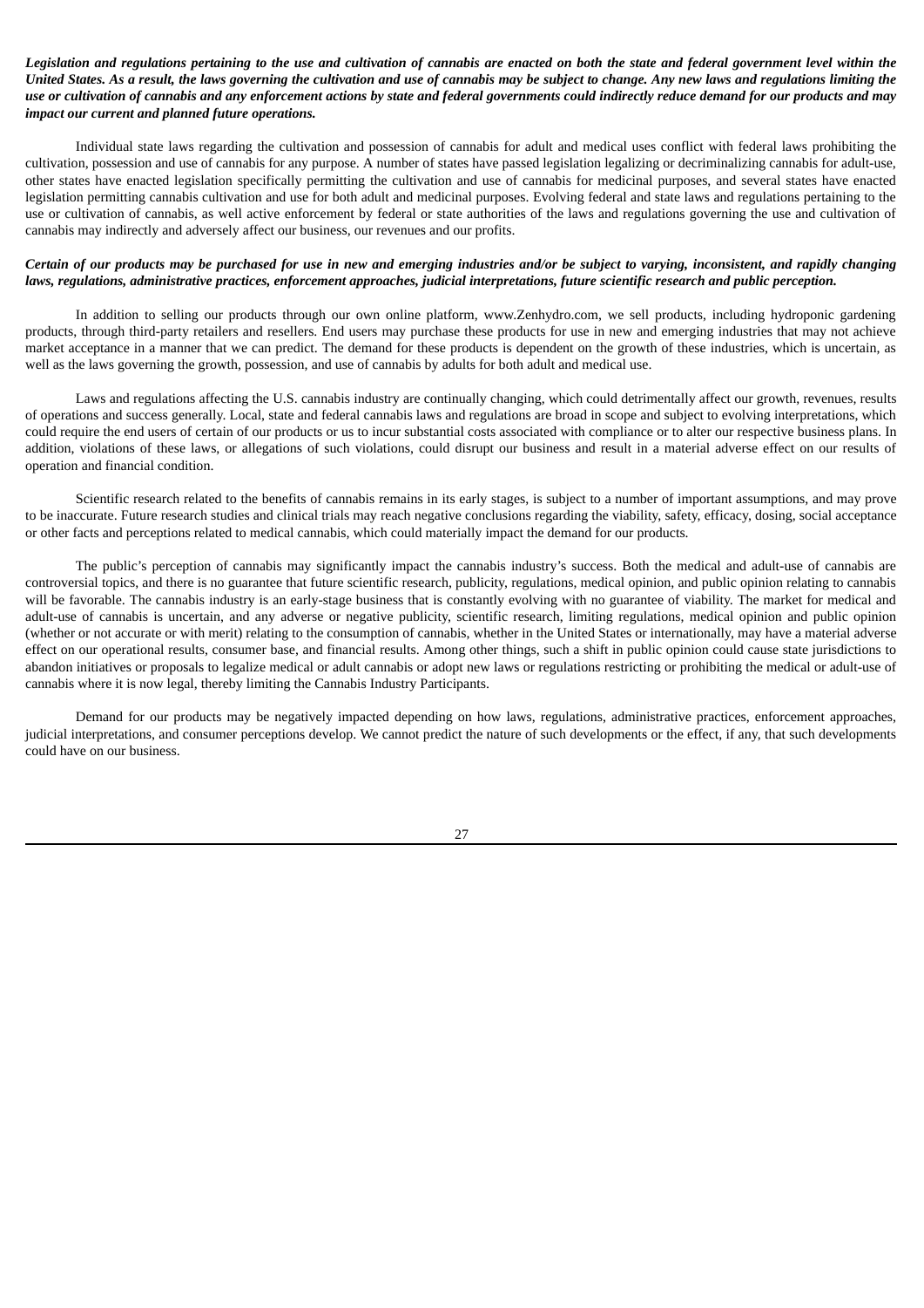***Legislation and regulations pertaining to the use and cultivation of cannabis are enacted on both the state and federal government level within the United States. As a result, the laws governing the cultivation and use of cannabis may be subject to change. Any new laws and regulations limiting the use or cultivation of cannabis and any enforcement actions by state and federal governments could indirectly reduce demand for our products and may impact our current and planned future operations.***

Individual state laws regarding the cultivation and possession of cannabis for adult and medical uses conflict with federal laws prohibiting the cultivation, possession and use of cannabis for any purpose. A number of states have passed legislation legalizing or decriminalizing cannabis for adult-use, other states have enacted legislation specifically permitting the cultivation and use of cannabis for medicinal purposes, and several states have enacted legislation permitting cannabis cultivation and use for both adult and medicinal purposes. Evolving federal and state laws and regulations pertaining to the use or cultivation of cannabis, as well active enforcement by federal or state authorities of the laws and regulations governing the use and cultivation of cannabis may indirectly and adversely affect our business, our revenues and our profits.

***Certain of our products may be purchased for use in new and emerging industries and/or be subject to varying, inconsistent, and rapidly changing laws, regulations, administrative practices, enforcement approaches, judicial interpretations, future scientific research and public perception.***

In addition to selling our products through our own online platform, www.Zenhydro.com, we sell products, including hydroponic gardening products, through third-party retailers and resellers. End users may purchase these products for use in new and emerging industries that may not achieve market acceptance in a manner that we can predict. The demand for these products is dependent on the growth of these industries, which is uncertain, as well as the laws governing the growth, possession, and use of cannabis by adults for both adult and medical use.

Laws and regulations affecting the U.S. cannabis industry are continually changing, which could detrimentally affect our growth, revenues, results of operations and success generally. Local, state and federal cannabis laws and regulations are broad in scope and subject to evolving interpretations, which could require the end users of certain of our products or us to incur substantial costs associated with compliance or to alter our respective business plans. In addition, violations of these laws, or allegations of such violations, could disrupt our business and result in a material adverse effect on our results of operation and financial condition.

Scientific research related to the benefits of cannabis remains in its early stages, is subject to a number of important assumptions, and may prove to be inaccurate. Future research studies and clinical trials may reach negative conclusions regarding the viability, safety, efficacy, dosing, social acceptance or other facts and perceptions related to medical cannabis, which could materially impact the demand for our products.

The public's perception of cannabis may significantly impact the cannabis industry's success. Both the medical and adult-use of cannabis are controversial topics, and there is no guarantee that future scientific research, publicity, regulations, medical opinion, and public opinion relating to cannabis will be favorable. The cannabis industry is an early-stage business that is constantly evolving with no guarantee of viability. The market for medical and adult-use of cannabis is uncertain, and any adverse or negative publicity, scientific research, limiting regulations, medical opinion and public opinion (whether or not accurate or with merit) relating to the consumption of cannabis, whether in the United States or internationally, may have a material adverse effect on our operational results, consumer base, and financial results. Among other things, such a shift in public opinion could cause state jurisdictions to abandon initiatives or proposals to legalize medical or adult cannabis or adopt new laws or regulations restricting or prohibiting the medical or adult-use of cannabis where it is now legal, thereby limiting the Cannabis Industry Participants.

Demand for our products may be negatively impacted depending on how laws, regulations, administrative practices, enforcement approaches, judicial interpretations, and consumer perceptions develop. We cannot predict the nature of such developments or the effect, if any, that such developments could have on our business.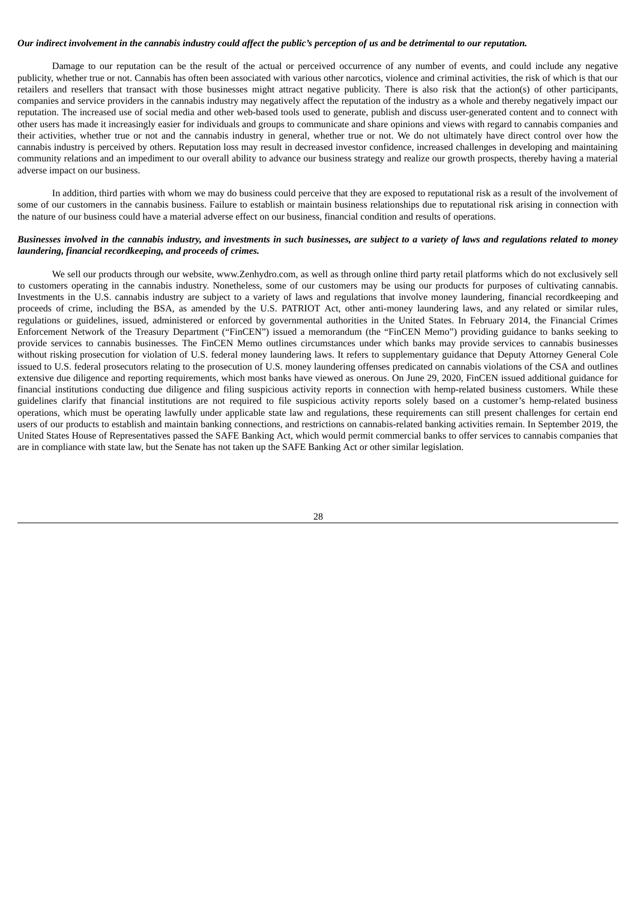***Our indirect involvement in the cannabis industry could affect the public's perception of us and be detrimental to our reputation.***

Damage to our reputation can be the result of the actual or perceived occurrence of any number of events, and could include any negative publicity, whether true or not. Cannabis has often been associated with various other narcotics, violence and criminal activities, the risk of which is that our retailers and resellers that transact with those businesses might attract negative publicity. There is also risk that the action(s) of other participants, companies and service providers in the cannabis industry may negatively affect the reputation of the industry as a whole and thereby negatively impact our reputation. The increased use of social media and other web-based tools used to generate, publish and discuss user-generated content and to connect with other users has made it increasingly easier for individuals and groups to communicate and share opinions and views with regard to cannabis companies and their activities, whether true or not and the cannabis industry in general, whether true or not. We do not ultimately have direct control over how the cannabis industry is perceived by others. Reputation loss may result in decreased investor confidence, increased challenges in developing and maintaining community relations and an impediment to our overall ability to advance our business strategy and realize our growth prospects, thereby having a material adverse impact on our business.

In addition, third parties with whom we may do business could perceive that they are exposed to reputational risk as a result of the involvement of some of our customers in the cannabis business. Failure to establish or maintain business relationships due to reputational risk arising in connection with the nature of our business could have a material adverse effect on our business, financial condition and results of operations.

***Businesses involved in the cannabis industry, and investments in such businesses, are subject to a variety of laws and regulations related to money laundering, financial recordkeeping, and proceeds of crimes.***

We sell our products through our website, www.Zenhydro.com, as well as through online third party retail platforms which do not exclusively sell to customers operating in the cannabis industry. Nonetheless, some of our customers may be using our products for purposes of cultivating cannabis. Investments in the U.S. cannabis industry are subject to a variety of laws and regulations that involve money laundering, financial recordkeeping and proceeds of crime, including the BSA, as amended by the U.S. PATRIOT Act, other anti-money laundering laws, and any related or similar rules, regulations or guidelines, issued, administered or enforced by governmental authorities in the United States. In February 2014, the Financial Crimes Enforcement Network of the Treasury Department ("FinCEN") issued a memorandum (the "FinCEN Memo") providing guidance to banks seeking to provide services to cannabis businesses. The FinCEN Memo outlines circumstances under which banks may provide services to cannabis businesses without risking prosecution for violation of U.S. federal money laundering laws. It refers to supplementary guidance that Deputy Attorney General Cole issued to U.S. federal prosecutors relating to the prosecution of U.S. money laundering offenses predicated on cannabis violations of the CSA and outlines extensive due diligence and reporting requirements, which most banks have viewed as onerous. On June 29, 2020, FinCEN issued additional guidance for financial institutions conducting due diligence and filing suspicious activity reports in connection with hemp-related business customers. While these guidelines clarify that financial institutions are not required to file suspicious activity reports solely based on a customer's hemp-related business operations, which must be operating lawfully under applicable state law and regulations, these requirements can still present challenges for certain end users of our products to establish and maintain banking connections, and restrictions on cannabis-related banking activities remain. In September 2019, the United States House of Representatives passed the SAFE Banking Act, which would permit commercial banks to offer services to cannabis companies that are in compliance with state law, but the Senate has not taken up the SAFE Banking Act or other similar legislation.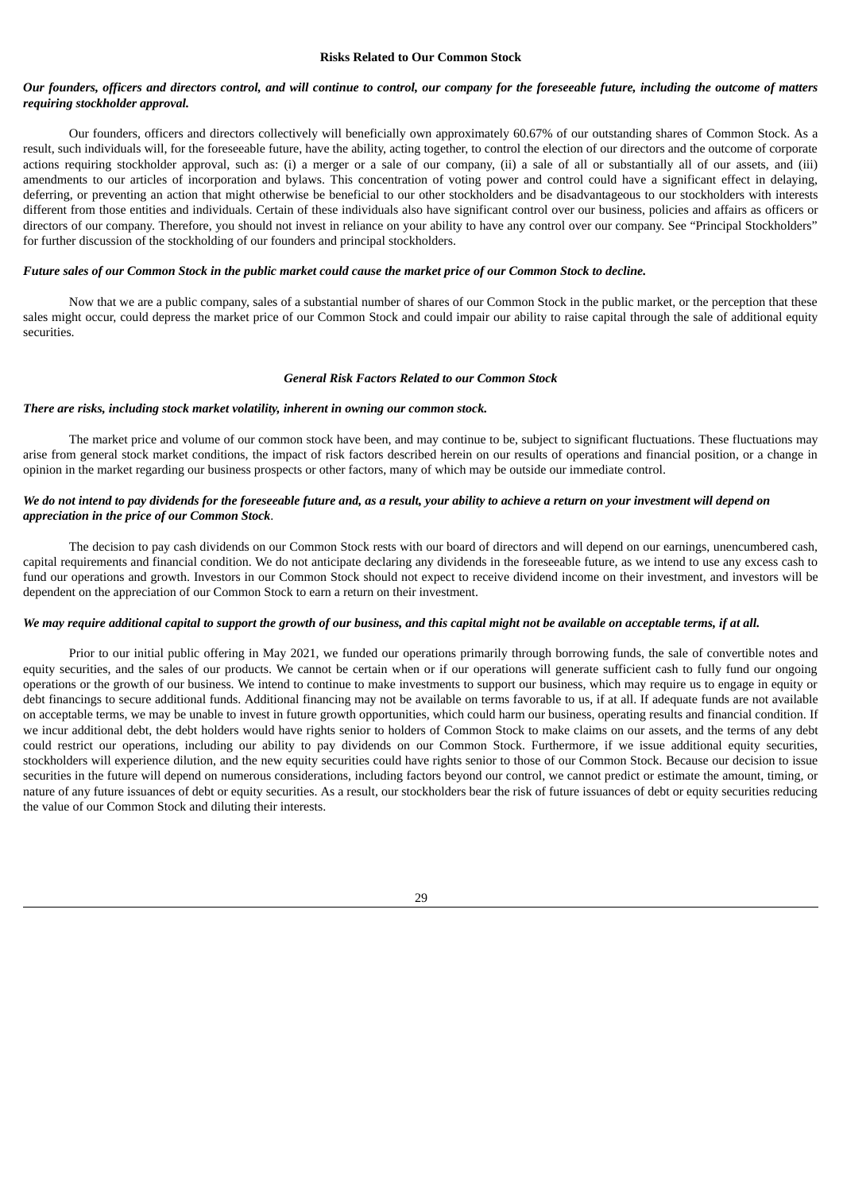### Risks Related to Our Common Stock

***Our founders, officers and directors control, and will continue to control, our company for the foreseeable future, including the outcome of matters requiring stockholder approval.***

Our founders, officers and directors collectively will beneficially own approximately 60.67% of our outstanding shares of Common Stock. As a result, such individuals will, for the foreseeable future, have the ability, acting together, to control the election of our directors and the outcome of corporate actions requiring stockholder approval, such as: (i) a merger or a sale of our company, (ii) a sale of all or substantially all of our assets, and (iii) amendments to our articles of incorporation and bylaws. This concentration of voting power and control could have a significant effect in delaying, deferring, or preventing an action that might otherwise be beneficial to our other stockholders and be disadvantageous to our stockholders with interests different from those entities and individuals. Certain of these individuals also have significant control over our business, policies and affairs as officers or directors of our company. Therefore, you should not invest in reliance on your ability to have any control over our company. See "Principal Stockholders" for further discussion of the stockholding of our founders and principal stockholders.

***Future sales of our Common Stock in the public market could cause the market price of our Common Stock to decline.***

Now that we are a public company, sales of a substantial number of shares of our Common Stock in the public market, or the perception that these sales might occur, could depress the market price of our Common Stock and could impair our ability to raise capital through the sale of additional equity securities.

### *General Risk Factors Related to our Common Stock*

***There are risks, including stock market volatility, inherent in owning our common stock.***

The market price and volume of our common stock have been, and may continue to be, subject to significant fluctuations. These fluctuations may arise from general stock market conditions, the impact of risk factors described herein on our results of operations and financial position, or a change in opinion in the market regarding our business prospects or other factors, many of which may be outside our immediate control.

***We do not intend to pay dividends for the foreseeable future and, as a result, your ability to achieve a return on your investment will depend on appreciation in the price of our Common Stock*.**

The decision to pay cash dividends on our Common Stock rests with our board of directors and will depend on our earnings, unencumbered cash, capital requirements and financial condition. We do not anticipate declaring any dividends in the foreseeable future, as we intend to use any excess cash to fund our operations and growth. Investors in our Common Stock should not expect to receive dividend income on their investment, and investors will be dependent on the appreciation of our Common Stock to earn a return on their investment.

***We may require additional capital to support the growth of our business, and this capital might not be available on acceptable terms, if at all.***

Prior to our initial public offering in May 2021, we funded our operations primarily through borrowing funds, the sale of convertible notes and equity securities, and the sales of our products. We cannot be certain when or if our operations will generate sufficient cash to fully fund our ongoing operations or the growth of our business. We intend to continue to make investments to support our business, which may require us to engage in equity or debt financings to secure additional funds. Additional financing may not be available on terms favorable to us, if at all. If adequate funds are not available on acceptable terms, we may be unable to invest in future growth opportunities, which could harm our business, operating results and financial condition. If we incur additional debt, the debt holders would have rights senior to holders of Common Stock to make claims on our assets, and the terms of any debt could restrict our operations, including our ability to pay dividends on our Common Stock. Furthermore, if we issue additional equity securities, stockholders will experience dilution, and the new equity securities could have rights senior to those of our Common Stock. Because our decision to issue securities in the future will depend on numerous considerations, including factors beyond our control, we cannot predict or estimate the amount, timing, or nature of any future issuances of debt or equity securities. As a result, our stockholders bear the risk of future issuances of debt or equity securities reducing the value of our Common Stock and diluting their interests.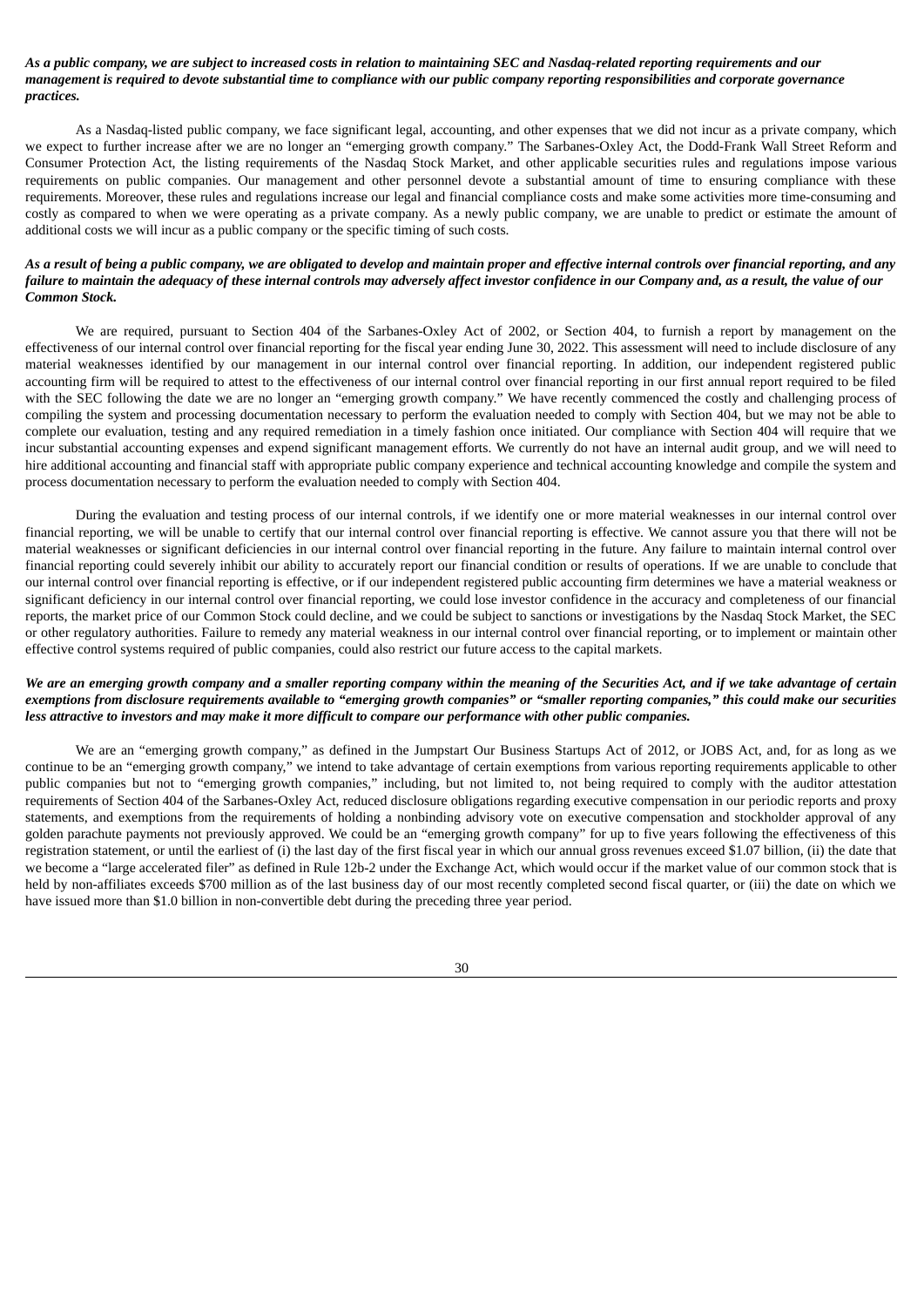***As a public company, we are subject to increased costs in relation to maintaining SEC and Nasdaq-related reporting requirements and our management is required to devote substantial time to compliance with our public company reporting responsibilities and corporate governance practices.***

As a Nasdaq-listed public company, we face significant legal, accounting, and other expenses that we did not incur as a private company, which we expect to further increase after we are no longer an "emerging growth company." The Sarbanes-Oxley Act, the Dodd-Frank Wall Street Reform and Consumer Protection Act, the listing requirements of the Nasdaq Stock Market, and other applicable securities rules and regulations impose various requirements on public companies. Our management and other personnel devote a substantial amount of time to ensuring compliance with these requirements. Moreover, these rules and regulations increase our legal and financial compliance costs and make some activities more time-consuming and costly as compared to when we were operating as a private company. As a newly public company, we are unable to predict or estimate the amount of additional costs we will incur as a public company or the specific timing of such costs.

***As a result of being a public company, we are obligated to develop and maintain proper and effective internal controls over financial reporting, and any failure to maintain the adequacy of these internal controls may adversely affect investor confidence in our Company and, as a result, the value of our Common Stock.***

We are required, pursuant to Section 404 of the Sarbanes-Oxley Act of 2002, or Section 404, to furnish a report by management on the effectiveness of our internal control over financial reporting for the fiscal year ending June 30, 2022. This assessment will need to include disclosure of any material weaknesses identified by our management in our internal control over financial reporting. In addition, our independent registered public accounting firm will be required to attest to the effectiveness of our internal control over financial reporting in our first annual report required to be filed with the SEC following the date we are no longer an "emerging growth company." We have recently commenced the costly and challenging process of compiling the system and processing documentation necessary to perform the evaluation needed to comply with Section 404, but we may not be able to complete our evaluation, testing and any required remediation in a timely fashion once initiated. Our compliance with Section 404 will require that we incur substantial accounting expenses and expend significant management efforts. We currently do not have an internal audit group, and we will need to hire additional accounting and financial staff with appropriate public company experience and technical accounting knowledge and compile the system and process documentation necessary to perform the evaluation needed to comply with Section 404.

During the evaluation and testing process of our internal controls, if we identify one or more material weaknesses in our internal control over financial reporting, we will be unable to certify that our internal control over financial reporting is effective. We cannot assure you that there will not be material weaknesses or significant deficiencies in our internal control over financial reporting in the future. Any failure to maintain internal control over financial reporting could severely inhibit our ability to accurately report our financial condition or results of operations. If we are unable to conclude that our internal control over financial reporting is effective, or if our independent registered public accounting firm determines we have a material weakness or significant deficiency in our internal control over financial reporting, we could lose investor confidence in the accuracy and completeness of our financial reports, the market price of our Common Stock could decline, and we could be subject to sanctions or investigations by the Nasdaq Stock Market, the SEC or other regulatory authorities. Failure to remedy any material weakness in our internal control over financial reporting, or to implement or maintain other effective control systems required of public companies, could also restrict our future access to the capital markets.

***We are an emerging growth company and a smaller reporting company within the meaning of the Securities Act, and if we take advantage of certain exemptions from disclosure requirements available to "emerging growth companies" or "smaller reporting companies," this could make our securities less attractive to investors and may make it more difficult to compare our performance with other public companies.***

We are an "emerging growth company," as defined in the Jumpstart Our Business Startups Act of 2012, or JOBS Act, and, for as long as we continue to be an "emerging growth company," we intend to take advantage of certain exemptions from various reporting requirements applicable to other public companies but not to "emerging growth companies," including, but not limited to, not being required to comply with the auditor attestation requirements of Section 404 of the Sarbanes-Oxley Act, reduced disclosure obligations regarding executive compensation in our periodic reports and proxy statements, and exemptions from the requirements of holding a nonbinding advisory vote on executive compensation and stockholder approval of any golden parachute payments not previously approved. We could be an "emerging growth company" for up to five years following the effectiveness of this registration statement, or until the earliest of (i) the last day of the first fiscal year in which our annual gross revenues exceed $1.07 billion, (ii) the date that we become a "large accelerated filer" as defined in Rule 12b-2 under the Exchange Act, which would occur if the market value of our common stock that is held by non-affiliates exceeds $700 million as of the last business day of our most recently completed second fiscal quarter, or (iii) the date on which we have issued more than $1.0 billion in non-convertible debt during the preceding three year period.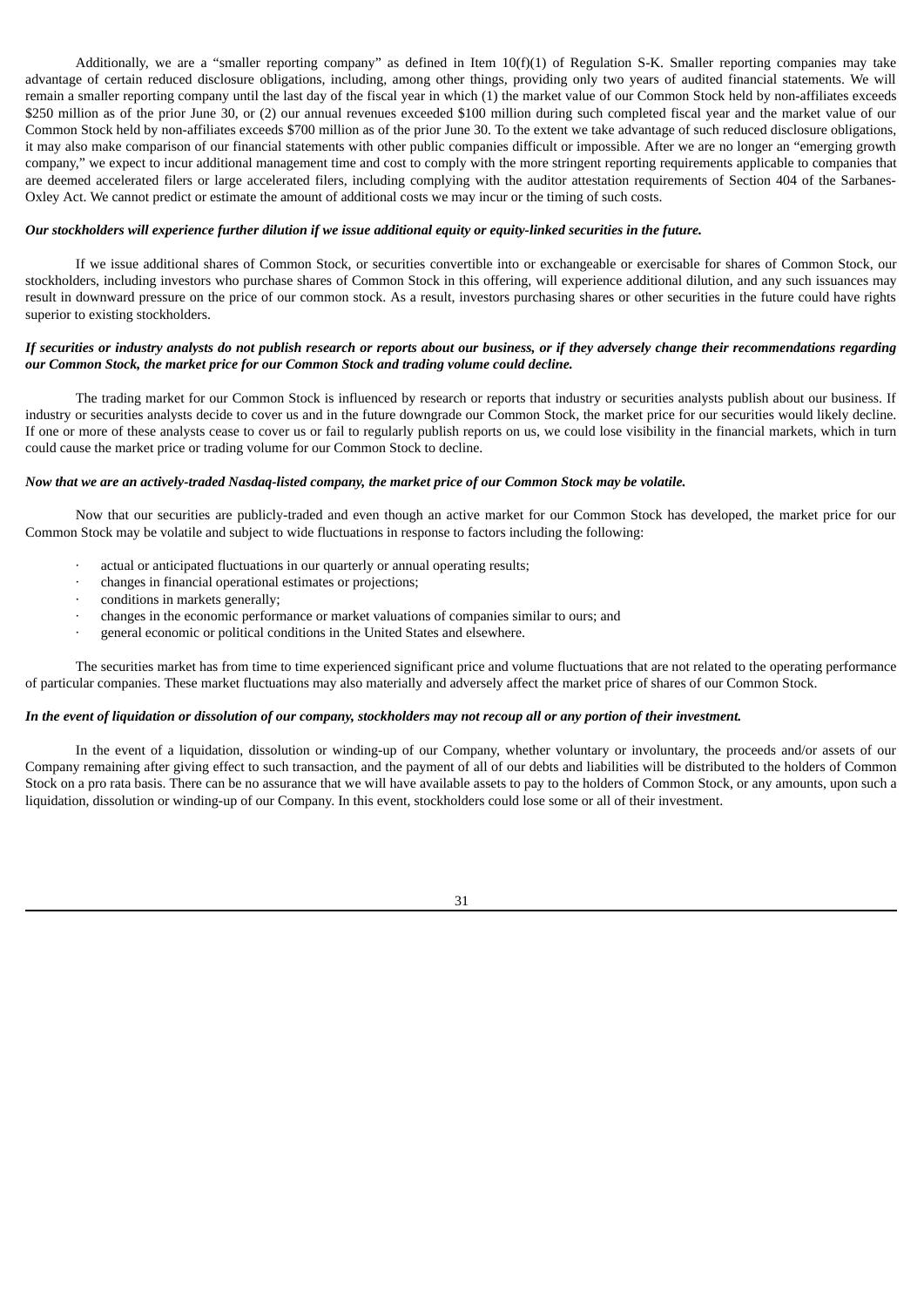Additionally, we are a "smaller reporting company" as defined in Item 10(f)(1) of Regulation S-K. Smaller reporting companies may take advantage of certain reduced disclosure obligations, including, among other things, providing only two years of audited financial statements. We will remain a smaller reporting company until the last day of the fiscal year in which (1) the market value of our Common Stock held by non-affiliates exceeds $250 million as of the prior June 30, or (2) our annual revenues exceeded $100 million during such completed fiscal year and the market value of our Common Stock held by non-affiliates exceeds $700 million as of the prior June 30. To the extent we take advantage of such reduced disclosure obligations, it may also make comparison of our financial statements with other public companies difficult or impossible. After we are no longer an "emerging growth company," we expect to incur additional management time and cost to comply with the more stringent reporting requirements applicable to companies that are deemed accelerated filers or large accelerated filers, including complying with the auditor attestation requirements of Section 404 of the Sarbanes-Oxley Act. We cannot predict or estimate the amount of additional costs we may incur or the timing of such costs.

***Our stockholders will experience further dilution if we issue additional equity or equity-linked securities in the future.***

If we issue additional shares of Common Stock, or securities convertible into or exchangeable or exercisable for shares of Common Stock, our stockholders, including investors who purchase shares of Common Stock in this offering, will experience additional dilution, and any such issuances may result in downward pressure on the price of our common stock. As a result, investors purchasing shares or other securities in the future could have rights superior to existing stockholders.

***If securities or industry analysts do not publish research or reports about our business, or if they adversely change their recommendations regarding our Common Stock, the market price for our Common Stock and trading volume could decline.***

The trading market for our Common Stock is influenced by research or reports that industry or securities analysts publish about our business. If industry or securities analysts decide to cover us and in the future downgrade our Common Stock, the market price for our securities would likely decline. If one or more of these analysts cease to cover us or fail to regularly publish reports on us, we could lose visibility in the financial markets, which in turn could cause the market price or trading volume for our Common Stock to decline.

***Now that we are an actively-traded Nasdaq-listed company, the market price of our Common Stock may be volatile.***

Now that our securities are publicly-traded and even though an active market for our Common Stock has developed, the market price for our Common Stock may be volatile and subject to wide fluctuations in response to factors including the following:

- actual or anticipated fluctuations in our quarterly or annual operating results;
- changes in financial operational estimates or projections;
- conditions in markets generally;
- changes in the economic performance or market valuations of companies similar to ours; and
- general economic or political conditions in the United States and elsewhere.

The securities market has from time to time experienced significant price and volume fluctuations that are not related to the operating performance of particular companies. These market fluctuations may also materially and adversely affect the market price of shares of our Common Stock.

***In the event of liquidation or dissolution of our company, stockholders may not recoup all or any portion of their investment.***

In the event of a liquidation, dissolution or winding-up of our Company, whether voluntary or involuntary, the proceeds and/or assets of our Company remaining after giving effect to such transaction, and the payment of all of our debts and liabilities will be distributed to the holders of Common Stock on a pro rata basis. There can be no assurance that we will have available assets to pay to the holders of Common Stock, or any amounts, upon such a liquidation, dissolution or winding-up of our Company. In this event, stockholders could lose some or all of their investment.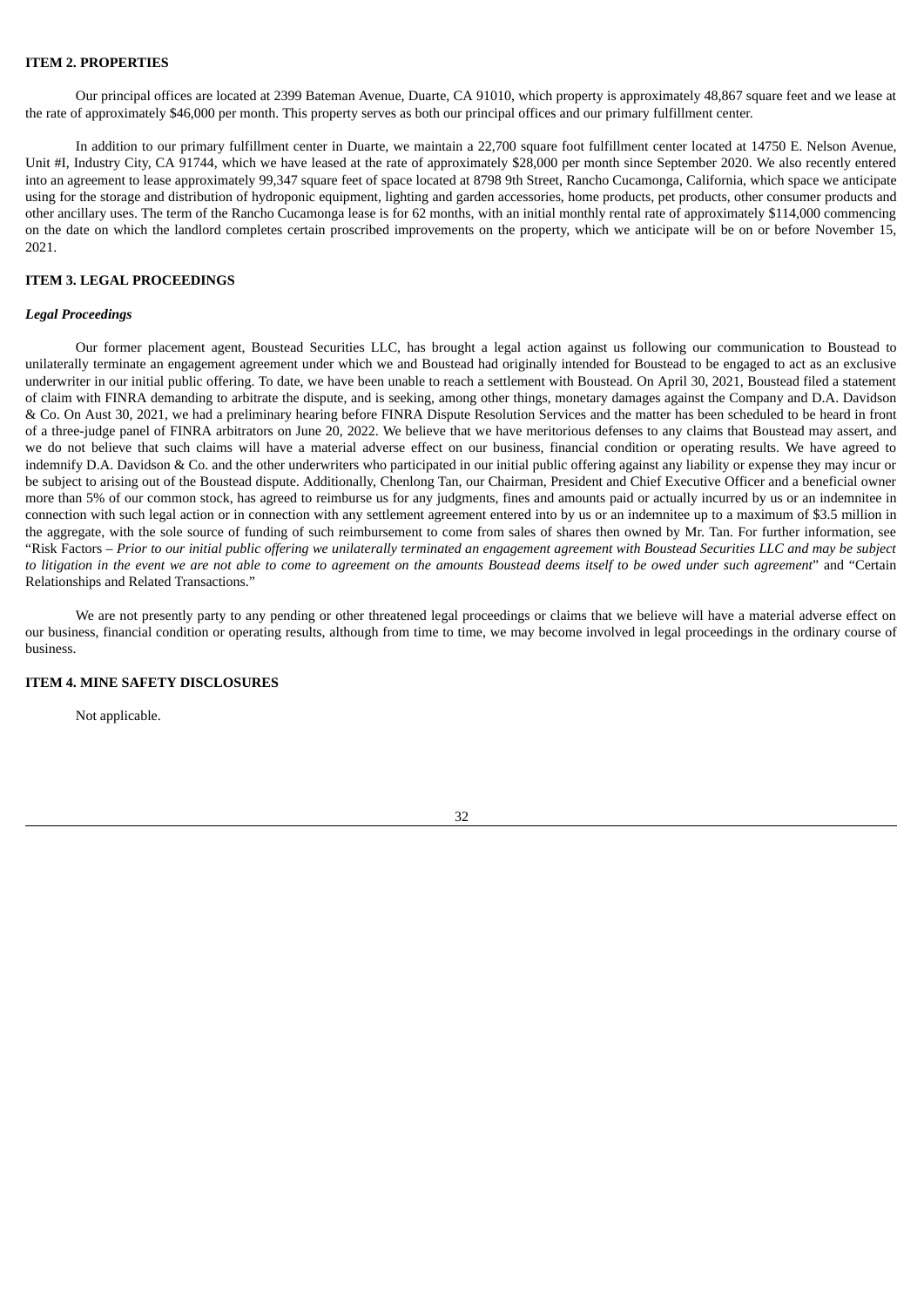## ITEM 2. PROPERTIES

Our principal offices are located at 2399 Bateman Avenue, Duarte, CA 91010, which property is approximately 48,867 square feet and we lease at the rate of approximately $46,000 per month. This property serves as both our principal offices and our primary fulfillment center.

In addition to our primary fulfillment center in Duarte, we maintain a 22,700 square foot fulfillment center located at 14750 E. Nelson Avenue, Unit #I, Industry City, CA 91744, which we have leased at the rate of approximately $28,000 per month since September 2020. We also recently entered into an agreement to lease approximately 99,347 square feet of space located at 8798 9th Street, Rancho Cucamonga, California, which space we anticipate using for the storage and distribution of hydroponic equipment, lighting and garden accessories, home products, pet products, other consumer products and other ancillary uses. The term of the Rancho Cucamonga lease is for 62 months, with an initial monthly rental rate of approximately $114,000 commencing on the date on which the landlord completes certain proscribed improvements on the property, which we anticipate will be on or before November 15, 2021.

## ITEM 3. LEGAL PROCEEDINGS

### *Legal Proceedings*

Our former placement agent, Boustead Securities LLC, has brought a legal action against us following our communication to Boustead to unilaterally terminate an engagement agreement under which we and Boustead had originally intended for Boustead to be engaged to act as an exclusive underwriter in our initial public offering. To date, we have been unable to reach a settlement with Boustead. On April 30, 2021, Boustead filed a statement of claim with FINRA demanding to arbitrate the dispute, and is seeking, among other things, monetary damages against the Company and D.A. Davidson & Co. On Aust 30, 2021, we had a preliminary hearing before FINRA Dispute Resolution Services and the matter has been scheduled to be heard in front of a three-judge panel of FINRA arbitrators on June 20, 2022. We believe that we have meritorious defenses to any claims that Boustead may assert, and we do not believe that such claims will have a material adverse effect on our business, financial condition or operating results. We have agreed to indemnify D.A. Davidson & Co. and the other underwriters who participated in our initial public offering against any liability or expense they may incur or be subject to arising out of the Boustead dispute. Additionally, Chenlong Tan, our Chairman, President and Chief Executive Officer and a beneficial owner more than 5% of our common stock, has agreed to reimburse us for any judgments, fines and amounts paid or actually incurred by us or an indemnitee in connection with such legal action or in connection with any settlement agreement entered into by us or an indemnitee up to a maximum of $3.5 million in the aggregate, with the sole source of funding of such reimbursement to come from sales of shares then owned by Mr. Tan. For further information, see "Risk Factors – *Prior to our initial public offering we unilaterally terminated an engagement agreement with Boustead Securities LLC and may be subject to litigation in the event we are not able to come to agreement on the amounts Boustead deems itself to be owed under such agreement*" and "Certain Relationships and Related Transactions."

We are not presently party to any pending or other threatened legal proceedings or claims that we believe will have a material adverse effect on our business, financial condition or operating results, although from time to time, we may become involved in legal proceedings in the ordinary course of business.

## ITEM 4. MINE SAFETY DISCLOSURES

Not applicable.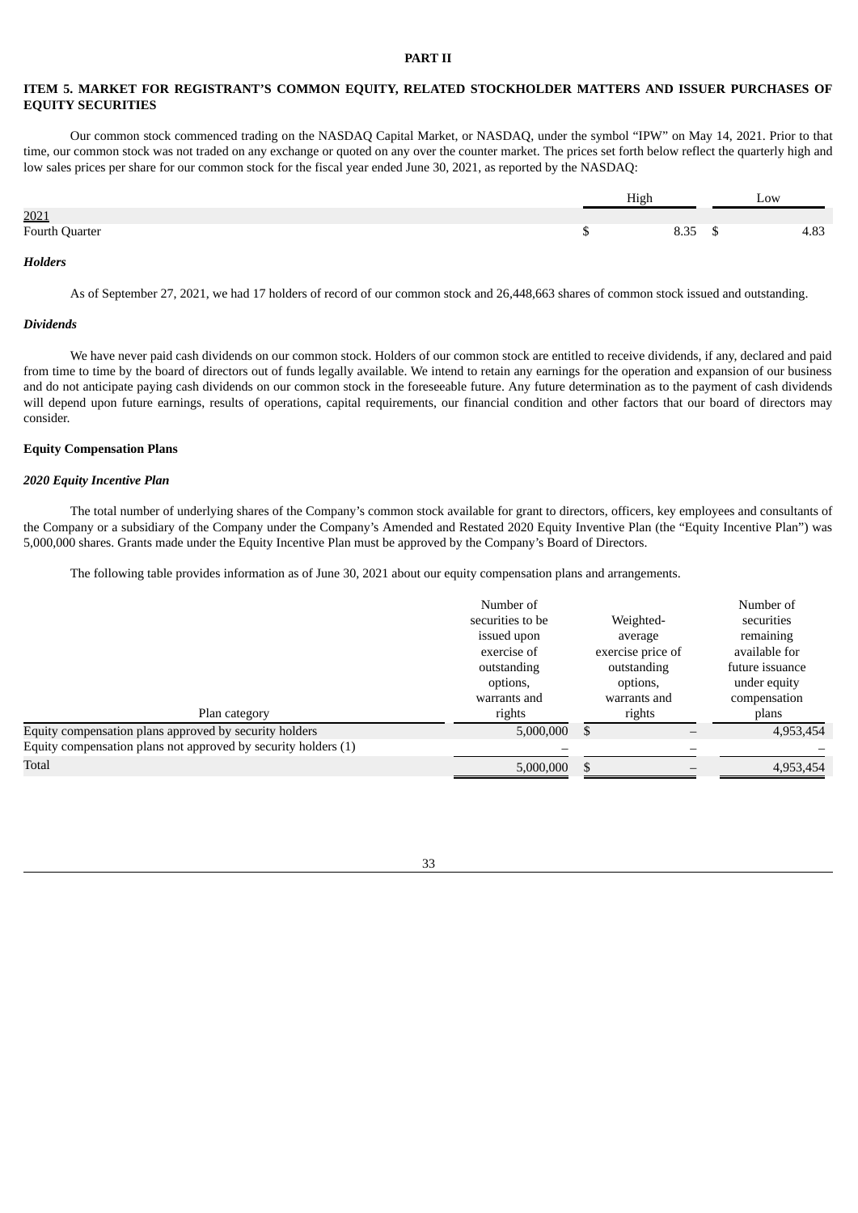**PART II**

## ITEM 5. MARKET FOR REGISTRANT'S COMMON EQUITY, RELATED STOCKHOLDER MATTERS AND ISSUER PURCHASES OF EQUITY SECURITIES

Our common stock commenced trading on the NASDAQ Capital Market, or NASDAQ, under the symbol "IPW" on May 14, 2021. Prior to that time, our common stock was not traded on any exchange or quoted on any over the counter market. The prices set forth below reflect the quarterly high and low sales prices per share for our common stock for the fiscal year ended June 30, 2021, as reported by the NASDAQ:

| | High | Low |
|---|---|---|
| 2021 | | |
| Fourth Quarter | $ 8.35 | $ 4.83 |

***Holders***

As of September 27, 2021, we had 17 holders of record of our common stock and 26,448,663 shares of common stock issued and outstanding.

***Dividends***

We have never paid cash dividends on our common stock. Holders of our common stock are entitled to receive dividends, if any, declared and paid from time to time by the board of directors out of funds legally available. We intend to retain any earnings for the operation and expansion of our business and do not anticipate paying cash dividends on our common stock in the foreseeable future. Any future determination as to the payment of cash dividends will depend upon future earnings, results of operations, capital requirements, our financial condition and other factors that our board of directors may consider.

**Equity Compensation Plans**

***2020 Equity Incentive Plan***

The total number of underlying shares of the Company's common stock available for grant to directors, officers, key employees and consultants of the Company or a subsidiary of the Company under the Company's Amended and Restated 2020 Equity Inventive Plan (the "Equity Incentive Plan") was 5,000,000 shares. Grants made under the Equity Incentive Plan must be approved by the Company's Board of Directors.

The following table provides information as of June 30, 2021 about our equity compensation plans and arrangements.

| Plan category | Number of securities to be issued upon exercise of outstanding options, warrants and rights | Weighted-average exercise price of outstanding options, warrants and rights | Number of securities remaining available for future issuance under equity compensation plans |
|---|---|---|---|
| Equity compensation plans approved by security holders | 5,000,000 | $ – | 4,953,454 |
| Equity compensation plans not approved by security holders (1) | – | – | – |
| Total | 5,000,000 | $ – | 4,953,454 |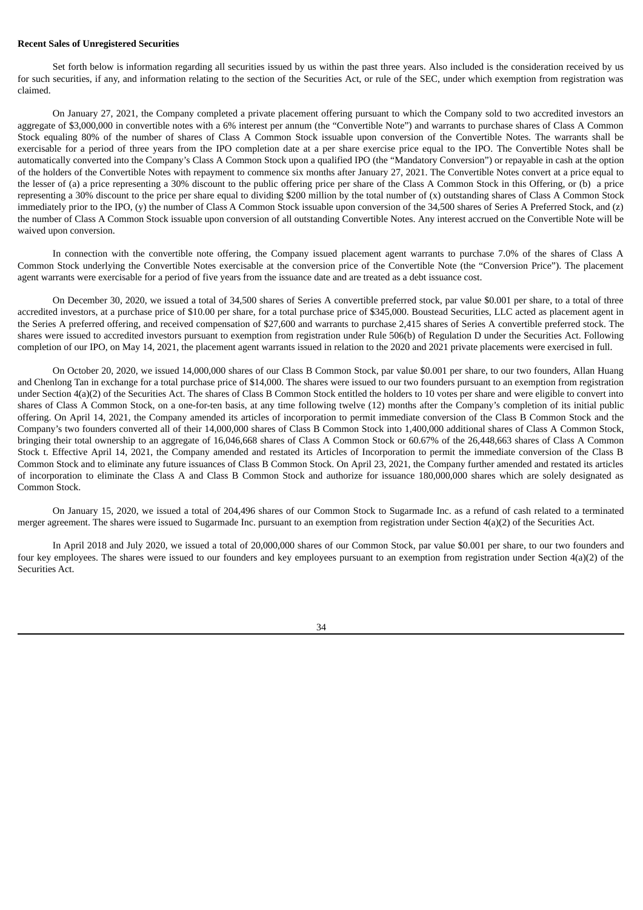**Recent Sales of Unregistered Securities**

Set forth below is information regarding all securities issued by us within the past three years. Also included is the consideration received by us for such securities, if any, and information relating to the section of the Securities Act, or rule of the SEC, under which exemption from registration was claimed.

On January 27, 2021, the Company completed a private placement offering pursuant to which the Company sold to two accredited investors an aggregate of $3,000,000 in convertible notes with a 6% interest per annum (the "Convertible Note") and warrants to purchase shares of Class A Common Stock equaling 80% of the number of shares of Class A Common Stock issuable upon conversion of the Convertible Notes. The warrants shall be exercisable for a period of three years from the IPO completion date at a per share exercise price equal to the IPO. The Convertible Notes shall be automatically converted into the Company's Class A Common Stock upon a qualified IPO (the "Mandatory Conversion") or repayable in cash at the option of the holders of the Convertible Notes with repayment to commence six months after January 27, 2021. The Convertible Notes convert at a price equal to the lesser of (a) a price representing a 30% discount to the public offering price per share of the Class A Common Stock in this Offering, or (b) a price representing a 30% discount to the price per share equal to dividing $200 million by the total number of (x) outstanding shares of Class A Common Stock immediately prior to the IPO, (y) the number of Class A Common Stock issuable upon conversion of the 34,500 shares of Series A Preferred Stock, and (z) the number of Class A Common Stock issuable upon conversion of all outstanding Convertible Notes. Any interest accrued on the Convertible Note will be waived upon conversion.

In connection with the convertible note offering, the Company issued placement agent warrants to purchase 7.0% of the shares of Class A Common Stock underlying the Convertible Notes exercisable at the conversion price of the Convertible Note (the "Conversion Price"). The placement agent warrants were exercisable for a period of five years from the issuance date and are treated as a debt issuance cost.

On December 30, 2020, we issued a total of 34,500 shares of Series A convertible preferred stock, par value $0.001 per share, to a total of three accredited investors, at a purchase price of $10.00 per share, for a total purchase price of $345,000. Boustead Securities, LLC acted as placement agent in the Series A preferred offering, and received compensation of $27,600 and warrants to purchase 2,415 shares of Series A convertible preferred stock. The shares were issued to accredited investors pursuant to exemption from registration under Rule 506(b) of Regulation D under the Securities Act. Following completion of our IPO, on May 14, 2021, the placement agent warrants issued in relation to the 2020 and 2021 private placements were exercised in full.

On October 20, 2020, we issued 14,000,000 shares of our Class B Common Stock, par value $0.001 per share, to our two founders, Allan Huang and Chenlong Tan in exchange for a total purchase price of $14,000. The shares were issued to our two founders pursuant to an exemption from registration under Section 4(a)(2) of the Securities Act. The shares of Class B Common Stock entitled the holders to 10 votes per share and were eligible to convert into shares of Class A Common Stock, on a one-for-ten basis, at any time following twelve (12) months after the Company's completion of its initial public offering. On April 14, 2021, the Company amended its articles of incorporation to permit immediate conversion of the Class B Common Stock and the Company's two founders converted all of their 14,000,000 shares of Class B Common Stock into 1,400,000 additional shares of Class A Common Stock, bringing their total ownership to an aggregate of 16,046,668 shares of Class A Common Stock or 60.67% of the 26,448,663 shares of Class A Common Stock t. Effective April 14, 2021, the Company amended and restated its Articles of Incorporation to permit the immediate conversion of the Class B Common Stock and to eliminate any future issuances of Class B Common Stock. On April 23, 2021, the Company further amended and restated its articles of incorporation to eliminate the Class A and Class B Common Stock and authorize for issuance 180,000,000 shares which are solely designated as Common Stock.

On January 15, 2020, we issued a total of 204,496 shares of our Common Stock to Sugarmade Inc. as a refund of cash related to a terminated merger agreement. The shares were issued to Sugarmade Inc. pursuant to an exemption from registration under Section 4(a)(2) of the Securities Act.

In April 2018 and July 2020, we issued a total of 20,000,000 shares of our Common Stock, par value $0.001 per share, to our two founders and four key employees. The shares were issued to our founders and key employees pursuant to an exemption from registration under Section 4(a)(2) of the Securities Act.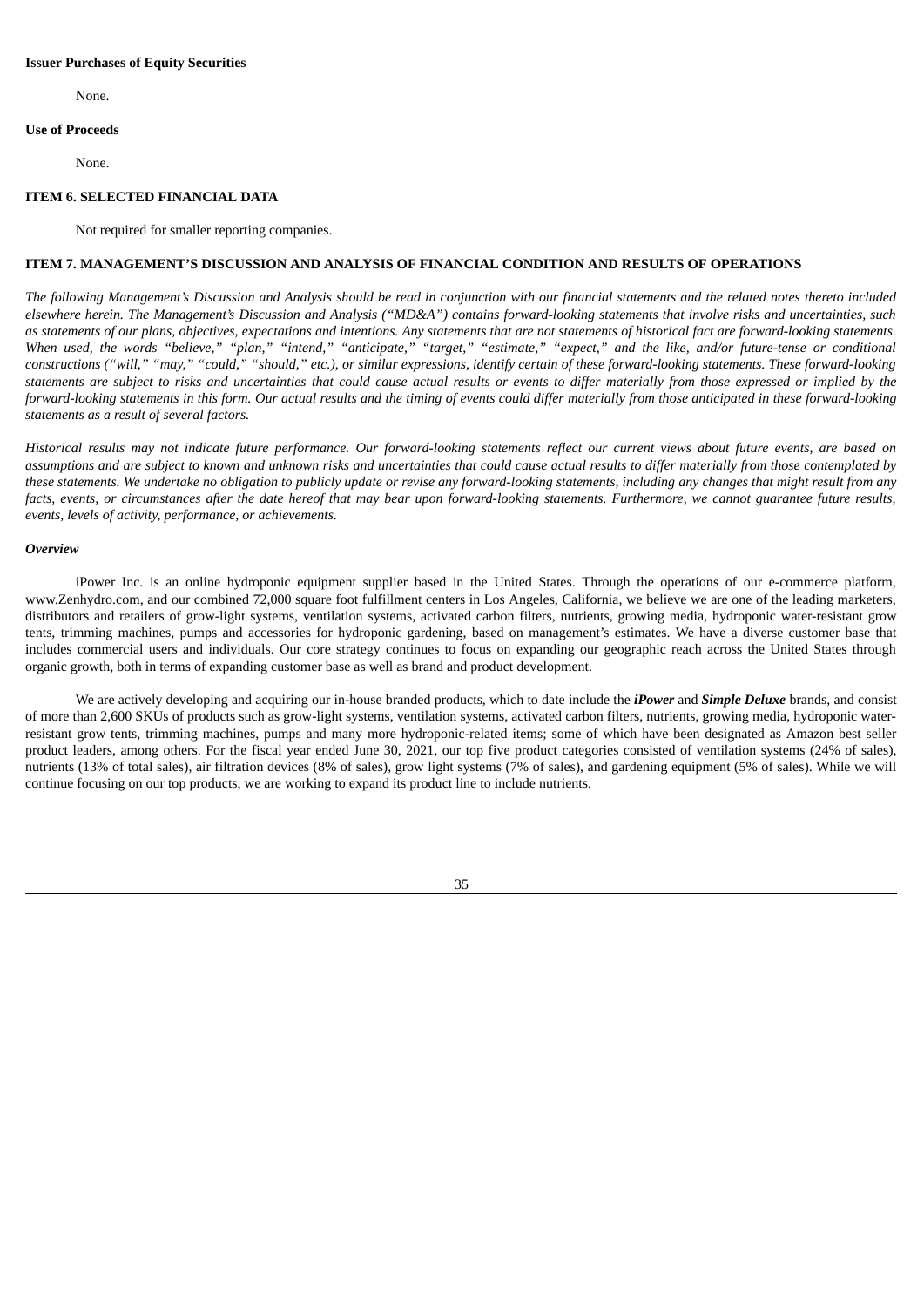**Issuer Purchases of Equity Securities**

None.

**Use of Proceeds**

None.

**ITEM 6. SELECTED FINANCIAL DATA**

Not required for smaller reporting companies.

**ITEM 7. MANAGEMENT'S DISCUSSION AND ANALYSIS OF FINANCIAL CONDITION AND RESULTS OF OPERATIONS**

*The following Management's Discussion and Analysis should be read in conjunction with our financial statements and the related notes thereto included elsewhere herein. The Management's Discussion and Analysis ("MD&A") contains forward-looking statements that involve risks and uncertainties, such as statements of our plans, objectives, expectations and intentions. Any statements that are not statements of historical fact are forward-looking statements. When used, the words "believe," "plan," "intend," "anticipate," "target," "estimate," "expect," and the like, and/or future-tense or conditional constructions ("will," "may," "could," "should," etc.), or similar expressions, identify certain of these forward-looking statements. These forward-looking statements are subject to risks and uncertainties that could cause actual results or events to differ materially from those expressed or implied by the forward-looking statements in this form. Our actual results and the timing of events could differ materially from those anticipated in these forward-looking statements as a result of several factors.*

*Historical results may not indicate future performance. Our forward-looking statements reflect our current views about future events, are based on assumptions and are subject to known and unknown risks and uncertainties that could cause actual results to differ materially from those contemplated by these statements. We undertake no obligation to publicly update or revise any forward-looking statements, including any changes that might result from any facts, events, or circumstances after the date hereof that may bear upon forward-looking statements. Furthermore, we cannot guarantee future results, events, levels of activity, performance, or achievements.*

***Overview***

iPower Inc. is an online hydroponic equipment supplier based in the United States. Through the operations of our e-commerce platform, www.Zenhydro.com, and our combined 72,000 square foot fulfillment centers in Los Angeles, California, we believe we are one of the leading marketers, distributors and retailers of grow-light systems, ventilation systems, activated carbon filters, nutrients, growing media, hydroponic water-resistant grow tents, trimming machines, pumps and accessories for hydroponic gardening, based on management's estimates. We have a diverse customer base that includes commercial users and individuals. Our core strategy continues to focus on expanding our geographic reach across the United States through organic growth, both in terms of expanding customer base as well as brand and product development.

We are actively developing and acquiring our in-house branded products, which to date include the ***iPower*** and ***Simple Deluxe*** brands, and consist of more than 2,600 SKUs of products such as grow-light systems, ventilation systems, activated carbon filters, nutrients, growing media, hydroponic water-resistant grow tents, trimming machines, pumps and many more hydroponic-related items; some of which have been designated as Amazon best seller product leaders, among others. For the fiscal year ended June 30, 2021, our top five product categories consisted of ventilation systems (24% of sales), nutrients (13% of total sales), air filtration devices (8% of sales), grow light systems (7% of sales), and gardening equipment (5% of sales). While we will continue focusing on our top products, we are working to expand its product line to include nutrients.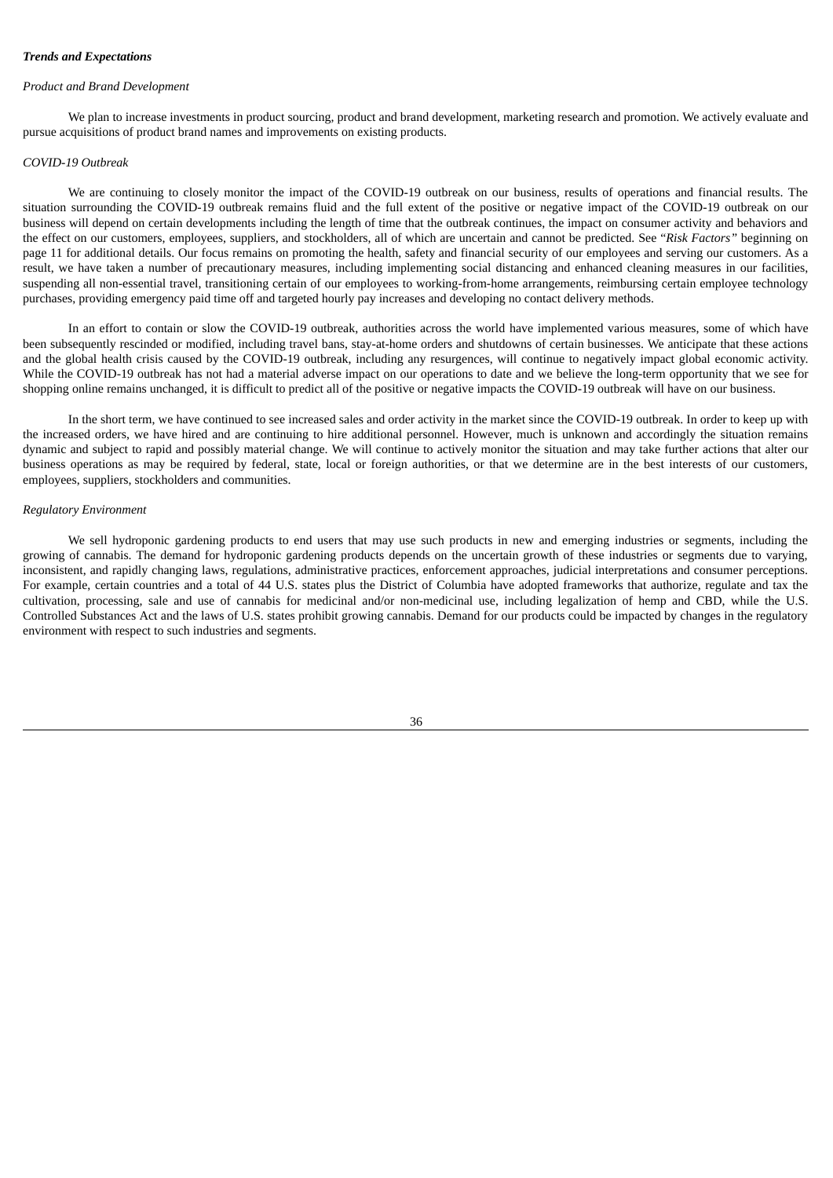***Trends and Expectations***

*Product and Brand Development*

We plan to increase investments in product sourcing, product and brand development, marketing research and promotion. We actively evaluate and pursue acquisitions of product brand names and improvements on existing products.

*COVID-19 Outbreak*

We are continuing to closely monitor the impact of the COVID-19 outbreak on our business, results of operations and financial results. The situation surrounding the COVID-19 outbreak remains fluid and the full extent of the positive or negative impact of the COVID-19 outbreak on our business will depend on certain developments including the length of time that the outbreak continues, the impact on consumer activity and behaviors and the effect on our customers, employees, suppliers, and stockholders, all of which are uncertain and cannot be predicted. See "*Risk Factors"* beginning on page 11 for additional details. Our focus remains on promoting the health, safety and financial security of our employees and serving our customers. As a result, we have taken a number of precautionary measures, including implementing social distancing and enhanced cleaning measures in our facilities, suspending all non-essential travel, transitioning certain of our employees to working-from-home arrangements, reimbursing certain employee technology purchases, providing emergency paid time off and targeted hourly pay increases and developing no contact delivery methods.

In an effort to contain or slow the COVID-19 outbreak, authorities across the world have implemented various measures, some of which have been subsequently rescinded or modified, including travel bans, stay-at-home orders and shutdowns of certain businesses. We anticipate that these actions and the global health crisis caused by the COVID-19 outbreak, including any resurgences, will continue to negatively impact global economic activity. While the COVID-19 outbreak has not had a material adverse impact on our operations to date and we believe the long-term opportunity that we see for shopping online remains unchanged, it is difficult to predict all of the positive or negative impacts the COVID-19 outbreak will have on our business.

In the short term, we have continued to see increased sales and order activity in the market since the COVID-19 outbreak. In order to keep up with the increased orders, we have hired and are continuing to hire additional personnel. However, much is unknown and accordingly the situation remains dynamic and subject to rapid and possibly material change. We will continue to actively monitor the situation and may take further actions that alter our business operations as may be required by federal, state, local or foreign authorities, or that we determine are in the best interests of our customers, employees, suppliers, stockholders and communities.

*Regulatory Environment*

We sell hydroponic gardening products to end users that may use such products in new and emerging industries or segments, including the growing of cannabis. The demand for hydroponic gardening products depends on the uncertain growth of these industries or segments due to varying, inconsistent, and rapidly changing laws, regulations, administrative practices, enforcement approaches, judicial interpretations and consumer perceptions. For example, certain countries and a total of 44 U.S. states plus the District of Columbia have adopted frameworks that authorize, regulate and tax the cultivation, processing, sale and use of cannabis for medicinal and/or non-medicinal use, including legalization of hemp and CBD, while the U.S. Controlled Substances Act and the laws of U.S. states prohibit growing cannabis. Demand for our products could be impacted by changes in the regulatory environment with respect to such industries and segments.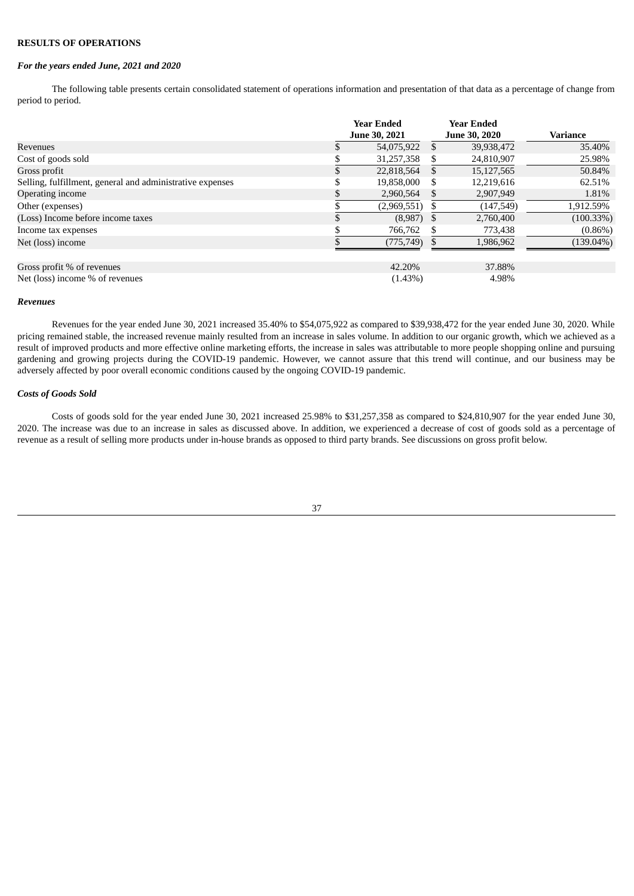**RESULTS OF OPERATIONS**

***For the years ended June, 2021 and 2020***

The following table presents certain consolidated statement of operations information and presentation of that data as a percentage of change from period to period.

| | Year Ended June 30, 2021 | Year Ended June 30, 2020 | Variance |
|---|---|---|---|
| Revenues | $ 54,075,922 | $ 39,938,472 | 35.40% |
| Cost of goods sold | $ 31,257,358 | $ 24,810,907 | 25.98% |
| Gross profit | $ 22,818,564 | $ 15,127,565 | 50.84% |
| Selling, fulfillment, general and administrative expenses | $ 19,858,000 | $ 12,219,616 | 62.51% |
| Operating income | $ 2,960,564 | $ 2,907,949 | 1.81% |
| Other (expenses) | $ (2,969,551) | $ (147,549) | 1,912.59% |
| (Loss) Income before income taxes | $ (8,987) | $ 2,760,400 | (100.33%) |
| Income tax expenses | $ 766,762 | $ 773,438 | (0.86%) |
| Net (loss) income | $ (775,749) | $ 1,986,962 | (139.04%) |
| | | | |
| Gross profit % of revenues | 42.20% | 37.88% | |
| Net (loss) income % of revenues | (1.43%) | 4.98% | |

***Revenues***

Revenues for the year ended June 30, 2021 increased 35.40% to $54,075,922 as compared to $39,938,472 for the year ended June 30, 2020. While pricing remained stable, the increased revenue mainly resulted from an increase in sales volume. In addition to our organic growth, which we achieved as a result of improved products and more effective online marketing efforts, the increase in sales was attributable to more people shopping online and pursuing gardening and growing projects during the COVID-19 pandemic. However, we cannot assure that this trend will continue, and our business may be adversely affected by poor overall economic conditions caused by the ongoing COVID-19 pandemic.

***Costs of Goods Sold***

Costs of goods sold for the year ended June 30, 2021 increased 25.98% to $31,257,358 as compared to $24,810,907 for the year ended June 30, 2020. The increase was due to an increase in sales as discussed above. In addition, we experienced a decrease of cost of goods sold as a percentage of revenue as a result of selling more products under in-house brands as opposed to third party brands. See discussions on gross profit below.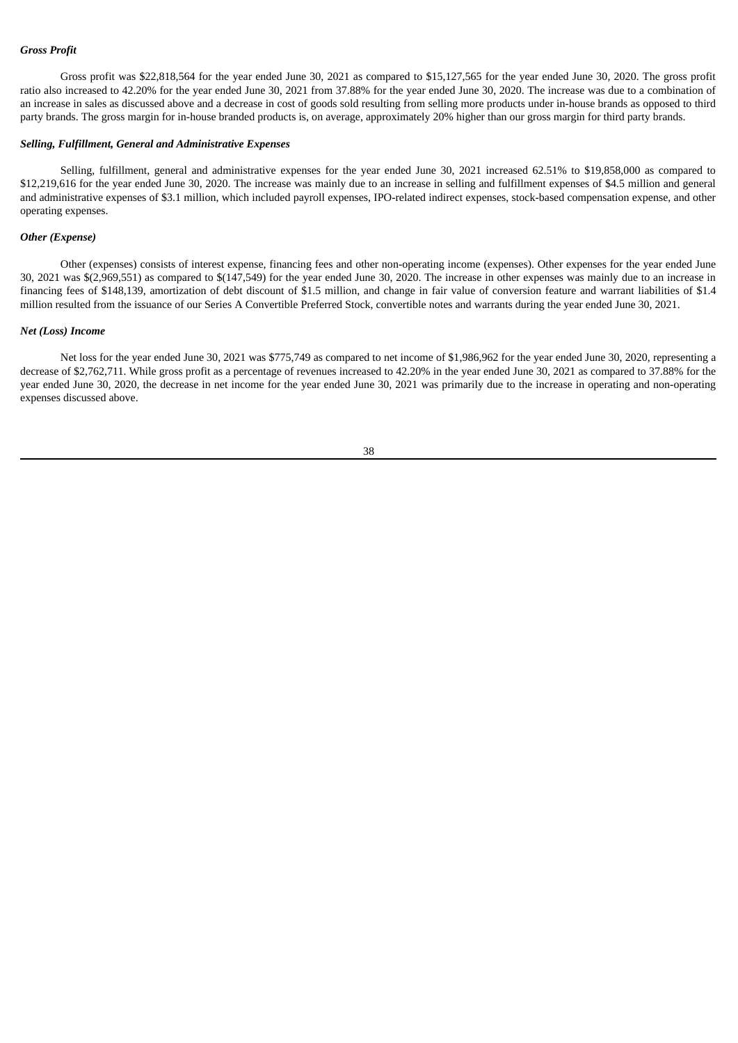***Gross Profit***

Gross profit was $22,818,564 for the year ended June 30, 2021 as compared to $15,127,565 for the year ended June 30, 2020. The gross profit ratio also increased to 42.20% for the year ended June 30, 2021 from 37.88% for the year ended June 30, 2020. The increase was due to a combination of an increase in sales as discussed above and a decrease in cost of goods sold resulting from selling more products under in-house brands as opposed to third party brands. The gross margin for in-house branded products is, on average, approximately 20% higher than our gross margin for third party brands.

***Selling, Fulfillment, General and Administrative Expenses***

Selling, fulfillment, general and administrative expenses for the year ended June 30, 2021 increased 62.51% to $19,858,000 as compared to $12,219,616 for the year ended June 30, 2020. The increase was mainly due to an increase in selling and fulfillment expenses of $4.5 million and general and administrative expenses of $3.1 million, which included payroll expenses, IPO-related indirect expenses, stock-based compensation expense, and other operating expenses.

***Other (Expense)***

Other (expenses) consists of interest expense, financing fees and other non-operating income (expenses). Other expenses for the year ended June 30, 2021 was $(2,969,551) as compared to $(147,549) for the year ended June 30, 2020. The increase in other expenses was mainly due to an increase in financing fees of $148,139, amortization of debt discount of $1.5 million, and change in fair value of conversion feature and warrant liabilities of $1.4 million resulted from the issuance of our Series A Convertible Preferred Stock, convertible notes and warrants during the year ended June 30, 2021.

***Net (Loss) Income***

Net loss for the year ended June 30, 2021 was $775,749 as compared to net income of $1,986,962 for the year ended June 30, 2020, representing a decrease of $2,762,711. While gross profit as a percentage of revenues increased to 42.20% in the year ended June 30, 2021 as compared to 37.88% for the year ended June 30, 2020, the decrease in net income for the year ended June 30, 2021 was primarily due to the increase in operating and non-operating expenses discussed above.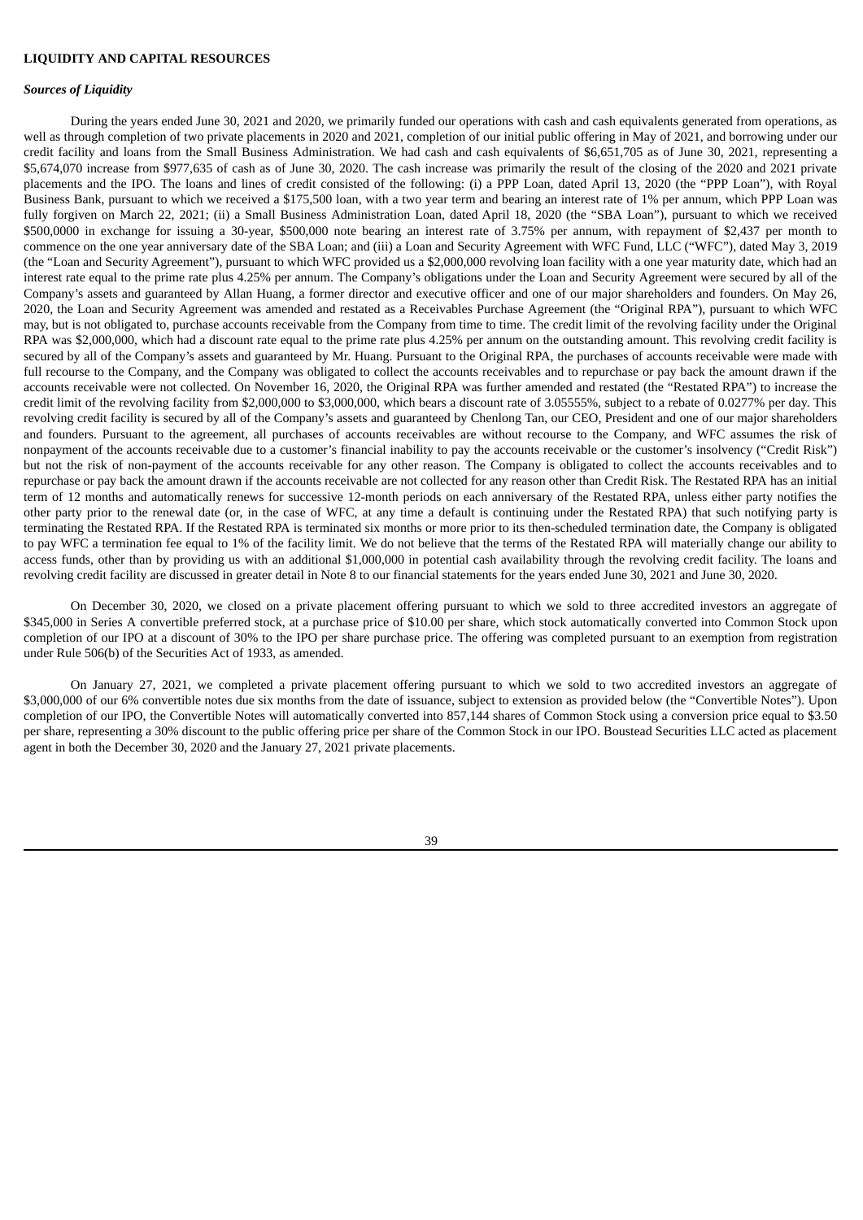**LIQUIDITY AND CAPITAL RESOURCES**

***Sources of Liquidity***

During the years ended June 30, 2021 and 2020, we primarily funded our operations with cash and cash equivalents generated from operations, as well as through completion of two private placements in 2020 and 2021, completion of our initial public offering in May of 2021, and borrowing under our credit facility and loans from the Small Business Administration. We had cash and cash equivalents of $6,651,705 as of June 30, 2021, representing a $5,674,070 increase from $977,635 of cash as of June 30, 2020. The cash increase was primarily the result of the closing of the 2020 and 2021 private placements and the IPO. The loans and lines of credit consisted of the following: (i) a PPP Loan, dated April 13, 2020 (the "PPP Loan"), with Royal Business Bank, pursuant to which we received a $175,500 loan, with a two year term and bearing an interest rate of 1% per annum, which PPP Loan was fully forgiven on March 22, 2021; (ii) a Small Business Administration Loan, dated April 18, 2020 (the "SBA Loan"), pursuant to which we received $500,0000 in exchange for issuing a 30-year, $500,000 note bearing an interest rate of 3.75% per annum, with repayment of $2,437 per month to commence on the one year anniversary date of the SBA Loan; and (iii) a Loan and Security Agreement with WFC Fund, LLC ("WFC"), dated May 3, 2019 (the "Loan and Security Agreement"), pursuant to which WFC provided us a $2,000,000 revolving loan facility with a one year maturity date, which had an interest rate equal to the prime rate plus 4.25% per annum. The Company's obligations under the Loan and Security Agreement were secured by all of the Company's assets and guaranteed by Allan Huang, a former director and executive officer and one of our major shareholders and founders. On May 26, 2020, the Loan and Security Agreement was amended and restated as a Receivables Purchase Agreement (the "Original RPA"), pursuant to which WFC may, but is not obligated to, purchase accounts receivable from the Company from time to time. The credit limit of the revolving facility under the Original RPA was $2,000,000, which had a discount rate equal to the prime rate plus 4.25% per annum on the outstanding amount. This revolving credit facility is secured by all of the Company's assets and guaranteed by Mr. Huang. Pursuant to the Original RPA, the purchases of accounts receivable were made with full recourse to the Company, and the Company was obligated to collect the accounts receivables and to repurchase or pay back the amount drawn if the accounts receivable were not collected. On November 16, 2020, the Original RPA was further amended and restated (the "Restated RPA") to increase the credit limit of the revolving facility from $2,000,000 to $3,000,000, which bears a discount rate of 3.05555%, subject to a rebate of 0.0277% per day. This revolving credit facility is secured by all of the Company's assets and guaranteed by Chenlong Tan, our CEO, President and one of our major shareholders and founders. Pursuant to the agreement, all purchases of accounts receivables are without recourse to the Company, and WFC assumes the risk of nonpayment of the accounts receivable due to a customer's financial inability to pay the accounts receivable or the customer's insolvency ("Credit Risk") but not the risk of non-payment of the accounts receivable for any other reason. The Company is obligated to collect the accounts receivables and to repurchase or pay back the amount drawn if the accounts receivable are not collected for any reason other than Credit Risk. The Restated RPA has an initial term of 12 months and automatically renews for successive 12-month periods on each anniversary of the Restated RPA, unless either party notifies the other party prior to the renewal date (or, in the case of WFC, at any time a default is continuing under the Restated RPA) that such notifying party is terminating the Restated RPA. If the Restated RPA is terminated six months or more prior to its then-scheduled termination date, the Company is obligated to pay WFC a termination fee equal to 1% of the facility limit. We do not believe that the terms of the Restated RPA will materially change our ability to access funds, other than by providing us with an additional $1,000,000 in potential cash availability through the revolving credit facility. The loans and revolving credit facility are discussed in greater detail in Note 8 to our financial statements for the years ended June 30, 2021 and June 30, 2020.

On December 30, 2020, we closed on a private placement offering pursuant to which we sold to three accredited investors an aggregate of $345,000 in Series A convertible preferred stock, at a purchase price of $10.00 per share, which stock automatically converted into Common Stock upon completion of our IPO at a discount of 30% to the IPO per share purchase price. The offering was completed pursuant to an exemption from registration under Rule 506(b) of the Securities Act of 1933, as amended.

On January 27, 2021, we completed a private placement offering pursuant to which we sold to two accredited investors an aggregate of $3,000,000 of our 6% convertible notes due six months from the date of issuance, subject to extension as provided below (the "Convertible Notes"). Upon completion of our IPO, the Convertible Notes will automatically converted into 857,144 shares of Common Stock using a conversion price equal to $3.50 per share, representing a 30% discount to the public offering price per share of the Common Stock in our IPO. Boustead Securities LLC acted as placement agent in both the December 30, 2020 and the January 27, 2021 private placements.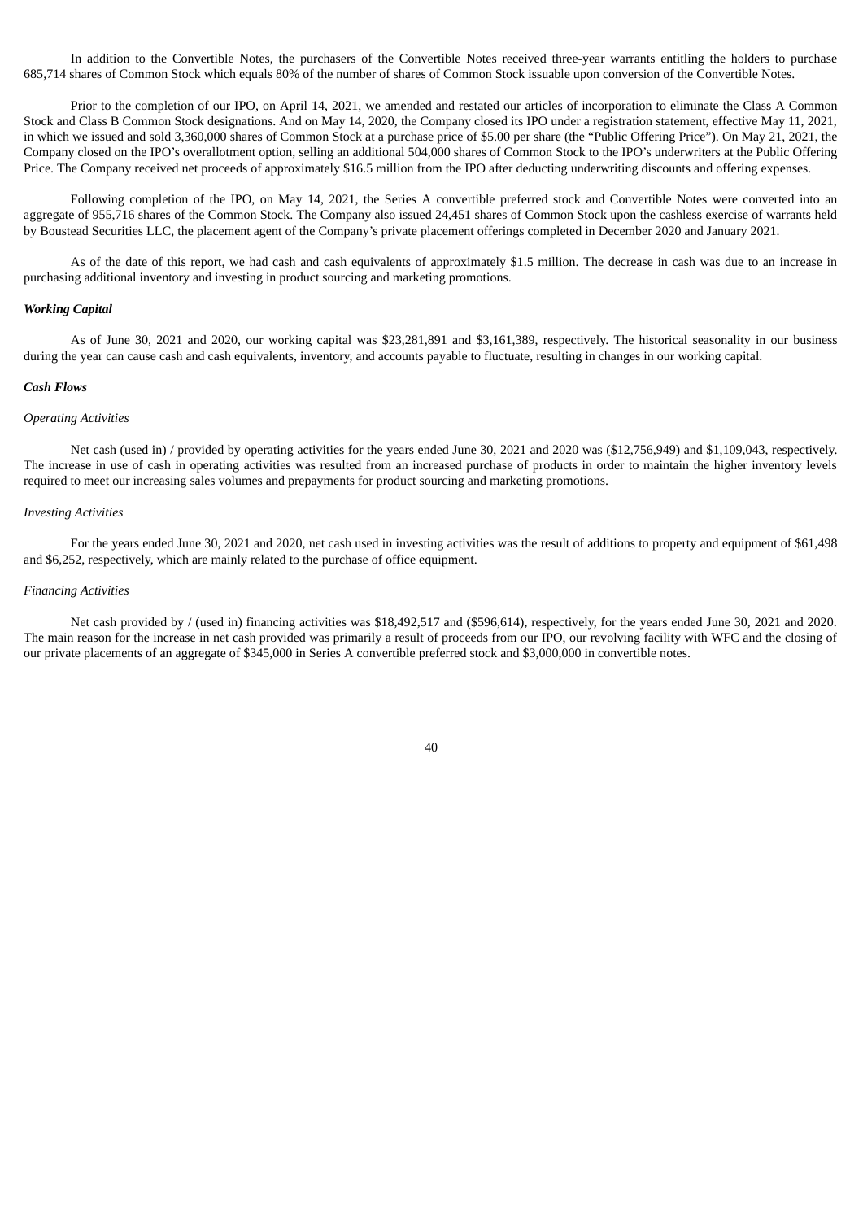In addition to the Convertible Notes, the purchasers of the Convertible Notes received three-year warrants entitling the holders to purchase 685,714 shares of Common Stock which equals 80% of the number of shares of Common Stock issuable upon conversion of the Convertible Notes.

Prior to the completion of our IPO, on April 14, 2021, we amended and restated our articles of incorporation to eliminate the Class A Common Stock and Class B Common Stock designations. And on May 14, 2020, the Company closed its IPO under a registration statement, effective May 11, 2021, in which we issued and sold 3,360,000 shares of Common Stock at a purchase price of $5.00 per share (the "Public Offering Price"). On May 21, 2021, the Company closed on the IPO's overallotment option, selling an additional 504,000 shares of Common Stock to the IPO's underwriters at the Public Offering Price. The Company received net proceeds of approximately $16.5 million from the IPO after deducting underwriting discounts and offering expenses.

Following completion of the IPO, on May 14, 2021, the Series A convertible preferred stock and Convertible Notes were converted into an aggregate of 955,716 shares of the Common Stock. The Company also issued 24,451 shares of Common Stock upon the cashless exercise of warrants held by Boustead Securities LLC, the placement agent of the Company's private placement offerings completed in December 2020 and January 2021.

As of the date of this report, we had cash and cash equivalents of approximately $1.5 million. The decrease in cash was due to an increase in purchasing additional inventory and investing in product sourcing and marketing promotions.

***Working Capital***

As of June 30, 2021 and 2020, our working capital was $23,281,891 and $3,161,389, respectively. The historical seasonality in our business during the year can cause cash and cash equivalents, inventory, and accounts payable to fluctuate, resulting in changes in our working capital.

***Cash Flows***

*Operating Activities*

Net cash (used in) / provided by operating activities for the years ended June 30, 2021 and 2020 was ($12,756,949) and $1,109,043, respectively. The increase in use of cash in operating activities was resulted from an increased purchase of products in order to maintain the higher inventory levels required to meet our increasing sales volumes and prepayments for product sourcing and marketing promotions.

*Investing Activities*

For the years ended June 30, 2021 and 2020, net cash used in investing activities was the result of additions to property and equipment of $61,498 and $6,252, respectively, which are mainly related to the purchase of office equipment.

*Financing Activities*

Net cash provided by / (used in) financing activities was $18,492,517 and ($596,614), respectively, for the years ended June 30, 2021 and 2020. The main reason for the increase in net cash provided was primarily a result of proceeds from our IPO, our revolving facility with WFC and the closing of our private placements of an aggregate of $345,000 in Series A convertible preferred stock and $3,000,000 in convertible notes.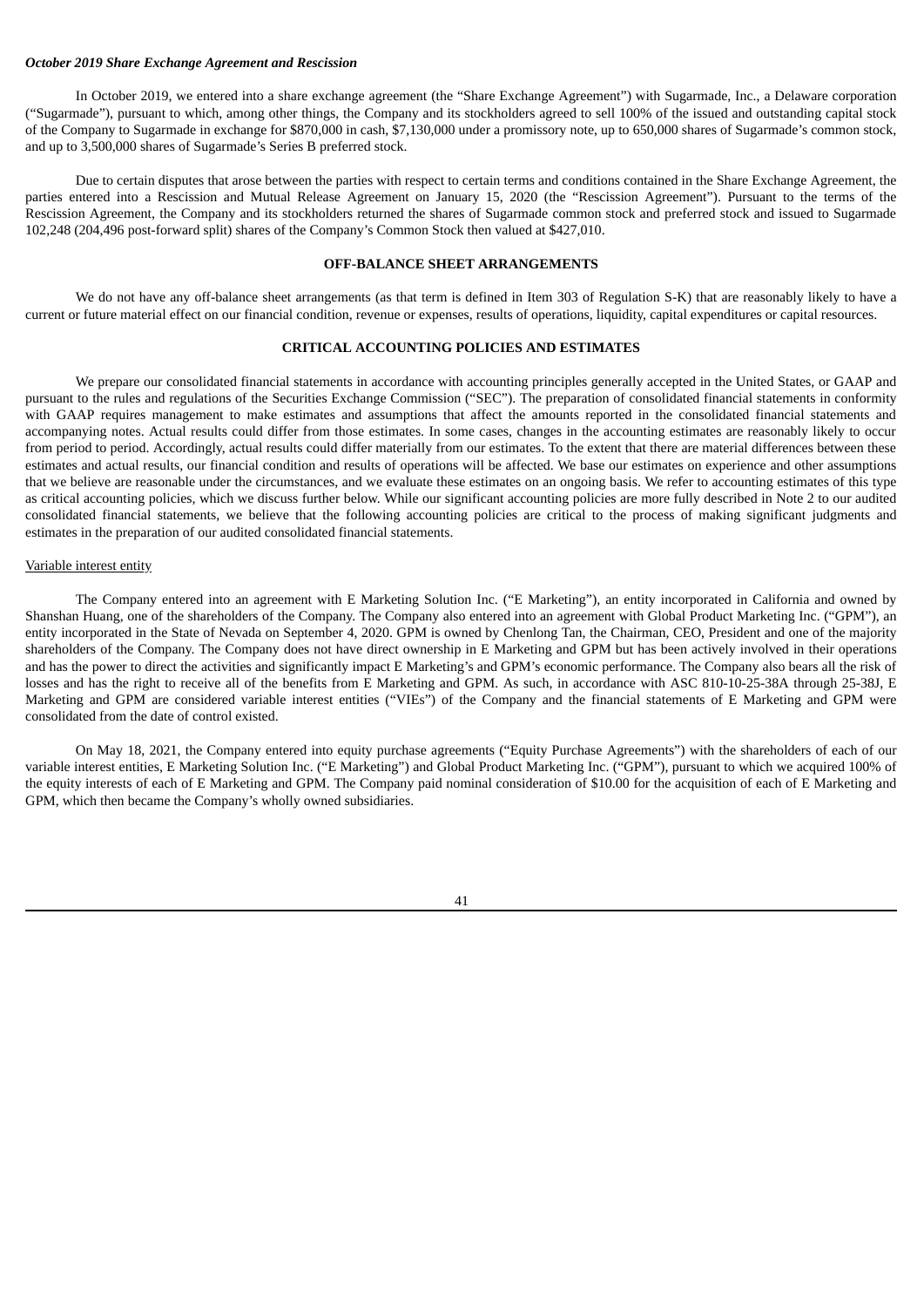***October 2019 Share Exchange Agreement and Rescission***

In October 2019, we entered into a share exchange agreement (the "Share Exchange Agreement") with Sugarmade, Inc., a Delaware corporation ("Sugarmade"), pursuant to which, among other things, the Company and its stockholders agreed to sell 100% of the issued and outstanding capital stock of the Company to Sugarmade in exchange for $870,000 in cash, $7,130,000 under a promissory note, up to 650,000 shares of Sugarmade's common stock, and up to 3,500,000 shares of Sugarmade's Series B preferred stock.

Due to certain disputes that arose between the parties with respect to certain terms and conditions contained in the Share Exchange Agreement, the parties entered into a Rescission and Mutual Release Agreement on January 15, 2020 (the "Rescission Agreement"). Pursuant to the terms of the Rescission Agreement, the Company and its stockholders returned the shares of Sugarmade common stock and preferred stock and issued to Sugarmade 102,248 (204,496 post-forward split) shares of the Company's Common Stock then valued at $427,010.

## OFF-BALANCE SHEET ARRANGEMENTS

We do not have any off-balance sheet arrangements (as that term is defined in Item 303 of Regulation S-K) that are reasonably likely to have a current or future material effect on our financial condition, revenue or expenses, results of operations, liquidity, capital expenditures or capital resources.

## CRITICAL ACCOUNTING POLICIES AND ESTIMATES

We prepare our consolidated financial statements in accordance with accounting principles generally accepted in the United States, or GAAP and pursuant to the rules and regulations of the Securities Exchange Commission ("SEC"). The preparation of consolidated financial statements in conformity with GAAP requires management to make estimates and assumptions that affect the amounts reported in the consolidated financial statements and accompanying notes. Actual results could differ from those estimates. In some cases, changes in the accounting estimates are reasonably likely to occur from period to period. Accordingly, actual results could differ materially from our estimates. To the extent that there are material differences between these estimates and actual results, our financial condition and results of operations will be affected. We base our estimates on experience and other assumptions that we believe are reasonable under the circumstances, and we evaluate these estimates on an ongoing basis. We refer to accounting estimates of this type as critical accounting policies, which we discuss further below. While our significant accounting policies are more fully described in Note 2 to our audited consolidated financial statements, we believe that the following accounting policies are critical to the process of making significant judgments and estimates in the preparation of our audited consolidated financial statements.

Variable interest entity

The Company entered into an agreement with E Marketing Solution Inc. ("E Marketing"), an entity incorporated in California and owned by Shanshan Huang, one of the shareholders of the Company. The Company also entered into an agreement with Global Product Marketing Inc. ("GPM"), an entity incorporated in the State of Nevada on September 4, 2020. GPM is owned by Chenlong Tan, the Chairman, CEO, President and one of the majority shareholders of the Company. The Company does not have direct ownership in E Marketing and GPM but has been actively involved in their operations and has the power to direct the activities and significantly impact E Marketing's and GPM's economic performance. The Company also bears all the risk of losses and has the right to receive all of the benefits from E Marketing and GPM. As such, in accordance with ASC 810-10-25-38A through 25-38J, E Marketing and GPM are considered variable interest entities ("VIEs") of the Company and the financial statements of E Marketing and GPM were consolidated from the date of control existed.

On May 18, 2021, the Company entered into equity purchase agreements ("Equity Purchase Agreements") with the shareholders of each of our variable interest entities, E Marketing Solution Inc. ("E Marketing") and Global Product Marketing Inc. ("GPM"), pursuant to which we acquired 100% of the equity interests of each of E Marketing and GPM. The Company paid nominal consideration of $10.00 for the acquisition of each of E Marketing and GPM, which then became the Company's wholly owned subsidiaries.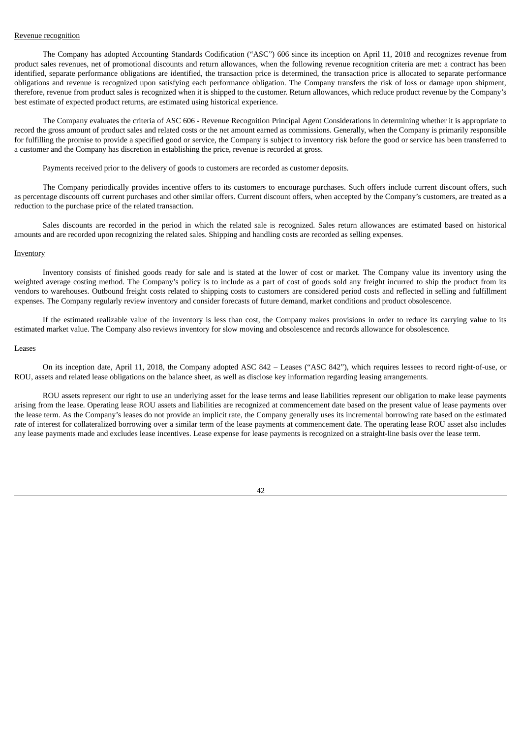Revenue recognition

The Company has adopted Accounting Standards Codification ("ASC") 606 since its inception on April 11, 2018 and recognizes revenue from product sales revenues, net of promotional discounts and return allowances, when the following revenue recognition criteria are met: a contract has been identified, separate performance obligations are identified, the transaction price is determined, the transaction price is allocated to separate performance obligations and revenue is recognized upon satisfying each performance obligation. The Company transfers the risk of loss or damage upon shipment, therefore, revenue from product sales is recognized when it is shipped to the customer. Return allowances, which reduce product revenue by the Company's best estimate of expected product returns, are estimated using historical experience.

The Company evaluates the criteria of ASC 606 - Revenue Recognition Principal Agent Considerations in determining whether it is appropriate to record the gross amount of product sales and related costs or the net amount earned as commissions. Generally, when the Company is primarily responsible for fulfilling the promise to provide a specified good or service, the Company is subject to inventory risk before the good or service has been transferred to a customer and the Company has discretion in establishing the price, revenue is recorded at gross.

Payments received prior to the delivery of goods to customers are recorded as customer deposits.

The Company periodically provides incentive offers to its customers to encourage purchases. Such offers include current discount offers, such as percentage discounts off current purchases and other similar offers. Current discount offers, when accepted by the Company's customers, are treated as a reduction to the purchase price of the related transaction.

Sales discounts are recorded in the period in which the related sale is recognized. Sales return allowances are estimated based on historical amounts and are recorded upon recognizing the related sales. Shipping and handling costs are recorded as selling expenses.

Inventory

Inventory consists of finished goods ready for sale and is stated at the lower of cost or market. The Company value its inventory using the weighted average costing method. The Company's policy is to include as a part of cost of goods sold any freight incurred to ship the product from its vendors to warehouses. Outbound freight costs related to shipping costs to customers are considered period costs and reflected in selling and fulfillment expenses. The Company regularly review inventory and consider forecasts of future demand, market conditions and product obsolescence.

If the estimated realizable value of the inventory is less than cost, the Company makes provisions in order to reduce its carrying value to its estimated market value. The Company also reviews inventory for slow moving and obsolescence and records allowance for obsolescence.

Leases

On its inception date, April 11, 2018, the Company adopted ASC 842 – Leases ("ASC 842"), which requires lessees to record right-of-use, or ROU, assets and related lease obligations on the balance sheet, as well as disclose key information regarding leasing arrangements.

ROU assets represent our right to use an underlying asset for the lease terms and lease liabilities represent our obligation to make lease payments arising from the lease. Operating lease ROU assets and liabilities are recognized at commencement date based on the present value of lease payments over the lease term. As the Company's leases do not provide an implicit rate, the Company generally uses its incremental borrowing rate based on the estimated rate of interest for collateralized borrowing over a similar term of the lease payments at commencement date. The operating lease ROU asset also includes any lease payments made and excludes lease incentives. Lease expense for lease payments is recognized on a straight-line basis over the lease term.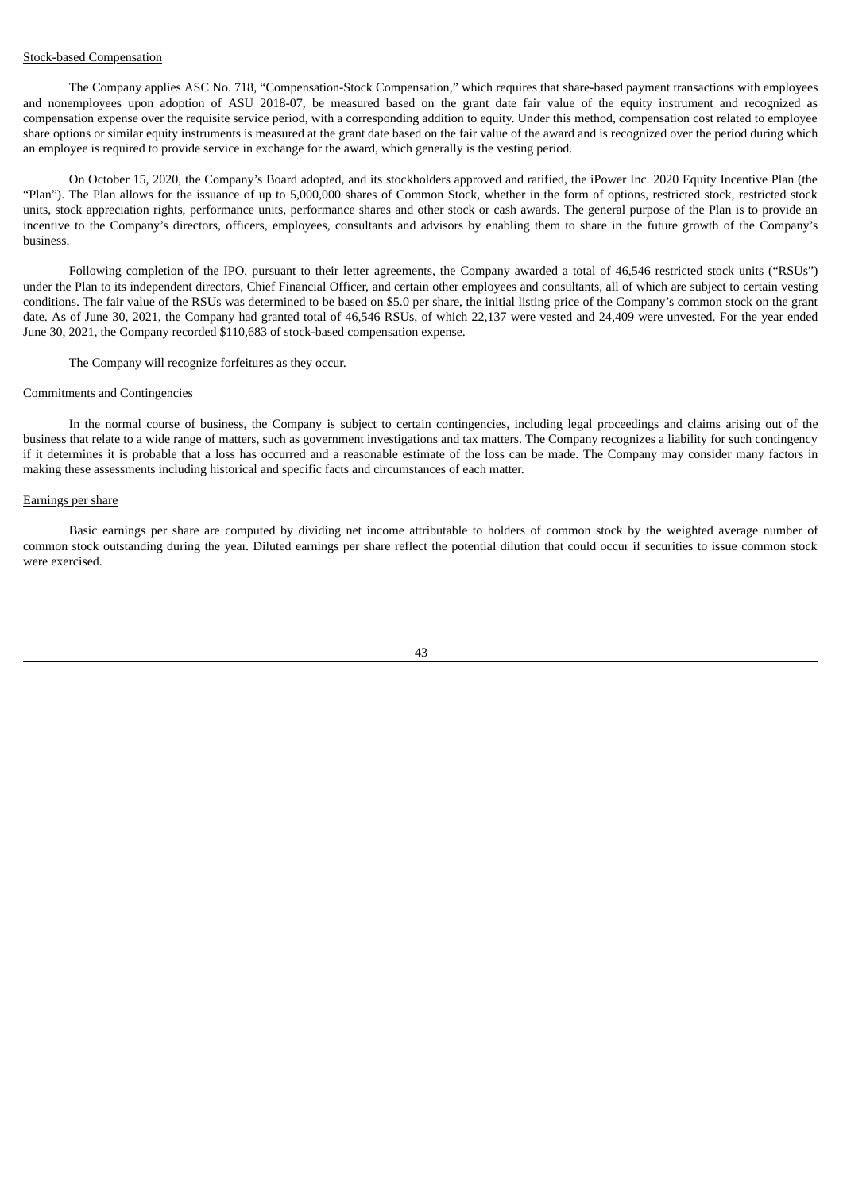Stock-based Compensation

The Company applies ASC No. 718, "Compensation-Stock Compensation," which requires that share-based payment transactions with employees and nonemployees upon adoption of ASU 2018-07, be measured based on the grant date fair value of the equity instrument and recognized as compensation expense over the requisite service period, with a corresponding addition to equity. Under this method, compensation cost related to employee share options or similar equity instruments is measured at the grant date based on the fair value of the award and is recognized over the period during which an employee is required to provide service in exchange for the award, which generally is the vesting period.

On October 15, 2020, the Company's Board adopted, and its stockholders approved and ratified, the iPower Inc. 2020 Equity Incentive Plan (the "Plan"). The Plan allows for the issuance of up to 5,000,000 shares of Common Stock, whether in the form of options, restricted stock, restricted stock units, stock appreciation rights, performance units, performance shares and other stock or cash awards. The general purpose of the Plan is to provide an incentive to the Company's directors, officers, employees, consultants and advisors by enabling them to share in the future growth of the Company's business.

Following completion of the IPO, pursuant to their letter agreements, the Company awarded a total of 46,546 restricted stock units ("RSUs") under the Plan to its independent directors, Chief Financial Officer, and certain other employees and consultants, all of which are subject to certain vesting conditions. The fair value of the RSUs was determined to be based on $5.0 per share, the initial listing price of the Company's common stock on the grant date. As of June 30, 2021, the Company had granted total of 46,546 RSUs, of which 22,137 were vested and 24,409 were unvested. For the year ended June 30, 2021, the Company recorded $110,683 of stock-based compensation expense.

The Company will recognize forfeitures as they occur.

Commitments and Contingencies

In the normal course of business, the Company is subject to certain contingencies, including legal proceedings and claims arising out of the business that relate to a wide range of matters, such as government investigations and tax matters. The Company recognizes a liability for such contingency if it determines it is probable that a loss has occurred and a reasonable estimate of the loss can be made. The Company may consider many factors in making these assessments including historical and specific facts and circumstances of each matter.

Earnings per share

Basic earnings per share are computed by dividing net income attributable to holders of common stock by the weighted average number of common stock outstanding during the year. Diluted earnings per share reflect the potential dilution that could occur if securities to issue common stock were exercised.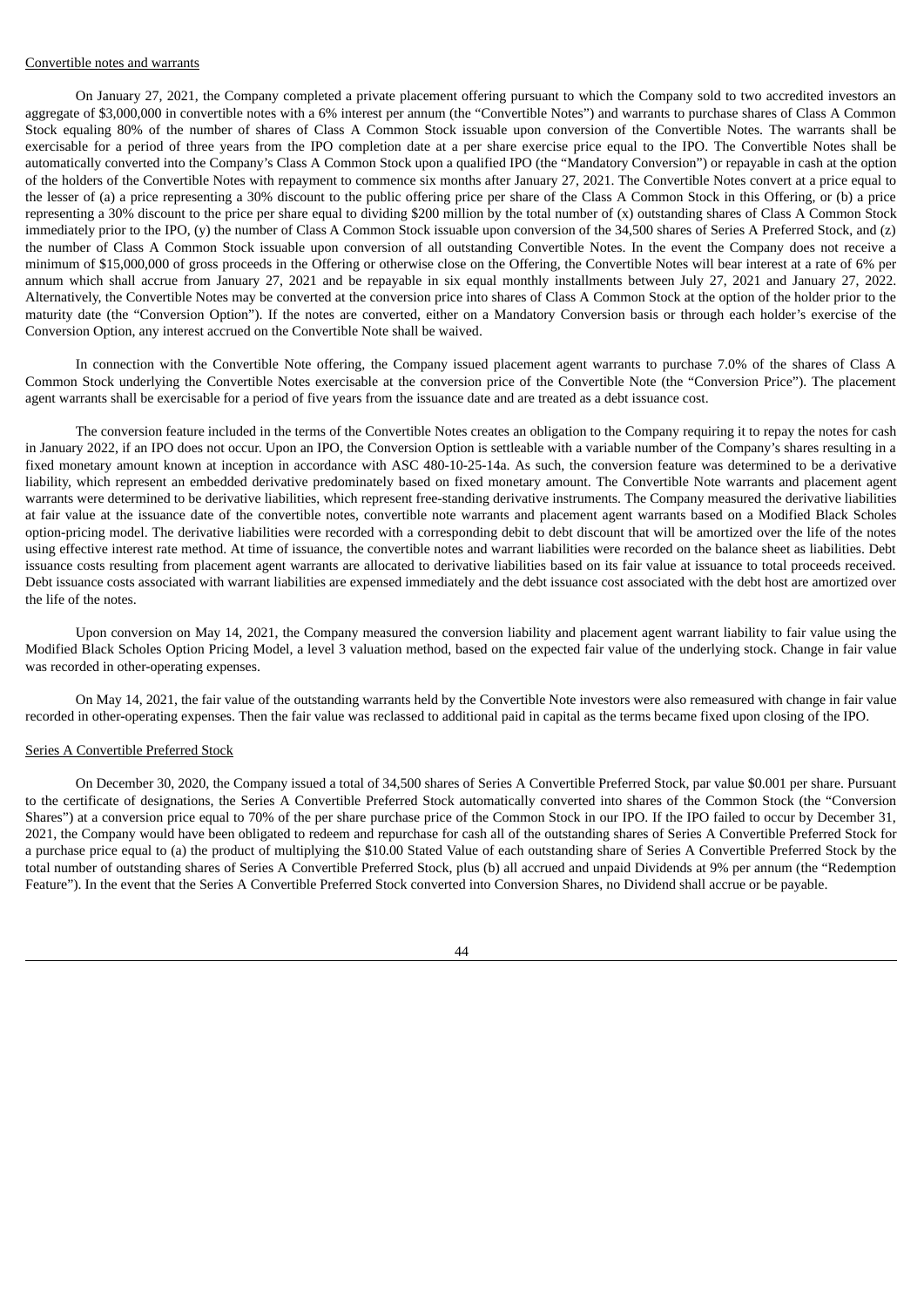Convertible notes and warrants

On January 27, 2021, the Company completed a private placement offering pursuant to which the Company sold to two accredited investors an aggregate of $3,000,000 in convertible notes with a 6% interest per annum (the "Convertible Notes") and warrants to purchase shares of Class A Common Stock equaling 80% of the number of shares of Class A Common Stock issuable upon conversion of the Convertible Notes. The warrants shall be exercisable for a period of three years from the IPO completion date at a per share exercise price equal to the IPO. The Convertible Notes shall be automatically converted into the Company's Class A Common Stock upon a qualified IPO (the "Mandatory Conversion") or repayable in cash at the option of the holders of the Convertible Notes with repayment to commence six months after January 27, 2021. The Convertible Notes convert at a price equal to the lesser of (a) a price representing a 30% discount to the public offering price per share of the Class A Common Stock in this Offering, or (b) a price representing a 30% discount to the price per share equal to dividing $200 million by the total number of (x) outstanding shares of Class A Common Stock immediately prior to the IPO, (y) the number of Class A Common Stock issuable upon conversion of the 34,500 shares of Series A Preferred Stock, and (z) the number of Class A Common Stock issuable upon conversion of all outstanding Convertible Notes. In the event the Company does not receive a minimum of $15,000,000 of gross proceeds in the Offering or otherwise close on the Offering, the Convertible Notes will bear interest at a rate of 6% per annum which shall accrue from January 27, 2021 and be repayable in six equal monthly installments between July 27, 2021 and January 27, 2022. Alternatively, the Convertible Notes may be converted at the conversion price into shares of Class A Common Stock at the option of the holder prior to the maturity date (the "Conversion Option"). If the notes are converted, either on a Mandatory Conversion basis or through each holder's exercise of the Conversion Option, any interest accrued on the Convertible Note shall be waived.

In connection with the Convertible Note offering, the Company issued placement agent warrants to purchase 7.0% of the shares of Class A Common Stock underlying the Convertible Notes exercisable at the conversion price of the Convertible Note (the "Conversion Price"). The placement agent warrants shall be exercisable for a period of five years from the issuance date and are treated as a debt issuance cost.

The conversion feature included in the terms of the Convertible Notes creates an obligation to the Company requiring it to repay the notes for cash in January 2022, if an IPO does not occur. Upon an IPO, the Conversion Option is settleable with a variable number of the Company's shares resulting in a fixed monetary amount known at inception in accordance with ASC 480-10-25-14a. As such, the conversion feature was determined to be a derivative liability, which represent an embedded derivative predominately based on fixed monetary amount. The Convertible Note warrants and placement agent warrants were determined to be derivative liabilities, which represent free-standing derivative instruments. The Company measured the derivative liabilities at fair value at the issuance date of the convertible notes, convertible note warrants and placement agent warrants based on a Modified Black Scholes option-pricing model. The derivative liabilities were recorded with a corresponding debit to debt discount that will be amortized over the life of the notes using effective interest rate method. At time of issuance, the convertible notes and warrant liabilities were recorded on the balance sheet as liabilities. Debt issuance costs resulting from placement agent warrants are allocated to derivative liabilities based on its fair value at issuance to total proceeds received. Debt issuance costs associated with warrant liabilities are expensed immediately and the debt issuance cost associated with the debt host are amortized over the life of the notes.

Upon conversion on May 14, 2021, the Company measured the conversion liability and placement agent warrant liability to fair value using the Modified Black Scholes Option Pricing Model, a level 3 valuation method, based on the expected fair value of the underlying stock. Change in fair value was recorded in other-operating expenses.

On May 14, 2021, the fair value of the outstanding warrants held by the Convertible Note investors were also remeasured with change in fair value recorded in other-operating expenses. Then the fair value was reclassed to additional paid in capital as the terms became fixed upon closing of the IPO.

Series A Convertible Preferred Stock

On December 30, 2020, the Company issued a total of 34,500 shares of Series A Convertible Preferred Stock, par value $0.001 per share. Pursuant to the certificate of designations, the Series A Convertible Preferred Stock automatically converted into shares of the Common Stock (the "Conversion Shares") at a conversion price equal to 70% of the per share purchase price of the Common Stock in our IPO. If the IPO failed to occur by December 31, 2021, the Company would have been obligated to redeem and repurchase for cash all of the outstanding shares of Series A Convertible Preferred Stock for a purchase price equal to (a) the product of multiplying the $10.00 Stated Value of each outstanding share of Series A Convertible Preferred Stock by the total number of outstanding shares of Series A Convertible Preferred Stock, plus (b) all accrued and unpaid Dividends at 9% per annum (the "Redemption Feature"). In the event that the Series A Convertible Preferred Stock converted into Conversion Shares, no Dividend shall accrue or be payable.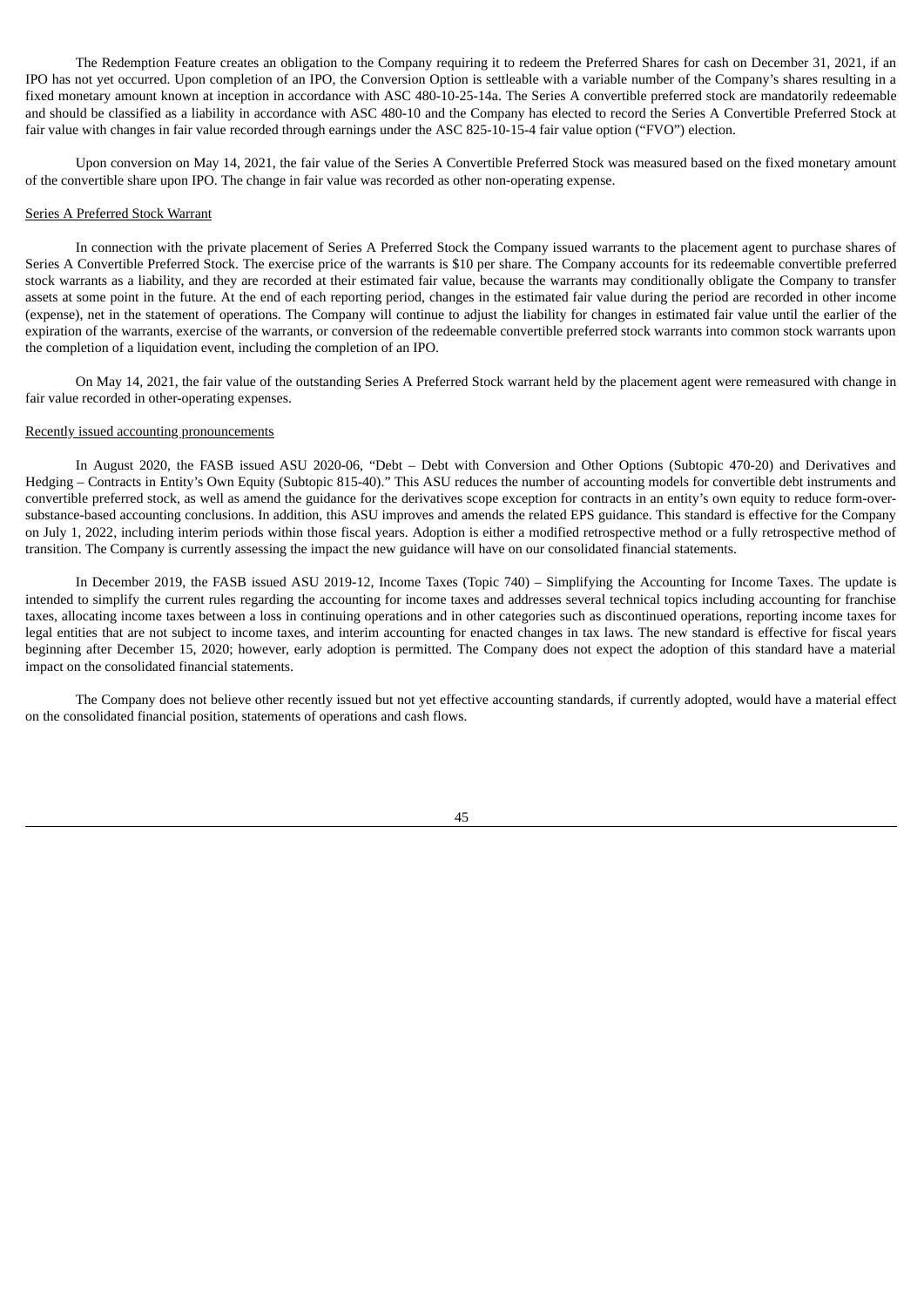The Redemption Feature creates an obligation to the Company requiring it to redeem the Preferred Shares for cash on December 31, 2021, if an IPO has not yet occurred. Upon completion of an IPO, the Conversion Option is settleable with a variable number of the Company's shares resulting in a fixed monetary amount known at inception in accordance with ASC 480-10-25-14a. The Series A convertible preferred stock are mandatorily redeemable and should be classified as a liability in accordance with ASC 480-10 and the Company has elected to record the Series A Convertible Preferred Stock at fair value with changes in fair value recorded through earnings under the ASC 825-10-15-4 fair value option ("FVO") election.

Upon conversion on May 14, 2021, the fair value of the Series A Convertible Preferred Stock was measured based on the fixed monetary amount of the convertible share upon IPO. The change in fair value was recorded as other non-operating expense.

Series A Preferred Stock Warrant

In connection with the private placement of Series A Preferred Stock the Company issued warrants to the placement agent to purchase shares of Series A Convertible Preferred Stock. The exercise price of the warrants is $10 per share. The Company accounts for its redeemable convertible preferred stock warrants as a liability, and they are recorded at their estimated fair value, because the warrants may conditionally obligate the Company to transfer assets at some point in the future. At the end of each reporting period, changes in the estimated fair value during the period are recorded in other income (expense), net in the statement of operations. The Company will continue to adjust the liability for changes in estimated fair value until the earlier of the expiration of the warrants, exercise of the warrants, or conversion of the redeemable convertible preferred stock warrants into common stock warrants upon the completion of a liquidation event, including the completion of an IPO.

On May 14, 2021, the fair value of the outstanding Series A Preferred Stock warrant held by the placement agent were remeasured with change in fair value recorded in other-operating expenses.

Recently issued accounting pronouncements

In August 2020, the FASB issued ASU 2020-06, "Debt – Debt with Conversion and Other Options (Subtopic 470-20) and Derivatives and Hedging – Contracts in Entity's Own Equity (Subtopic 815-40)." This ASU reduces the number of accounting models for convertible debt instruments and convertible preferred stock, as well as amend the guidance for the derivatives scope exception for contracts in an entity's own equity to reduce form-over-substance-based accounting conclusions. In addition, this ASU improves and amends the related EPS guidance. This standard is effective for the Company on July 1, 2022, including interim periods within those fiscal years. Adoption is either a modified retrospective method or a fully retrospective method of transition. The Company is currently assessing the impact the new guidance will have on our consolidated financial statements.

In December 2019, the FASB issued ASU 2019-12, Income Taxes (Topic 740) – Simplifying the Accounting for Income Taxes. The update is intended to simplify the current rules regarding the accounting for income taxes and addresses several technical topics including accounting for franchise taxes, allocating income taxes between a loss in continuing operations and in other categories such as discontinued operations, reporting income taxes for legal entities that are not subject to income taxes, and interim accounting for enacted changes in tax laws. The new standard is effective for fiscal years beginning after December 15, 2020; however, early adoption is permitted. The Company does not expect the adoption of this standard have a material impact on the consolidated financial statements.

The Company does not believe other recently issued but not yet effective accounting standards, if currently adopted, would have a material effect on the consolidated financial position, statements of operations and cash flows.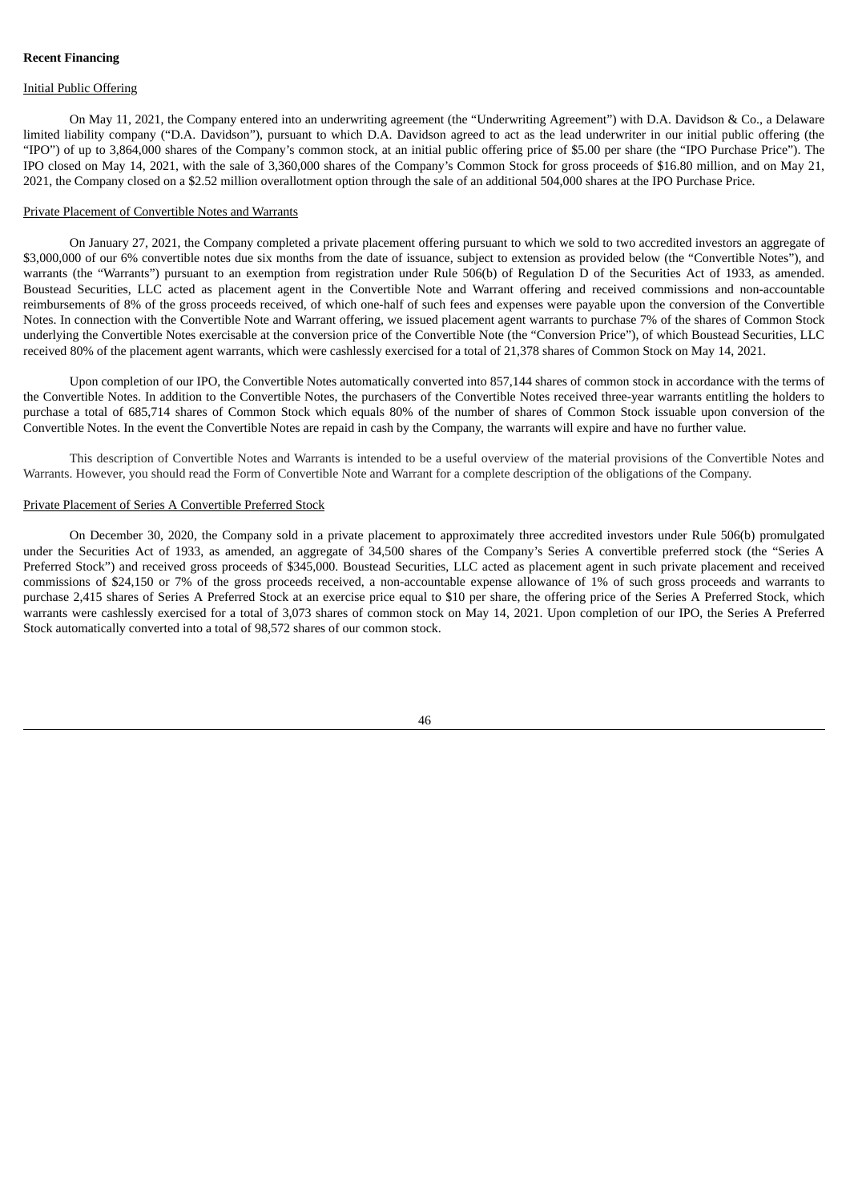**Recent Financing**

Initial Public Offering

On May 11, 2021, the Company entered into an underwriting agreement (the "Underwriting Agreement") with D.A. Davidson & Co., a Delaware limited liability company ("D.A. Davidson"), pursuant to which D.A. Davidson agreed to act as the lead underwriter in our initial public offering (the "IPO") of up to 3,864,000 shares of the Company's common stock, at an initial public offering price of $5.00 per share (the "IPO Purchase Price"). The IPO closed on May 14, 2021, with the sale of 3,360,000 shares of the Company's Common Stock for gross proceeds of $16.80 million, and on May 21, 2021, the Company closed on a $2.52 million overallotment option through the sale of an additional 504,000 shares at the IPO Purchase Price.

Private Placement of Convertible Notes and Warrants

On January 27, 2021, the Company completed a private placement offering pursuant to which we sold to two accredited investors an aggregate of $3,000,000 of our 6% convertible notes due six months from the date of issuance, subject to extension as provided below (the "Convertible Notes"), and warrants (the "Warrants") pursuant to an exemption from registration under Rule 506(b) of Regulation D of the Securities Act of 1933, as amended. Boustead Securities, LLC acted as placement agent in the Convertible Note and Warrant offering and received commissions and non-accountable reimbursements of 8% of the gross proceeds received, of which one-half of such fees and expenses were payable upon the conversion of the Convertible Notes. In connection with the Convertible Note and Warrant offering, we issued placement agent warrants to purchase 7% of the shares of Common Stock underlying the Convertible Notes exercisable at the conversion price of the Convertible Note (the "Conversion Price"), of which Boustead Securities, LLC received 80% of the placement agent warrants, which were cashlessly exercised for a total of 21,378 shares of Common Stock on May 14, 2021.

Upon completion of our IPO, the Convertible Notes automatically converted into 857,144 shares of common stock in accordance with the terms of the Convertible Notes. In addition to the Convertible Notes, the purchasers of the Convertible Notes received three-year warrants entitling the holders to purchase a total of 685,714 shares of Common Stock which equals 80% of the number of shares of Common Stock issuable upon conversion of the Convertible Notes. In the event the Convertible Notes are repaid in cash by the Company, the warrants will expire and have no further value.

This description of Convertible Notes and Warrants is intended to be a useful overview of the material provisions of the Convertible Notes and Warrants. However, you should read the Form of Convertible Note and Warrant for a complete description of the obligations of the Company.

Private Placement of Series A Convertible Preferred Stock

On December 30, 2020, the Company sold in a private placement to approximately three accredited investors under Rule 506(b) promulgated under the Securities Act of 1933, as amended, an aggregate of 34,500 shares of the Company's Series A convertible preferred stock (the "Series A Preferred Stock") and received gross proceeds of $345,000. Boustead Securities, LLC acted as placement agent in such private placement and received commissions of $24,150 or 7% of the gross proceeds received, a non-accountable expense allowance of 1% of such gross proceeds and warrants to purchase 2,415 shares of Series A Preferred Stock at an exercise price equal to $10 per share, the offering price of the Series A Preferred Stock, which warrants were cashlessly exercised for a total of 3,073 shares of common stock on May 14, 2021. Upon completion of our IPO, the Series A Preferred Stock automatically converted into a total of 98,572 shares of our common stock.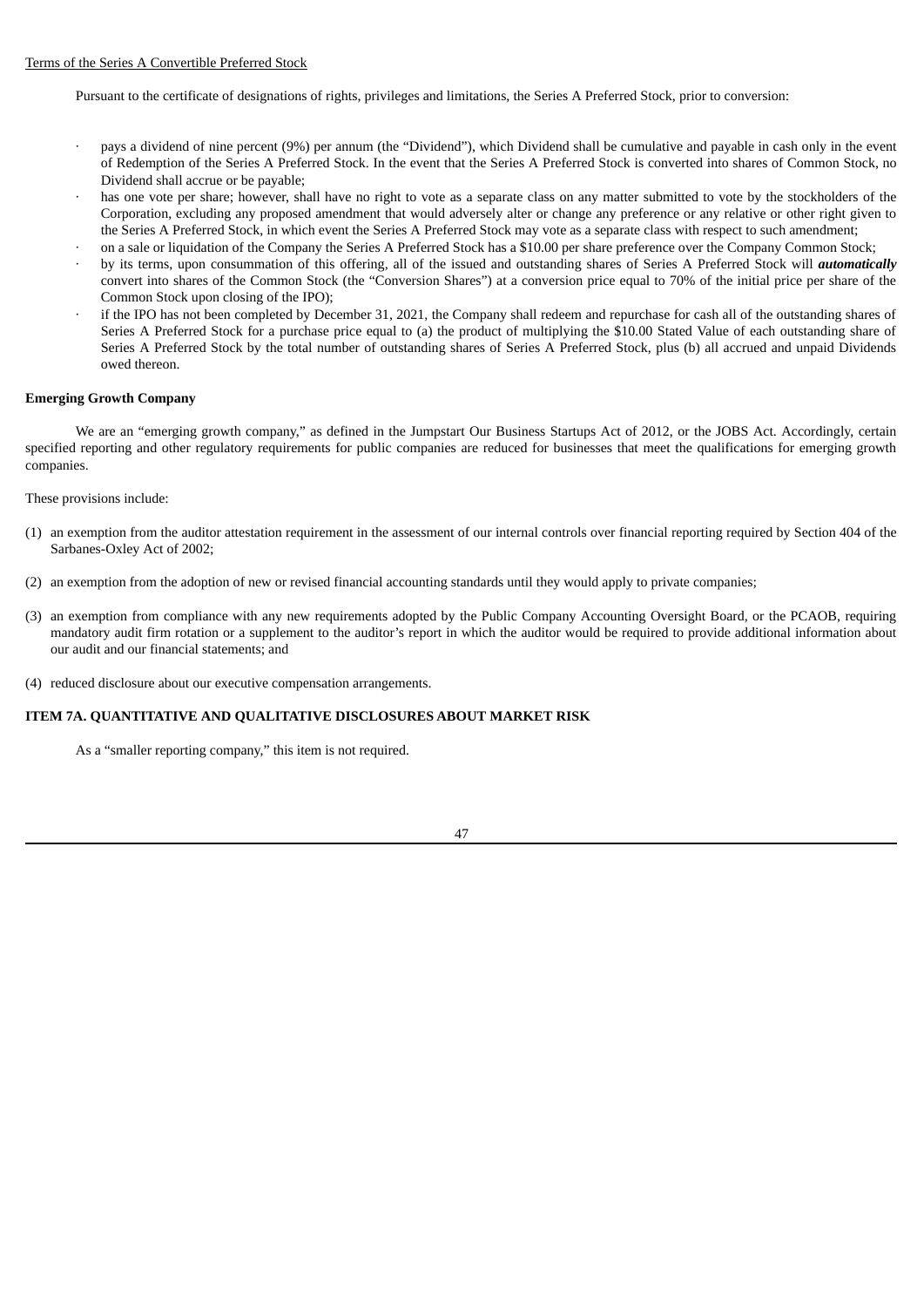Terms of the Series A Convertible Preferred Stock

Pursuant to the certificate of designations of rights, privileges and limitations, the Series A Preferred Stock, prior to conversion:

- pays a dividend of nine percent (9%) per annum (the "Dividend"), which Dividend shall be cumulative and payable in cash only in the event of Redemption of the Series A Preferred Stock. In the event that the Series A Preferred Stock is converted into shares of Common Stock, no Dividend shall accrue or be payable;
- has one vote per share; however, shall have no right to vote as a separate class on any matter submitted to vote by the stockholders of the Corporation, excluding any proposed amendment that would adversely alter or change any preference or any relative or other right given to the Series A Preferred Stock, in which event the Series A Preferred Stock may vote as a separate class with respect to such amendment;
- on a sale or liquidation of the Company the Series A Preferred Stock has a $10.00 per share preference over the Company Common Stock;
- by its terms, upon consummation of this offering, all of the issued and outstanding shares of Series A Preferred Stock will ***automatically*** convert into shares of the Common Stock (the "Conversion Shares") at a conversion price equal to 70% of the initial price per share of the Common Stock upon closing of the IPO);
- if the IPO has not been completed by December 31, 2021, the Company shall redeem and repurchase for cash all of the outstanding shares of Series A Preferred Stock for a purchase price equal to (a) the product of multiplying the $10.00 Stated Value of each outstanding share of Series A Preferred Stock by the total number of outstanding shares of Series A Preferred Stock, plus (b) all accrued and unpaid Dividends owed thereon.

**Emerging Growth Company**

We are an "emerging growth company," as defined in the Jumpstart Our Business Startups Act of 2012, or the JOBS Act. Accordingly, certain specified reporting and other regulatory requirements for public companies are reduced for businesses that meet the qualifications for emerging growth companies.

These provisions include:

(1) an exemption from the auditor attestation requirement in the assessment of our internal controls over financial reporting required by Section 404 of the Sarbanes-Oxley Act of 2002;

(2) an exemption from the adoption of new or revised financial accounting standards until they would apply to private companies;

(3) an exemption from compliance with any new requirements adopted by the Public Company Accounting Oversight Board, or the PCAOB, requiring mandatory audit firm rotation or a supplement to the auditor's report in which the auditor would be required to provide additional information about our audit and our financial statements; and

(4) reduced disclosure about our executive compensation arrangements.

## ITEM 7A. QUANTITATIVE AND QUALITATIVE DISCLOSURES ABOUT MARKET RISK

As a "smaller reporting company," this item is not required.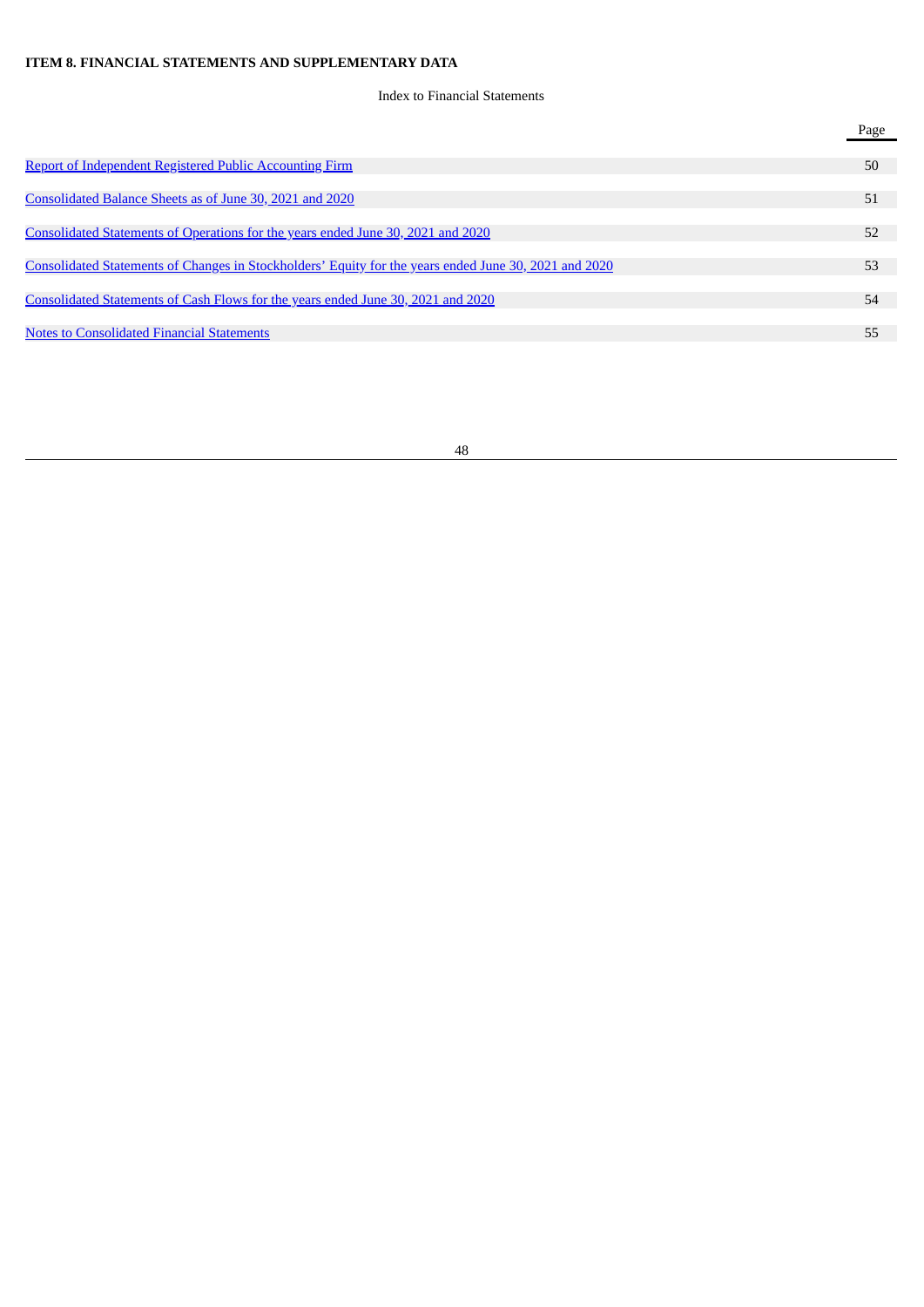**ITEM 8. FINANCIAL STATEMENTS AND SUPPLEMENTARY DATA**

Index to Financial Statements

| | Page |
|---|---|
| Report of Independent Registered Public Accounting Firm | 50 |
| Consolidated Balance Sheets as of June 30, 2021 and 2020 | 51 |
| Consolidated Statements of Operations for the years ended June 30, 2021 and 2020 | 52 |
| Consolidated Statements of Changes in Stockholders' Equity for the years ended June 30, 2021 and 2020 | 53 |
| Consolidated Statements of Cash Flows for the years ended June 30, 2021 and 2020 | 54 |
| Notes to Consolidated Financial Statements | 55 |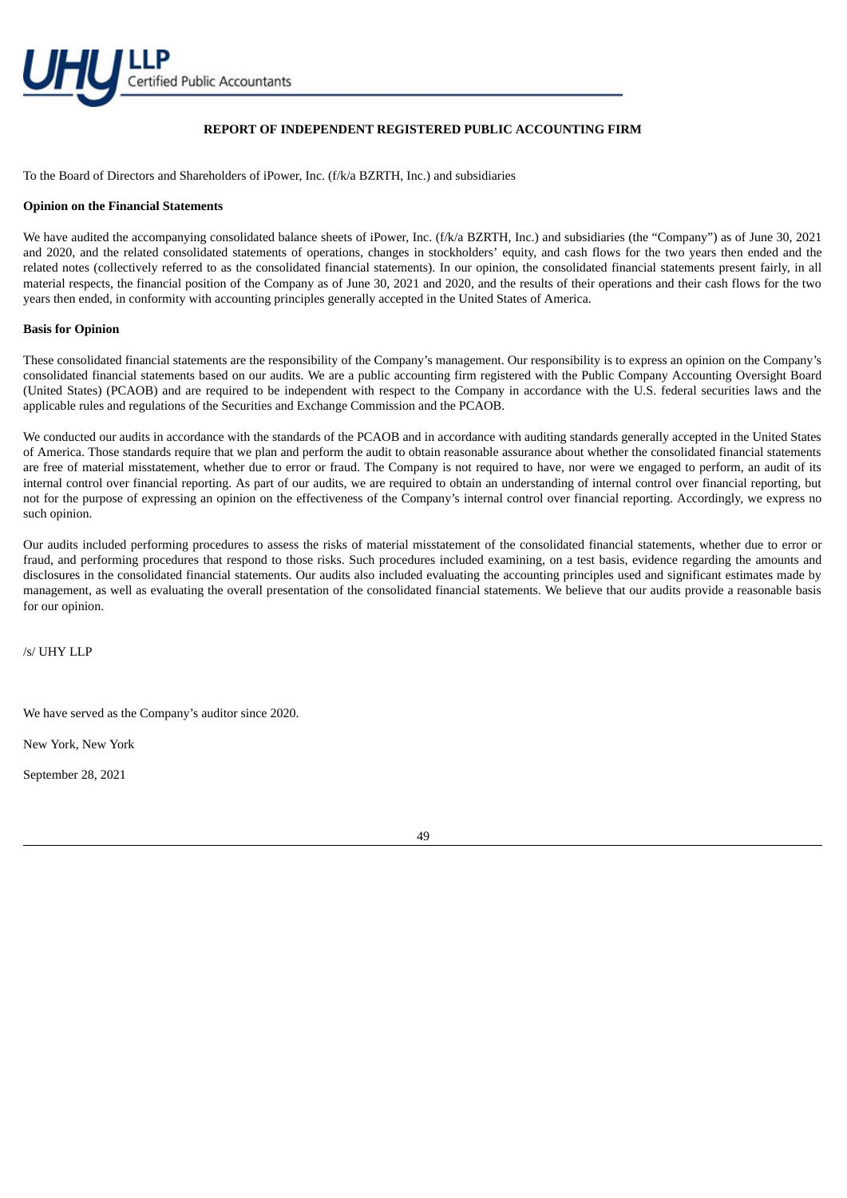UHY LLP Certified Public Accountants

**REPORT OF INDEPENDENT REGISTERED PUBLIC ACCOUNTING FIRM**

To the Board of Directors and Shareholders of iPower, Inc. (f/k/a BZRTH, Inc.) and subsidiaries

**Opinion on the Financial Statements**

We have audited the accompanying consolidated balance sheets of iPower, Inc. (f/k/a BZRTH, Inc.) and subsidiaries (the "Company") as of June 30, 2021 and 2020, and the related consolidated statements of operations, changes in stockholders' equity, and cash flows for the two years then ended and the related notes (collectively referred to as the consolidated financial statements). In our opinion, the consolidated financial statements present fairly, in all material respects, the financial position of the Company as of June 30, 2021 and 2020, and the results of their operations and their cash flows for the two years then ended, in conformity with accounting principles generally accepted in the United States of America.

**Basis for Opinion**

These consolidated financial statements are the responsibility of the Company's management. Our responsibility is to express an opinion on the Company's consolidated financial statements based on our audits. We are a public accounting firm registered with the Public Company Accounting Oversight Board (United States) (PCAOB) and are required to be independent with respect to the Company in accordance with the U.S. federal securities laws and the applicable rules and regulations of the Securities and Exchange Commission and the PCAOB.

We conducted our audits in accordance with the standards of the PCAOB and in accordance with auditing standards generally accepted in the United States of America. Those standards require that we plan and perform the audit to obtain reasonable assurance about whether the consolidated financial statements are free of material misstatement, whether due to error or fraud. The Company is not required to have, nor were we engaged to perform, an audit of its internal control over financial reporting. As part of our audits, we are required to obtain an understanding of internal control over financial reporting, but not for the purpose of expressing an opinion on the effectiveness of the Company's internal control over financial reporting. Accordingly, we express no such opinion.

Our audits included performing procedures to assess the risks of material misstatement of the consolidated financial statements, whether due to error or fraud, and performing procedures that respond to those risks. Such procedures included examining, on a test basis, evidence regarding the amounts and disclosures in the consolidated financial statements. Our audits also included evaluating the accounting principles used and significant estimates made by management, as well as evaluating the overall presentation of the consolidated financial statements. We believe that our audits provide a reasonable basis for our opinion.

/s/ UHY LLP

We have served as the Company's auditor since 2020.

New York, New York

September 28, 2021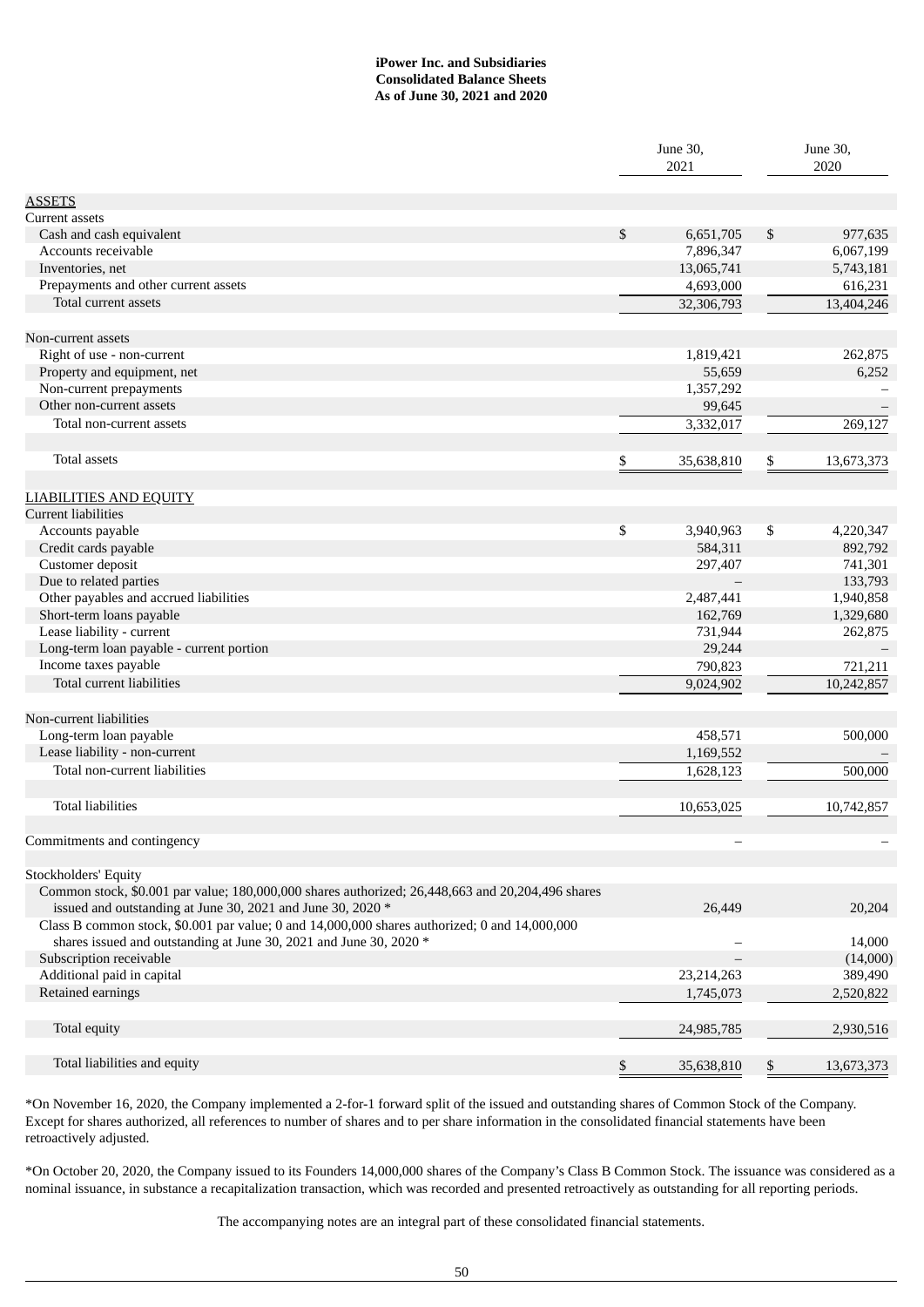**iPower Inc. and Subsidiaries**
**Consolidated Balance Sheets**
**As of June 30, 2021 and 2020**

| | June 30, 2021 | June 30, 2020 |
|---|---|---|
| ASSETS | | |
| Current assets | | |
| Cash and cash equivalent | $ 6,651,705 | $ 977,635 |
| Accounts receivable | 7,896,347 | 6,067,199 |
| Inventories, net | 13,065,741 | 5,743,181 |
| Prepayments and other current assets | 4,693,000 | 616,231 |
| Total current assets | 32,306,793 | 13,404,246 |
| | | |
| Non-current assets | | |
| Right of use - non-current | 1,819,421 | 262,875 |
| Property and equipment, net | 55,659 | 6,252 |
| Non-current prepayments | 1,357,292 | – |
| Other non-current assets | 99,645 | – |
| Total non-current assets | 3,332,017 | 269,127 |
| | | |
| Total assets | $ 35,638,810 | $ 13,673,373 |
| | | |
| LIABILITIES AND EQUITY | | |
| Current liabilities | | |
| Accounts payable | $ 3,940,963 | $ 4,220,347 |
| Credit cards payable | 584,311 | 892,792 |
| Customer deposit | 297,407 | 741,301 |
| Due to related parties | – | 133,793 |
| Other payables and accrued liabilities | 2,487,441 | 1,940,858 |
| Short-term loans payable | 162,769 | 1,329,680 |
| Lease liability - current | 731,944 | 262,875 |
| Long-term loan payable - current portion | 29,244 | – |
| Income taxes payable | 790,823 | 721,211 |
| Total current liabilities | 9,024,902 | 10,242,857 |
| | | |
| Non-current liabilities | | |
| Long-term loan payable | 458,571 | 500,000 |
| Lease liability - non-current | 1,169,552 | – |
| Total non-current liabilities | 1,628,123 | 500,000 |
| | | |
| Total liabilities | 10,653,025 | 10,742,857 |
| | | |
| Commitments and contingency | – | – |
| | | |
| Stockholders' Equity | | |
| Common stock, $0.001 par value; 180,000,000 shares authorized; 26,448,663 and 20,204,496 shares issued and outstanding at June 30, 2021 and June 30, 2020 * | 26,449 | 20,204 |
| Class B common stock, $0.001 par value; 0 and 14,000,000 shares authorized; 0 and 14,000,000 shares issued and outstanding at June 30, 2021 and June 30, 2020 * | – | 14,000 |
| Subscription receivable | – | (14,000) |
| Additional paid in capital | 23,214,263 | 389,490 |
| Retained earnings | 1,745,073 | 2,520,822 |
| | | |
| Total equity | 24,985,785 | 2,930,516 |
| | | |
| Total liabilities and equity | $ 35,638,810 | $ 13,673,373 |

*On November 16, 2020, the Company implemented a 2-for-1 forward split of the issued and outstanding shares of Common Stock of the Company. Except for shares authorized, all references to number of shares and to per share information in the consolidated financial statements have been retroactively adjusted.

*On October 20, 2020, the Company issued to its Founders 14,000,000 shares of the Company's Class B Common Stock. The issuance was considered as a nominal issuance, in substance a recapitalization transaction, which was recorded and presented retroactively as outstanding for all reporting periods.

The accompanying notes are an integral part of these consolidated financial statements.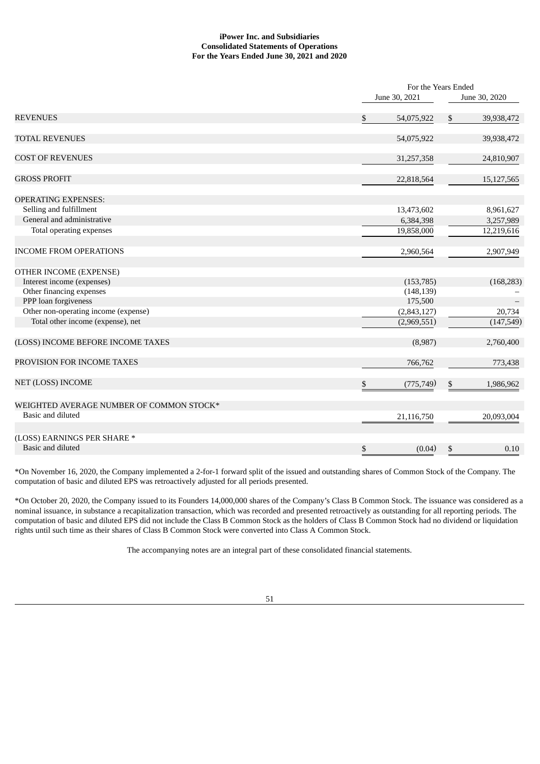**iPower Inc. and Subsidiaries**
**Consolidated Statements of Operations**
**For the Years Ended June 30, 2021 and 2020**

| | For the Years Ended | |
|---|---|---|
| | June 30, 2021 | June 30, 2020 |
| REVENUES | $ 54,075,922 | $ 39,938,472 |
| TOTAL REVENUES | 54,075,922 | 39,938,472 |
| COST OF REVENUES | 31,257,358 | 24,810,907 |
| GROSS PROFIT | 22,818,564 | 15,127,565 |
| OPERATING EXPENSES: | | |
| Selling and fulfillment | 13,473,602 | 8,961,627 |
| General and administrative | 6,384,398 | 3,257,989 |
| Total operating expenses | 19,858,000 | 12,219,616 |
| INCOME FROM OPERATIONS | 2,960,564 | 2,907,949 |
| OTHER INCOME (EXPENSE) | | |
| Interest income (expenses) | (153,785) | (168,283) |
| Other financing expenses | (148,139) | – |
| PPP loan forgiveness | 175,500 | – |
| Other non-operating income (expense) | (2,843,127) | 20,734 |
| Total other income (expense), net | (2,969,551) | (147,549) |
| (LOSS) INCOME BEFORE INCOME TAXES | (8,987) | 2,760,400 |
| PROVISION FOR INCOME TAXES | 766,762 | 773,438 |
| NET (LOSS) INCOME | $ (775,749) | $ 1,986,962 |
| WEIGHTED AVERAGE NUMBER OF COMMON STOCK* | | |
| Basic and diluted | 21,116,750 | 20,093,004 |
| (LOSS) EARNINGS PER SHARE * | | |
| Basic and diluted | $ (0.04) | $ 0.10 |

*On November 16, 2020, the Company implemented a 2-for-1 forward split of the issued and outstanding shares of Common Stock of the Company. The computation of basic and diluted EPS was retroactively adjusted for all periods presented.

*On October 20, 2020, the Company issued to its Founders 14,000,000 shares of the Company's Class B Common Stock. The issuance was considered as a nominal issuance, in substance a recapitalization transaction, which was recorded and presented retroactively as outstanding for all reporting periods. The computation of basic and diluted EPS did not include the Class B Common Stock as the holders of Class B Common Stock had no dividend or liquidation rights until such time as their shares of Class B Common Stock were converted into Class A Common Stock.

The accompanying notes are an integral part of these consolidated financial statements.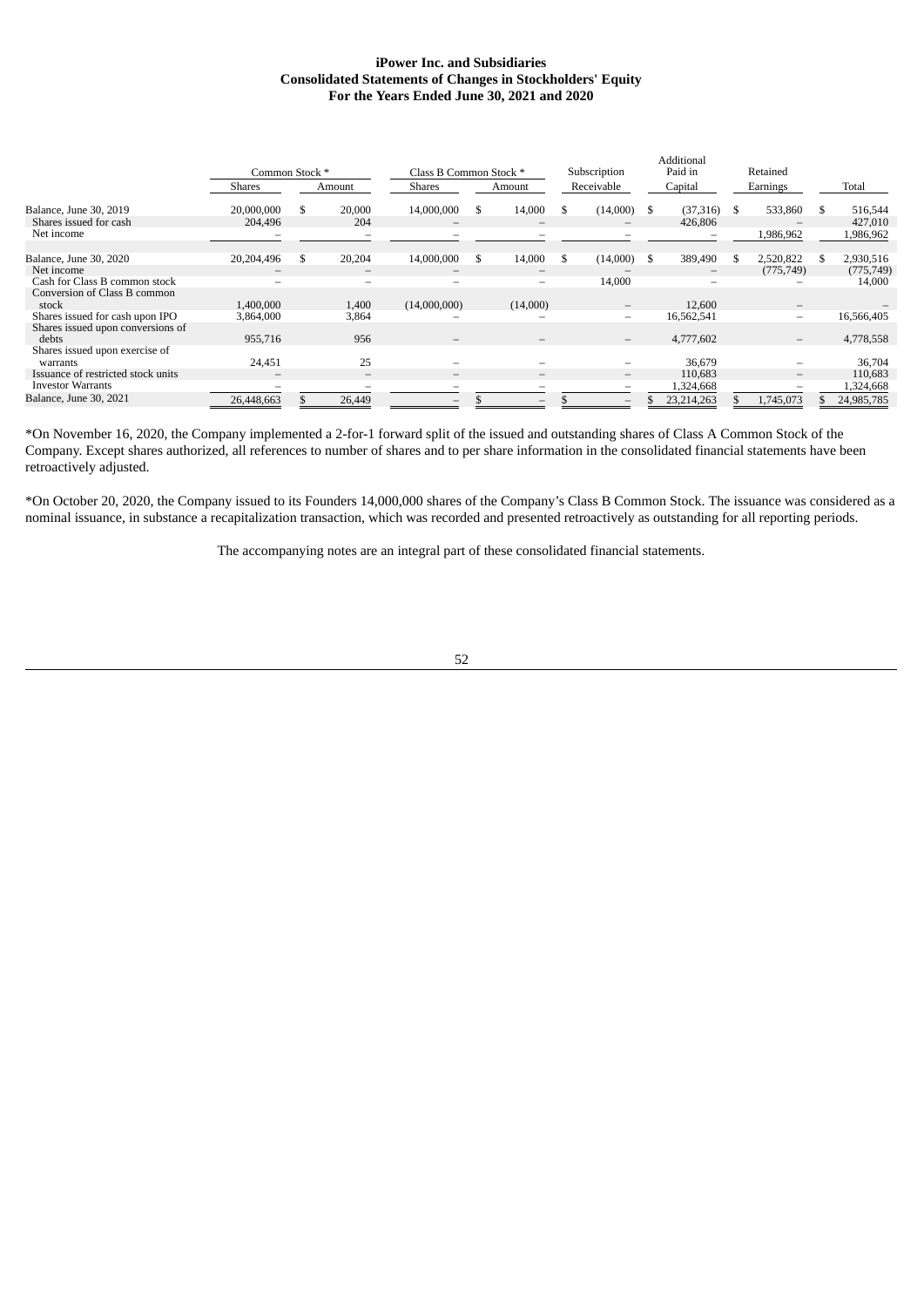**iPower Inc. and Subsidiaries**
**Consolidated Statements of Changes in Stockholders' Equity**
**For the Years Ended June 30, 2021 and 2020**

| | Common Stock * | | Class B Common Stock * | | Subscription | Additional Paid in | Retained | |
|---|---|---|---|---|---|---|---|---|
| | Shares | Amount | Shares | Amount | Receivable | Capital | Earnings | Total |
| Balance, June 30, 2019 | 20,000,000 | $ 20,000 | 14,000,000 | $ 14,000 | $ (14,000) | $ (37,316) | $ 533,860 | $ 516,544 |
| Shares issued for cash | 204,496 | 204 | – | – | – | 426,806 | – | 427,010 |
| Net income | – | – | – | – | – | – | 1,986,962 | 1,986,962 |
| Balance, June 30, 2020 | 20,204,496 | $ 20,204 | 14,000,000 | $ 14,000 | $ (14,000) | $ 389,490 | $ 2,520,822 | $ 2,930,516 |
| Net income | – | – | – | – | – | – | (775,749) | (775,749) |
| Cash for Class B common stock | – | – | – | – | 14,000 | – | – | 14,000 |
| Conversion of Class B common stock | 1,400,000 | 1,400 | (14,000,000) | (14,000) | – | 12,600 | – | – |
| Shares issued for cash upon IPO | 3,864,000 | 3,864 | – | – | – | 16,562,541 | – | 16,566,405 |
| Shares issued upon conversions of debts | 955,716 | 956 | – | – | – | 4,777,602 | – | 4,778,558 |
| Shares issued upon exercise of warrants | 24,451 | 25 | – | – | – | 36,679 | – | 36,704 |
| Issuance of restricted stock units | – | – | – | – | – | 110,683 | – | 110,683 |
| Investor Warrants | – | – | – | – | – | 1,324,668 | – | 1,324,668 |
| Balance, June 30, 2021 | 26,448,663 | $ 26,449 | – | $ – | $ – | $ 23,214,263 | $ 1,745,073 | $ 24,985,785 |

*On November 16, 2020, the Company implemented a 2-for-1 forward split of the issued and outstanding shares of Class A Common Stock of the Company. Except shares authorized, all references to number of shares and to per share information in the consolidated financial statements have been retroactively adjusted.

*On October 20, 2020, the Company issued to its Founders 14,000,000 shares of the Company's Class B Common Stock. The issuance was considered as a nominal issuance, in substance a recapitalization transaction, which was recorded and presented retroactively as outstanding for all reporting periods.

The accompanying notes are an integral part of these consolidated financial statements.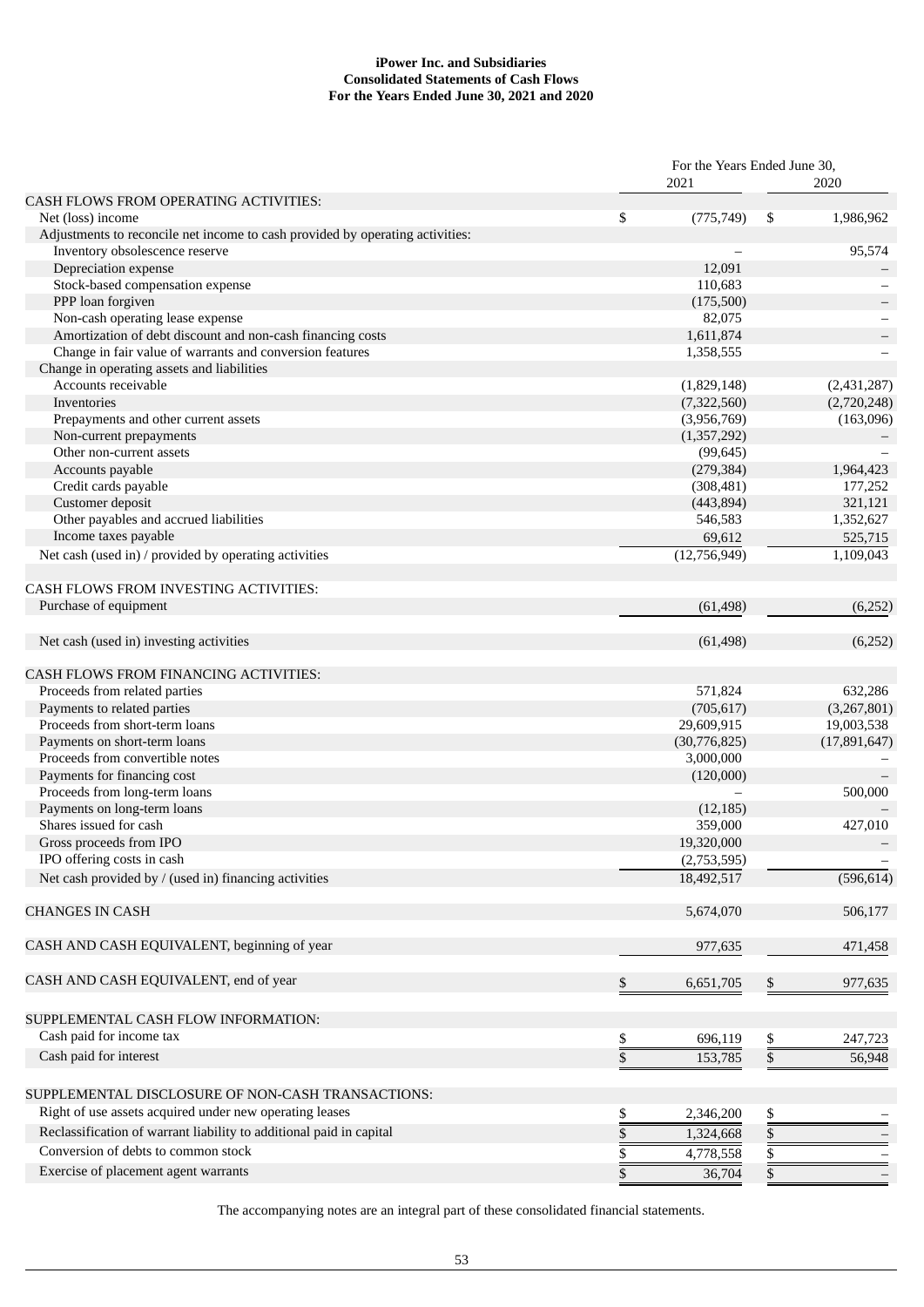**iPower Inc. and Subsidiaries**
**Consolidated Statements of Cash Flows**
**For the Years Ended June 30, 2021 and 2020**

| | For the Years Ended June 30, | |
|---|---|---|
| | 2021 | 2020 |
| CASH FLOWS FROM OPERATING ACTIVITIES: | | |
| Net (loss) income | $ (775,749) | $ 1,986,962 |
| Adjustments to reconcile net income to cash provided by operating activities: | | |
| Inventory obsolescence reserve | – | 95,574 |
| Depreciation expense | 12,091 | – |
| Stock-based compensation expense | 110,683 | – |
| PPP loan forgiven | (175,500) | – |
| Non-cash operating lease expense | 82,075 | – |
| Amortization of debt discount and non-cash financing costs | 1,611,874 | – |
| Change in fair value of warrants and conversion features | 1,358,555 | – |
| Change in operating assets and liabilities | | |
| Accounts receivable | (1,829,148) | (2,431,287) |
| Inventories | (7,322,560) | (2,720,248) |
| Prepayments and other current assets | (3,956,769) | (163,096) |
| Non-current prepayments | (1,357,292) | – |
| Other non-current assets | (99,645) | – |
| Accounts payable | (279,384) | 1,964,423 |
| Credit cards payable | (308,481) | 177,252 |
| Customer deposit | (443,894) | 321,121 |
| Other payables and accrued liabilities | 546,583 | 1,352,627 |
| Income taxes payable | 69,612 | 525,715 |
| Net cash (used in) / provided by operating activities | (12,756,949) | 1,109,043 |
| | | |
| CASH FLOWS FROM INVESTING ACTIVITIES: | | |
| Purchase of equipment | (61,498) | (6,252) |
| | | |
| Net cash (used in) investing activities | (61,498) | (6,252) |
| | | |
| CASH FLOWS FROM FINANCING ACTIVITIES: | | |
| Proceeds from related parties | 571,824 | 632,286 |
| Payments to related parties | (705,617) | (3,267,801) |
| Proceeds from short-term loans | 29,609,915 | 19,003,538 |
| Payments on short-term loans | (30,776,825) | (17,891,647) |
| Proceeds from convertible notes | 3,000,000 | – |
| Payments for financing cost | (120,000) | – |
| Proceeds from long-term loans | – | 500,000 |
| Payments on long-term loans | (12,185) | – |
| Shares issued for cash | 359,000 | 427,010 |
| Gross proceeds from IPO | 19,320,000 | – |
| IPO offering costs in cash | (2,753,595) | – |
| Net cash provided by / (used in) financing activities | 18,492,517 | (596,614) |
| | | |
| CHANGES IN CASH | 5,674,070 | 506,177 |
| | | |
| CASH AND CASH EQUIVALENT, beginning of year | 977,635 | 471,458 |
| | | |
| CASH AND CASH EQUIVALENT, end of year | $ 6,651,705 | $ 977,635 |
| | | |
| SUPPLEMENTAL CASH FLOW INFORMATION: | | |
| Cash paid for income tax | $ 696,119 | $ 247,723 |
| Cash paid for interest | $ 153,785 | $ 56,948 |
| | | |
| SUPPLEMENTAL DISCLOSURE OF NON-CASH TRANSACTIONS: | | |
| Right of use assets acquired under new operating leases | $ 2,346,200 | $ – |
| Reclassification of warrant liability to additional paid in capital | $ 1,324,668 | $ – |
| Conversion of debts to common stock | $ 4,778,558 | $ – |
| Exercise of placement agent warrants | $ 36,704 | $ – |

The accompanying notes are an integral part of these consolidated financial statements.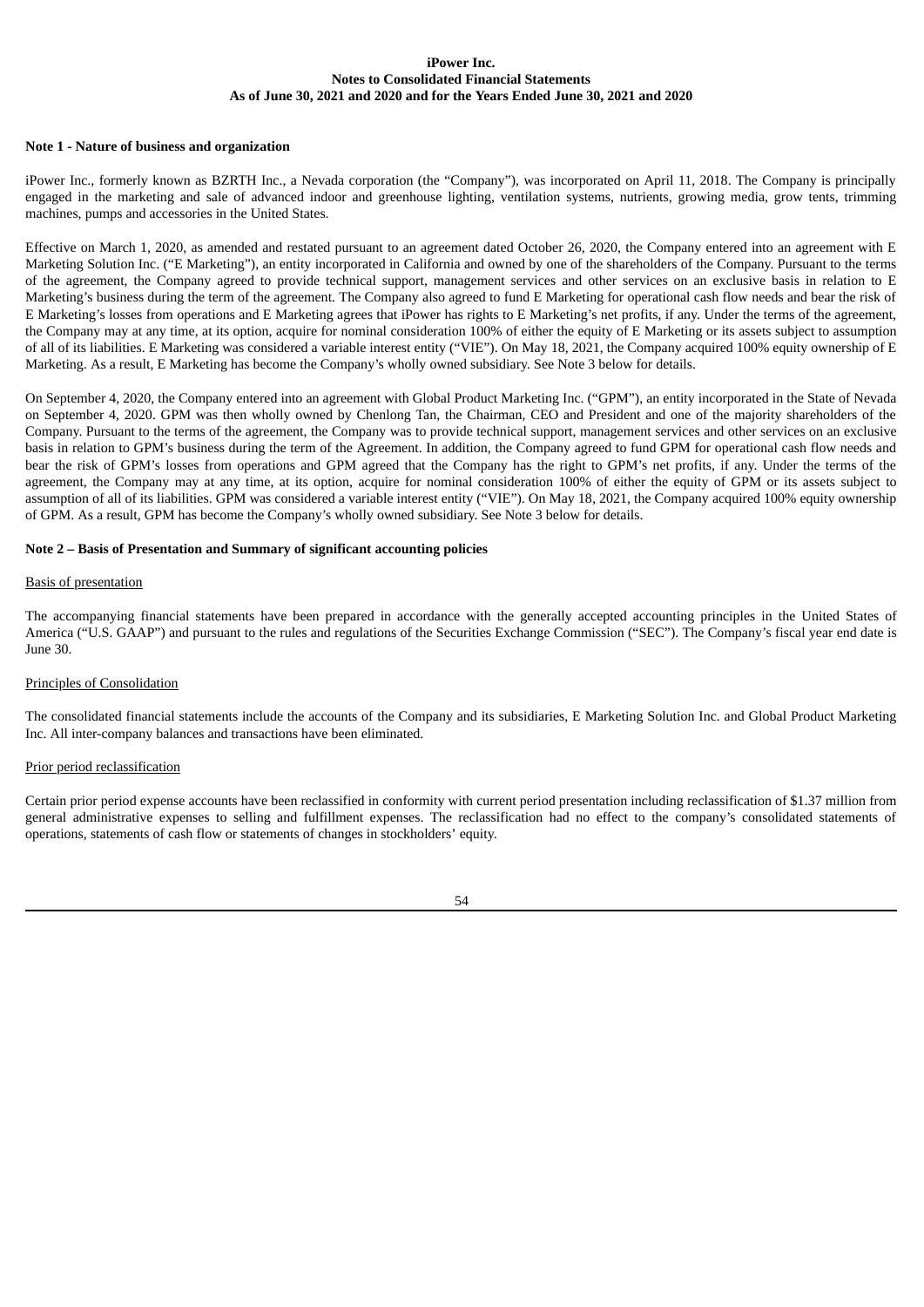**iPower Inc.**
**Notes to Consolidated Financial Statements**
**As of June 30, 2021 and 2020 and for the Years Ended June 30, 2021 and 2020**

**Note 1 - Nature of business and organization**

iPower Inc., formerly known as BZRTH Inc., a Nevada corporation (the "Company"), was incorporated on April 11, 2018. The Company is principally engaged in the marketing and sale of advanced indoor and greenhouse lighting, ventilation systems, nutrients, growing media, grow tents, trimming machines, pumps and accessories in the United States.

Effective on March 1, 2020, as amended and restated pursuant to an agreement dated October 26, 2020, the Company entered into an agreement with E Marketing Solution Inc. ("E Marketing"), an entity incorporated in California and owned by one of the shareholders of the Company. Pursuant to the terms of the agreement, the Company agreed to provide technical support, management services and other services on an exclusive basis in relation to E Marketing's business during the term of the agreement. The Company also agreed to fund E Marketing for operational cash flow needs and bear the risk of E Marketing's losses from operations and E Marketing agrees that iPower has rights to E Marketing's net profits, if any. Under the terms of the agreement, the Company may at any time, at its option, acquire for nominal consideration 100% of either the equity of E Marketing or its assets subject to assumption of all of its liabilities. E Marketing was considered a variable interest entity ("VIE"). On May 18, 2021, the Company acquired 100% equity ownership of E Marketing. As a result, E Marketing has become the Company's wholly owned subsidiary. See Note 3 below for details.

On September 4, 2020, the Company entered into an agreement with Global Product Marketing Inc. ("GPM"), an entity incorporated in the State of Nevada on September 4, 2020. GPM was then wholly owned by Chenlong Tan, the Chairman, CEO and President and one of the majority shareholders of the Company. Pursuant to the terms of the agreement, the Company was to provide technical support, management services and other services on an exclusive basis in relation to GPM's business during the term of the Agreement. In addition, the Company agreed to fund GPM for operational cash flow needs and bear the risk of GPM's losses from operations and GPM agreed that the Company has the right to GPM's net profits, if any. Under the terms of the agreement, the Company may at any time, at its option, acquire for nominal consideration 100% of either the equity of GPM or its assets subject to assumption of all of its liabilities. GPM was considered a variable interest entity ("VIE"). On May 18, 2021, the Company acquired 100% equity ownership of GPM. As a result, GPM has become the Company's wholly owned subsidiary. See Note 3 below for details.

**Note 2 – Basis of Presentation and Summary of significant accounting policies**

Basis of presentation

The accompanying financial statements have been prepared in accordance with the generally accepted accounting principles in the United States of America ("U.S. GAAP") and pursuant to the rules and regulations of the Securities Exchange Commission ("SEC"). The Company's fiscal year end date is June 30.

Principles of Consolidation

The consolidated financial statements include the accounts of the Company and its subsidiaries, E Marketing Solution Inc. and Global Product Marketing Inc. All inter-company balances and transactions have been eliminated.

Prior period reclassification

Certain prior period expense accounts have been reclassified in conformity with current period presentation including reclassification of $1.37 million from general administrative expenses to selling and fulfillment expenses. The reclassification had no effect to the company's consolidated statements of operations, statements of cash flow or statements of changes in stockholders' equity.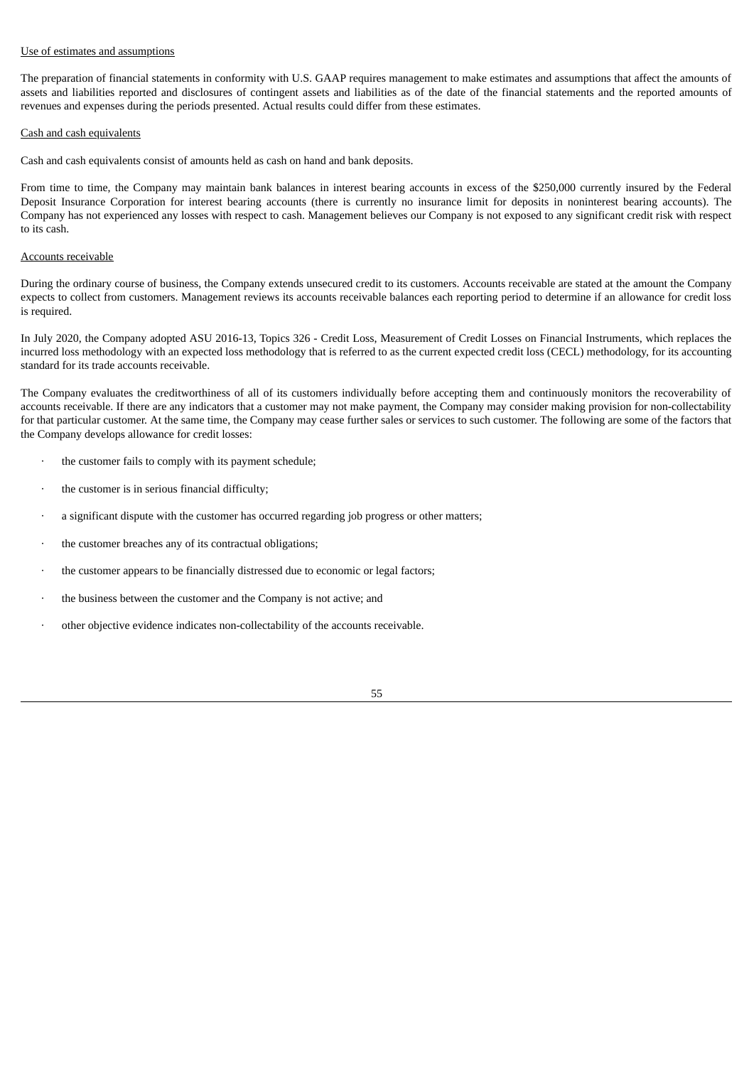Use of estimates and assumptions

The preparation of financial statements in conformity with U.S. GAAP requires management to make estimates and assumptions that affect the amounts of assets and liabilities reported and disclosures of contingent assets and liabilities as of the date of the financial statements and the reported amounts of revenues and expenses during the periods presented. Actual results could differ from these estimates.

Cash and cash equivalents

Cash and cash equivalents consist of amounts held as cash on hand and bank deposits.

From time to time, the Company may maintain bank balances in interest bearing accounts in excess of the $250,000 currently insured by the Federal Deposit Insurance Corporation for interest bearing accounts (there is currently no insurance limit for deposits in noninterest bearing accounts). The Company has not experienced any losses with respect to cash. Management believes our Company is not exposed to any significant credit risk with respect to its cash.

Accounts receivable

During the ordinary course of business, the Company extends unsecured credit to its customers. Accounts receivable are stated at the amount the Company expects to collect from customers. Management reviews its accounts receivable balances each reporting period to determine if an allowance for credit loss is required.

In July 2020, the Company adopted ASU 2016-13, Topics 326 - Credit Loss, Measurement of Credit Losses on Financial Instruments, which replaces the incurred loss methodology with an expected loss methodology that is referred to as the current expected credit loss (CECL) methodology, for its accounting standard for its trade accounts receivable.

The Company evaluates the creditworthiness of all of its customers individually before accepting them and continuously monitors the recoverability of accounts receivable. If there are any indicators that a customer may not make payment, the Company may consider making provision for non-collectability for that particular customer. At the same time, the Company may cease further sales or services to such customer. The following are some of the factors that the Company develops allowance for credit losses:

- the customer fails to comply with its payment schedule;
- the customer is in serious financial difficulty;
- a significant dispute with the customer has occurred regarding job progress or other matters;
- the customer breaches any of its contractual obligations;
- the customer appears to be financially distressed due to economic or legal factors;
- the business between the customer and the Company is not active; and
- other objective evidence indicates non-collectability of the accounts receivable.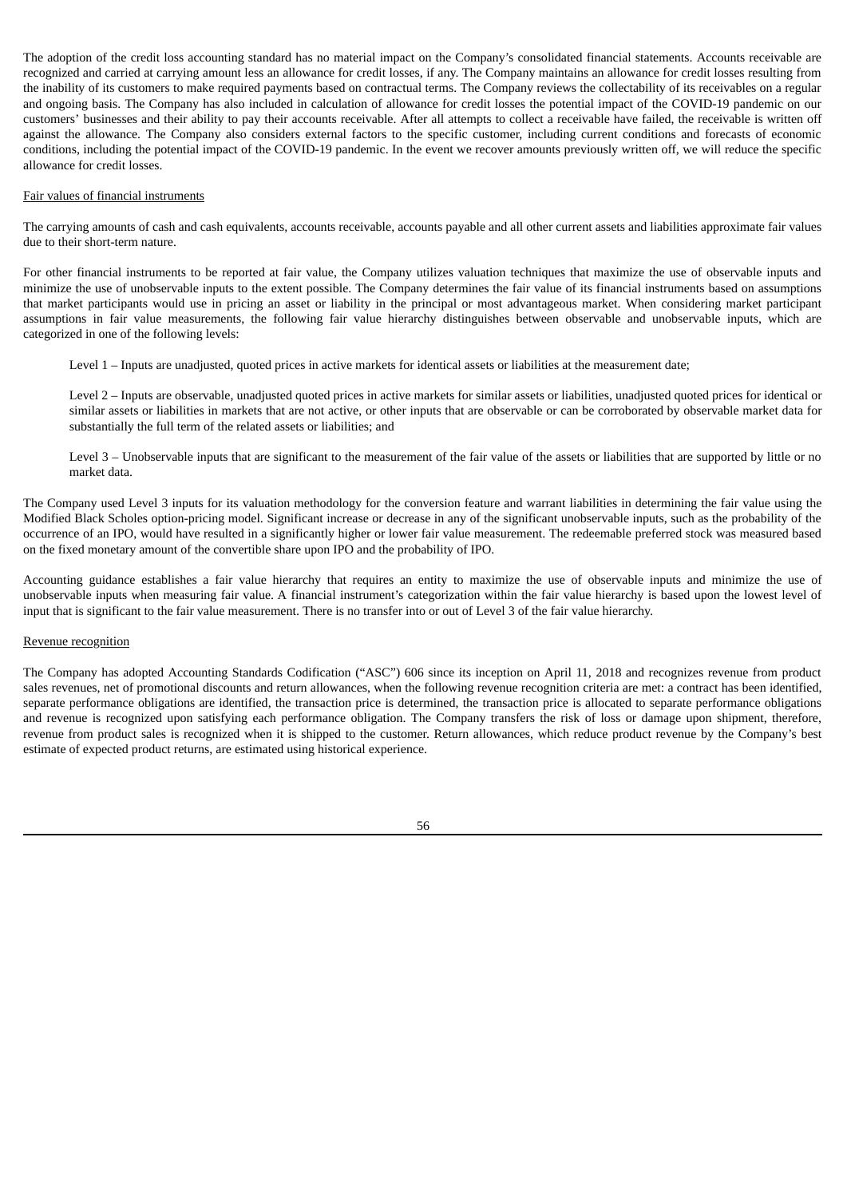The adoption of the credit loss accounting standard has no material impact on the Company's consolidated financial statements. Accounts receivable are recognized and carried at carrying amount less an allowance for credit losses, if any. The Company maintains an allowance for credit losses resulting from the inability of its customers to make required payments based on contractual terms. The Company reviews the collectability of its receivables on a regular and ongoing basis. The Company has also included in calculation of allowance for credit losses the potential impact of the COVID-19 pandemic on our customers' businesses and their ability to pay their accounts receivable. After all attempts to collect a receivable have failed, the receivable is written off against the allowance. The Company also considers external factors to the specific customer, including current conditions and forecasts of economic conditions, including the potential impact of the COVID-19 pandemic. In the event we recover amounts previously written off, we will reduce the specific allowance for credit losses.

Fair values of financial instruments

The carrying amounts of cash and cash equivalents, accounts receivable, accounts payable and all other current assets and liabilities approximate fair values due to their short-term nature.

For other financial instruments to be reported at fair value, the Company utilizes valuation techniques that maximize the use of observable inputs and minimize the use of unobservable inputs to the extent possible. The Company determines the fair value of its financial instruments based on assumptions that market participants would use in pricing an asset or liability in the principal or most advantageous market. When considering market participant assumptions in fair value measurements, the following fair value hierarchy distinguishes between observable and unobservable inputs, which are categorized in one of the following levels:

Level 1 – Inputs are unadjusted, quoted prices in active markets for identical assets or liabilities at the measurement date;

Level 2 – Inputs are observable, unadjusted quoted prices in active markets for similar assets or liabilities, unadjusted quoted prices for identical or similar assets or liabilities in markets that are not active, or other inputs that are observable or can be corroborated by observable market data for substantially the full term of the related assets or liabilities; and

Level 3 – Unobservable inputs that are significant to the measurement of the fair value of the assets or liabilities that are supported by little or no market data.

The Company used Level 3 inputs for its valuation methodology for the conversion feature and warrant liabilities in determining the fair value using the Modified Black Scholes option-pricing model. Significant increase or decrease in any of the significant unobservable inputs, such as the probability of the occurrence of an IPO, would have resulted in a significantly higher or lower fair value measurement. The redeemable preferred stock was measured based on the fixed monetary amount of the convertible share upon IPO and the probability of IPO.

Accounting guidance establishes a fair value hierarchy that requires an entity to maximize the use of observable inputs and minimize the use of unobservable inputs when measuring fair value. A financial instrument's categorization within the fair value hierarchy is based upon the lowest level of input that is significant to the fair value measurement. There is no transfer into or out of Level 3 of the fair value hierarchy.

Revenue recognition

The Company has adopted Accounting Standards Codification ("ASC") 606 since its inception on April 11, 2018 and recognizes revenue from product sales revenues, net of promotional discounts and return allowances, when the following revenue recognition criteria are met: a contract has been identified, separate performance obligations are identified, the transaction price is determined, the transaction price is allocated to separate performance obligations and revenue is recognized upon satisfying each performance obligation. The Company transfers the risk of loss or damage upon shipment, therefore, revenue from product sales is recognized when it is shipped to the customer. Return allowances, which reduce product revenue by the Company's best estimate of expected product returns, are estimated using historical experience.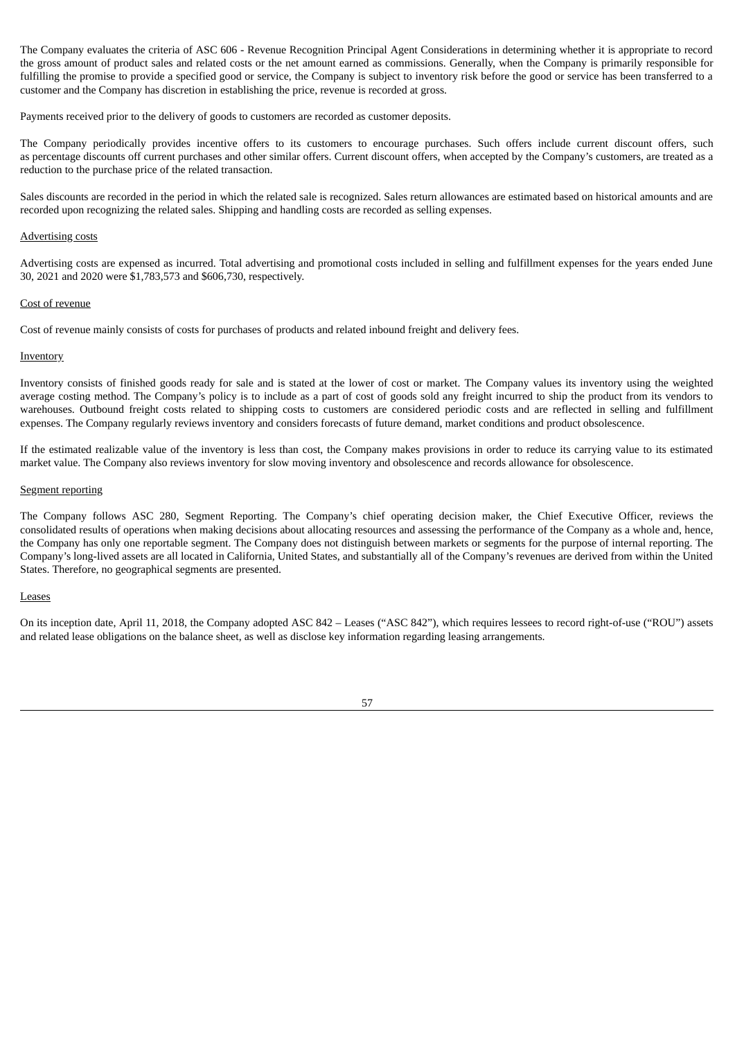The Company evaluates the criteria of ASC 606 - Revenue Recognition Principal Agent Considerations in determining whether it is appropriate to record the gross amount of product sales and related costs or the net amount earned as commissions. Generally, when the Company is primarily responsible for fulfilling the promise to provide a specified good or service, the Company is subject to inventory risk before the good or service has been transferred to a customer and the Company has discretion in establishing the price, revenue is recorded at gross.

Payments received prior to the delivery of goods to customers are recorded as customer deposits.

The Company periodically provides incentive offers to its customers to encourage purchases. Such offers include current discount offers, such as percentage discounts off current purchases and other similar offers. Current discount offers, when accepted by the Company's customers, are treated as a reduction to the purchase price of the related transaction.

Sales discounts are recorded in the period in which the related sale is recognized. Sales return allowances are estimated based on historical amounts and are recorded upon recognizing the related sales. Shipping and handling costs are recorded as selling expenses.

Advertising costs

Advertising costs are expensed as incurred. Total advertising and promotional costs included in selling and fulfillment expenses for the years ended June 30, 2021 and 2020 were $1,783,573 and $606,730, respectively.

Cost of revenue

Cost of revenue mainly consists of costs for purchases of products and related inbound freight and delivery fees.

Inventory

Inventory consists of finished goods ready for sale and is stated at the lower of cost or market. The Company values its inventory using the weighted average costing method. The Company's policy is to include as a part of cost of goods sold any freight incurred to ship the product from its vendors to warehouses. Outbound freight costs related to shipping costs to customers are considered periodic costs and are reflected in selling and fulfillment expenses. The Company regularly reviews inventory and considers forecasts of future demand, market conditions and product obsolescence.

If the estimated realizable value of the inventory is less than cost, the Company makes provisions in order to reduce its carrying value to its estimated market value. The Company also reviews inventory for slow moving inventory and obsolescence and records allowance for obsolescence.

Segment reporting

The Company follows ASC 280, Segment Reporting. The Company's chief operating decision maker, the Chief Executive Officer, reviews the consolidated results of operations when making decisions about allocating resources and assessing the performance of the Company as a whole and, hence, the Company has only one reportable segment. The Company does not distinguish between markets or segments for the purpose of internal reporting. The Company's long-lived assets are all located in California, United States, and substantially all of the Company's revenues are derived from within the United States. Therefore, no geographical segments are presented.

Leases

On its inception date, April 11, 2018, the Company adopted ASC 842 – Leases ("ASC 842"), which requires lessees to record right-of-use ("ROU") assets and related lease obligations on the balance sheet, as well as disclose key information regarding leasing arrangements.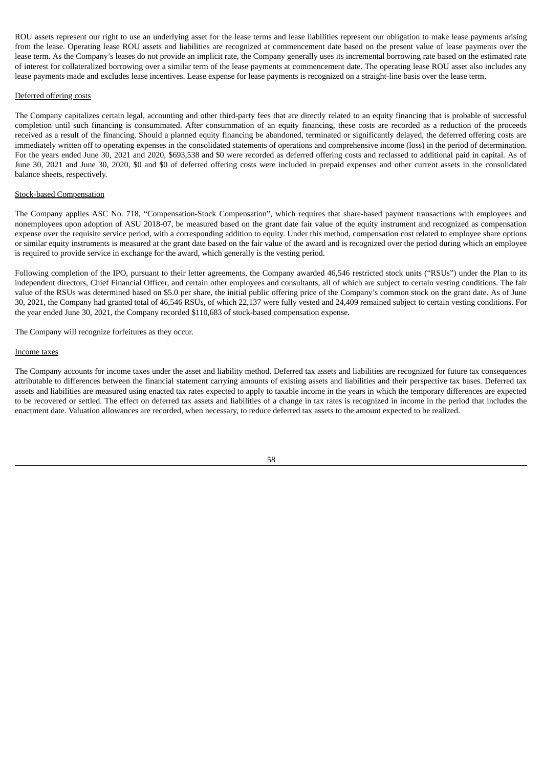ROU assets represent our right to use an underlying asset for the lease terms and lease liabilities represent our obligation to make lease payments arising from the lease. Operating lease ROU assets and liabilities are recognized at commencement date based on the present value of lease payments over the lease term. As the Company's leases do not provide an implicit rate, the Company generally uses its incremental borrowing rate based on the estimated rate of interest for collateralized borrowing over a similar term of the lease payments at commencement date. The operating lease ROU asset also includes any lease payments made and excludes lease incentives. Lease expense for lease payments is recognized on a straight-line basis over the lease term.

Deferred offering costs

The Company capitalizes certain legal, accounting and other third-party fees that are directly related to an equity financing that is probable of successful completion until such financing is consummated. After consummation of an equity financing, these costs are recorded as a reduction of the proceeds received as a result of the financing. Should a planned equity financing be abandoned, terminated or significantly delayed, the deferred offering costs are immediately written off to operating expenses in the consolidated statements of operations and comprehensive income (loss) in the period of determination. For the years ended June 30, 2021 and 2020, $693,538 and $0 were recorded as deferred offering costs and reclassed to additional paid in capital. As of June 30, 2021 and June 30, 2020, $0 and $0 of deferred offering costs were included in prepaid expenses and other current assets in the consolidated balance sheets, respectively.

Stock-based Compensation

The Company applies ASC No. 718, "Compensation-Stock Compensation", which requires that share-based payment transactions with employees and nonemployees upon adoption of ASU 2018-07, be measured based on the grant date fair value of the equity instrument and recognized as compensation expense over the requisite service period, with a corresponding addition to equity. Under this method, compensation cost related to employee share options or similar equity instruments is measured at the grant date based on the fair value of the award and is recognized over the period during which an employee is required to provide service in exchange for the award, which generally is the vesting period.

Following completion of the IPO, pursuant to their letter agreements, the Company awarded 46,546 restricted stock units ("RSUs") under the Plan to its independent directors, Chief Financial Officer, and certain other employees and consultants, all of which are subject to certain vesting conditions. The fair value of the RSUs was determined based on $5.0 per share, the initial public offering price of the Company's common stock on the grant date. As of June 30, 2021, the Company had granted total of 46,546 RSUs, of which 22,137 were fully vested and 24,409 remained subject to certain vesting conditions. For the year ended June 30, 2021, the Company recorded $110,683 of stock-based compensation expense.

The Company will recognize forfeitures as they occur.

Income taxes

The Company accounts for income taxes under the asset and liability method. Deferred tax assets and liabilities are recognized for future tax consequences attributable to differences between the financial statement carrying amounts of existing assets and liabilities and their perspective tax bases. Deferred tax assets and liabilities are measured using enacted tax rates expected to apply to taxable income in the years in which the temporary differences are expected to be recovered or settled. The effect on deferred tax assets and liabilities of a change in tax rates is recognized in income in the period that includes the enactment date. Valuation allowances are recorded, when necessary, to reduce deferred tax assets to the amount expected to be realized.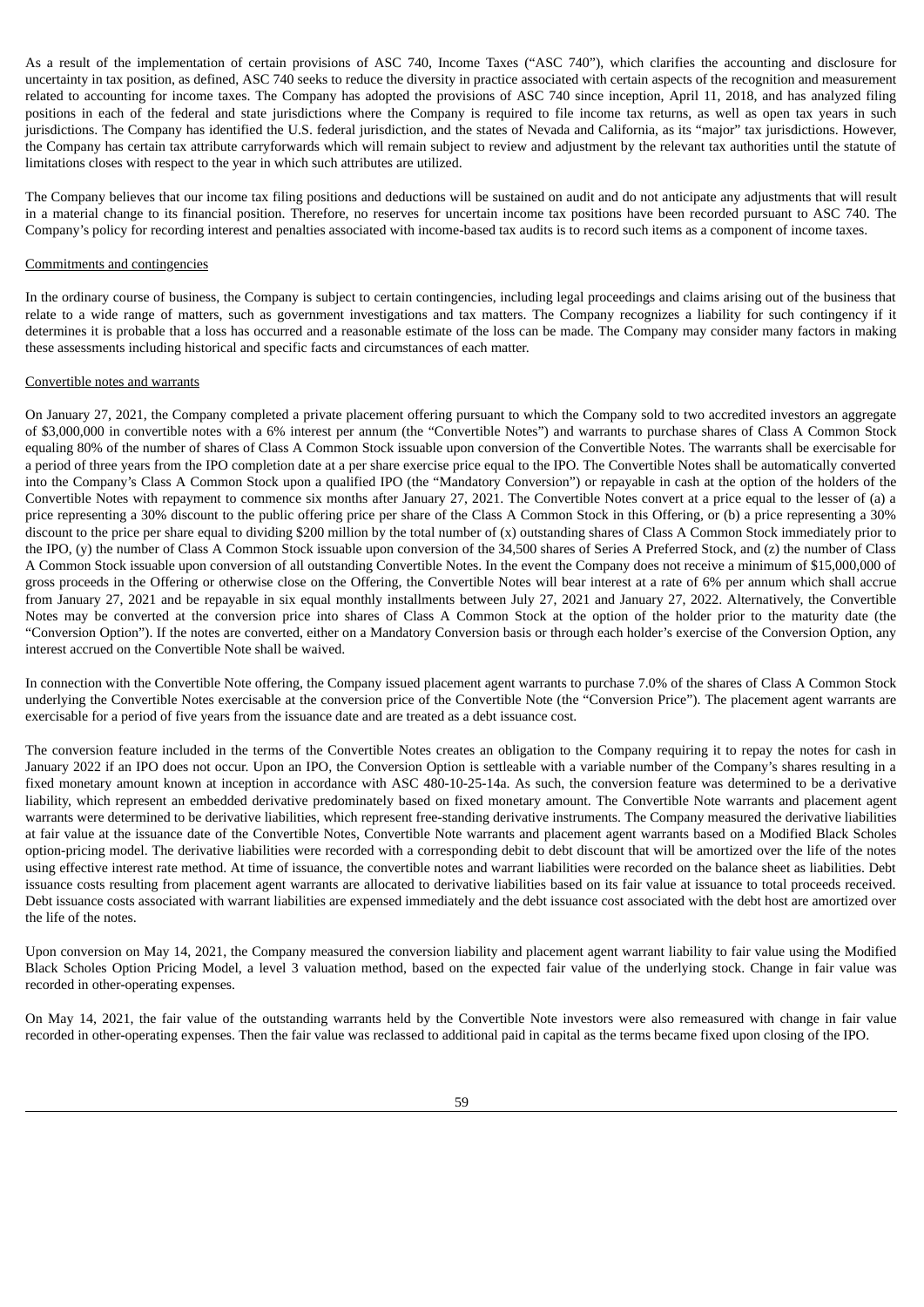As a result of the implementation of certain provisions of ASC 740, Income Taxes ("ASC 740"), which clarifies the accounting and disclosure for uncertainty in tax position, as defined, ASC 740 seeks to reduce the diversity in practice associated with certain aspects of the recognition and measurement related to accounting for income taxes. The Company has adopted the provisions of ASC 740 since inception, April 11, 2018, and has analyzed filing positions in each of the federal and state jurisdictions where the Company is required to file income tax returns, as well as open tax years in such jurisdictions. The Company has identified the U.S. federal jurisdiction, and the states of Nevada and California, as its "major" tax jurisdictions. However, the Company has certain tax attribute carryforwards which will remain subject to review and adjustment by the relevant tax authorities until the statute of limitations closes with respect to the year in which such attributes are utilized.

The Company believes that our income tax filing positions and deductions will be sustained on audit and do not anticipate any adjustments that will result in a material change to its financial position. Therefore, no reserves for uncertain income tax positions have been recorded pursuant to ASC 740. The Company's policy for recording interest and penalties associated with income-based tax audits is to record such items as a component of income taxes.

Commitments and contingencies

In the ordinary course of business, the Company is subject to certain contingencies, including legal proceedings and claims arising out of the business that relate to a wide range of matters, such as government investigations and tax matters. The Company recognizes a liability for such contingency if it determines it is probable that a loss has occurred and a reasonable estimate of the loss can be made. The Company may consider many factors in making these assessments including historical and specific facts and circumstances of each matter.

Convertible notes and warrants

On January 27, 2021, the Company completed a private placement offering pursuant to which the Company sold to two accredited investors an aggregate of $3,000,000 in convertible notes with a 6% interest per annum (the "Convertible Notes") and warrants to purchase shares of Class A Common Stock equaling 80% of the number of shares of Class A Common Stock issuable upon conversion of the Convertible Notes. The warrants shall be exercisable for a period of three years from the IPO completion date at a per share exercise price equal to the IPO. The Convertible Notes shall be automatically converted into the Company's Class A Common Stock upon a qualified IPO (the "Mandatory Conversion") or repayable in cash at the option of the holders of the Convertible Notes with repayment to commence six months after January 27, 2021. The Convertible Notes convert at a price equal to the lesser of (a) a price representing a 30% discount to the public offering price per share of the Class A Common Stock in this Offering, or (b) a price representing a 30% discount to the price per share equal to dividing $200 million by the total number of (x) outstanding shares of Class A Common Stock immediately prior to the IPO, (y) the number of Class A Common Stock issuable upon conversion of the 34,500 shares of Series A Preferred Stock, and (z) the number of Class A Common Stock issuable upon conversion of all outstanding Convertible Notes. In the event the Company does not receive a minimum of $15,000,000 of gross proceeds in the Offering or otherwise close on the Offering, the Convertible Notes will bear interest at a rate of 6% per annum which shall accrue from January 27, 2021 and be repayable in six equal monthly installments between July 27, 2021 and January 27, 2022. Alternatively, the Convertible Notes may be converted at the conversion price into shares of Class A Common Stock at the option of the holder prior to the maturity date (the "Conversion Option"). If the notes are converted, either on a Mandatory Conversion basis or through each holder's exercise of the Conversion Option, any interest accrued on the Convertible Note shall be waived.

In connection with the Convertible Note offering, the Company issued placement agent warrants to purchase 7.0% of the shares of Class A Common Stock underlying the Convertible Notes exercisable at the conversion price of the Convertible Note (the "Conversion Price"). The placement agent warrants are exercisable for a period of five years from the issuance date and are treated as a debt issuance cost.

The conversion feature included in the terms of the Convertible Notes creates an obligation to the Company requiring it to repay the notes for cash in January 2022 if an IPO does not occur. Upon an IPO, the Conversion Option is settleable with a variable number of the Company's shares resulting in a fixed monetary amount known at inception in accordance with ASC 480-10-25-14a. As such, the conversion feature was determined to be a derivative liability, which represent an embedded derivative predominately based on fixed monetary amount. The Convertible Note warrants and placement agent warrants were determined to be derivative liabilities, which represent free-standing derivative instruments. The Company measured the derivative liabilities at fair value at the issuance date of the Convertible Notes, Convertible Note warrants and placement agent warrants based on a Modified Black Scholes option-pricing model. The derivative liabilities were recorded with a corresponding debit to debt discount that will be amortized over the life of the notes using effective interest rate method. At time of issuance, the convertible notes and warrant liabilities were recorded on the balance sheet as liabilities. Debt issuance costs resulting from placement agent warrants are allocated to derivative liabilities based on its fair value at issuance to total proceeds received. Debt issuance costs associated with warrant liabilities are expensed immediately and the debt issuance cost associated with the debt host are amortized over the life of the notes.

Upon conversion on May 14, 2021, the Company measured the conversion liability and placement agent warrant liability to fair value using the Modified Black Scholes Option Pricing Model, a level 3 valuation method, based on the expected fair value of the underlying stock. Change in fair value was recorded in other-operating expenses.

On May 14, 2021, the fair value of the outstanding warrants held by the Convertible Note investors were also remeasured with change in fair value recorded in other-operating expenses. Then the fair value was reclassed to additional paid in capital as the terms became fixed upon closing of the IPO.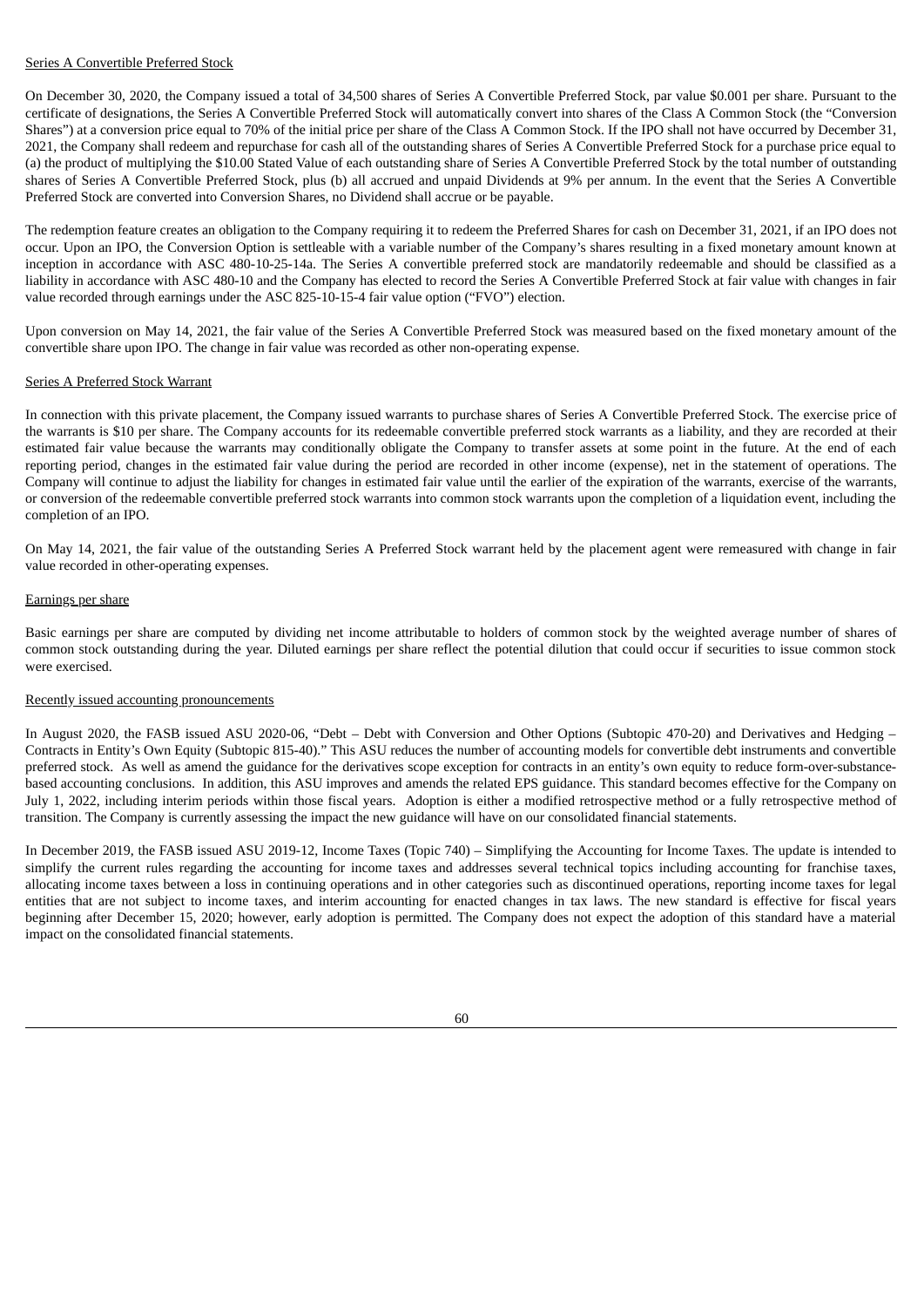Series A Convertible Preferred Stock

On December 30, 2020, the Company issued a total of 34,500 shares of Series A Convertible Preferred Stock, par value $0.001 per share. Pursuant to the certificate of designations, the Series A Convertible Preferred Stock will automatically convert into shares of the Class A Common Stock (the "Conversion Shares") at a conversion price equal to 70% of the initial price per share of the Class A Common Stock. If the IPO shall not have occurred by December 31, 2021, the Company shall redeem and repurchase for cash all of the outstanding shares of Series A Convertible Preferred Stock for a purchase price equal to (a) the product of multiplying the $10.00 Stated Value of each outstanding share of Series A Convertible Preferred Stock by the total number of outstanding shares of Series A Convertible Preferred Stock, plus (b) all accrued and unpaid Dividends at 9% per annum. In the event that the Series A Convertible Preferred Stock are converted into Conversion Shares, no Dividend shall accrue or be payable.

The redemption feature creates an obligation to the Company requiring it to redeem the Preferred Shares for cash on December 31, 2021, if an IPO does not occur. Upon an IPO, the Conversion Option is settleable with a variable number of the Company's shares resulting in a fixed monetary amount known at inception in accordance with ASC 480-10-25-14a. The Series A convertible preferred stock are mandatorily redeemable and should be classified as a liability in accordance with ASC 480-10 and the Company has elected to record the Series A Convertible Preferred Stock at fair value with changes in fair value recorded through earnings under the ASC 825-10-15-4 fair value option ("FVO") election.

Upon conversion on May 14, 2021, the fair value of the Series A Convertible Preferred Stock was measured based on the fixed monetary amount of the convertible share upon IPO. The change in fair value was recorded as other non-operating expense.

Series A Preferred Stock Warrant

In connection with this private placement, the Company issued warrants to purchase shares of Series A Convertible Preferred Stock. The exercise price of the warrants is $10 per share. The Company accounts for its redeemable convertible preferred stock warrants as a liability, and they are recorded at their estimated fair value because the warrants may conditionally obligate the Company to transfer assets at some point in the future. At the end of each reporting period, changes in the estimated fair value during the period are recorded in other income (expense), net in the statement of operations. The Company will continue to adjust the liability for changes in estimated fair value until the earlier of the expiration of the warrants, exercise of the warrants, or conversion of the redeemable convertible preferred stock warrants into common stock warrants upon the completion of a liquidation event, including the completion of an IPO.

On May 14, 2021, the fair value of the outstanding Series A Preferred Stock warrant held by the placement agent were remeasured with change in fair value recorded in other-operating expenses.

Earnings per share

Basic earnings per share are computed by dividing net income attributable to holders of common stock by the weighted average number of shares of common stock outstanding during the year. Diluted earnings per share reflect the potential dilution that could occur if securities to issue common stock were exercised.

Recently issued accounting pronouncements

In August 2020, the FASB issued ASU 2020-06, "Debt – Debt with Conversion and Other Options (Subtopic 470-20) and Derivatives and Hedging – Contracts in Entity's Own Equity (Subtopic 815-40)." This ASU reduces the number of accounting models for convertible debt instruments and convertible preferred stock. As well as amend the guidance for the derivatives scope exception for contracts in an entity's own equity to reduce form-over-substance-based accounting conclusions. In addition, this ASU improves and amends the related EPS guidance. This standard becomes effective for the Company on July 1, 2022, including interim periods within those fiscal years. Adoption is either a modified retrospective method or a fully retrospective method of transition. The Company is currently assessing the impact the new guidance will have on our consolidated financial statements.

In December 2019, the FASB issued ASU 2019-12, Income Taxes (Topic 740) – Simplifying the Accounting for Income Taxes. The update is intended to simplify the current rules regarding the accounting for income taxes and addresses several technical topics including accounting for franchise taxes, allocating income taxes between a loss in continuing operations and in other categories such as discontinued operations, reporting income taxes for legal entities that are not subject to income taxes, and interim accounting for enacted changes in tax laws. The new standard is effective for fiscal years beginning after December 15, 2020; however, early adoption is permitted. The Company does not expect the adoption of this standard have a material impact on the consolidated financial statements.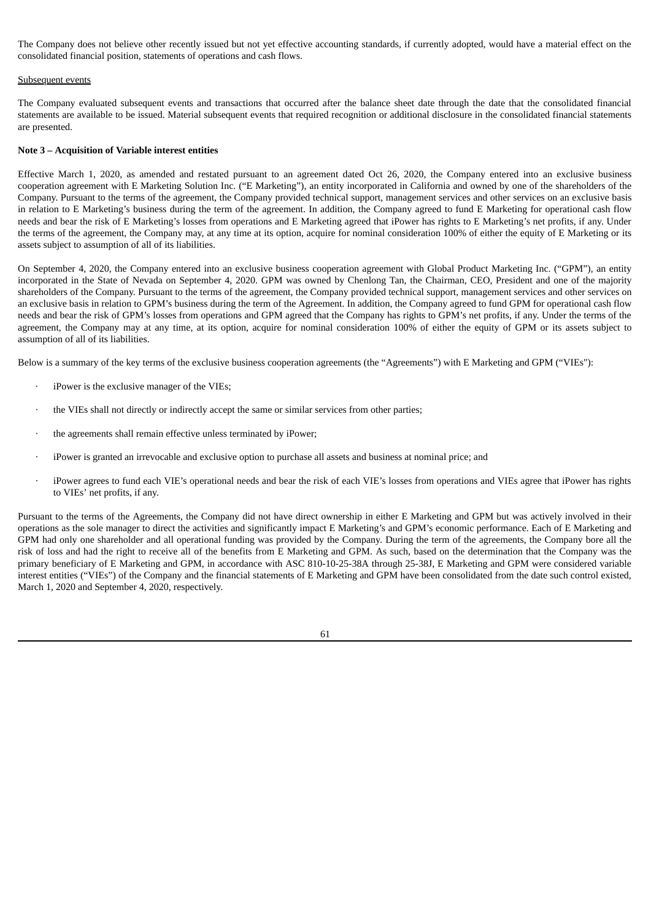The Company does not believe other recently issued but not yet effective accounting standards, if currently adopted, would have a material effect on the consolidated financial position, statements of operations and cash flows.

Subsequent events

The Company evaluated subsequent events and transactions that occurred after the balance sheet date through the date that the consolidated financial statements are available to be issued. Material subsequent events that required recognition or additional disclosure in the consolidated financial statements are presented.

**Note 3 – Acquisition of Variable interest entities**

Effective March 1, 2020, as amended and restated pursuant to an agreement dated Oct 26, 2020, the Company entered into an exclusive business cooperation agreement with E Marketing Solution Inc. ("E Marketing"), an entity incorporated in California and owned by one of the shareholders of the Company. Pursuant to the terms of the agreement, the Company provided technical support, management services and other services on an exclusive basis in relation to E Marketing's business during the term of the agreement. In addition, the Company agreed to fund E Marketing for operational cash flow needs and bear the risk of E Marketing's losses from operations and E Marketing agreed that iPower has rights to E Marketing's net profits, if any. Under the terms of the agreement, the Company may, at any time at its option, acquire for nominal consideration 100% of either the equity of E Marketing or its assets subject to assumption of all of its liabilities.

On September 4, 2020, the Company entered into an exclusive business cooperation agreement with Global Product Marketing Inc. ("GPM"), an entity incorporated in the State of Nevada on September 4, 2020. GPM was owned by Chenlong Tan, the Chairman, CEO, President and one of the majority shareholders of the Company. Pursuant to the terms of the agreement, the Company provided technical support, management services and other services on an exclusive basis in relation to GPM's business during the term of the Agreement. In addition, the Company agreed to fund GPM for operational cash flow needs and bear the risk of GPM's losses from operations and GPM agreed that the Company has rights to GPM's net profits, if any. Under the terms of the agreement, the Company may at any time, at its option, acquire for nominal consideration 100% of either the equity of GPM or its assets subject to assumption of all of its liabilities.

Below is a summary of the key terms of the exclusive business cooperation agreements (the "Agreements") with E Marketing and GPM ("VIEs"):

- iPower is the exclusive manager of the VIEs;
- the VIEs shall not directly or indirectly accept the same or similar services from other parties;
- the agreements shall remain effective unless terminated by iPower;
- iPower is granted an irrevocable and exclusive option to purchase all assets and business at nominal price; and
- iPower agrees to fund each VIE's operational needs and bear the risk of each VIE's losses from operations and VIEs agree that iPower has rights to VIEs' net profits, if any.

Pursuant to the terms of the Agreements, the Company did not have direct ownership in either E Marketing and GPM but was actively involved in their operations as the sole manager to direct the activities and significantly impact E Marketing's and GPM's economic performance. Each of E Marketing and GPM had only one shareholder and all operational funding was provided by the Company. During the term of the agreements, the Company bore all the risk of loss and had the right to receive all of the benefits from E Marketing and GPM. As such, based on the determination that the Company was the primary beneficiary of E Marketing and GPM, in accordance with ASC 810-10-25-38A through 25-38J, E Marketing and GPM were considered variable interest entities ("VIEs") of the Company and the financial statements of E Marketing and GPM have been consolidated from the date such control existed, March 1, 2020 and September 4, 2020, respectively.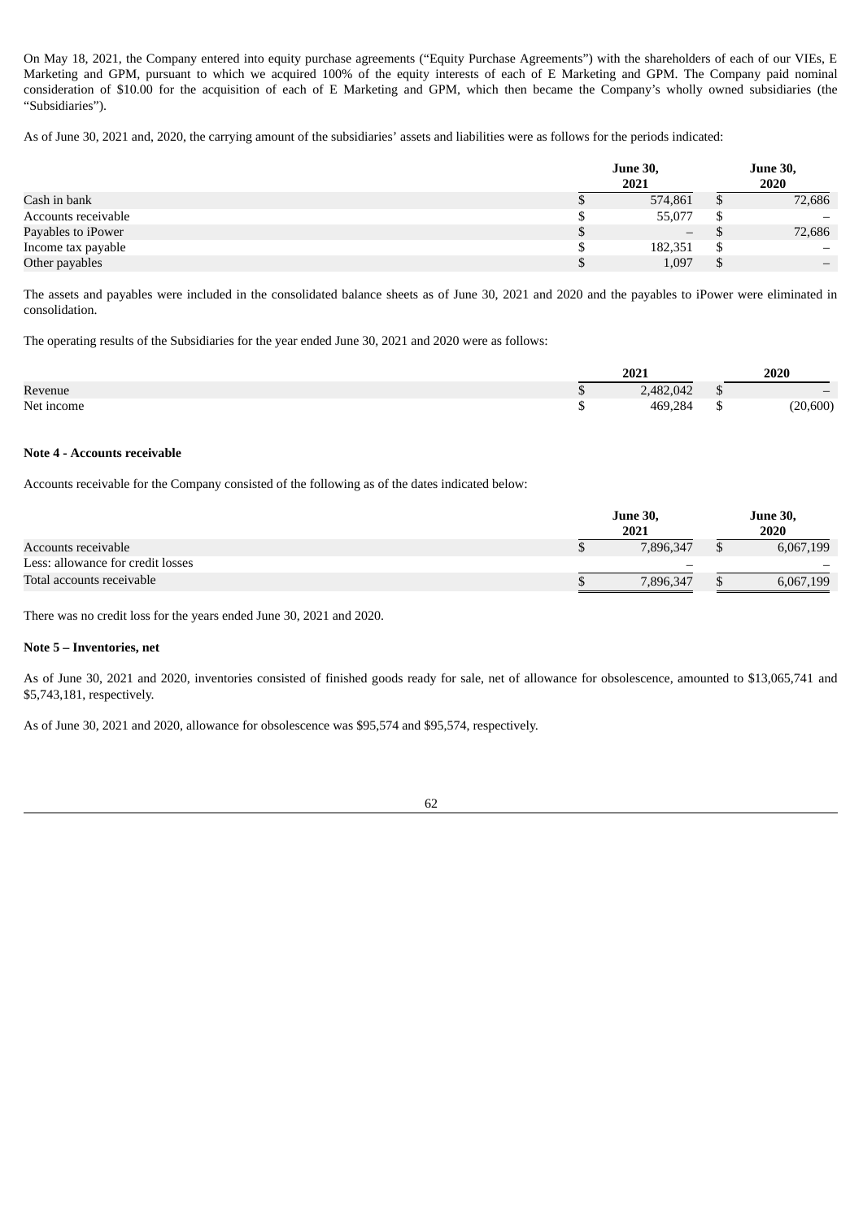On May 18, 2021, the Company entered into equity purchase agreements ("Equity Purchase Agreements") with the shareholders of each of our VIEs, E Marketing and GPM, pursuant to which we acquired 100% of the equity interests of each of E Marketing and GPM. The Company paid nominal consideration of $10.00 for the acquisition of each of E Marketing and GPM, which then became the Company's wholly owned subsidiaries (the "Subsidiaries").

As of June 30, 2021 and, 2020, the carrying amount of the subsidiaries' assets and liabilities were as follows for the periods indicated:

| | June 30, 2021 | June 30, 2020 |
|---|---|---|
| Cash in bank | $ 574,861 | $ 72,686 |
| Accounts receivable | $ 55,077 | $ – |
| Payables to iPower | $ – | $ 72,686 |
| Income tax payable | $ 182,351 | $ – |
| Other payables | $ 1,097 | $ – |

The assets and payables were included in the consolidated balance sheets as of June 30, 2021 and 2020 and the payables to iPower were eliminated in consolidation.

The operating results of the Subsidiaries for the year ended June 30, 2021 and 2020 were as follows:

| | 2021 | 2020 |
|---|---|---|
| Revenue | $ 2,482,042 | $ – |
| Net income | $ 469,284 | $ (20,600) |

**Note 4 - Accounts receivable**

Accounts receivable for the Company consisted of the following as of the dates indicated below:

| | June 30, 2021 | June 30, 2020 |
|---|---|---|
| Accounts receivable | $ 7,896,347 | $ 6,067,199 |
| Less: allowance for credit losses | – | – |
| Total accounts receivable | $ 7,896,347 | $ 6,067,199 |

There was no credit loss for the years ended June 30, 2021 and 2020.

**Note 5 – Inventories, net**

As of June 30, 2021 and 2020, inventories consisted of finished goods ready for sale, net of allowance for obsolescence, amounted to $13,065,741 and $5,743,181, respectively.

As of June 30, 2021 and 2020, allowance for obsolescence was $95,574 and $95,574, respectively.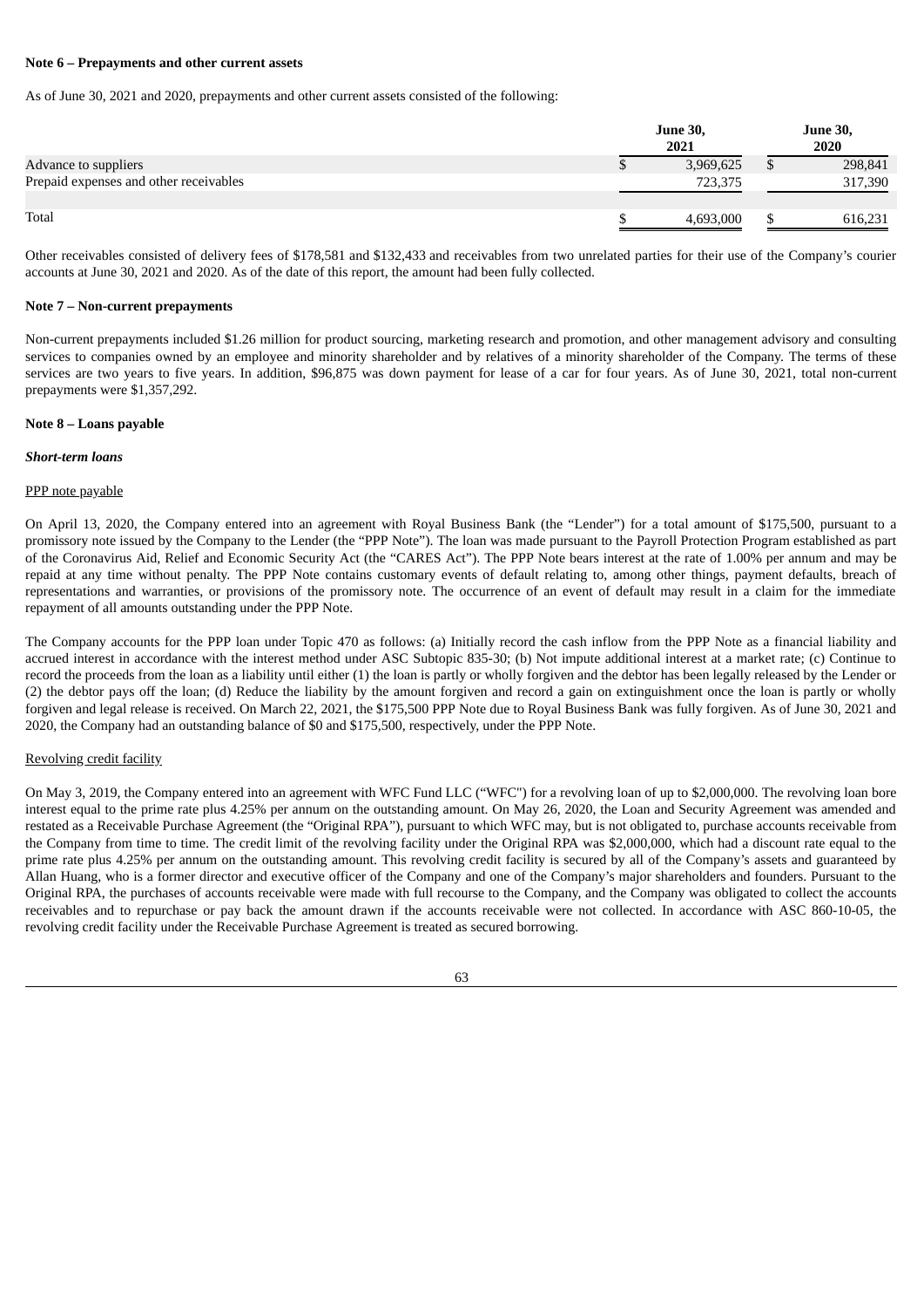**Note 6 – Prepayments and other current assets**

As of June 30, 2021 and 2020, prepayments and other current assets consisted of the following:

| | June 30, 2021 | June 30, 2020 |
|---|---|---|
| Advance to suppliers | $ 3,969,625 | $ 298,841 |
| Prepaid expenses and other receivables | 723,375 | 317,390 |
| Total | $ 4,693,000 | $ 616,231 |

Other receivables consisted of delivery fees of $178,581 and $132,433 and receivables from two unrelated parties for their use of the Company's courier accounts at June 30, 2021 and 2020. As of the date of this report, the amount had been fully collected.

**Note 7 – Non-current prepayments**

Non-current prepayments included $1.26 million for product sourcing, marketing research and promotion, and other management advisory and consulting services to companies owned by an employee and minority shareholder and by relatives of a minority shareholder of the Company. The terms of these services are two years to five years. In addition, $96,875 was down payment for lease of a car for four years. As of June 30, 2021, total non-current prepayments were $1,357,292.

**Note 8 – Loans payable**

***Short-term loans***

PPP note payable

On April 13, 2020, the Company entered into an agreement with Royal Business Bank (the "Lender") for a total amount of $175,500, pursuant to a promissory note issued by the Company to the Lender (the "PPP Note"). The loan was made pursuant to the Payroll Protection Program established as part of the Coronavirus Aid, Relief and Economic Security Act (the "CARES Act"). The PPP Note bears interest at the rate of 1.00% per annum and may be repaid at any time without penalty. The PPP Note contains customary events of default relating to, among other things, payment defaults, breach of representations and warranties, or provisions of the promissory note. The occurrence of an event of default may result in a claim for the immediate repayment of all amounts outstanding under the PPP Note.

The Company accounts for the PPP loan under Topic 470 as follows: (a) Initially record the cash inflow from the PPP Note as a financial liability and accrued interest in accordance with the interest method under ASC Subtopic 835-30; (b) Not impute additional interest at a market rate; (c) Continue to record the proceeds from the loan as a liability until either (1) the loan is partly or wholly forgiven and the debtor has been legally released by the Lender or (2) the debtor pays off the loan; (d) Reduce the liability by the amount forgiven and record a gain on extinguishment once the loan is partly or wholly forgiven and legal release is received. On March 22, 2021, the $175,500 PPP Note due to Royal Business Bank was fully forgiven. As of June 30, 2021 and 2020, the Company had an outstanding balance of $0 and $175,500, respectively, under the PPP Note.

Revolving credit facility

On May 3, 2019, the Company entered into an agreement with WFC Fund LLC ("WFC") for a revolving loan of up to $2,000,000. The revolving loan bore interest equal to the prime rate plus 4.25% per annum on the outstanding amount. On May 26, 2020, the Loan and Security Agreement was amended and restated as a Receivable Purchase Agreement (the "Original RPA"), pursuant to which WFC may, but is not obligated to, purchase accounts receivable from the Company from time to time. The credit limit of the revolving facility under the Original RPA was $2,000,000, which had a discount rate equal to the prime rate plus 4.25% per annum on the outstanding amount. This revolving credit facility is secured by all of the Company's assets and guaranteed by Allan Huang, who is a former director and executive officer of the Company and one of the Company's major shareholders and founders. Pursuant to the Original RPA, the purchases of accounts receivable were made with full recourse to the Company, and the Company was obligated to collect the accounts receivables and to repurchase or pay back the amount drawn if the accounts receivable were not collected. In accordance with ASC 860-10-05, the revolving credit facility under the Receivable Purchase Agreement is treated as secured borrowing.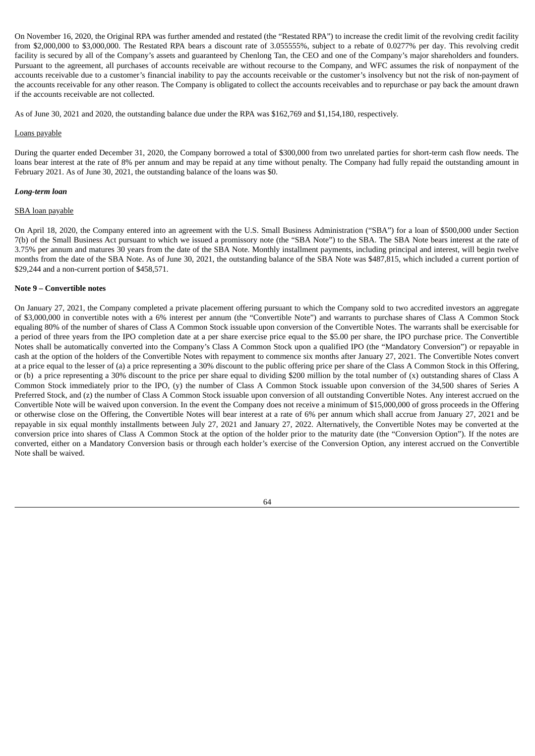On November 16, 2020, the Original RPA was further amended and restated (the "Restated RPA") to increase the credit limit of the revolving credit facility from $2,000,000 to $3,000,000. The Restated RPA bears a discount rate of 3.055555%, subject to a rebate of 0.0277% per day. This revolving credit facility is secured by all of the Company's assets and guaranteed by Chenlong Tan, the CEO and one of the Company's major shareholders and founders. Pursuant to the agreement, all purchases of accounts receivable are without recourse to the Company, and WFC assumes the risk of nonpayment of the accounts receivable due to a customer's financial inability to pay the accounts receivable or the customer's insolvency but not the risk of non-payment of the accounts receivable for any other reason. The Company is obligated to collect the accounts receivables and to repurchase or pay back the amount drawn if the accounts receivable are not collected.

As of June 30, 2021 and 2020, the outstanding balance due under the RPA was $162,769 and $1,154,180, respectively.

Loans payable

During the quarter ended December 31, 2020, the Company borrowed a total of $300,000 from two unrelated parties for short-term cash flow needs. The loans bear interest at the rate of 8% per annum and may be repaid at any time without penalty. The Company had fully repaid the outstanding amount in February 2021. As of June 30, 2021, the outstanding balance of the loans was $0.

***Long-term loan***

SBA loan payable

On April 18, 2020, the Company entered into an agreement with the U.S. Small Business Administration ("SBA") for a loan of $500,000 under Section 7(b) of the Small Business Act pursuant to which we issued a promissory note (the "SBA Note") to the SBA. The SBA Note bears interest at the rate of 3.75% per annum and matures 30 years from the date of the SBA Note. Monthly installment payments, including principal and interest, will begin twelve months from the date of the SBA Note. As of June 30, 2021, the outstanding balance of the SBA Note was $487,815, which included a current portion of $29,244 and a non-current portion of $458,571.

**Note 9 – Convertible notes**

On January 27, 2021, the Company completed a private placement offering pursuant to which the Company sold to two accredited investors an aggregate of $3,000,000 in convertible notes with a 6% interest per annum (the "Convertible Note") and warrants to purchase shares of Class A Common Stock equaling 80% of the number of shares of Class A Common Stock issuable upon conversion of the Convertible Notes. The warrants shall be exercisable for a period of three years from the IPO completion date at a per share exercise price equal to the $5.00 per share, the IPO purchase price. The Convertible Notes shall be automatically converted into the Company's Class A Common Stock upon a qualified IPO (the "Mandatory Conversion") or repayable in cash at the option of the holders of the Convertible Notes with repayment to commence six months after January 27, 2021. The Convertible Notes convert at a price equal to the lesser of (a) a price representing a 30% discount to the public offering price per share of the Class A Common Stock in this Offering, or (b) a price representing a 30% discount to the price per share equal to dividing $200 million by the total number of (x) outstanding shares of Class A Common Stock immediately prior to the IPO, (y) the number of Class A Common Stock issuable upon conversion of the 34,500 shares of Series A Preferred Stock, and (z) the number of Class A Common Stock issuable upon conversion of all outstanding Convertible Notes. Any interest accrued on the Convertible Note will be waived upon conversion. In the event the Company does not receive a minimum of $15,000,000 of gross proceeds in the Offering or otherwise close on the Offering, the Convertible Notes will bear interest at a rate of 6% per annum which shall accrue from January 27, 2021 and be repayable in six equal monthly installments between July 27, 2021 and January 27, 2022. Alternatively, the Convertible Notes may be converted at the conversion price into shares of Class A Common Stock at the option of the holder prior to the maturity date (the "Conversion Option"). If the notes are converted, either on a Mandatory Conversion basis or through each holder's exercise of the Conversion Option, any interest accrued on the Convertible Note shall be waived.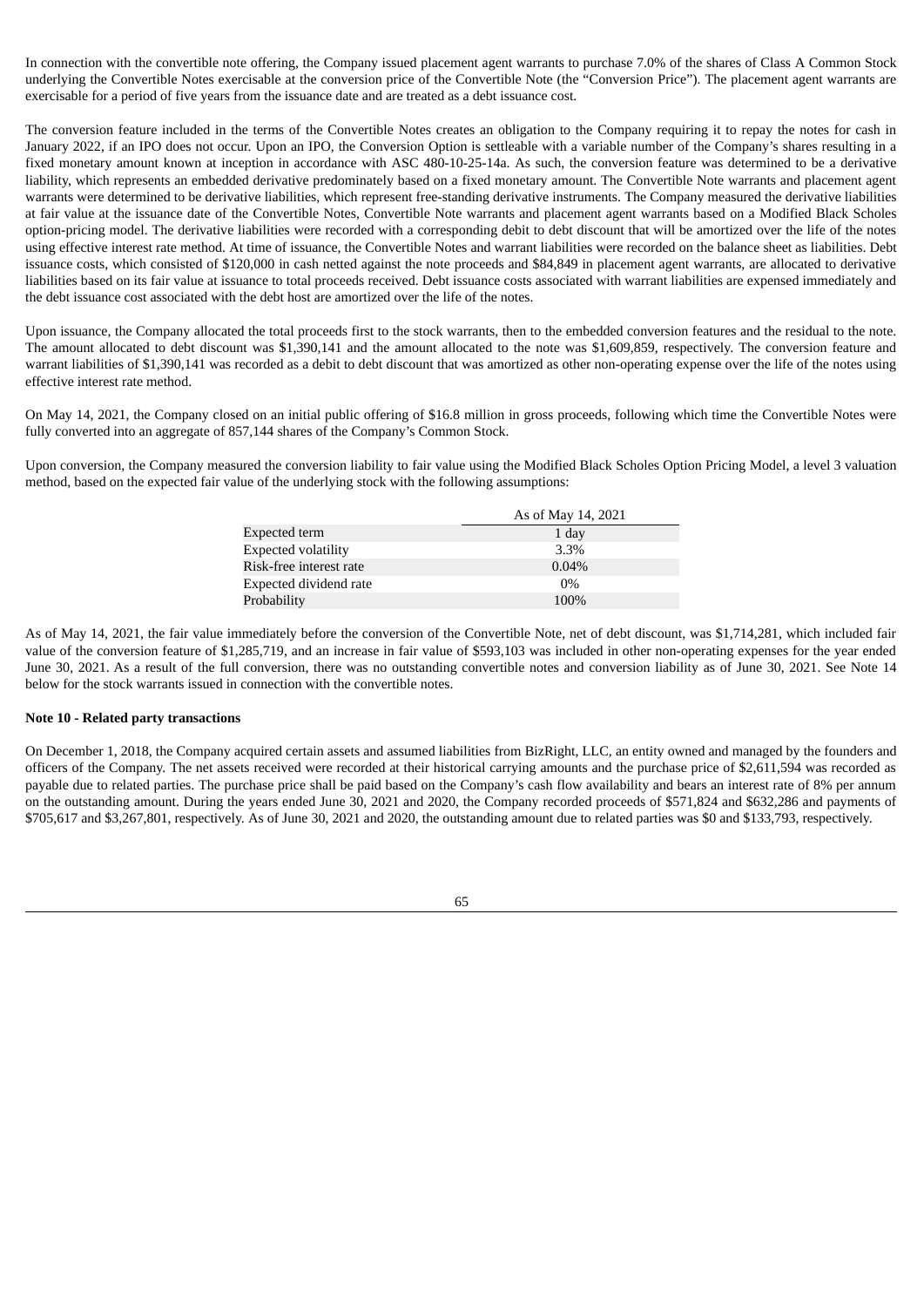In connection with the convertible note offering, the Company issued placement agent warrants to purchase 7.0% of the shares of Class A Common Stock underlying the Convertible Notes exercisable at the conversion price of the Convertible Note (the "Conversion Price"). The placement agent warrants are exercisable for a period of five years from the issuance date and are treated as a debt issuance cost.

The conversion feature included in the terms of the Convertible Notes creates an obligation to the Company requiring it to repay the notes for cash in January 2022, if an IPO does not occur. Upon an IPO, the Conversion Option is settleable with a variable number of the Company's shares resulting in a fixed monetary amount known at inception in accordance with ASC 480-10-25-14a. As such, the conversion feature was determined to be a derivative liability, which represents an embedded derivative predominately based on a fixed monetary amount. The Convertible Note warrants and placement agent warrants were determined to be derivative liabilities, which represent free-standing derivative instruments. The Company measured the derivative liabilities at fair value at the issuance date of the Convertible Notes, Convertible Note warrants and placement agent warrants based on a Modified Black Scholes option-pricing model. The derivative liabilities were recorded with a corresponding debit to debt discount that will be amortized over the life of the notes using effective interest rate method. At time of issuance, the Convertible Notes and warrant liabilities were recorded on the balance sheet as liabilities. Debt issuance costs, which consisted of $120,000 in cash netted against the note proceeds and $84,849 in placement agent warrants, are allocated to derivative liabilities based on its fair value at issuance to total proceeds received. Debt issuance costs associated with warrant liabilities are expensed immediately and the debt issuance cost associated with the debt host are amortized over the life of the notes.

Upon issuance, the Company allocated the total proceeds first to the stock warrants, then to the embedded conversion features and the residual to the note. The amount allocated to debt discount was $1,390,141 and the amount allocated to the note was $1,609,859, respectively. The conversion feature and warrant liabilities of $1,390,141 was recorded as a debit to debt discount that was amortized as other non-operating expense over the life of the notes using effective interest rate method.

On May 14, 2021, the Company closed on an initial public offering of $16.8 million in gross proceeds, following which time the Convertible Notes were fully converted into an aggregate of 857,144 shares of the Company's Common Stock.

Upon conversion, the Company measured the conversion liability to fair value using the Modified Black Scholes Option Pricing Model, a level 3 valuation method, based on the expected fair value of the underlying stock with the following assumptions:

| | As of May 14, 2021 |
|---|---|
| Expected term | 1 day |
| Expected volatility | 3.3% |
| Risk-free interest rate | 0.04% |
| Expected dividend rate | 0% |
| Probability | 100% |

As of May 14, 2021, the fair value immediately before the conversion of the Convertible Note, net of debt discount, was $1,714,281, which included fair value of the conversion feature of $1,285,719, and an increase in fair value of $593,103 was included in other non-operating expenses for the year ended June 30, 2021. As a result of the full conversion, there was no outstanding convertible notes and conversion liability as of June 30, 2021. See Note 14 below for the stock warrants issued in connection with the convertible notes.

**Note 10 - Related party transactions**

On December 1, 2018, the Company acquired certain assets and assumed liabilities from BizRight, LLC, an entity owned and managed by the founders and officers of the Company. The net assets received were recorded at their historical carrying amounts and the purchase price of $2,611,594 was recorded as payable due to related parties. The purchase price shall be paid based on the Company's cash flow availability and bears an interest rate of 8% per annum on the outstanding amount. During the years ended June 30, 2021 and 2020, the Company recorded proceeds of $571,824 and $632,286 and payments of $705,617 and $3,267,801, respectively. As of June 30, 2021 and 2020, the outstanding amount due to related parties was $0 and $133,793, respectively.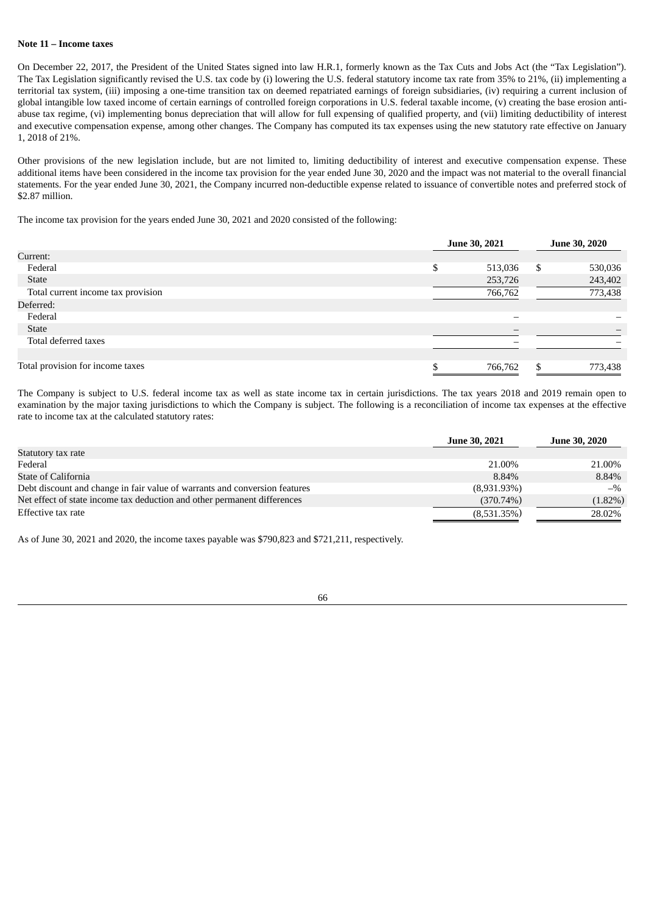**Note 11 – Income taxes**

On December 22, 2017, the President of the United States signed into law H.R.1, formerly known as the Tax Cuts and Jobs Act (the "Tax Legislation"). The Tax Legislation significantly revised the U.S. tax code by (i) lowering the U.S. federal statutory income tax rate from 35% to 21%, (ii) implementing a territorial tax system, (iii) imposing a one-time transition tax on deemed repatriated earnings of foreign subsidiaries, (iv) requiring a current inclusion of global intangible low taxed income of certain earnings of controlled foreign corporations in U.S. federal taxable income, (v) creating the base erosion anti-abuse tax regime, (vi) implementing bonus depreciation that will allow for full expensing of qualified property, and (vii) limiting deductibility of interest and executive compensation expense, among other changes. The Company has computed its tax expenses using the new statutory rate effective on January 1, 2018 of 21%.

Other provisions of the new legislation include, but are not limited to, limiting deductibility of interest and executive compensation expense. These additional items have been considered in the income tax provision for the year ended June 30, 2020 and the impact was not material to the overall financial statements. For the year ended June 30, 2021, the Company incurred non-deductible expense related to issuance of convertible notes and preferred stock of $2.87 million.

The income tax provision for the years ended June 30, 2021 and 2020 consisted of the following:

| | June 30, 2021 | June 30, 2020 |
|---|---|---|
| Current: | | |
| Federal | $ 513,036 | $ 530,036 |
| State | 253,726 | 243,402 |
| Total current income tax provision | 766,762 | 773,438 |
| Deferred: | | |
| Federal | – | – |
| State | – | – |
| Total deferred taxes | – | – |
| | | |
| Total provision for income taxes | $ 766,762 | $ 773,438 |

The Company is subject to U.S. federal income tax as well as state income tax in certain jurisdictions. The tax years 2018 and 2019 remain open to examination by the major taxing jurisdictions to which the Company is subject. The following is a reconciliation of income tax expenses at the effective rate to income tax at the calculated statutory rates:

| | June 30, 2021 | June 30, 2020 |
|---|---|---|
| Statutory tax rate | | |
| Federal | 21.00% | 21.00% |
| State of California | 8.84% | 8.84% |
| Debt discount and change in fair value of warrants and conversion features | (8,931.93%) | –% |
| Net effect of state income tax deduction and other permanent differences | (370.74%) | (1.82%) |
| Effective tax rate | (8,531.35%) | 28.02% |

As of June 30, 2021 and 2020, the income taxes payable was $790,823 and $721,211, respectively.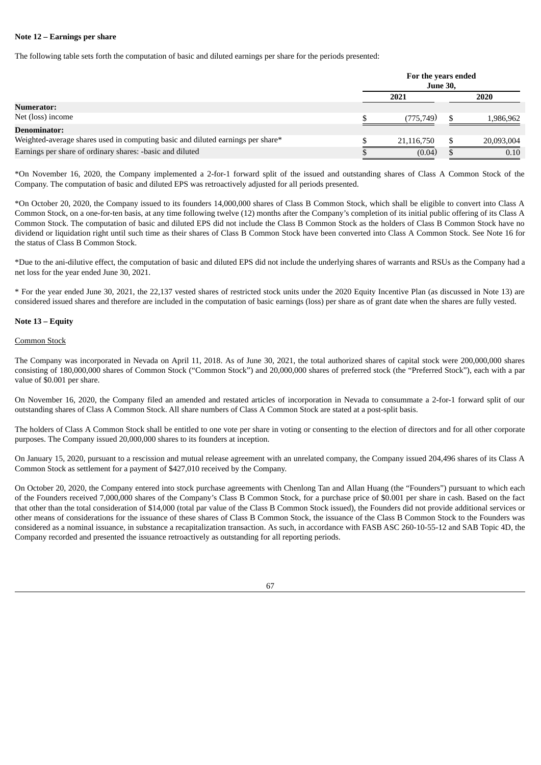**Note 12 – Earnings per share**

The following table sets forth the computation of basic and diluted earnings per share for the periods presented:

| | For the years ended June 30, | |
|---|---|---|
| | 2021 | 2020 |
| **Numerator:** | | |
| Net (loss) income | $ (775,749) | $ 1,986,962 |
| **Denominator:** | | |
| Weighted-average shares used in computing basic and diluted earnings per share* | $ 21,116,750 | $ 20,093,004 |
| Earnings per share of ordinary shares: -basic and diluted | $ (0.04) | $ 0.10 |

*On November 16, 2020, the Company implemented a 2-for-1 forward split of the issued and outstanding shares of Class A Common Stock of the Company. The computation of basic and diluted EPS was retroactively adjusted for all periods presented.

*On October 20, 2020, the Company issued to its founders 14,000,000 shares of Class B Common Stock, which shall be eligible to convert into Class A Common Stock, on a one-for-ten basis, at any time following twelve (12) months after the Company's completion of its initial public offering of its Class A Common Stock. The computation of basic and diluted EPS did not include the Class B Common Stock as the holders of Class B Common Stock have no dividend or liquidation right until such time as their shares of Class B Common Stock have been converted into Class A Common Stock. See Note 16 for the status of Class B Common Stock.

*Due to the ani-dilutive effect, the computation of basic and diluted EPS did not include the underlying shares of warrants and RSUs as the Company had a net loss for the year ended June 30, 2021.

* For the year ended June 30, 2021, the 22,137 vested shares of restricted stock units under the 2020 Equity Incentive Plan (as discussed in Note 13) are considered issued shares and therefore are included in the computation of basic earnings (loss) per share as of grant date when the shares are fully vested.

**Note 13 – Equity**

Common Stock

The Company was incorporated in Nevada on April 11, 2018. As of June 30, 2021, the total authorized shares of capital stock were 200,000,000 shares consisting of 180,000,000 shares of Common Stock ("Common Stock") and 20,000,000 shares of preferred stock (the "Preferred Stock"), each with a par value of $0.001 per share.

On November 16, 2020, the Company filed an amended and restated articles of incorporation in Nevada to consummate a 2-for-1 forward split of our outstanding shares of Class A Common Stock. All share numbers of Class A Common Stock are stated at a post-split basis.

The holders of Class A Common Stock shall be entitled to one vote per share in voting or consenting to the election of directors and for all other corporate purposes. The Company issued 20,000,000 shares to its founders at inception.

On January 15, 2020, pursuant to a rescission and mutual release agreement with an unrelated company, the Company issued 204,496 shares of its Class A Common Stock as settlement for a payment of $427,010 received by the Company.

On October 20, 2020, the Company entered into stock purchase agreements with Chenlong Tan and Allan Huang (the "Founders") pursuant to which each of the Founders received 7,000,000 shares of the Company's Class B Common Stock, for a purchase price of $0.001 per share in cash. Based on the fact that other than the total consideration of $14,000 (total par value of the Class B Common Stock issued), the Founders did not provide additional services or other means of considerations for the issuance of these shares of Class B Common Stock, the issuance of the Class B Common Stock to the Founders was considered as a nominal issuance, in substance a recapitalization transaction. As such, in accordance with FASB ASC 260-10-55-12 and SAB Topic 4D, the Company recorded and presented the issuance retroactively as outstanding for all reporting periods.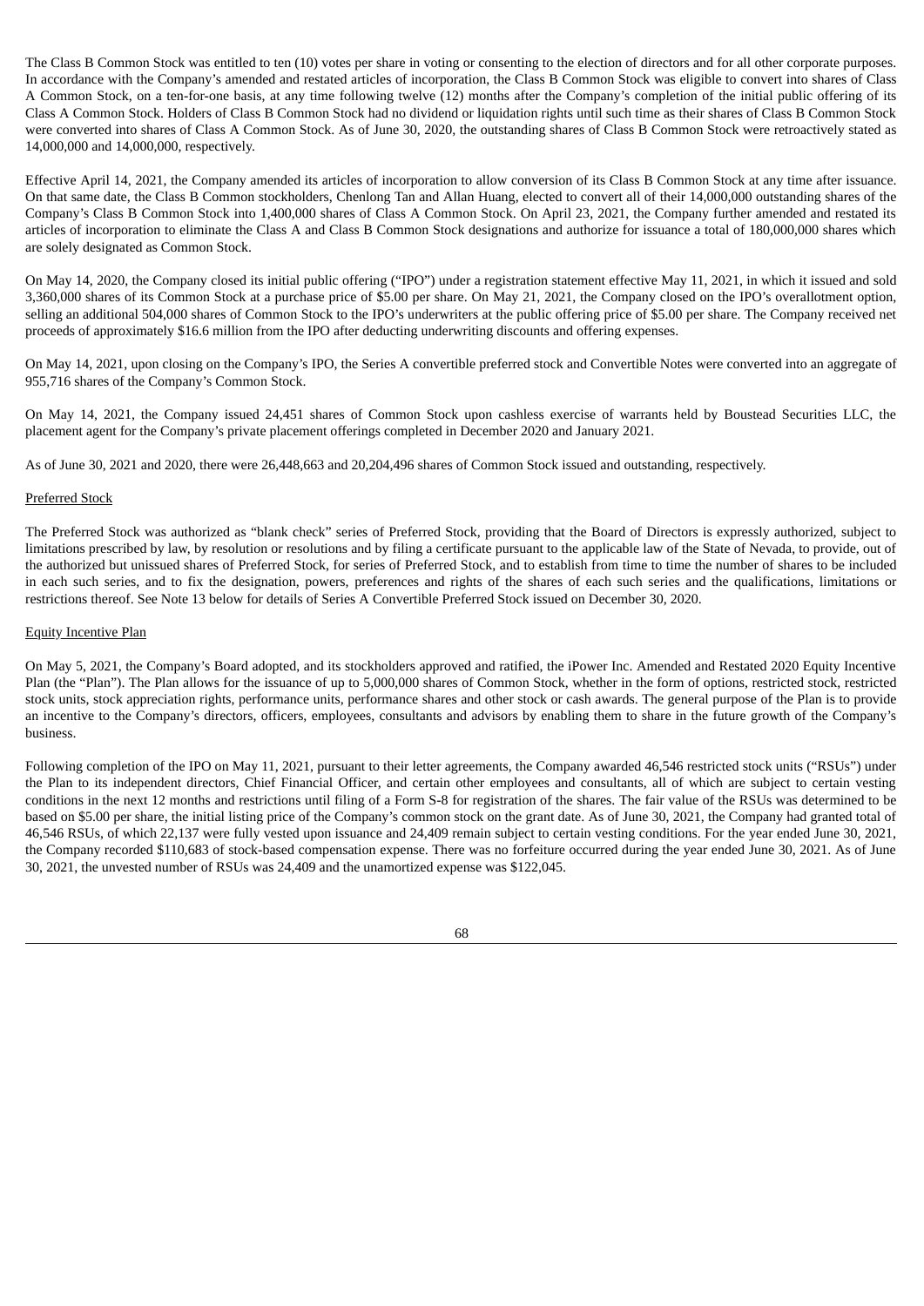The Class B Common Stock was entitled to ten (10) votes per share in voting or consenting to the election of directors and for all other corporate purposes. In accordance with the Company's amended and restated articles of incorporation, the Class B Common Stock was eligible to convert into shares of Class A Common Stock, on a ten-for-one basis, at any time following twelve (12) months after the Company's completion of the initial public offering of its Class A Common Stock. Holders of Class B Common Stock had no dividend or liquidation rights until such time as their shares of Class B Common Stock were converted into shares of Class A Common Stock. As of June 30, 2020, the outstanding shares of Class B Common Stock were retroactively stated as 14,000,000 and 14,000,000, respectively.

Effective April 14, 2021, the Company amended its articles of incorporation to allow conversion of its Class B Common Stock at any time after issuance. On that same date, the Class B Common stockholders, Chenlong Tan and Allan Huang, elected to convert all of their 14,000,000 outstanding shares of the Company's Class B Common Stock into 1,400,000 shares of Class A Common Stock. On April 23, 2021, the Company further amended and restated its articles of incorporation to eliminate the Class A and Class B Common Stock designations and authorize for issuance a total of 180,000,000 shares which are solely designated as Common Stock.

On May 14, 2020, the Company closed its initial public offering ("IPO") under a registration statement effective May 11, 2021, in which it issued and sold 3,360,000 shares of its Common Stock at a purchase price of $5.00 per share. On May 21, 2021, the Company closed on the IPO's overallotment option, selling an additional 504,000 shares of Common Stock to the IPO's underwriters at the public offering price of $5.00 per share. The Company received net proceeds of approximately $16.6 million from the IPO after deducting underwriting discounts and offering expenses.

On May 14, 2021, upon closing on the Company's IPO, the Series A convertible preferred stock and Convertible Notes were converted into an aggregate of 955,716 shares of the Company's Common Stock.

On May 14, 2021, the Company issued 24,451 shares of Common Stock upon cashless exercise of warrants held by Boustead Securities LLC, the placement agent for the Company's private placement offerings completed in December 2020 and January 2021.

As of June 30, 2021 and 2020, there were 26,448,663 and 20,204,496 shares of Common Stock issued and outstanding, respectively.

Preferred Stock

The Preferred Stock was authorized as "blank check" series of Preferred Stock, providing that the Board of Directors is expressly authorized, subject to limitations prescribed by law, by resolution or resolutions and by filing a certificate pursuant to the applicable law of the State of Nevada, to provide, out of the authorized but unissued shares of Preferred Stock, for series of Preferred Stock, and to establish from time to time the number of shares to be included in each such series, and to fix the designation, powers, preferences and rights of the shares of each such series and the qualifications, limitations or restrictions thereof. See Note 13 below for details of Series A Convertible Preferred Stock issued on December 30, 2020.

Equity Incentive Plan

On May 5, 2021, the Company's Board adopted, and its stockholders approved and ratified, the iPower Inc. Amended and Restated 2020 Equity Incentive Plan (the "Plan"). The Plan allows for the issuance of up to 5,000,000 shares of Common Stock, whether in the form of options, restricted stock, restricted stock units, stock appreciation rights, performance units, performance shares and other stock or cash awards. The general purpose of the Plan is to provide an incentive to the Company's directors, officers, employees, consultants and advisors by enabling them to share in the future growth of the Company's business.

Following completion of the IPO on May 11, 2021, pursuant to their letter agreements, the Company awarded 46,546 restricted stock units ("RSUs") under the Plan to its independent directors, Chief Financial Officer, and certain other employees and consultants, all of which are subject to certain vesting conditions in the next 12 months and restrictions until filing of a Form S-8 for registration of the shares. The fair value of the RSUs was determined to be based on $5.00 per share, the initial listing price of the Company's common stock on the grant date. As of June 30, 2021, the Company had granted total of 46,546 RSUs, of which 22,137 were fully vested upon issuance and 24,409 remain subject to certain vesting conditions. For the year ended June 30, 2021, the Company recorded $110,683 of stock-based compensation expense. There was no forfeiture occurred during the year ended June 30, 2021. As of June 30, 2021, the unvested number of RSUs was 24,409 and the unamortized expense was $122,045.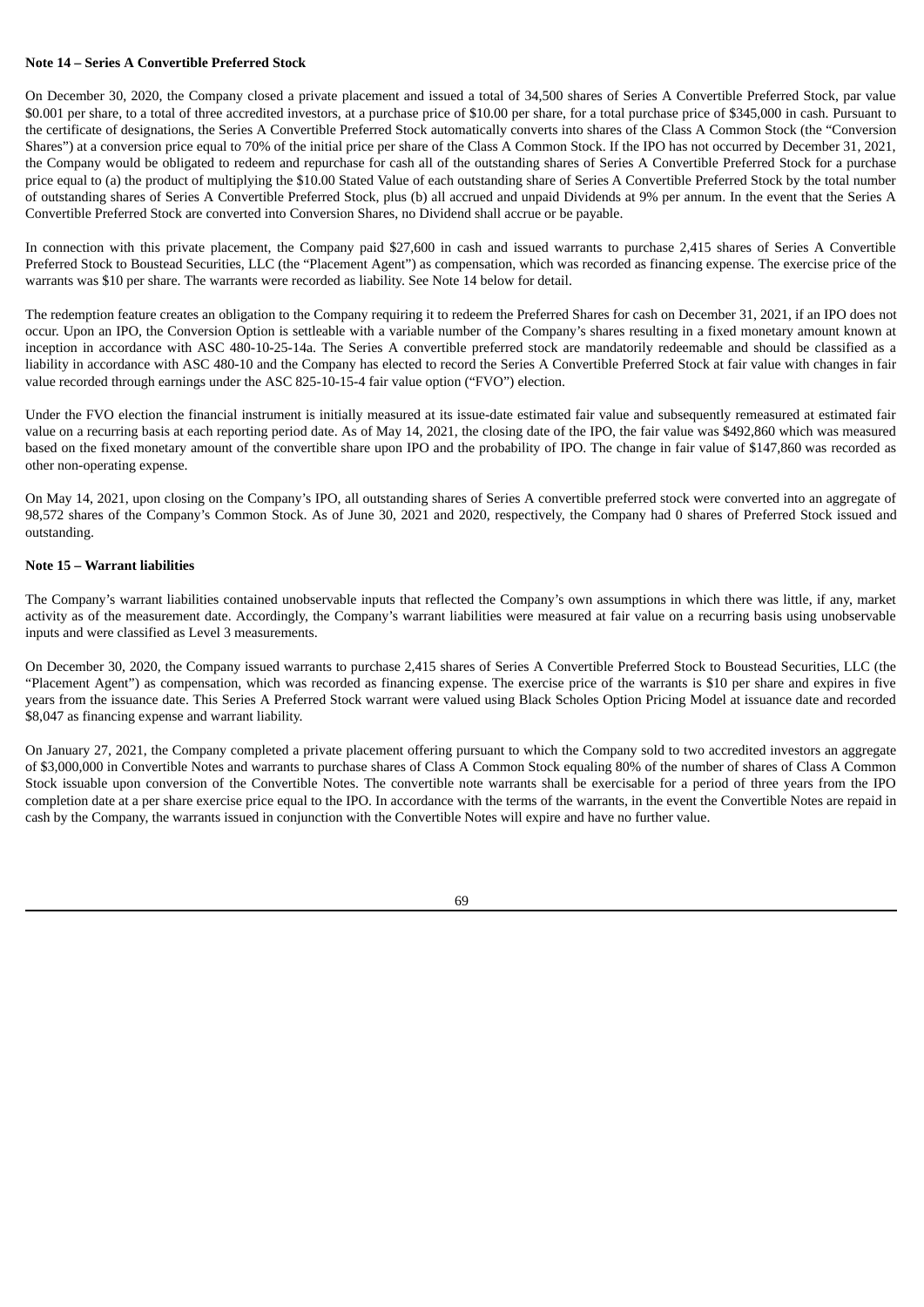**Note 14 – Series A Convertible Preferred Stock**

On December 30, 2020, the Company closed a private placement and issued a total of 34,500 shares of Series A Convertible Preferred Stock, par value $0.001 per share, to a total of three accredited investors, at a purchase price of $10.00 per share, for a total purchase price of $345,000 in cash. Pursuant to the certificate of designations, the Series A Convertible Preferred Stock automatically converts into shares of the Class A Common Stock (the "Conversion Shares") at a conversion price equal to 70% of the initial price per share of the Class A Common Stock. If the IPO has not occurred by December 31, 2021, the Company would be obligated to redeem and repurchase for cash all of the outstanding shares of Series A Convertible Preferred Stock for a purchase price equal to (a) the product of multiplying the $10.00 Stated Value of each outstanding share of Series A Convertible Preferred Stock by the total number of outstanding shares of Series A Convertible Preferred Stock, plus (b) all accrued and unpaid Dividends at 9% per annum. In the event that the Series A Convertible Preferred Stock are converted into Conversion Shares, no Dividend shall accrue or be payable.

In connection with this private placement, the Company paid $27,600 in cash and issued warrants to purchase 2,415 shares of Series A Convertible Preferred Stock to Boustead Securities, LLC (the "Placement Agent") as compensation, which was recorded as financing expense. The exercise price of the warrants was $10 per share. The warrants were recorded as liability. See Note 14 below for detail.

The redemption feature creates an obligation to the Company requiring it to redeem the Preferred Shares for cash on December 31, 2021, if an IPO does not occur. Upon an IPO, the Conversion Option is settleable with a variable number of the Company's shares resulting in a fixed monetary amount known at inception in accordance with ASC 480-10-25-14a. The Series A convertible preferred stock are mandatorily redeemable and should be classified as a liability in accordance with ASC 480-10 and the Company has elected to record the Series A Convertible Preferred Stock at fair value with changes in fair value recorded through earnings under the ASC 825-10-15-4 fair value option ("FVO") election.

Under the FVO election the financial instrument is initially measured at its issue-date estimated fair value and subsequently remeasured at estimated fair value on a recurring basis at each reporting period date. As of May 14, 2021, the closing date of the IPO, the fair value was $492,860 which was measured based on the fixed monetary amount of the convertible share upon IPO and the probability of IPO. The change in fair value of $147,860 was recorded as other non-operating expense.

On May 14, 2021, upon closing on the Company's IPO, all outstanding shares of Series A convertible preferred stock were converted into an aggregate of 98,572 shares of the Company's Common Stock. As of June 30, 2021 and 2020, respectively, the Company had 0 shares of Preferred Stock issued and outstanding.

**Note 15 – Warrant liabilities**

The Company's warrant liabilities contained unobservable inputs that reflected the Company's own assumptions in which there was little, if any, market activity as of the measurement date. Accordingly, the Company's warrant liabilities were measured at fair value on a recurring basis using unobservable inputs and were classified as Level 3 measurements.

On December 30, 2020, the Company issued warrants to purchase 2,415 shares of Series A Convertible Preferred Stock to Boustead Securities, LLC (the "Placement Agent") as compensation, which was recorded as financing expense. The exercise price of the warrants is $10 per share and expires in five years from the issuance date. This Series A Preferred Stock warrant were valued using Black Scholes Option Pricing Model at issuance date and recorded $8,047 as financing expense and warrant liability.

On January 27, 2021, the Company completed a private placement offering pursuant to which the Company sold to two accredited investors an aggregate of $3,000,000 in Convertible Notes and warrants to purchase shares of Class A Common Stock equaling 80% of the number of shares of Class A Common Stock issuable upon conversion of the Convertible Notes. The convertible note warrants shall be exercisable for a period of three years from the IPO completion date at a per share exercise price equal to the IPO. In accordance with the terms of the warrants, in the event the Convertible Notes are repaid in cash by the Company, the warrants issued in conjunction with the Convertible Notes will expire and have no further value.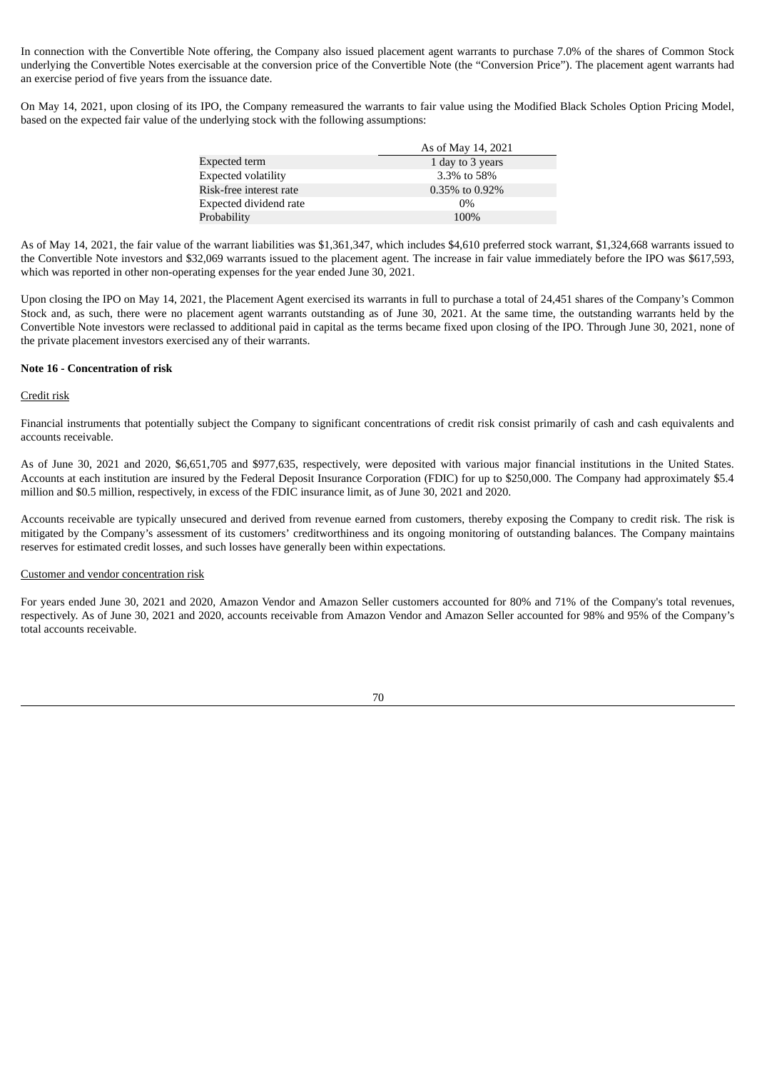In connection with the Convertible Note offering, the Company also issued placement agent warrants to purchase 7.0% of the shares of Common Stock underlying the Convertible Notes exercisable at the conversion price of the Convertible Note (the "Conversion Price"). The placement agent warrants had an exercise period of five years from the issuance date.

On May 14, 2021, upon closing of its IPO, the Company remeasured the warrants to fair value using the Modified Black Scholes Option Pricing Model, based on the expected fair value of the underlying stock with the following assumptions:

| | As of May 14, 2021 |
|---|---|
| Expected term | 1 day to 3 years |
| Expected volatility | 3.3% to 58% |
| Risk-free interest rate | 0.35% to 0.92% |
| Expected dividend rate | 0% |
| Probability | 100% |

As of May 14, 2021, the fair value of the warrant liabilities was $1,361,347, which includes $4,610 preferred stock warrant, $1,324,668 warrants issued to the Convertible Note investors and $32,069 warrants issued to the placement agent. The increase in fair value immediately before the IPO was $617,593, which was reported in other non-operating expenses for the year ended June 30, 2021.

Upon closing the IPO on May 14, 2021, the Placement Agent exercised its warrants in full to purchase a total of 24,451 shares of the Company's Common Stock and, as such, there were no placement agent warrants outstanding as of June 30, 2021. At the same time, the outstanding warrants held by the Convertible Note investors were reclassed to additional paid in capital as the terms became fixed upon closing of the IPO. Through June 30, 2021, none of the private placement investors exercised any of their warrants.

**Note 16 - Concentration of risk**

Credit risk

Financial instruments that potentially subject the Company to significant concentrations of credit risk consist primarily of cash and cash equivalents and accounts receivable.

As of June 30, 2021 and 2020, $6,651,705 and $977,635, respectively, were deposited with various major financial institutions in the United States. Accounts at each institution are insured by the Federal Deposit Insurance Corporation (FDIC) for up to $250,000. The Company had approximately $5.4 million and $0.5 million, respectively, in excess of the FDIC insurance limit, as of June 30, 2021 and 2020.

Accounts receivable are typically unsecured and derived from revenue earned from customers, thereby exposing the Company to credit risk. The risk is mitigated by the Company's assessment of its customers' creditworthiness and its ongoing monitoring of outstanding balances. The Company maintains reserves for estimated credit losses, and such losses have generally been within expectations.

Customer and vendor concentration risk

For years ended June 30, 2021 and 2020, Amazon Vendor and Amazon Seller customers accounted for 80% and 71% of the Company's total revenues, respectively. As of June 30, 2021 and 2020, accounts receivable from Amazon Vendor and Amazon Seller accounted for 98% and 95% of the Company's total accounts receivable.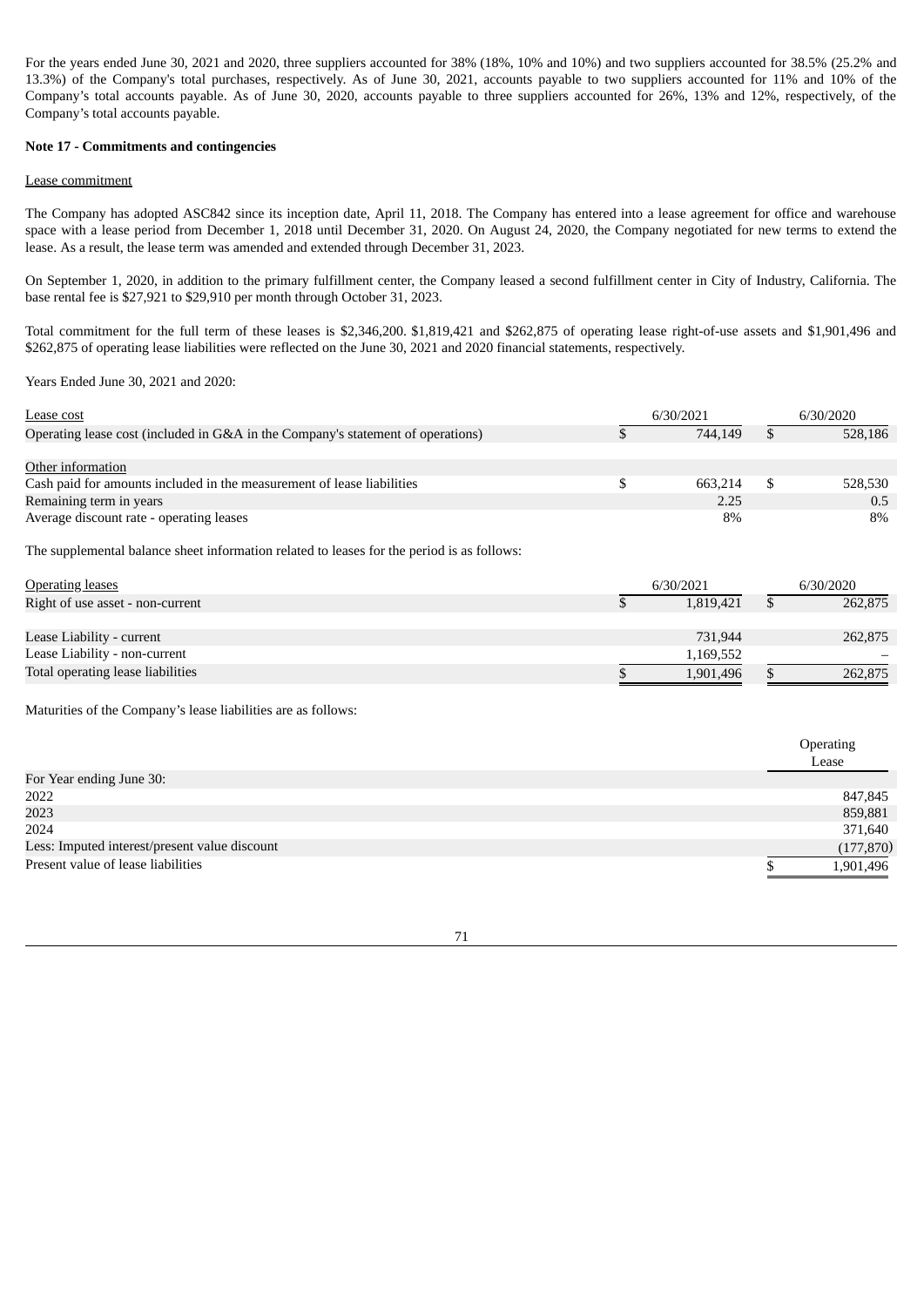For the years ended June 30, 2021 and 2020, three suppliers accounted for 38% (18%, 10% and 10%) and two suppliers accounted for 38.5% (25.2% and 13.3%) of the Company's total purchases, respectively. As of June 30, 2021, accounts payable to two suppliers accounted for 11% and 10% of the Company's total accounts payable. As of June 30, 2020, accounts payable to three suppliers accounted for 26%, 13% and 12%, respectively, of the Company's total accounts payable.

**Note 17 - Commitments and contingencies**

Lease commitment

The Company has adopted ASC842 since its inception date, April 11, 2018. The Company has entered into a lease agreement for office and warehouse space with a lease period from December 1, 2018 until December 31, 2020. On August 24, 2020, the Company negotiated for new terms to extend the lease. As a result, the lease term was amended and extended through December 31, 2023.

On September 1, 2020, in addition to the primary fulfillment center, the Company leased a second fulfillment center in City of Industry, California. The base rental fee is $27,921 to $29,910 per month through October 31, 2023.

Total commitment for the full term of these leases is $2,346,200. $1,819,421 and $262,875 of operating lease right-of-use assets and $1,901,496 and $262,875 of operating lease liabilities were reflected on the June 30, 2021 and 2020 financial statements, respectively.

Years Ended June 30, 2021 and 2020:

| Lease cost | 6/30/2021 | 6/30/2020 |
|---|---|---|
| Operating lease cost (included in G&A in the Company's statement of operations) | $ 744,149 | $ 528,186 |
| | | |
| Other information | | |
| Cash paid for amounts included in the measurement of lease liabilities | $ 663,214 | $ 528,530 |
| Remaining term in years | 2.25 | 0.5 |
| Average discount rate - operating leases | 8% | 8% |

The supplemental balance sheet information related to leases for the period is as follows:

| Operating leases | 6/30/2021 | 6/30/2020 |
|---|---|---|
| Right of use asset - non-current | $ 1,819,421 | $ 262,875 |
| | | |
| Lease Liability - current | 731,944 | 262,875 |
| Lease Liability - non-current | 1,169,552 | – |
| Total operating lease liabilities | $ 1,901,496 | $ 262,875 |

Maturities of the Company's lease liabilities are as follows:

| | Operating Lease |
|---|---|
| For Year ending June 30: | |
| 2022 | 847,845 |
| 2023 | 859,881 |
| 2024 | 371,640 |
| Less: Imputed interest/present value discount | (177,870) |
| Present value of lease liabilities | $ 1,901,496 |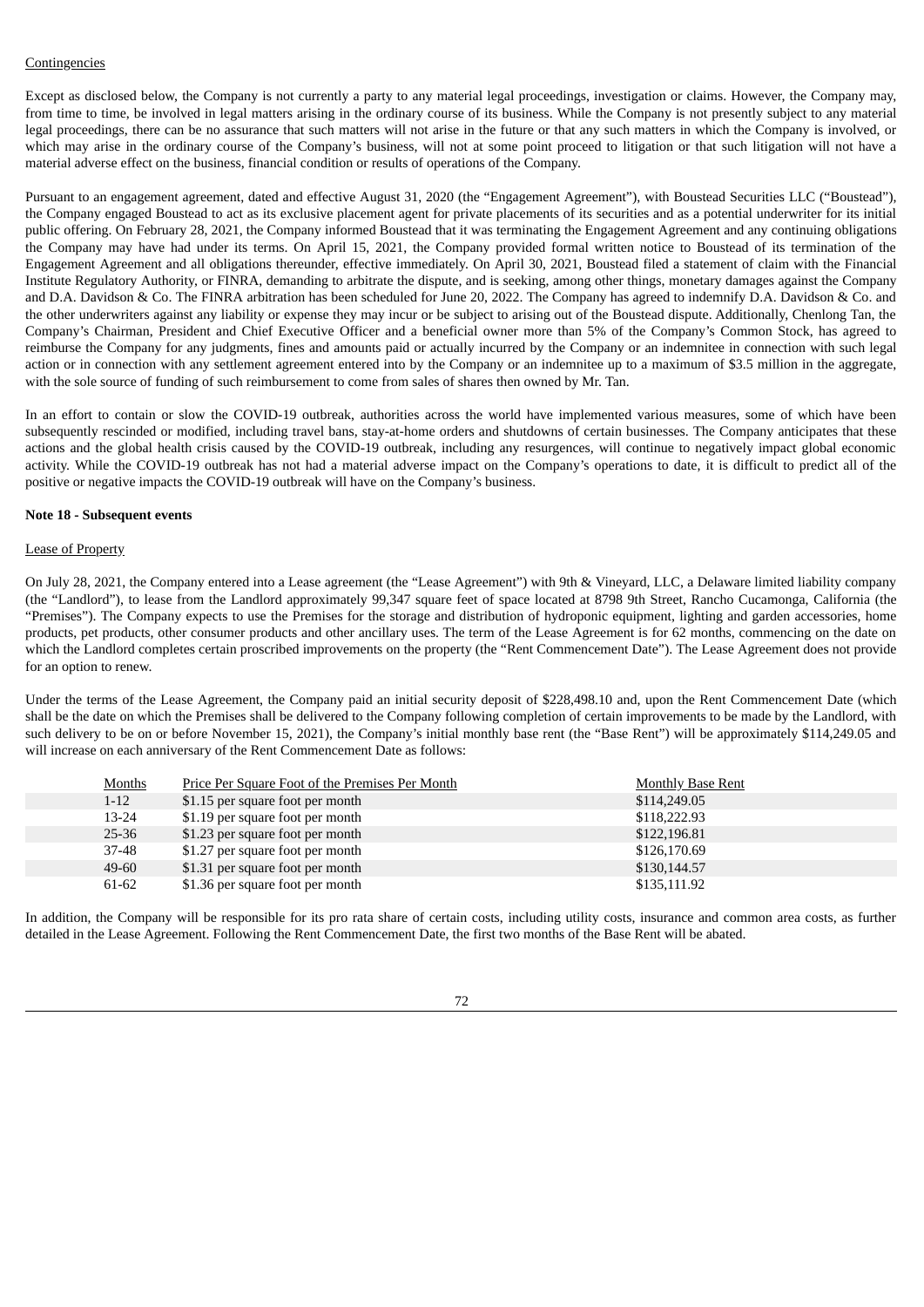Contingencies

Except as disclosed below, the Company is not currently a party to any material legal proceedings, investigation or claims. However, the Company may, from time to time, be involved in legal matters arising in the ordinary course of its business. While the Company is not presently subject to any material legal proceedings, there can be no assurance that such matters will not arise in the future or that any such matters in which the Company is involved, or which may arise in the ordinary course of the Company's business, will not at some point proceed to litigation or that such litigation will not have a material adverse effect on the business, financial condition or results of operations of the Company.

Pursuant to an engagement agreement, dated and effective August 31, 2020 (the "Engagement Agreement"), with Boustead Securities LLC ("Boustead"), the Company engaged Boustead to act as its exclusive placement agent for private placements of its securities and as a potential underwriter for its initial public offering. On February 28, 2021, the Company informed Boustead that it was terminating the Engagement Agreement and any continuing obligations the Company may have had under its terms. On April 15, 2021, the Company provided formal written notice to Boustead of its termination of the Engagement Agreement and all obligations thereunder, effective immediately. On April 30, 2021, Boustead filed a statement of claim with the Financial Institute Regulatory Authority, or FINRA, demanding to arbitrate the dispute, and is seeking, among other things, monetary damages against the Company and D.A. Davidson & Co. The FINRA arbitration has been scheduled for June 20, 2022. The Company has agreed to indemnify D.A. Davidson & Co. and the other underwriters against any liability or expense they may incur or be subject to arising out of the Boustead dispute. Additionally, Chenlong Tan, the Company's Chairman, President and Chief Executive Officer and a beneficial owner more than 5% of the Company's Common Stock, has agreed to reimburse the Company for any judgments, fines and amounts paid or actually incurred by the Company or an indemnitee in connection with such legal action or in connection with any settlement agreement entered into by the Company or an indemnitee up to a maximum of $3.5 million in the aggregate, with the sole source of funding of such reimbursement to come from sales of shares then owned by Mr. Tan.

In an effort to contain or slow the COVID-19 outbreak, authorities across the world have implemented various measures, some of which have been subsequently rescinded or modified, including travel bans, stay-at-home orders and shutdowns of certain businesses. The Company anticipates that these actions and the global health crisis caused by the COVID-19 outbreak, including any resurgences, will continue to negatively impact global economic activity. While the COVID-19 outbreak has not had a material adverse impact on the Company's operations to date, it is difficult to predict all of the positive or negative impacts the COVID-19 outbreak will have on the Company's business.

**Note 18 - Subsequent events**

Lease of Property

On July 28, 2021, the Company entered into a Lease agreement (the "Lease Agreement") with 9th & Vineyard, LLC, a Delaware limited liability company (the "Landlord"), to lease from the Landlord approximately 99,347 square feet of space located at 8798 9th Street, Rancho Cucamonga, California (the "Premises"). The Company expects to use the Premises for the storage and distribution of hydroponic equipment, lighting and garden accessories, home products, pet products, other consumer products and other ancillary uses. The term of the Lease Agreement is for 62 months, commencing on the date on which the Landlord completes certain proscribed improvements on the property (the "Rent Commencement Date"). The Lease Agreement does not provide for an option to renew.

Under the terms of the Lease Agreement, the Company paid an initial security deposit of $228,498.10 and, upon the Rent Commencement Date (which shall be the date on which the Premises shall be delivered to the Company following completion of certain improvements to be made by the Landlord, with such delivery to be on or before November 15, 2021), the Company's initial monthly base rent (the "Base Rent") will be approximately $114,249.05 and will increase on each anniversary of the Rent Commencement Date as follows:

| Months | Price Per Square Foot of the Premises Per Month | Monthly Base Rent |
|---|---|---|
| 1-12 | $1.15 per square foot per month | $114,249.05 |
| 13-24 | $1.19 per square foot per month | $118,222.93 |
| 25-36 | $1.23 per square foot per month | $122,196.81 |
| 37-48 | $1.27 per square foot per month | $126,170.69 |
| 49-60 | $1.31 per square foot per month | $130,144.57 |
| 61-62 | $1.36 per square foot per month | $135,111.92 |

In addition, the Company will be responsible for its pro rata share of certain costs, including utility costs, insurance and common area costs, as further detailed in the Lease Agreement. Following the Rent Commencement Date, the first two months of the Base Rent will be abated.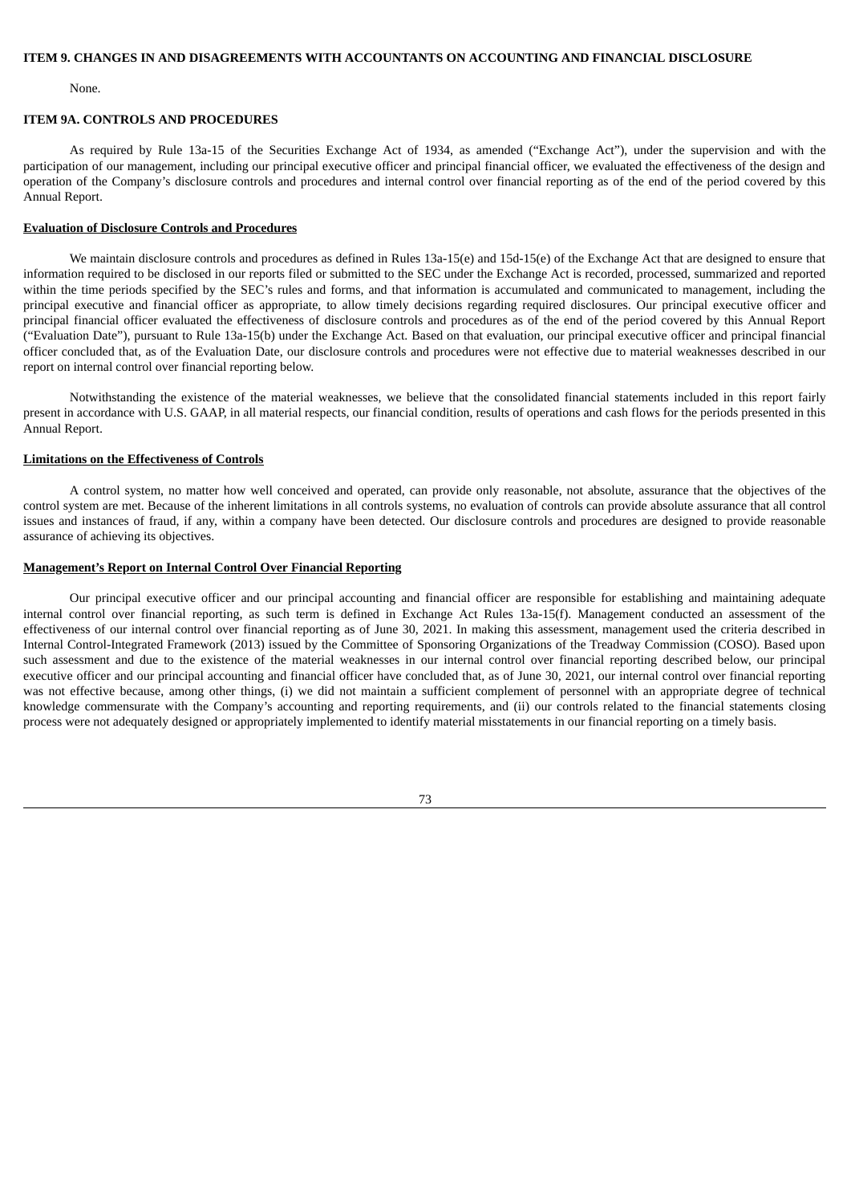## ITEM 9. CHANGES IN AND DISAGREEMENTS WITH ACCOUNTANTS ON ACCOUNTING AND FINANCIAL DISCLOSURE

None.

## ITEM 9A. CONTROLS AND PROCEDURES

As required by Rule 13a-15 of the Securities Exchange Act of 1934, as amended ("Exchange Act"), under the supervision and with the participation of our management, including our principal executive officer and principal financial officer, we evaluated the effectiveness of the design and operation of the Company's disclosure controls and procedures and internal control over financial reporting as of the end of the period covered by this Annual Report.

### Evaluation of Disclosure Controls and Procedures

We maintain disclosure controls and procedures as defined in Rules 13a-15(e) and 15d-15(e) of the Exchange Act that are designed to ensure that information required to be disclosed in our reports filed or submitted to the SEC under the Exchange Act is recorded, processed, summarized and reported within the time periods specified by the SEC's rules and forms, and that information is accumulated and communicated to management, including the principal executive and financial officer as appropriate, to allow timely decisions regarding required disclosures. Our principal executive officer and principal financial officer evaluated the effectiveness of disclosure controls and procedures as of the end of the period covered by this Annual Report ("Evaluation Date"), pursuant to Rule 13a-15(b) under the Exchange Act. Based on that evaluation, our principal executive officer and principal financial officer concluded that, as of the Evaluation Date, our disclosure controls and procedures were not effective due to material weaknesses described in our report on internal control over financial reporting below.

Notwithstanding the existence of the material weaknesses, we believe that the consolidated financial statements included in this report fairly present in accordance with U.S. GAAP, in all material respects, our financial condition, results of operations and cash flows for the periods presented in this Annual Report.

### Limitations on the Effectiveness of Controls

A control system, no matter how well conceived and operated, can provide only reasonable, not absolute, assurance that the objectives of the control system are met. Because of the inherent limitations in all controls systems, no evaluation of controls can provide absolute assurance that all control issues and instances of fraud, if any, within a company have been detected. Our disclosure controls and procedures are designed to provide reasonable assurance of achieving its objectives.

### Management's Report on Internal Control Over Financial Reporting

Our principal executive officer and our principal accounting and financial officer are responsible for establishing and maintaining adequate internal control over financial reporting, as such term is defined in Exchange Act Rules 13a-15(f). Management conducted an assessment of the effectiveness of our internal control over financial reporting as of June 30, 2021. In making this assessment, management used the criteria described in Internal Control-Integrated Framework (2013) issued by the Committee of Sponsoring Organizations of the Treadway Commission (COSO). Based upon such assessment and due to the existence of the material weaknesses in our internal control over financial reporting described below, our principal executive officer and our principal accounting and financial officer have concluded that, as of June 30, 2021, our internal control over financial reporting was not effective because, among other things, (i) we did not maintain a sufficient complement of personnel with an appropriate degree of technical knowledge commensurate with the Company's accounting and reporting requirements, and (ii) our controls related to the financial statements closing process were not adequately designed or appropriately implemented to identify material misstatements in our financial reporting on a timely basis.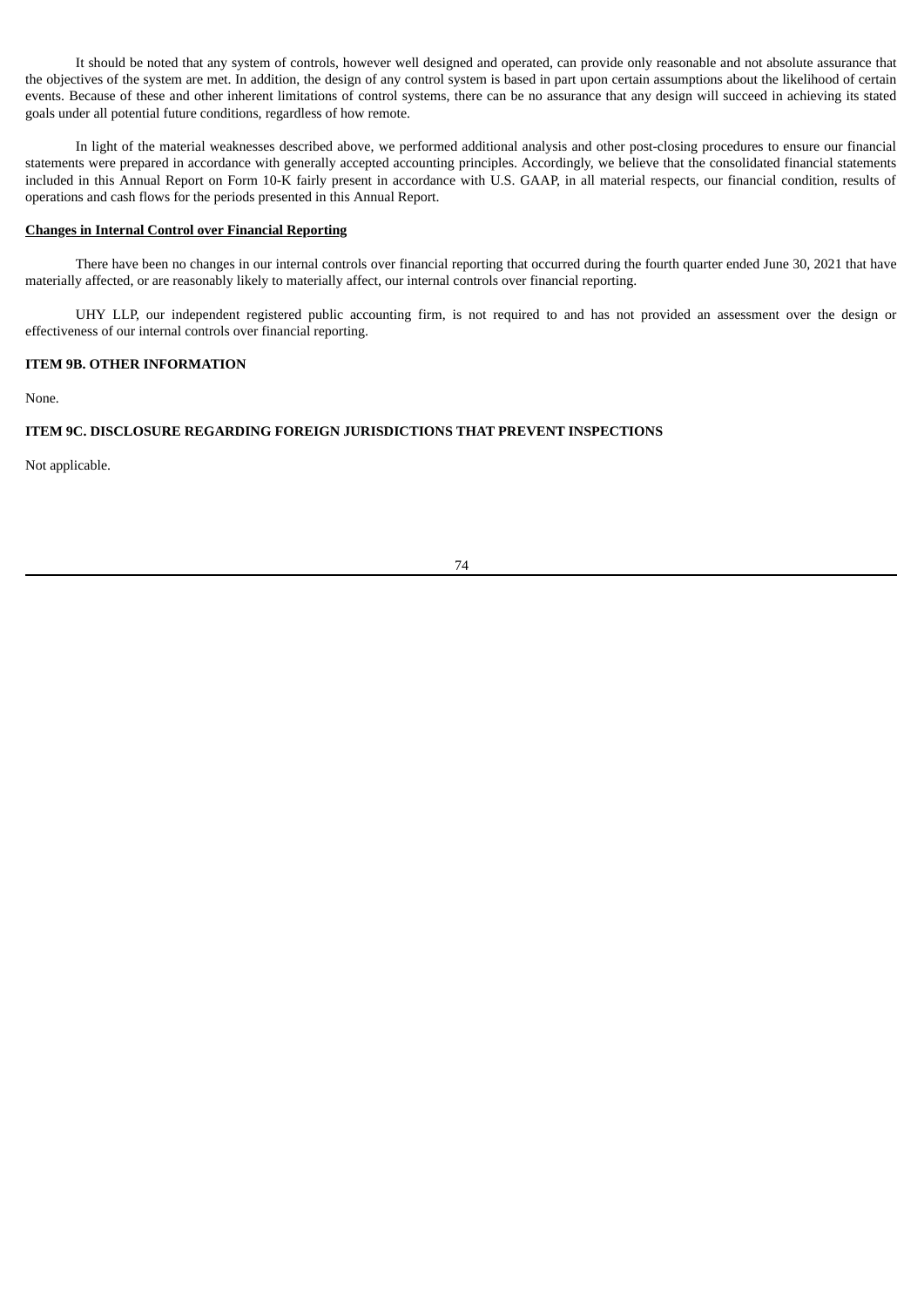It should be noted that any system of controls, however well designed and operated, can provide only reasonable and not absolute assurance that the objectives of the system are met. In addition, the design of any control system is based in part upon certain assumptions about the likelihood of certain events. Because of these and other inherent limitations of control systems, there can be no assurance that any design will succeed in achieving its stated goals under all potential future conditions, regardless of how remote.

In light of the material weaknesses described above, we performed additional analysis and other post-closing procedures to ensure our financial statements were prepared in accordance with generally accepted accounting principles. Accordingly, we believe that the consolidated financial statements included in this Annual Report on Form 10-K fairly present in accordance with U.S. GAAP, in all material respects, our financial condition, results of operations and cash flows for the periods presented in this Annual Report.

**Changes in Internal Control over Financial Reporting**

There have been no changes in our internal controls over financial reporting that occurred during the fourth quarter ended June 30, 2021 that have materially affected, or are reasonably likely to materially affect, our internal controls over financial reporting.

UHY LLP, our independent registered public accounting firm, is not required to and has not provided an assessment over the design or effectiveness of our internal controls over financial reporting.

## ITEM 9B. OTHER INFORMATION

None.

## ITEM 9C. DISCLOSURE REGARDING FOREIGN JURISDICTIONS THAT PREVENT INSPECTIONS

Not applicable.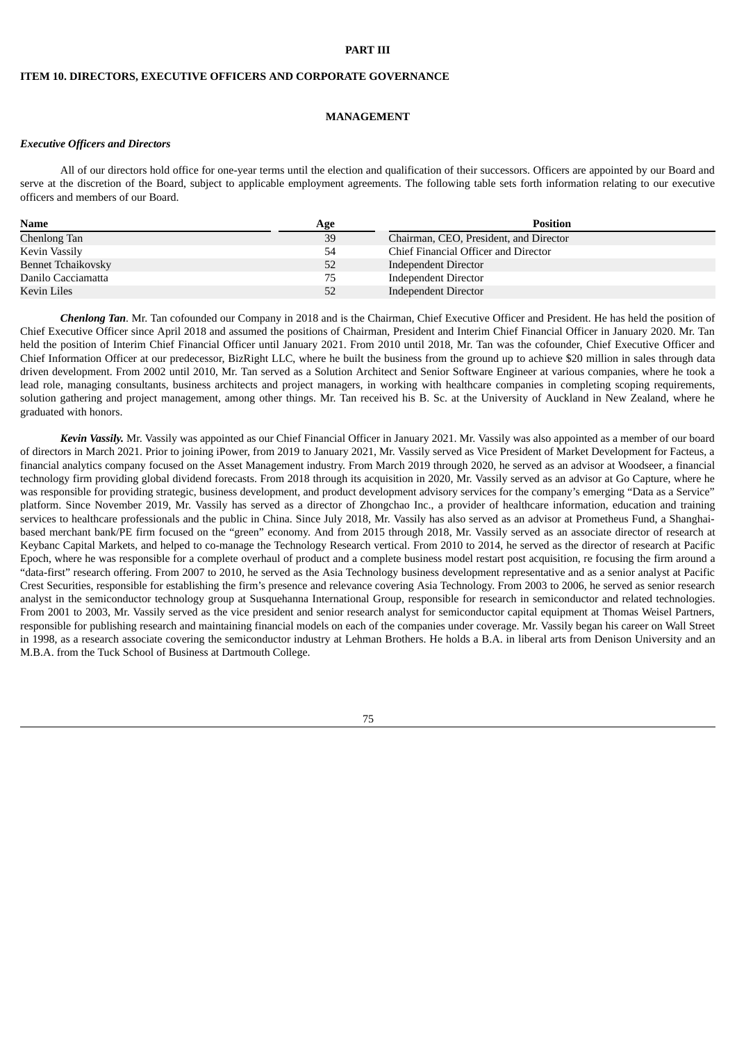# PART III

## ITEM 10. DIRECTORS, EXECUTIVE OFFICERS AND CORPORATE GOVERNANCE

### MANAGEMENT

***Executive Officers and Directors***

All of our directors hold office for one-year terms until the election and qualification of their successors. Officers are appointed by our Board and serve at the discretion of the Board, subject to applicable employment agreements. The following table sets forth information relating to our executive officers and members of our Board.

| Name | Age | Position |
|---|---|---|
| Chenlong Tan | 39 | Chairman, CEO, President, and Director |
| Kevin Vassily | 54 | Chief Financial Officer and Director |
| Bennet Tchaikovsky | 52 | Independent Director |
| Danilo Cacciamatta | 75 | Independent Director |
| Kevin Liles | 52 | Independent Director |

***Chenlong Tan***. Mr. Tan cofounded our Company in 2018 and is the Chairman, Chief Executive Officer and President. He has held the position of Chief Executive Officer since April 2018 and assumed the positions of Chairman, President and Interim Chief Financial Officer in January 2020. Mr. Tan held the position of Interim Chief Financial Officer until January 2021. From 2010 until 2018, Mr. Tan was the cofounder, Chief Executive Officer and Chief Information Officer at our predecessor, BizRight LLC, where he built the business from the ground up to achieve $20 million in sales through data driven development. From 2002 until 2010, Mr. Tan served as a Solution Architect and Senior Software Engineer at various companies, where he took a lead role, managing consultants, business architects and project managers, in working with healthcare companies in completing scoping requirements, solution gathering and project management, among other things. Mr. Tan received his B. Sc. at the University of Auckland in New Zealand, where he graduated with honors.

***Kevin Vassily.*** Mr. Vassily was appointed as our Chief Financial Officer in January 2021. Mr. Vassily was also appointed as a member of our board of directors in March 2021. Prior to joining iPower, from 2019 to January 2021, Mr. Vassily served as Vice President of Market Development for Facteus, a financial analytics company focused on the Asset Management industry. From March 2019 through 2020, he served as an advisor at Woodseer, a financial technology firm providing global dividend forecasts. From 2018 through its acquisition in 2020, Mr. Vassily served as an advisor at Go Capture, where he was responsible for providing strategic, business development, and product development advisory services for the company's emerging "Data as a Service" platform. Since November 2019, Mr. Vassily has served as a director of Zhongchao Inc., a provider of healthcare information, education and training services to healthcare professionals and the public in China. Since July 2018, Mr. Vassily has also served as an advisor at Prometheus Fund, a Shanghai-based merchant bank/PE firm focused on the "green" economy. And from 2015 through 2018, Mr. Vassily served as an associate director of research at Keybanc Capital Markets, and helped to co-manage the Technology Research vertical. From 2010 to 2014, he served as the director of research at Pacific Epoch, where he was responsible for a complete overhaul of product and a complete business model restart post acquisition, re focusing the firm around a "data-first" research offering. From 2007 to 2010, he served as the Asia Technology business development representative and as a senior analyst at Pacific Crest Securities, responsible for establishing the firm's presence and relevance covering Asia Technology. From 2003 to 2006, he served as senior research analyst in the semiconductor technology group at Susquehanna International Group, responsible for research in semiconductor and related technologies. From 2001 to 2003, Mr. Vassily served as the vice president and senior research analyst for semiconductor capital equipment at Thomas Weisel Partners, responsible for publishing research and maintaining financial models on each of the companies under coverage. Mr. Vassily began his career on Wall Street in 1998, as a research associate covering the semiconductor industry at Lehman Brothers. He holds a B.A. in liberal arts from Denison University and an M.B.A. from the Tuck School of Business at Dartmouth College.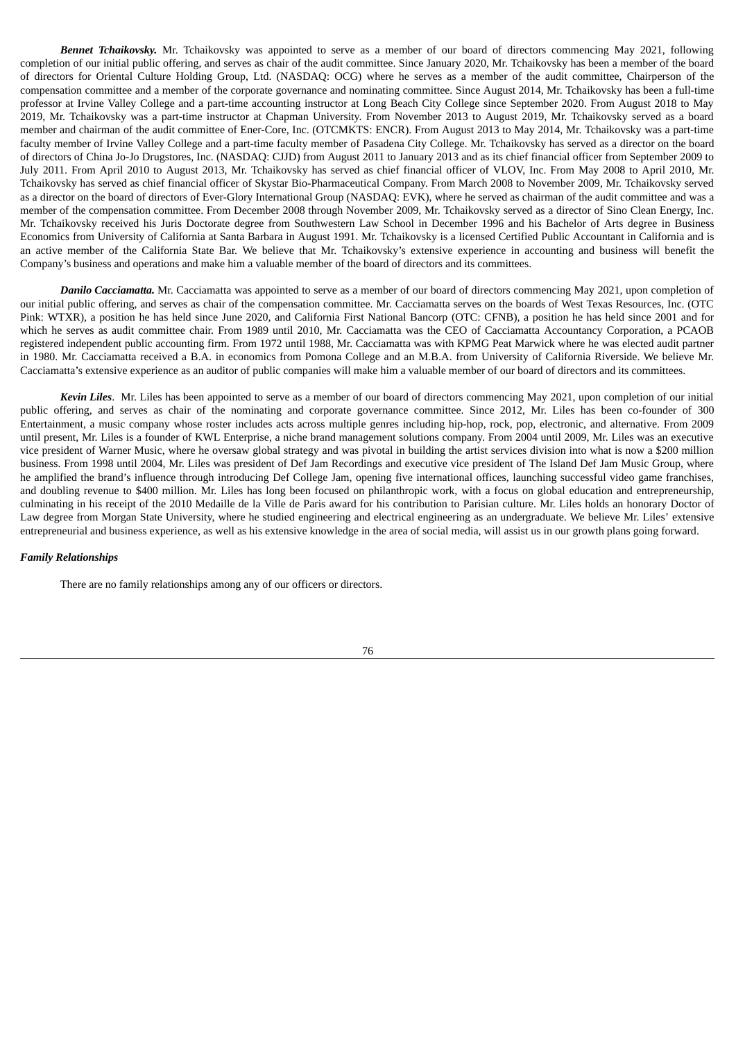***Bennet Tchaikovsky.*** Mr. Tchaikovsky was appointed to serve as a member of our board of directors commencing May 2021, following completion of our initial public offering, and serves as chair of the audit committee. Since January 2020, Mr. Tchaikovsky has been a member of the board of directors for Oriental Culture Holding Group, Ltd. (NASDAQ: OCG) where he serves as a member of the audit committee, Chairperson of the compensation committee and a member of the corporate governance and nominating committee. Since August 2014, Mr. Tchaikovsky has been a full-time professor at Irvine Valley College and a part-time accounting instructor at Long Beach City College since September 2020. From August 2018 to May 2019, Mr. Tchaikovsky was a part-time instructor at Chapman University. From November 2013 to August 2019, Mr. Tchaikovsky served as a board member and chairman of the audit committee of Ener-Core, Inc. (OTCMKTS: ENCR). From August 2013 to May 2014, Mr. Tchaikovsky was a part-time faculty member of Irvine Valley College and a part-time faculty member of Pasadena City College. Mr. Tchaikovsky has served as a director on the board of directors of China Jo-Jo Drugstores, Inc. (NASDAQ: CJJD) from August 2011 to January 2013 and as its chief financial officer from September 2009 to July 2011. From April 2010 to August 2013, Mr. Tchaikovsky has served as chief financial officer of VLOV, Inc. From May 2008 to April 2010, Mr. Tchaikovsky has served as chief financial officer of Skystar Bio-Pharmaceutical Company. From March 2008 to November 2009, Mr. Tchaikovsky served as a director on the board of directors of Ever-Glory International Group (NASDAQ: EVK), where he served as chairman of the audit committee and was a member of the compensation committee. From December 2008 through November 2009, Mr. Tchaikovsky served as a director of Sino Clean Energy, Inc. Mr. Tchaikovsky received his Juris Doctorate degree from Southwestern Law School in December 1996 and his Bachelor of Arts degree in Business Economics from University of California at Santa Barbara in August 1991. Mr. Tchaikovsky is a licensed Certified Public Accountant in California and is an active member of the California State Bar. We believe that Mr. Tchaikovsky's extensive experience in accounting and business will benefit the Company's business and operations and make him a valuable member of the board of directors and its committees.

***Danilo Cacciamatta.*** Mr. Cacciamatta was appointed to serve as a member of our board of directors commencing May 2021, upon completion of our initial public offering, and serves as chair of the compensation committee. Mr. Cacciamatta serves on the boards of West Texas Resources, Inc. (OTC Pink: WTXR), a position he has held since June 2020, and California First National Bancorp (OTC: CFNB), a position he has held since 2001 and for which he serves as audit committee chair. From 1989 until 2010, Mr. Cacciamatta was the CEO of Cacciamatta Accountancy Corporation, a PCAOB registered independent public accounting firm. From 1972 until 1988, Mr. Cacciamatta was with KPMG Peat Marwick where he was elected audit partner in 1980. Mr. Cacciamatta received a B.A. in economics from Pomona College and an M.B.A. from University of California Riverside. We believe Mr. Cacciamatta's extensive experience as an auditor of public companies will make him a valuable member of our board of directors and its committees.

***Kevin Liles***. Mr. Liles has been appointed to serve as a member of our board of directors commencing May 2021, upon completion of our initial public offering, and serves as chair of the nominating and corporate governance committee. Since 2012, Mr. Liles has been co-founder of 300 Entertainment, a music company whose roster includes acts across multiple genres including hip-hop, rock, pop, electronic, and alternative. From 2009 until present, Mr. Liles is a founder of KWL Enterprise, a niche brand management solutions company. From 2004 until 2009, Mr. Liles was an executive vice president of Warner Music, where he oversaw global strategy and was pivotal in building the artist services division into what is now a $200 million business. From 1998 until 2004, Mr. Liles was president of Def Jam Recordings and executive vice president of The Island Def Jam Music Group, where he amplified the brand's influence through introducing Def College Jam, opening five international offices, launching successful video game franchises, and doubling revenue to $400 million. Mr. Liles has long been focused on philanthropic work, with a focus on global education and entrepreneurship, culminating in his receipt of the 2010 Medaille de la Ville de Paris award for his contribution to Parisian culture. Mr. Liles holds an honorary Doctor of Law degree from Morgan State University, where he studied engineering and electrical engineering as an undergraduate. We believe Mr. Liles' extensive entrepreneurial and business experience, as well as his extensive knowledge in the area of social media, will assist us in our growth plans going forward.

***Family Relationships***

There are no family relationships among any of our officers or directors.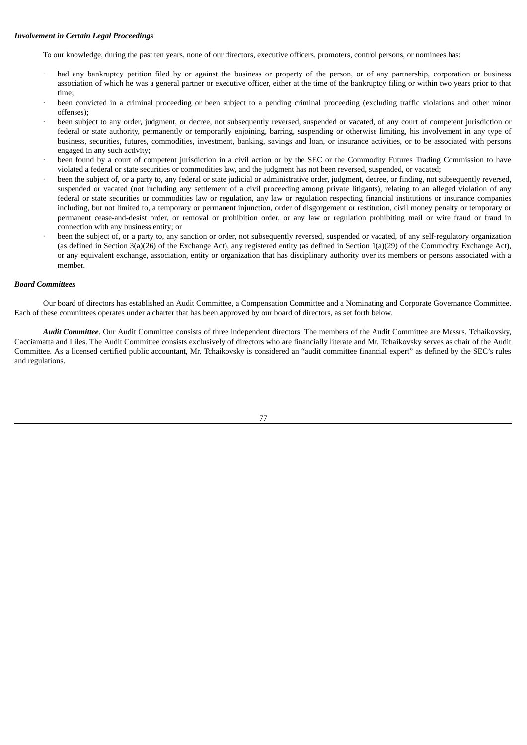***Involvement in Certain Legal Proceedings***

To our knowledge, during the past ten years, none of our directors, executive officers, promoters, control persons, or nominees has:

- had any bankruptcy petition filed by or against the business or property of the person, or of any partnership, corporation or business association of which he was a general partner or executive officer, either at the time of the bankruptcy filing or within two years prior to that time;
- been convicted in a criminal proceeding or been subject to a pending criminal proceeding (excluding traffic violations and other minor offenses);
- been subject to any order, judgment, or decree, not subsequently reversed, suspended or vacated, of any court of competent jurisdiction or federal or state authority, permanently or temporarily enjoining, barring, suspending or otherwise limiting, his involvement in any type of business, securities, futures, commodities, investment, banking, savings and loan, or insurance activities, or to be associated with persons engaged in any such activity;
- been found by a court of competent jurisdiction in a civil action or by the SEC or the Commodity Futures Trading Commission to have violated a federal or state securities or commodities law, and the judgment has not been reversed, suspended, or vacated;
- been the subject of, or a party to, any federal or state judicial or administrative order, judgment, decree, or finding, not subsequently reversed, suspended or vacated (not including any settlement of a civil proceeding among private litigants), relating to an alleged violation of any federal or state securities or commodities law or regulation, any law or regulation respecting financial institutions or insurance companies including, but not limited to, a temporary or permanent injunction, order of disgorgement or restitution, civil money penalty or temporary or permanent cease-and-desist order, or removal or prohibition order, or any law or regulation prohibiting mail or wire fraud or fraud in connection with any business entity; or
- been the subject of, or a party to, any sanction or order, not subsequently reversed, suspended or vacated, of any self-regulatory organization (as defined in Section 3(a)(26) of the Exchange Act), any registered entity (as defined in Section 1(a)(29) of the Commodity Exchange Act), or any equivalent exchange, association, entity or organization that has disciplinary authority over its members or persons associated with a member.

***Board Committees***

Our board of directors has established an Audit Committee, a Compensation Committee and a Nominating and Corporate Governance Committee. Each of these committees operates under a charter that has been approved by our board of directors, as set forth below.

***Audit Committee***. Our Audit Committee consists of three independent directors. The members of the Audit Committee are Messrs. Tchaikovsky, Cacciamatta and Liles. The Audit Committee consists exclusively of directors who are financially literate and Mr. Tchaikovsky serves as chair of the Audit Committee. As a licensed certified public accountant, Mr. Tchaikovsky is considered an "audit committee financial expert" as defined by the SEC's rules and regulations.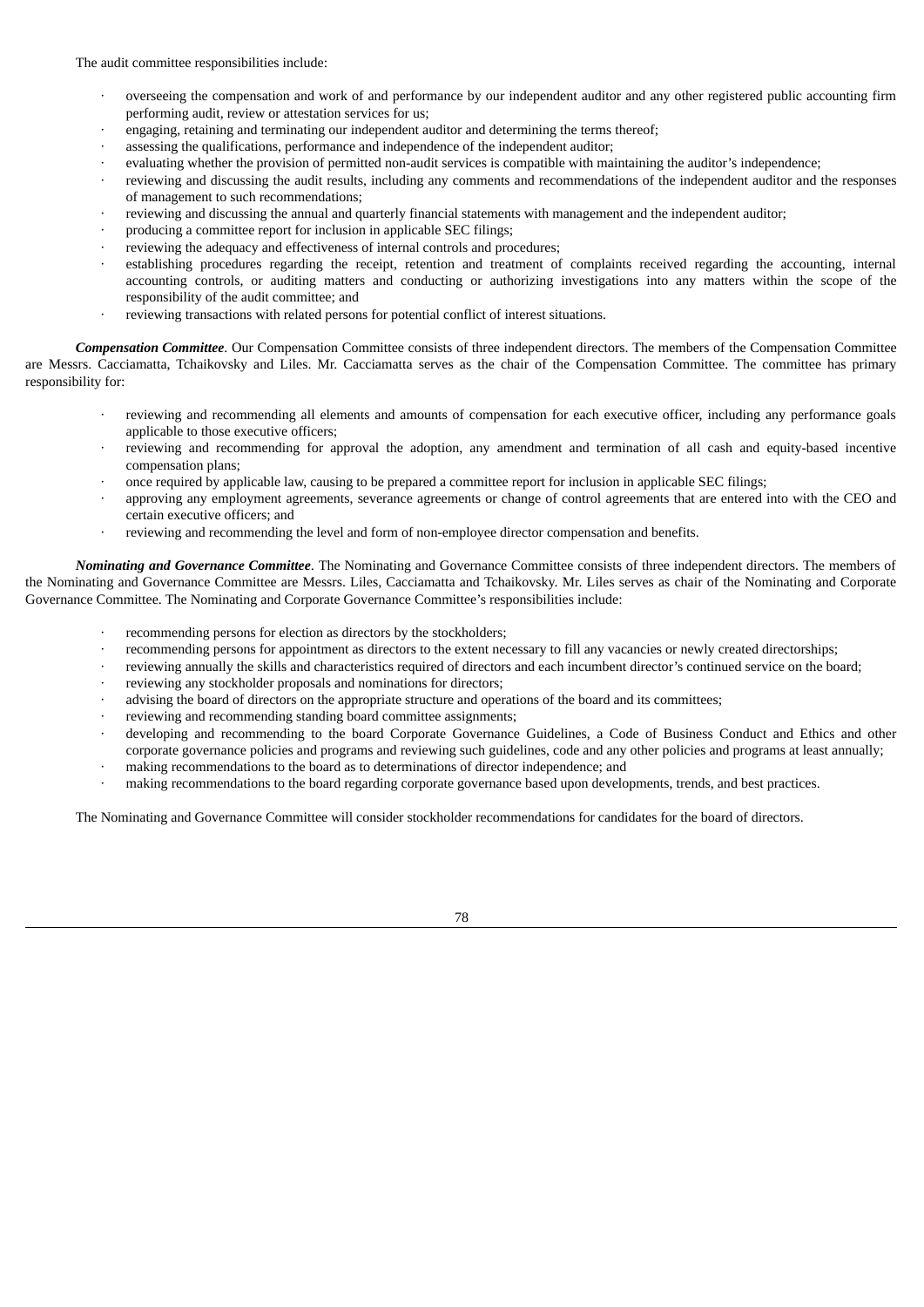The audit committee responsibilities include:

- overseeing the compensation and work of and performance by our independent auditor and any other registered public accounting firm performing audit, review or attestation services for us;
- engaging, retaining and terminating our independent auditor and determining the terms thereof;
- assessing the qualifications, performance and independence of the independent auditor;
- evaluating whether the provision of permitted non-audit services is compatible with maintaining the auditor's independence;
- reviewing and discussing the audit results, including any comments and recommendations of the independent auditor and the responses of management to such recommendations;
- reviewing and discussing the annual and quarterly financial statements with management and the independent auditor;
- producing a committee report for inclusion in applicable SEC filings;
- reviewing the adequacy and effectiveness of internal controls and procedures;
- establishing procedures regarding the receipt, retention and treatment of complaints received regarding the accounting, internal accounting controls, or auditing matters and conducting or authorizing investigations into any matters within the scope of the responsibility of the audit committee; and
- reviewing transactions with related persons for potential conflict of interest situations.

***Compensation Committee***. Our Compensation Committee consists of three independent directors. The members of the Compensation Committee are Messrs. Cacciamatta, Tchaikovsky and Liles. Mr. Cacciamatta serves as the chair of the Compensation Committee. The committee has primary responsibility for:

- reviewing and recommending all elements and amounts of compensation for each executive officer, including any performance goals applicable to those executive officers;
- reviewing and recommending for approval the adoption, any amendment and termination of all cash and equity-based incentive compensation plans;
- once required by applicable law, causing to be prepared a committee report for inclusion in applicable SEC filings;
- approving any employment agreements, severance agreements or change of control agreements that are entered into with the CEO and certain executive officers; and
- reviewing and recommending the level and form of non-employee director compensation and benefits.

***Nominating and Governance Committee***. The Nominating and Governance Committee consists of three independent directors. The members of the Nominating and Governance Committee are Messrs. Liles, Cacciamatta and Tchaikovsky. Mr. Liles serves as chair of the Nominating and Corporate Governance Committee. The Nominating and Corporate Governance Committee's responsibilities include:

- recommending persons for election as directors by the stockholders;
- recommending persons for appointment as directors to the extent necessary to fill any vacancies or newly created directorships;
- reviewing annually the skills and characteristics required of directors and each incumbent director's continued service on the board;
- reviewing any stockholder proposals and nominations for directors;
- advising the board of directors on the appropriate structure and operations of the board and its committees;
- reviewing and recommending standing board committee assignments;
- developing and recommending to the board Corporate Governance Guidelines, a Code of Business Conduct and Ethics and other corporate governance policies and programs and reviewing such guidelines, code and any other policies and programs at least annually;
- making recommendations to the board as to determinations of director independence; and
- making recommendations to the board regarding corporate governance based upon developments, trends, and best practices.

The Nominating and Governance Committee will consider stockholder recommendations for candidates for the board of directors.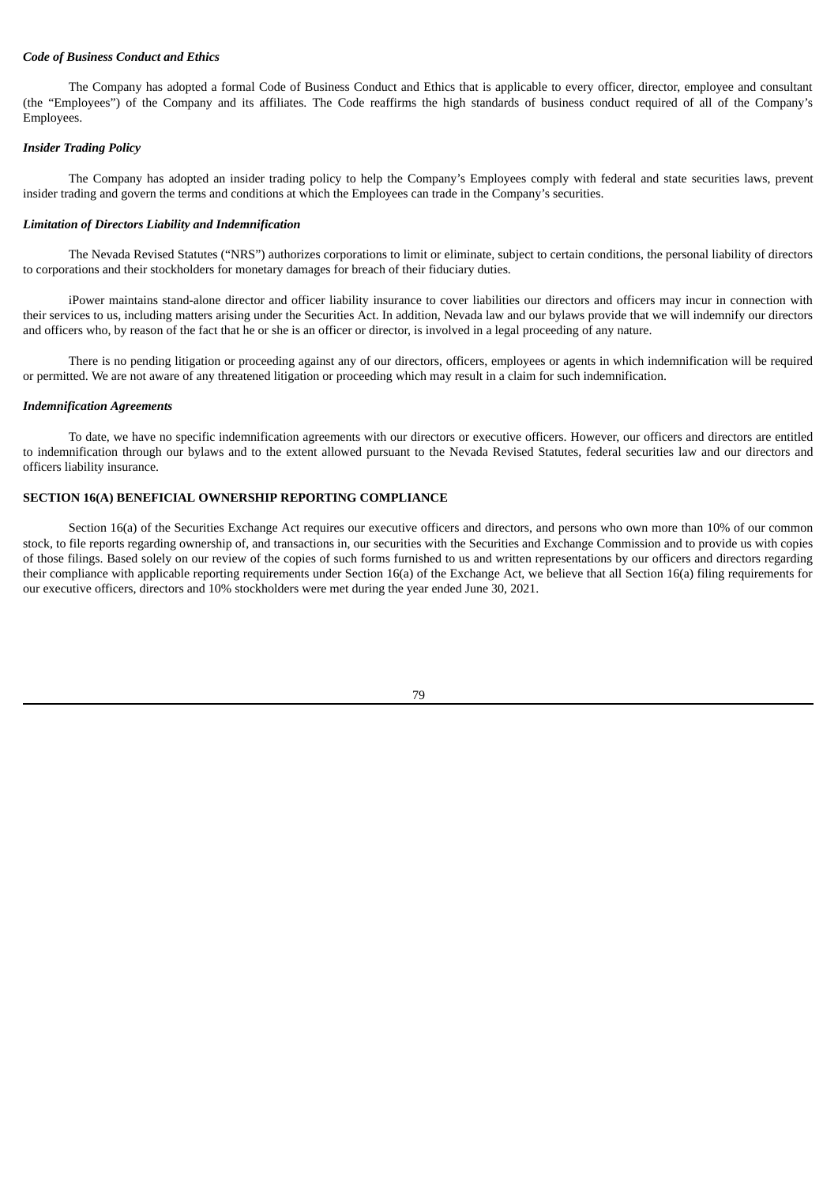***Code of Business Conduct and Ethics***

The Company has adopted a formal Code of Business Conduct and Ethics that is applicable to every officer, director, employee and consultant (the "Employees") of the Company and its affiliates. The Code reaffirms the high standards of business conduct required of all of the Company's Employees.

***Insider Trading Policy***

The Company has adopted an insider trading policy to help the Company's Employees comply with federal and state securities laws, prevent insider trading and govern the terms and conditions at which the Employees can trade in the Company's securities.

***Limitation of Directors Liability and Indemnification***

The Nevada Revised Statutes ("NRS") authorizes corporations to limit or eliminate, subject to certain conditions, the personal liability of directors to corporations and their stockholders for monetary damages for breach of their fiduciary duties.

iPower maintains stand-alone director and officer liability insurance to cover liabilities our directors and officers may incur in connection with their services to us, including matters arising under the Securities Act. In addition, Nevada law and our bylaws provide that we will indemnify our directors and officers who, by reason of the fact that he or she is an officer or director, is involved in a legal proceeding of any nature.

There is no pending litigation or proceeding against any of our directors, officers, employees or agents in which indemnification will be required or permitted. We are not aware of any threatened litigation or proceeding which may result in a claim for such indemnification.

***Indemnification Agreements***

To date, we have no specific indemnification agreements with our directors or executive officers. However, our officers and directors are entitled to indemnification through our bylaws and to the extent allowed pursuant to the Nevada Revised Statutes, federal securities law and our directors and officers liability insurance.

**SECTION 16(A) BENEFICIAL OWNERSHIP REPORTING COMPLIANCE**

Section 16(a) of the Securities Exchange Act requires our executive officers and directors, and persons who own more than 10% of our common stock, to file reports regarding ownership of, and transactions in, our securities with the Securities and Exchange Commission and to provide us with copies of those filings. Based solely on our review of the copies of such forms furnished to us and written representations by our officers and directors regarding their compliance with applicable reporting requirements under Section 16(a) of the Exchange Act, we believe that all Section 16(a) filing requirements for our executive officers, directors and 10% stockholders were met during the year ended June 30, 2021.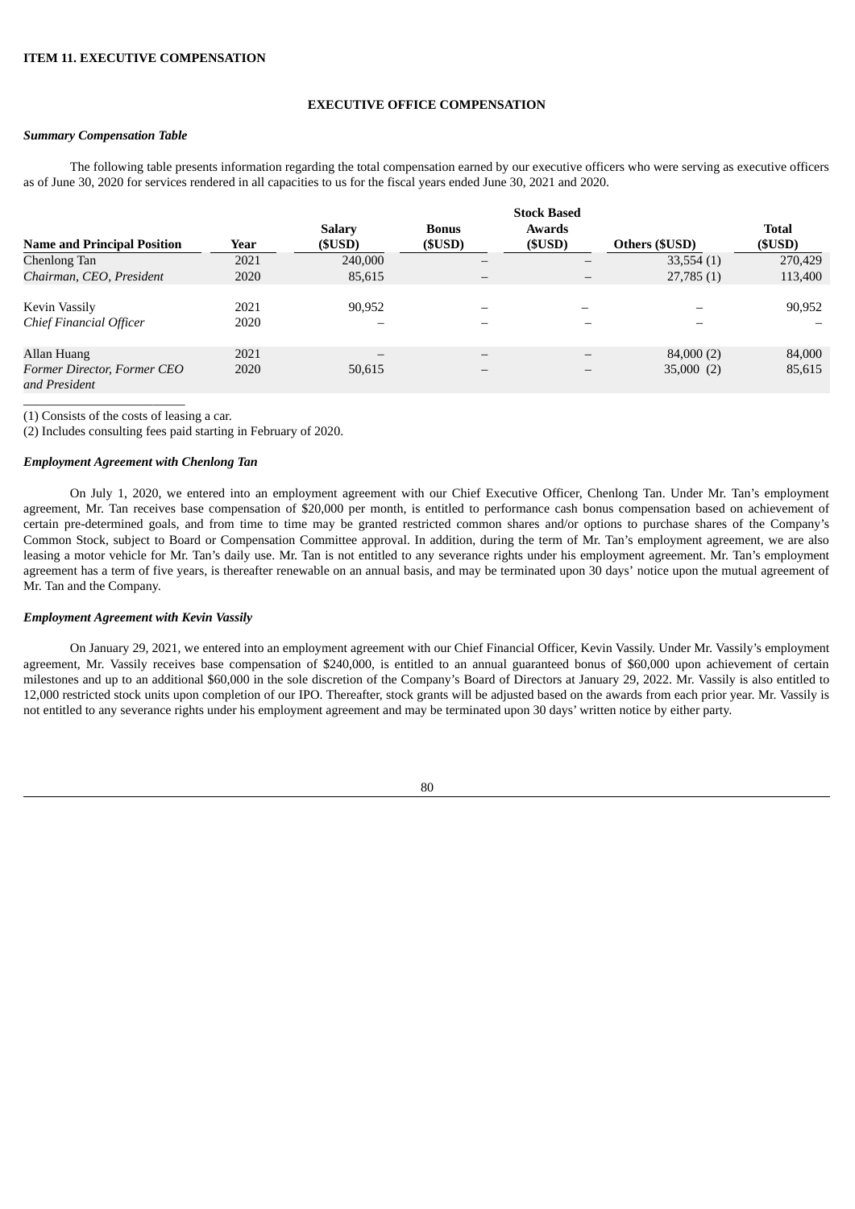## ITEM 11. EXECUTIVE COMPENSATION

### EXECUTIVE OFFICE COMPENSATION

***Summary Compensation Table***

The following table presents information regarding the total compensation earned by our executive officers who were serving as executive officers as of June 30, 2020 for services rendered in all capacities to us for the fiscal years ended June 30, 2021 and 2020.

| Name and Principal Position | Year | Salary ($USD) | Bonus ($USD) | Stock Based Awards ($USD) | Others ($USD) | Total ($USD) |
|---|---|---|---|---|---|---|
| Chenlong Tan | 2021 | 240,000 | – | – | 33,554 (1) | 270,429 |
| *Chairman, CEO, President* | 2020 | 85,615 | – | – | 27,785 (1) | 113,400 |
| Kevin Vassily | 2021 | 90,952 | – | – | – | 90,952 |
| *Chief Financial Officer* | 2020 | – | – | – | – | – |
| Allan Huang | 2021 | – | – | – | 84,000 (2) | 84,000 |
| *Former Director, Former CEO and President* | 2020 | 50,615 | – | – | 35,000 (2) | 85,615 |

(1) Consists of the costs of leasing a car.

(2) Includes consulting fees paid starting in February of 2020.

***Employment Agreement with Chenlong Tan***

On July 1, 2020, we entered into an employment agreement with our Chief Executive Officer, Chenlong Tan. Under Mr. Tan's employment agreement, Mr. Tan receives base compensation of $20,000 per month, is entitled to performance cash bonus compensation based on achievement of certain pre-determined goals, and from time to time may be granted restricted common shares and/or options to purchase shares of the Company's Common Stock, subject to Board or Compensation Committee approval. In addition, during the term of Mr. Tan's employment agreement, we are also leasing a motor vehicle for Mr. Tan's daily use. Mr. Tan is not entitled to any severance rights under his employment agreement. Mr. Tan's employment agreement has a term of five years, is thereafter renewable on an annual basis, and may be terminated upon 30 days' notice upon the mutual agreement of Mr. Tan and the Company.

***Employment Agreement with Kevin Vassily***

On January 29, 2021, we entered into an employment agreement with our Chief Financial Officer, Kevin Vassily. Under Mr. Vassily's employment agreement, Mr. Vassily receives base compensation of $240,000, is entitled to an annual guaranteed bonus of $60,000 upon achievement of certain milestones and up to an additional $60,000 in the sole discretion of the Company's Board of Directors at January 29, 2022. Mr. Vassily is also entitled to 12,000 restricted stock units upon completion of our IPO. Thereafter, stock grants will be adjusted based on the awards from each prior year. Mr. Vassily is not entitled to any severance rights under his employment agreement and may be terminated upon 30 days' written notice by either party.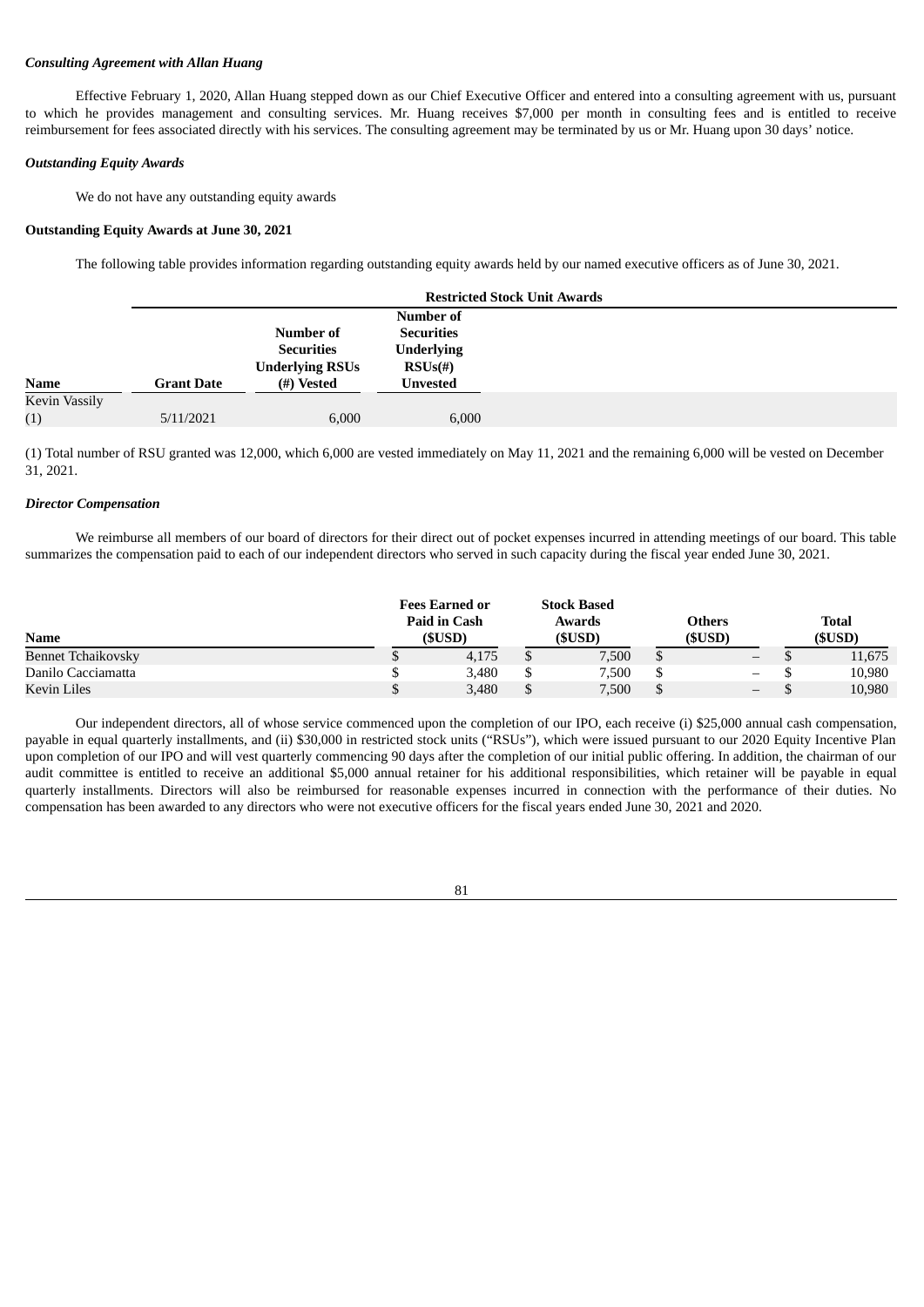***Consulting Agreement with Allan Huang***

Effective February 1, 2020, Allan Huang stepped down as our Chief Executive Officer and entered into a consulting agreement with us, pursuant to which he provides management and consulting services. Mr. Huang receives $7,000 per month in consulting fees and is entitled to receive reimbursement for fees associated directly with his services. The consulting agreement may be terminated by us or Mr. Huang upon 30 days' notice.

***Outstanding Equity Awards***

We do not have any outstanding equity awards

**Outstanding Equity Awards at June 30, 2021**

The following table provides information regarding outstanding equity awards held by our named executive officers as of June 30, 2021.

| | Restricted Stock Unit Awards | | |
|---|---|---|---|
| **Name** | **Grant Date** | **Number of Securities Underlying RSUs (#) Vested** | **Number of Securities Underlying RSUs(#) Unvested** |
| Kevin Vassily (1) | 5/11/2021 | 6,000 | 6,000 |

(1) Total number of RSU granted was 12,000, which 6,000 are vested immediately on May 11, 2021 and the remaining 6,000 will be vested on December 31, 2021.

***Director Compensation***

We reimburse all members of our board of directors for their direct out of pocket expenses incurred in attending meetings of our board. This table summarizes the compensation paid to each of our independent directors who served in such capacity during the fiscal year ended June 30, 2021.

| **Name** | **Fees Earned or Paid in Cash ($USD)** | **Stock Based Awards ($USD)** | **Others ($USD)** | **Total ($USD)** |
|---|---|---|---|---|
| Bennet Tchaikovsky | $ 4,175 | $ 7,500 | $ – | $ 11,675 |
| Danilo Cacciamatta | $ 3,480 | $ 7,500 | $ – | $ 10,980 |
| Kevin Liles | $ 3,480 | $ 7,500 | $ – | $ 10,980 |

Our independent directors, all of whose service commenced upon the completion of our IPO, each receive (i) $25,000 annual cash compensation, payable in equal quarterly installments, and (ii) $30,000 in restricted stock units ("RSUs"), which were issued pursuant to our 2020 Equity Incentive Plan upon completion of our IPO and will vest quarterly commencing 90 days after the completion of our initial public offering. In addition, the chairman of our audit committee is entitled to receive an additional $5,000 annual retainer for his additional responsibilities, which retainer will be payable in equal quarterly installments. Directors will also be reimbursed for reasonable expenses incurred in connection with the performance of their duties. No compensation has been awarded to any directors who were not executive officers for the fiscal years ended June 30, 2021 and 2020.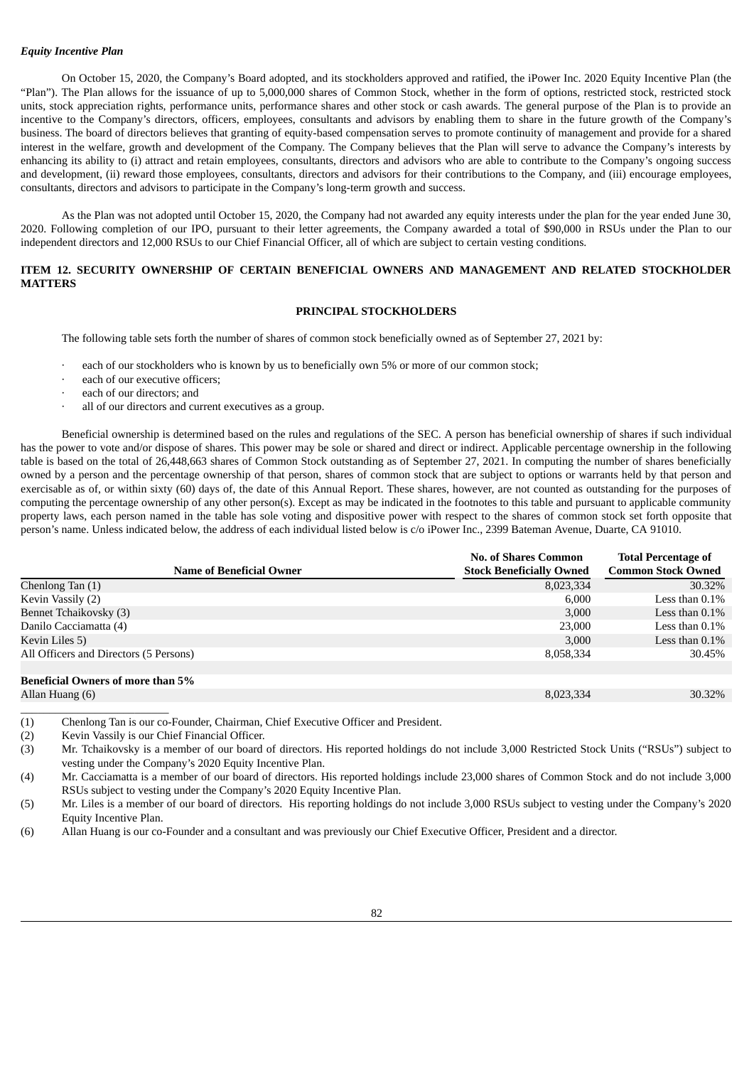***Equity Incentive Plan***

On October 15, 2020, the Company's Board adopted, and its stockholders approved and ratified, the iPower Inc. 2020 Equity Incentive Plan (the "Plan"). The Plan allows for the issuance of up to 5,000,000 shares of Common Stock, whether in the form of options, restricted stock, restricted stock units, stock appreciation rights, performance units, performance shares and other stock or cash awards. The general purpose of the Plan is to provide an incentive to the Company's directors, officers, employees, consultants and advisors by enabling them to share in the future growth of the Company's business. The board of directors believes that granting of equity-based compensation serves to promote continuity of management and provide for a shared interest in the welfare, growth and development of the Company. The Company believes that the Plan will serve to advance the Company's interests by enhancing its ability to (i) attract and retain employees, consultants, directors and advisors who are able to contribute to the Company's ongoing success and development, (ii) reward those employees, consultants, directors and advisors for their contributions to the Company, and (iii) encourage employees, consultants, directors and advisors to participate in the Company's long-term growth and success.

As the Plan was not adopted until October 15, 2020, the Company had not awarded any equity interests under the plan for the year ended June 30, 2020. Following completion of our IPO, pursuant to their letter agreements, the Company awarded a total of $90,000 in RSUs under the Plan to our independent directors and 12,000 RSUs to our Chief Financial Officer, all of which are subject to certain vesting conditions.

## ITEM 12. SECURITY OWNERSHIP OF CERTAIN BENEFICIAL OWNERS AND MANAGEMENT AND RELATED STOCKHOLDER MATTERS

### PRINCIPAL STOCKHOLDERS

The following table sets forth the number of shares of common stock beneficially owned as of September 27, 2021 by:

- each of our stockholders who is known by us to beneficially own 5% or more of our common stock;
- each of our executive officers;
- each of our directors; and
- all of our directors and current executives as a group.

Beneficial ownership is determined based on the rules and regulations of the SEC. A person has beneficial ownership of shares if such individual has the power to vote and/or dispose of shares. This power may be sole or shared and direct or indirect. Applicable percentage ownership in the following table is based on the total of 26,448,663 shares of Common Stock outstanding as of September 27, 2021. In computing the number of shares beneficially owned by a person and the percentage ownership of that person, shares of common stock that are subject to options or warrants held by that person and exercisable as of, or within sixty (60) days of, the date of this Annual Report. These shares, however, are not counted as outstanding for the purposes of computing the percentage ownership of any other person(s). Except as may be indicated in the footnotes to this table and pursuant to applicable community property laws, each person named in the table has sole voting and dispositive power with respect to the shares of common stock set forth opposite that person's name. Unless indicated below, the address of each individual listed below is c/o iPower Inc., 2399 Bateman Avenue, Duarte, CA 91010.

| Name of Beneficial Owner | No. of Shares Common Stock Beneficially Owned | Total Percentage of Common Stock Owned |
|---|---|---|
| Chenlong Tan (1) | 8,023,334 | 30.32% |
| Kevin Vassily (2) | 6,000 | Less than 0.1% |
| Bennet Tchaikovsky (3) | 3,000 | Less than 0.1% |
| Danilo Cacciamatta (4) | 23,000 | Less than 0.1% |
| Kevin Liles 5) | 3,000 | Less than 0.1% |
| All Officers and Directors (5 Persons) | 8,058,334 | 30.45% |
| | | |
| **Beneficial Owners of more than 5%** | | |
| Allan Huang (6) | 8,023,334 | 30.32% |

(1) Chenlong Tan is our co-Founder, Chairman, Chief Executive Officer and President.

(2) Kevin Vassily is our Chief Financial Officer.

(3) Mr. Tchaikovsky is a member of our board of directors. His reported holdings do not include 3,000 Restricted Stock Units ("RSUs") subject to vesting under the Company's 2020 Equity Incentive Plan.

(4) Mr. Cacciamatta is a member of our board of directors. His reported holdings include 23,000 shares of Common Stock and do not include 3,000 RSUs subject to vesting under the Company's 2020 Equity Incentive Plan.

(5) Mr. Liles is a member of our board of directors. His reporting holdings do not include 3,000 RSUs subject to vesting under the Company's 2020 Equity Incentive Plan.

(6) Allan Huang is our co-Founder and a consultant and was previously our Chief Executive Officer, President and a director.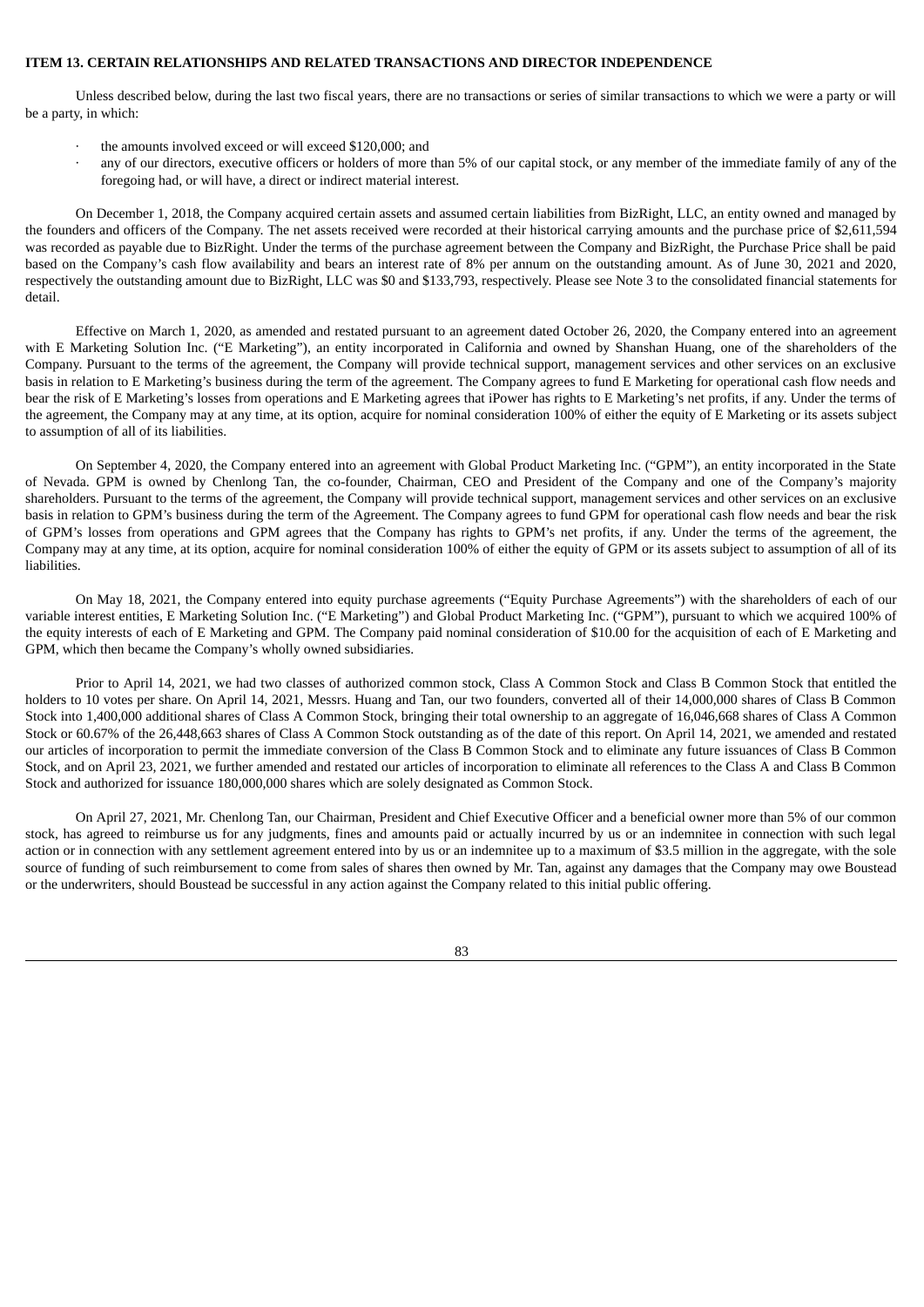**ITEM 13. CERTAIN RELATIONSHIPS AND RELATED TRANSACTIONS AND DIRECTOR INDEPENDENCE**

Unless described below, during the last two fiscal years, there are no transactions or series of similar transactions to which we were a party or will be a party, in which:

- the amounts involved exceed or will exceed $120,000; and
- any of our directors, executive officers or holders of more than 5% of our capital stock, or any member of the immediate family of any of the foregoing had, or will have, a direct or indirect material interest.

On December 1, 2018, the Company acquired certain assets and assumed certain liabilities from BizRight, LLC, an entity owned and managed by the founders and officers of the Company. The net assets received were recorded at their historical carrying amounts and the purchase price of $2,611,594 was recorded as payable due to BizRight. Under the terms of the purchase agreement between the Company and BizRight, the Purchase Price shall be paid based on the Company's cash flow availability and bears an interest rate of 8% per annum on the outstanding amount. As of June 30, 2021 and 2020, respectively the outstanding amount due to BizRight, LLC was $0 and $133,793, respectively. Please see Note 3 to the consolidated financial statements for detail.

Effective on March 1, 2020, as amended and restated pursuant to an agreement dated October 26, 2020, the Company entered into an agreement with E Marketing Solution Inc. ("E Marketing"), an entity incorporated in California and owned by Shanshan Huang, one of the shareholders of the Company. Pursuant to the terms of the agreement, the Company will provide technical support, management services and other services on an exclusive basis in relation to E Marketing's business during the term of the agreement. The Company agrees to fund E Marketing for operational cash flow needs and bear the risk of E Marketing's losses from operations and E Marketing agrees that iPower has rights to E Marketing's net profits, if any. Under the terms of the agreement, the Company may at any time, at its option, acquire for nominal consideration 100% of either the equity of E Marketing or its assets subject to assumption of all of its liabilities.

On September 4, 2020, the Company entered into an agreement with Global Product Marketing Inc. ("GPM"), an entity incorporated in the State of Nevada. GPM is owned by Chenlong Tan, the co-founder, Chairman, CEO and President of the Company and one of the Company's majority shareholders. Pursuant to the terms of the agreement, the Company will provide technical support, management services and other services on an exclusive basis in relation to GPM's business during the term of the Agreement. The Company agrees to fund GPM for operational cash flow needs and bear the risk of GPM's losses from operations and GPM agrees that the Company has rights to GPM's net profits, if any. Under the terms of the agreement, the Company may at any time, at its option, acquire for nominal consideration 100% of either the equity of GPM or its assets subject to assumption of all of its liabilities.

On May 18, 2021, the Company entered into equity purchase agreements ("Equity Purchase Agreements") with the shareholders of each of our variable interest entities, E Marketing Solution Inc. ("E Marketing") and Global Product Marketing Inc. ("GPM"), pursuant to which we acquired 100% of the equity interests of each of E Marketing and GPM. The Company paid nominal consideration of $10.00 for the acquisition of each of E Marketing and GPM, which then became the Company's wholly owned subsidiaries.

Prior to April 14, 2021, we had two classes of authorized common stock, Class A Common Stock and Class B Common Stock that entitled the holders to 10 votes per share. On April 14, 2021, Messrs. Huang and Tan, our two founders, converted all of their 14,000,000 shares of Class B Common Stock into 1,400,000 additional shares of Class A Common Stock, bringing their total ownership to an aggregate of 16,046,668 shares of Class A Common Stock or 60.67% of the 26,448,663 shares of Class A Common Stock outstanding as of the date of this report. On April 14, 2021, we amended and restated our articles of incorporation to permit the immediate conversion of the Class B Common Stock and to eliminate any future issuances of Class B Common Stock, and on April 23, 2021, we further amended and restated our articles of incorporation to eliminate all references to the Class A and Class B Common Stock and authorized for issuance 180,000,000 shares which are solely designated as Common Stock.

On April 27, 2021, Mr. Chenlong Tan, our Chairman, President and Chief Executive Officer and a beneficial owner more than 5% of our common stock, has agreed to reimburse us for any judgments, fines and amounts paid or actually incurred by us or an indemnitee in connection with such legal action or in connection with any settlement agreement entered into by us or an indemnitee up to a maximum of $3.5 million in the aggregate, with the sole source of funding of such reimbursement to come from sales of shares then owned by Mr. Tan, against any damages that the Company may owe Boustead or the underwriters, should Boustead be successful in any action against the Company related to this initial public offering.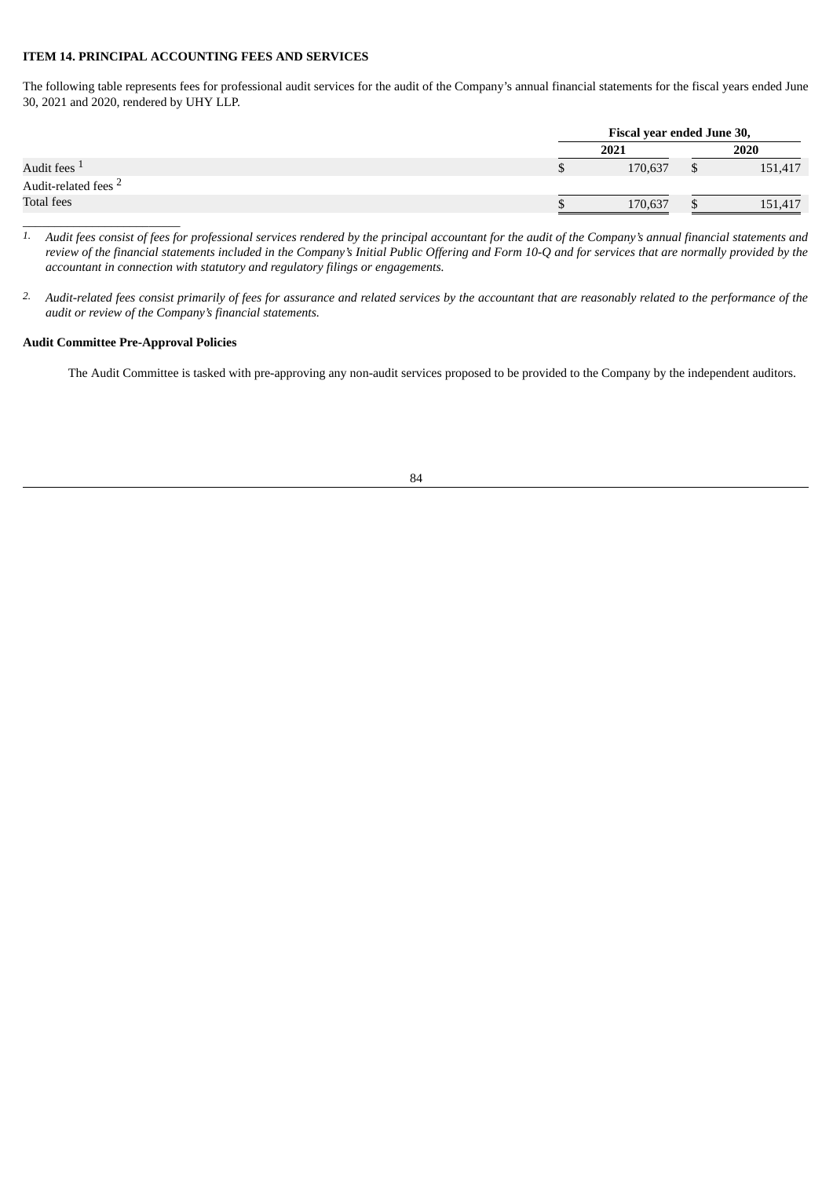### ITEM 14. PRINCIPAL ACCOUNTING FEES AND SERVICES

The following table represents fees for professional audit services for the audit of the Company's annual financial statements for the fiscal years ended June 30, 2021 and 2020, rendered by UHY LLP.

| | Fiscal year ended June 30, | |
|---|---|---|
| | 2021 | 2020 |
| Audit fees [1] | $ 170,637 | $ 151,417 |
| Audit-related fees [2] | | |
| Total fees | $ 170,637 | $ 151,417 |

1. *Audit fees consist of fees for professional services rendered by the principal accountant for the audit of the Company's annual financial statements and review of the financial statements included in the Company's Initial Public Offering and Form 10-Q and for services that are normally provided by the accountant in connection with statutory and regulatory filings or engagements.*

2. *Audit-related fees consist primarily of fees for assurance and related services by the accountant that are reasonably related to the performance of the audit or review of the Company's financial statements.*

**Audit Committee Pre-Approval Policies**

The Audit Committee is tasked with pre-approving any non-audit services proposed to be provided to the Company by the independent auditors.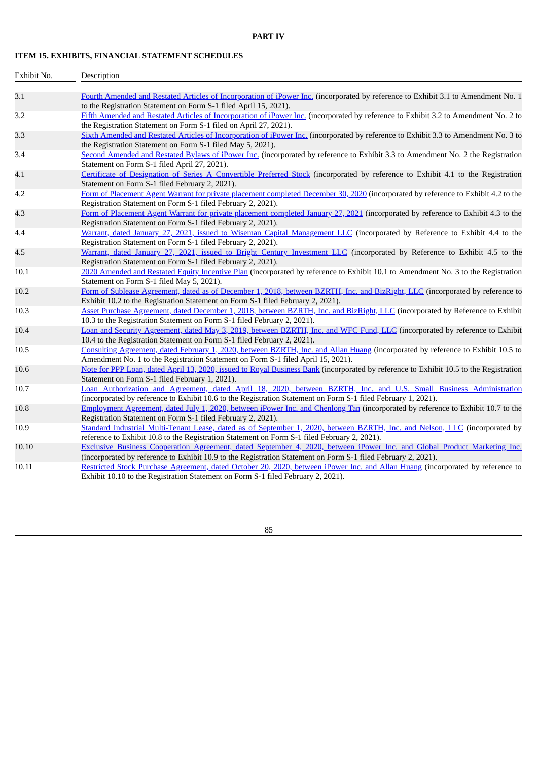# PART IV

## ITEM 15. EXHIBITS, FINANCIAL STATEMENT SCHEDULES

| Exhibit No. | Description |
|---|---|
| 3.1 | Fourth Amended and Restated Articles of Incorporation of iPower Inc. (incorporated by reference to Exhibit 3.1 to Amendment No. 1 to the Registration Statement on Form S-1 filed April 15, 2021). |
| 3.2 | Fifth Amended and Restated Articles of Incorporation of iPower Inc. (incorporated by reference to Exhibit 3.2 to Amendment No. 2 to the Registration Statement on Form S-1 filed on April 27, 2021). |
| 3.3 | Sixth Amended and Restated Articles of Incorporation of iPower Inc. (incorporated by reference to Exhibit 3.3 to Amendment No. 3 to the Registration Statement on Form S-1 filed May 5, 2021). |
| 3.4 | Second Amended and Restated Bylaws of iPower Inc. (incorporated by reference to Exhibit 3.3 to Amendment No. 2 the Registration Statement on Form S-1 filed April 27, 2021). |
| 4.1 | Certificate of Designation of Series A Convertible Preferred Stock (incorporated by reference to Exhibit 4.1 to the Registration Statement on Form S-1 filed February 2, 2021). |
| 4.2 | Form of Placement Agent Warrant for private placement completed December 30, 2020 (incorporated by reference to Exhibit 4.2 to the Registration Statement on Form S-1 filed February 2, 2021). |
| 4.3 | Form of Placement Agent Warrant for private placement completed January 27, 2021 (incorporated by reference to Exhibit 4.3 to the Registration Statement on Form S-1 filed February 2, 2021). |
| 4.4 | Warrant, dated January 27, 2021, issued to Wiseman Capital Management LLC (incorporated by Reference to Exhibit 4.4 to the Registration Statement on Form S-1 filed February 2, 2021). |
| 4.5 | Warrant, dated January 27, 2021, issued to Bright Century Investment LLC (incorporated by Reference to Exhibit 4.5 to the Registration Statement on Form S-1 filed February 2, 2021). |
| 10.1 | 2020 Amended and Restated Equity Incentive Plan (incorporated by reference to Exhibit 10.1 to Amendment No. 3 to the Registration Statement on Form S-1 filed May 5, 2021). |
| 10.2 | Form of Sublease Agreement, dated as of December 1, 2018, between BZRTH, Inc. and BizRight, LLC (incorporated by reference to Exhibit 10.2 to the Registration Statement on Form S-1 filed February 2, 2021). |
| 10.3 | Asset Purchase Agreement, dated December 1, 2018, between BZRTH, Inc. and BizRight, LLC (incorporated by Reference to Exhibit 10.3 to the Registration Statement on Form S-1 filed February 2, 2021). |
| 10.4 | Loan and Security Agreement, dated May 3, 2019, between BZRTH, Inc. and WFC Fund, LLC (incorporated by Reference to Exhibit 10.4 to the Registration Statement on Form S-1 filed February 2, 2021). |
| 10.5 | Consulting Agreement, dated February 1, 2020, between BZRTH, Inc. and Allan Huang (incorporated by reference to Exhibit 10.5 to Amendment No. 1 to the Registration Statement on Form S-1 filed April 15, 2021). |
| 10.6 | Note for PPP Loan, dated April 13, 2020, issued to Royal Business Bank (incorporated by reference to Exhibit 10.5 to the Registration Statement on Form S-1 filed February 1, 2021). |
| 10.7 | Loan Authorization and Agreement, dated April 18, 2020, between BZRTH, Inc. and U.S. Small Business Administration (incorporated by reference to Exhibit 10.6 to the Registration Statement on Form S-1 filed February 1, 2021). |
| 10.8 | Employment Agreement, dated July 1, 2020, between iPower Inc. and Chenlong Tan (incorporated by reference to Exhibit 10.7 to the Registration Statement on Form S-1 filed February 2, 2021). |
| 10.9 | Standard Industrial Multi-Tenant Lease, dated as of September 1, 2020, between BZRTH, Inc. and Nelson, LLC (incorporated by reference to Exhibit 10.8 to the Registration Statement on Form S-1 filed February 2, 2021). |
| 10.10 | Exclusive Business Cooperation Agreement, dated September 4, 2020, between iPower Inc. and Global Product Marketing Inc. (incorporated by reference to Exhibit 10.9 to the Registration Statement on Form S-1 filed February 2, 2021). |
| 10.11 | Restricted Stock Purchase Agreement, dated October 20, 2020, between iPower Inc. and Allan Huang (incorporated by reference to Exhibit 10.10 to the Registration Statement on Form S-1 filed February 2, 2021). |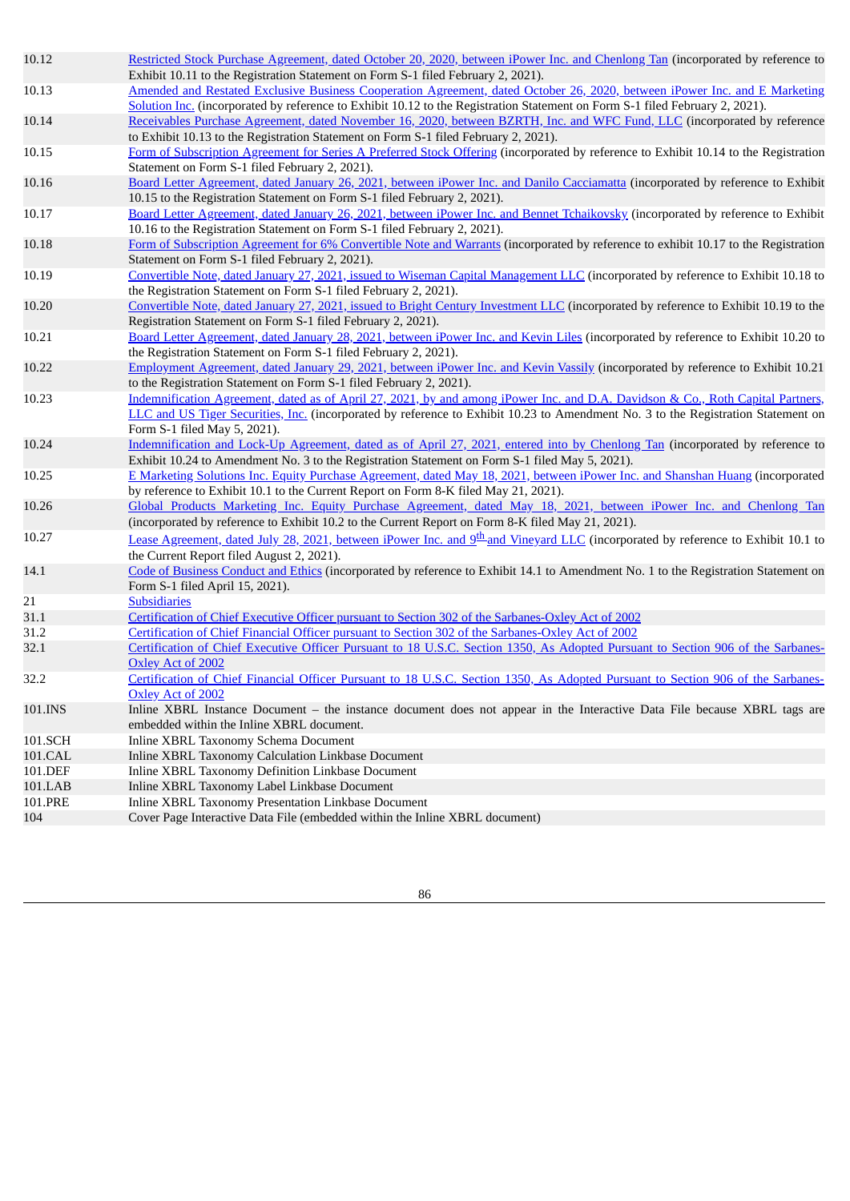| | |
|---|---|
| 10.12 | Restricted Stock Purchase Agreement, dated October 20, 2020, between iPower Inc. and Chenlong Tan (incorporated by reference to Exhibit 10.11 to the Registration Statement on Form S-1 filed February 2, 2021). |
| 10.13 | Amended and Restated Exclusive Business Cooperation Agreement, dated October 26, 2020, between iPower Inc. and E Marketing Solution Inc. (incorporated by reference to Exhibit 10.12 to the Registration Statement on Form S-1 filed February 2, 2021). |
| 10.14 | Receivables Purchase Agreement, dated November 16, 2020, between BZRTH, Inc. and WFC Fund, LLC (incorporated by reference to Exhibit 10.13 to the Registration Statement on Form S-1 filed February 2, 2021). |
| 10.15 | Form of Subscription Agreement for Series A Preferred Stock Offering (incorporated by reference to Exhibit 10.14 to the Registration Statement on Form S-1 filed February 2, 2021). |
| 10.16 | Board Letter Agreement, dated January 26, 2021, between iPower Inc. and Danilo Cacciamatta (incorporated by reference to Exhibit 10.15 to the Registration Statement on Form S-1 filed February 2, 2021). |
| 10.17 | Board Letter Agreement, dated January 26, 2021, between iPower Inc. and Bennet Tchaikovsky (incorporated by reference to Exhibit 10.16 to the Registration Statement on Form S-1 filed February 2, 2021). |
| 10.18 | Form of Subscription Agreement for 6% Convertible Note and Warrants (incorporated by reference to exhibit 10.17 to the Registration Statement on Form S-1 filed February 2, 2021). |
| 10.19 | Convertible Note, dated January 27, 2021, issued to Wiseman Capital Management LLC (incorporated by reference to Exhibit 10.18 to the Registration Statement on Form S-1 filed February 2, 2021). |
| 10.20 | Convertible Note, dated January 27, 2021, issued to Bright Century Investment LLC (incorporated by reference to Exhibit 10.19 to the Registration Statement on Form S-1 filed February 2, 2021). |
| 10.21 | Board Letter Agreement, dated January 28, 2021, between iPower Inc. and Kevin Liles (incorporated by reference to Exhibit 10.20 to the Registration Statement on Form S-1 filed February 2, 2021). |
| 10.22 | Employment Agreement, dated January 29, 2021, between iPower Inc. and Kevin Vassily (incorporated by reference to Exhibit 10.21 to the Registration Statement on Form S-1 filed February 2, 2021). |
| 10.23 | Indemnification Agreement, dated as of April 27, 2021, by and among iPower Inc. and D.A. Davidson & Co., Roth Capital Partners, LLC and US Tiger Securities, Inc. (incorporated by reference to Exhibit 10.23 to Amendment No. 3 to the Registration Statement on Form S-1 filed May 5, 2021). |
| 10.24 | Indemnification and Lock-Up Agreement, dated as of April 27, 2021, entered into by Chenlong Tan (incorporated by reference to Exhibit 10.24 to Amendment No. 3 to the Registration Statement on Form S-1 filed May 5, 2021). |
| 10.25 | E Marketing Solutions Inc. Equity Purchase Agreement, dated May 18, 2021, between iPower Inc. and Shanshan Huang (incorporated by reference to Exhibit 10.1 to the Current Report on Form 8-K filed May 21, 2021). |
| 10.26 | Global Products Marketing Inc. Equity Purchase Agreement, dated May 18, 2021, between iPower Inc. and Chenlong Tan (incorporated by reference to Exhibit 10.2 to the Current Report on Form 8-K filed May 21, 2021). |
| 10.27 | Lease Agreement, dated July 28, 2021, between iPower Inc. and 9th and Vineyard LLC (incorporated by reference to Exhibit 10.1 to the Current Report filed August 2, 2021). |
| 14.1 | Code of Business Conduct and Ethics (incorporated by reference to Exhibit 14.1 to Amendment No. 1 to the Registration Statement on Form S-1 filed April 15, 2021). |
| 21 | Subsidiaries |
| 31.1 | Certification of Chief Executive Officer pursuant to Section 302 of the Sarbanes-Oxley Act of 2002 |
| 31.2 | Certification of Chief Financial Officer pursuant to Section 302 of the Sarbanes-Oxley Act of 2002 |
| 32.1 | Certification of Chief Executive Officer Pursuant to 18 U.S.C. Section 1350, As Adopted Pursuant to Section 906 of the Sarbanes-Oxley Act of 2002 |
| 32.2 | Certification of Chief Financial Officer Pursuant to 18 U.S.C. Section 1350, As Adopted Pursuant to Section 906 of the Sarbanes-Oxley Act of 2002 |
| 101.INS | Inline XBRL Instance Document – the instance document does not appear in the Interactive Data File because XBRL tags are embedded within the Inline XBRL document. |
| 101.SCH | Inline XBRL Taxonomy Schema Document |
| 101.CAL | Inline XBRL Taxonomy Calculation Linkbase Document |
| 101.DEF | Inline XBRL Taxonomy Definition Linkbase Document |
| 101.LAB | Inline XBRL Taxonomy Label Linkbase Document |
| 101.PRE | Inline XBRL Taxonomy Presentation Linkbase Document |
| 104 | Cover Page Interactive Data File (embedded within the Inline XBRL document) |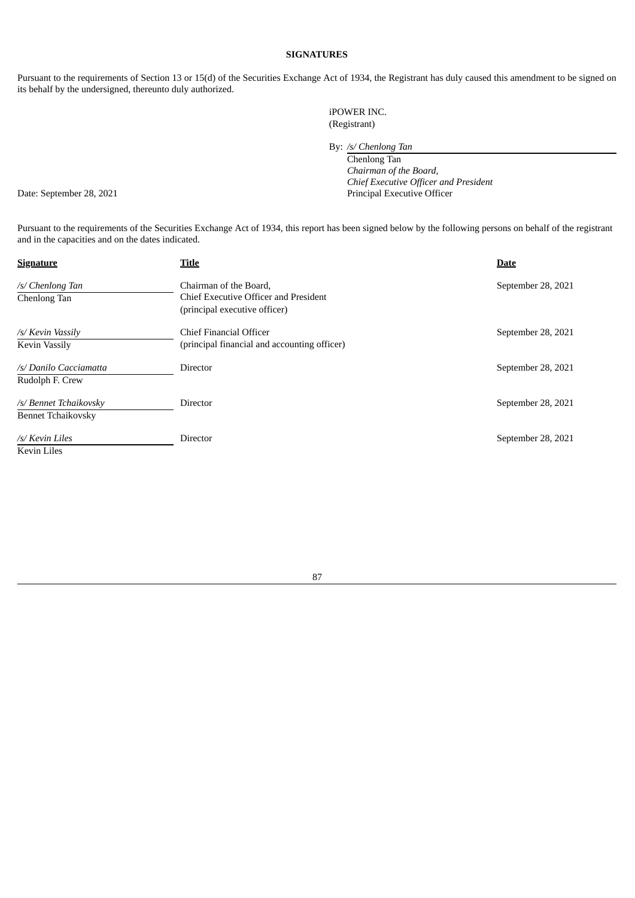**SIGNATURES**

Pursuant to the requirements of Section 13 or 15(d) of the Securities Exchange Act of 1934, the Registrant has duly caused this amendment to be signed on its behalf by the undersigned, thereunto duly authorized.

iPOWER INC.
(Registrant)

By: */s/ Chenlong Tan*
Chenlong Tan
*Chairman of the Board,*
*Chief Executive Officer and President*
Principal Executive Officer

Date: September 28, 2021

Pursuant to the requirements of the Securities Exchange Act of 1934, this report has been signed below by the following persons on behalf of the registrant and in the capacities and on the dates indicated.

| Signature | Title | Date |
|---|---|---|
| */s/ Chenlong Tan*<br>Chenlong Tan | Chairman of the Board,<br>Chief Executive Officer and President<br>(principal executive officer) | September 28, 2021 |
| */s/ Kevin Vassily*<br>Kevin Vassily | Chief Financial Officer<br>(principal financial and accounting officer) | September 28, 2021 |
| */s/ Danilo Cacciamatta*<br>Rudolph F. Crew | Director | September 28, 2021 |
| */s/ Bennet Tchaikovsky*<br>Bennet Tchaikovsky | Director | September 28, 2021 |
| */s/ Kevin Liles*<br>Kevin Liles | Director | September 28, 2021 |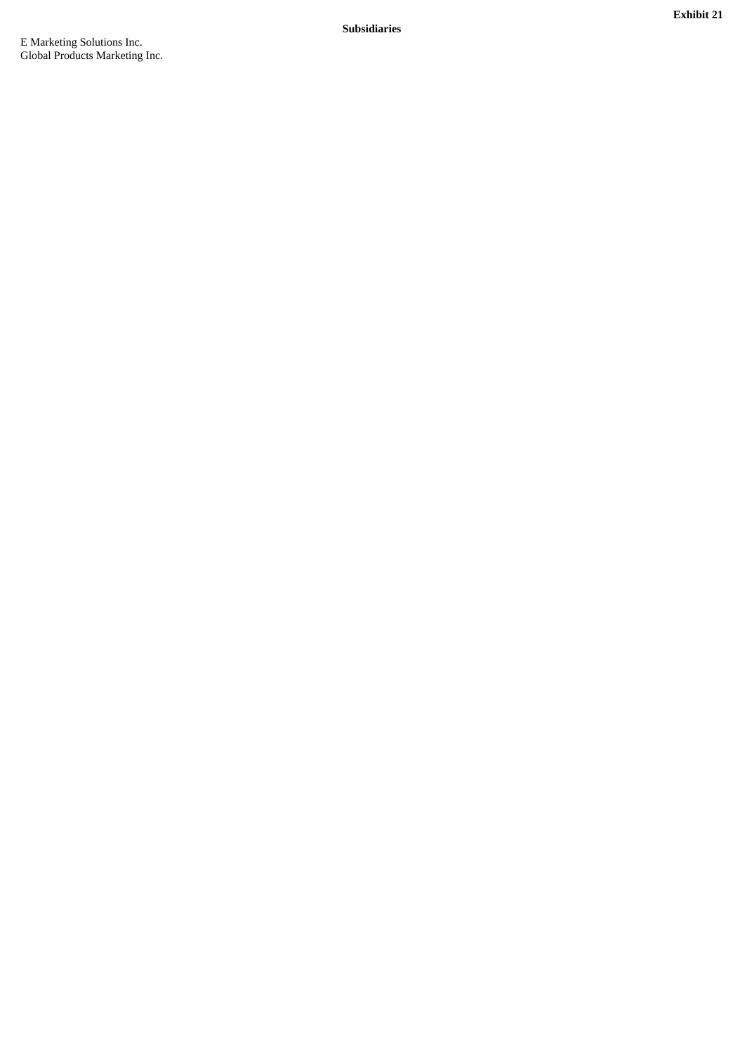**Exhibit 21**

**Subsidiaries**

E Marketing Solutions Inc.
Global Products Marketing Inc.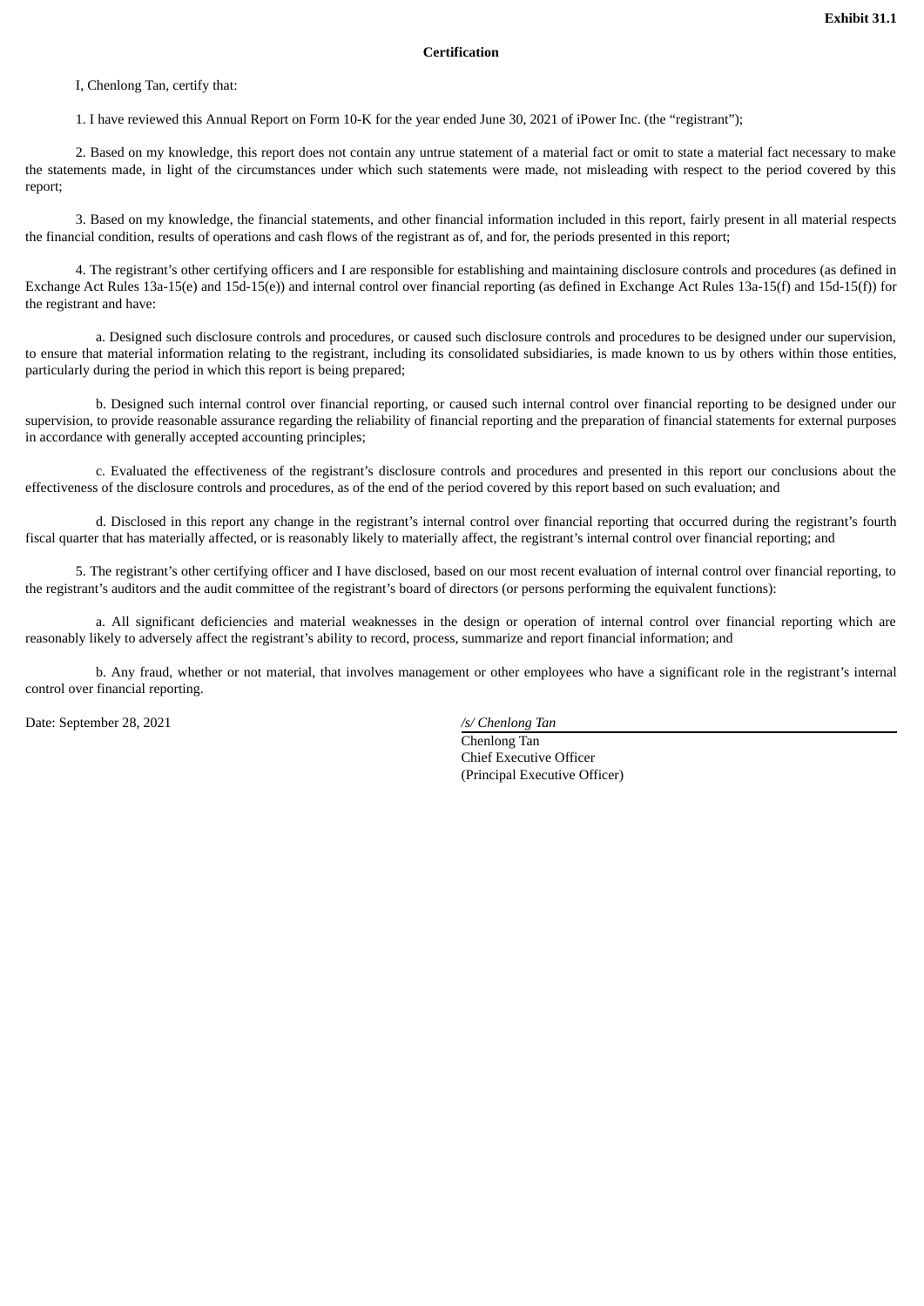**Exhibit 31.1**

**Certification**

I, Chenlong Tan, certify that:

1. I have reviewed this Annual Report on Form 10-K for the year ended June 30, 2021 of iPower Inc. (the "registrant");

2. Based on my knowledge, this report does not contain any untrue statement of a material fact or omit to state a material fact necessary to make the statements made, in light of the circumstances under which such statements were made, not misleading with respect to the period covered by this report;

3. Based on my knowledge, the financial statements, and other financial information included in this report, fairly present in all material respects the financial condition, results of operations and cash flows of the registrant as of, and for, the periods presented in this report;

4. The registrant's other certifying officers and I are responsible for establishing and maintaining disclosure controls and procedures (as defined in Exchange Act Rules 13a-15(e) and 15d-15(e)) and internal control over financial reporting (as defined in Exchange Act Rules 13a-15(f) and 15d-15(f)) for the registrant and have:

a. Designed such disclosure controls and procedures, or caused such disclosure controls and procedures to be designed under our supervision, to ensure that material information relating to the registrant, including its consolidated subsidiaries, is made known to us by others within those entities, particularly during the period in which this report is being prepared;

b. Designed such internal control over financial reporting, or caused such internal control over financial reporting to be designed under our supervision, to provide reasonable assurance regarding the reliability of financial reporting and the preparation of financial statements for external purposes in accordance with generally accepted accounting principles;

c. Evaluated the effectiveness of the registrant's disclosure controls and procedures and presented in this report our conclusions about the effectiveness of the disclosure controls and procedures, as of the end of the period covered by this report based on such evaluation; and

d. Disclosed in this report any change in the registrant's internal control over financial reporting that occurred during the registrant's fourth fiscal quarter that has materially affected, or is reasonably likely to materially affect, the registrant's internal control over financial reporting; and

5. The registrant's other certifying officer and I have disclosed, based on our most recent evaluation of internal control over financial reporting, to the registrant's auditors and the audit committee of the registrant's board of directors (or persons performing the equivalent functions):

a. All significant deficiencies and material weaknesses in the design or operation of internal control over financial reporting which are reasonably likely to adversely affect the registrant's ability to record, process, summarize and report financial information; and

b. Any fraud, whether or not material, that involves management or other employees who have a significant role in the registrant's internal control over financial reporting.

Date: September 28, 2021

*/s/ Chenlong Tan*
Chenlong Tan
Chief Executive Officer
(Principal Executive Officer)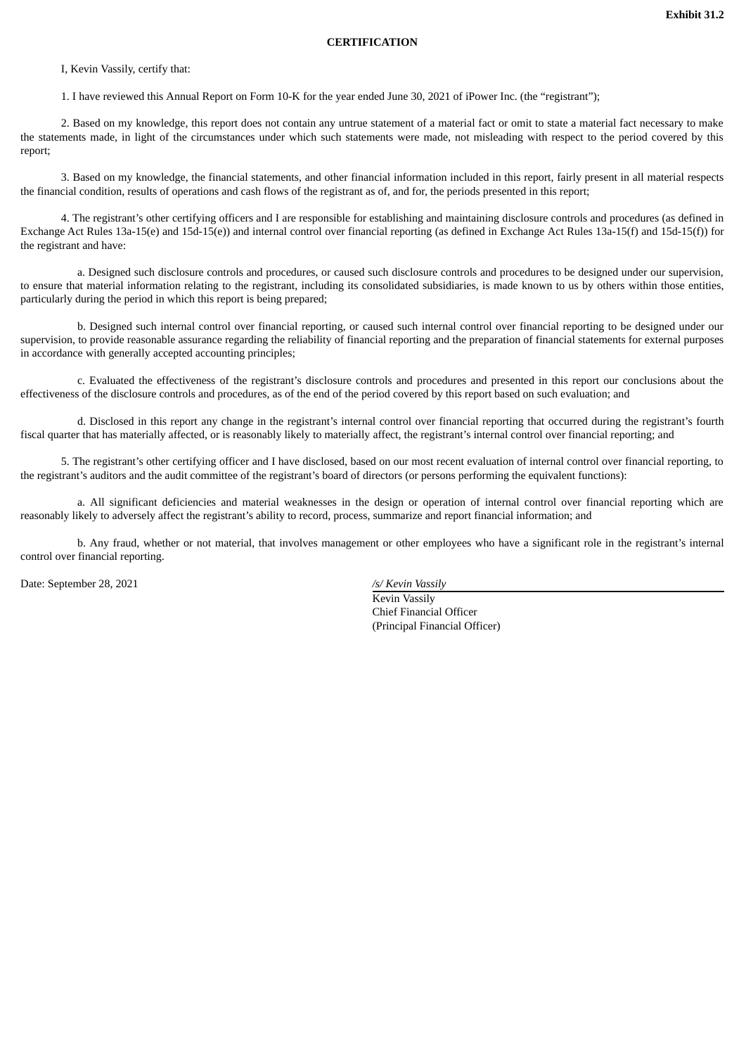**Exhibit 31.2**

**CERTIFICATION**

I, Kevin Vassily, certify that:

1. I have reviewed this Annual Report on Form 10-K for the year ended June 30, 2021 of iPower Inc. (the "registrant");

2. Based on my knowledge, this report does not contain any untrue statement of a material fact or omit to state a material fact necessary to make the statements made, in light of the circumstances under which such statements were made, not misleading with respect to the period covered by this report;

3. Based on my knowledge, the financial statements, and other financial information included in this report, fairly present in all material respects the financial condition, results of operations and cash flows of the registrant as of, and for, the periods presented in this report;

4. The registrant's other certifying officers and I are responsible for establishing and maintaining disclosure controls and procedures (as defined in Exchange Act Rules 13a-15(e) and 15d-15(e)) and internal control over financial reporting (as defined in Exchange Act Rules 13a-15(f) and 15d-15(f)) for the registrant and have:

a. Designed such disclosure controls and procedures, or caused such disclosure controls and procedures to be designed under our supervision, to ensure that material information relating to the registrant, including its consolidated subsidiaries, is made known to us by others within those entities, particularly during the period in which this report is being prepared;

b. Designed such internal control over financial reporting, or caused such internal control over financial reporting to be designed under our supervision, to provide reasonable assurance regarding the reliability of financial reporting and the preparation of financial statements for external purposes in accordance with generally accepted accounting principles;

c. Evaluated the effectiveness of the registrant's disclosure controls and procedures and presented in this report our conclusions about the effectiveness of the disclosure controls and procedures, as of the end of the period covered by this report based on such evaluation; and

d. Disclosed in this report any change in the registrant's internal control over financial reporting that occurred during the registrant's fourth fiscal quarter that has materially affected, or is reasonably likely to materially affect, the registrant's internal control over financial reporting; and

5. The registrant's other certifying officer and I have disclosed, based on our most recent evaluation of internal control over financial reporting, to the registrant's auditors and the audit committee of the registrant's board of directors (or persons performing the equivalent functions):

a. All significant deficiencies and material weaknesses in the design or operation of internal control over financial reporting which are reasonably likely to adversely affect the registrant's ability to record, process, summarize and report financial information; and

b. Any fraud, whether or not material, that involves management or other employees who have a significant role in the registrant's internal control over financial reporting.

Date: September 28, 2021

*/s/ Kevin Vassily*
Kevin Vassily
Chief Financial Officer
(Principal Financial Officer)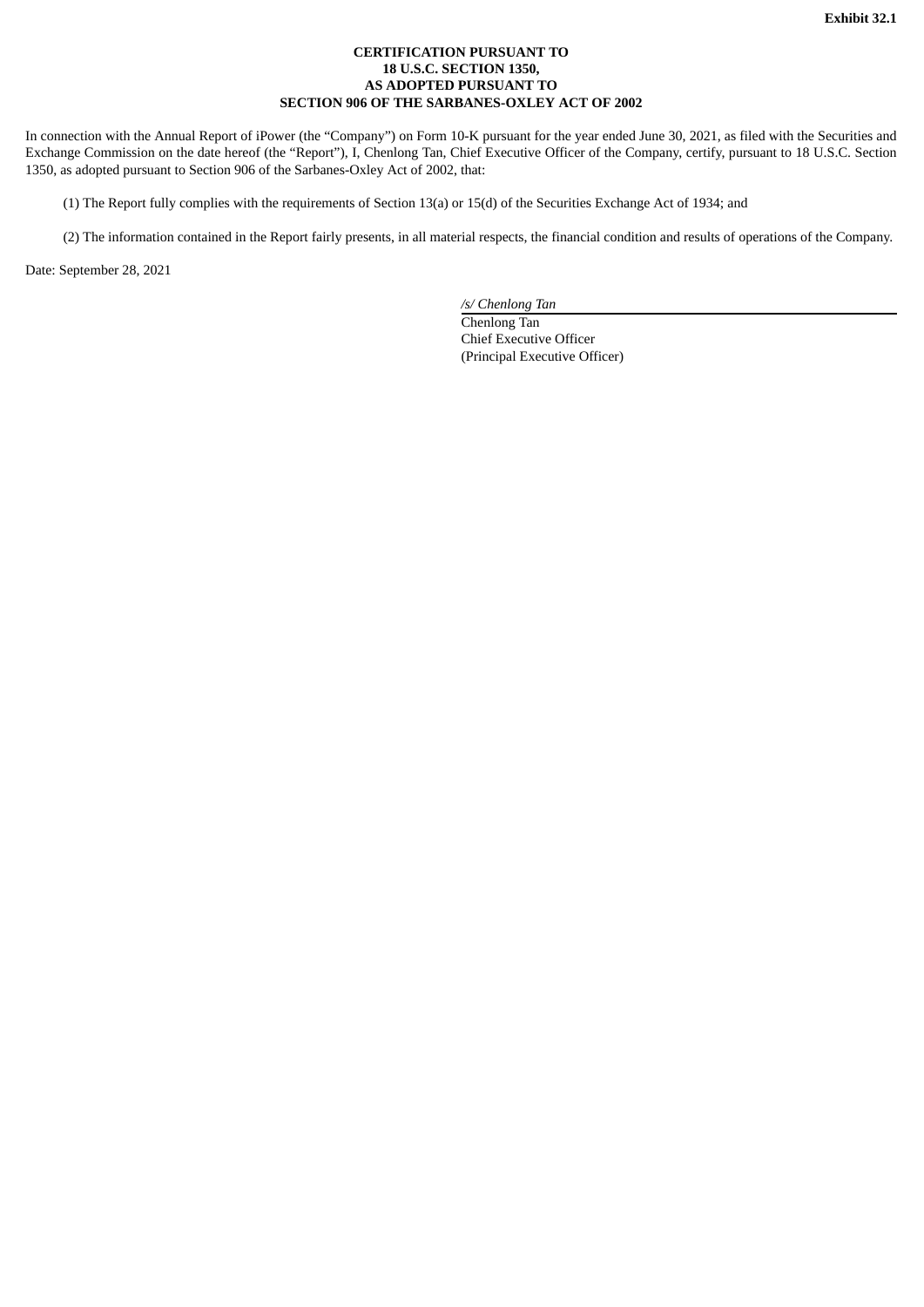**Exhibit 32.1**

**CERTIFICATION PURSUANT TO
18 U.S.C. SECTION 1350,
AS ADOPTED PURSUANT TO
SECTION 906 OF THE SARBANES-OXLEY ACT OF 2002**

In connection with the Annual Report of iPower (the "Company") on Form 10-K pursuant for the year ended June 30, 2021, as filed with the Securities and Exchange Commission on the date hereof (the "Report"), I, Chenlong Tan, Chief Executive Officer of the Company, certify, pursuant to 18 U.S.C. Section 1350, as adopted pursuant to Section 906 of the Sarbanes-Oxley Act of 2002, that:

(1) The Report fully complies with the requirements of Section 13(a) or 15(d) of the Securities Exchange Act of 1934; and

(2) The information contained in the Report fairly presents, in all material respects, the financial condition and results of operations of the Company.

Date: September 28, 2021

*/s/ Chenlong Tan*
Chenlong Tan
Chief Executive Officer
(Principal Executive Officer)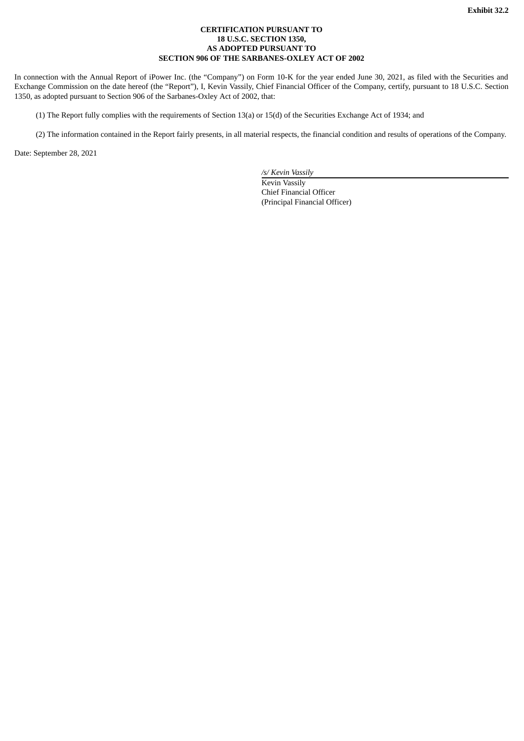**Exhibit 32.2**

**CERTIFICATION PURSUANT TO
18 U.S.C. SECTION 1350,
AS ADOPTED PURSUANT TO
SECTION 906 OF THE SARBANES-OXLEY ACT OF 2002**

In connection with the Annual Report of iPower Inc. (the "Company") on Form 10-K for the year ended June 30, 2021, as filed with the Securities and Exchange Commission on the date hereof (the "Report"), I, Kevin Vassily, Chief Financial Officer of the Company, certify, pursuant to 18 U.S.C. Section 1350, as adopted pursuant to Section 906 of the Sarbanes-Oxley Act of 2002, that:

(1) The Report fully complies with the requirements of Section 13(a) or 15(d) of the Securities Exchange Act of 1934; and

(2) The information contained in the Report fairly presents, in all material respects, the financial condition and results of operations of the Company.

Date: September 28, 2021

*/s/ Kevin Vassily*
Kevin Vassily
Chief Financial Officer
(Principal Financial Officer)